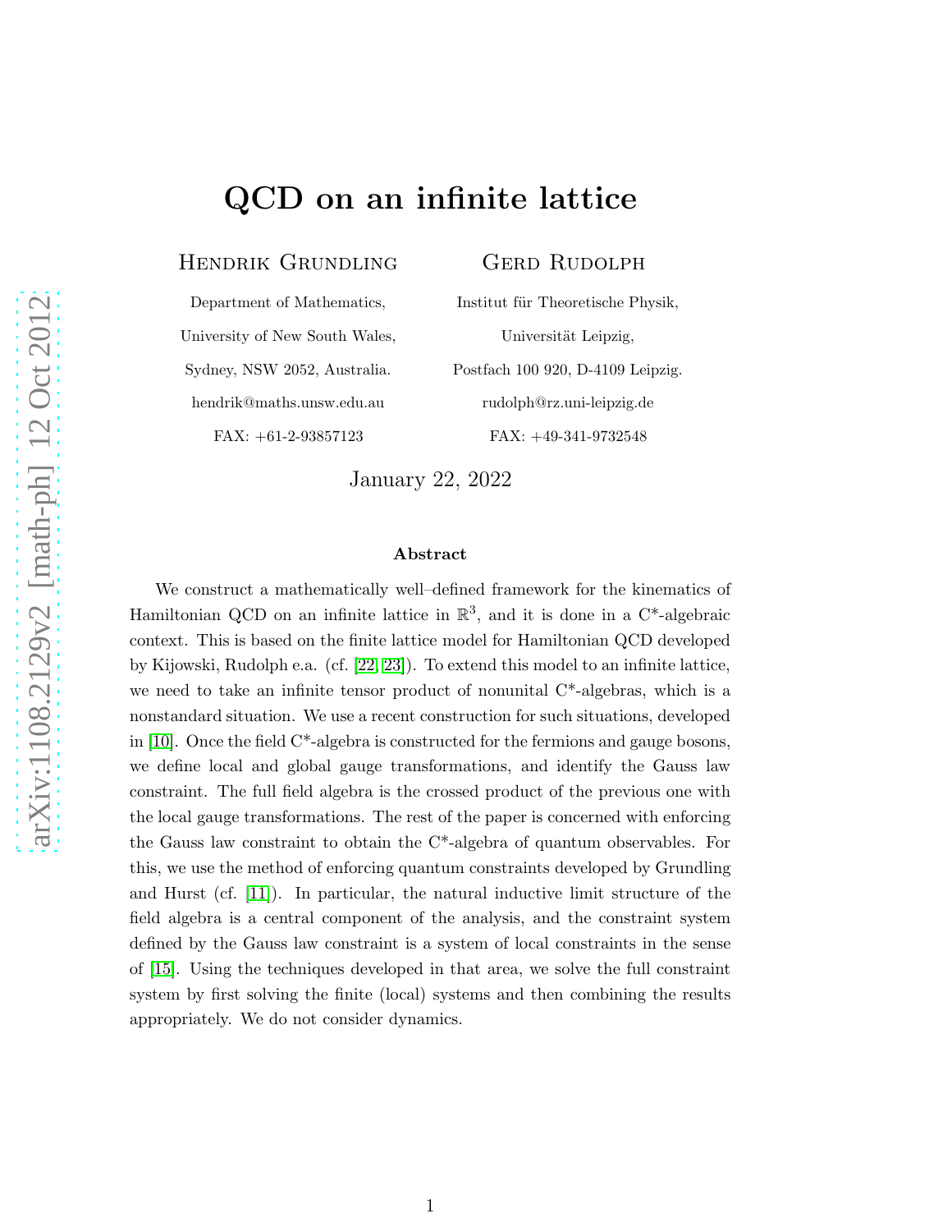# QCD on an infinite lattice

**Hendrik Grundling**

Department of Mathematics,
University of New South Wales,
Sydney, NSW 2052, Australia.
hendrik@maths.unsw.edu.au
FAX: +61-2-93857123

**Gerd Rudolph**

Institut für Theoretische Physik,
Universität Leipzig,
Postfach 100 920, D-4109 Leipzig.
rudolph@rz.uni-leipzig.de
FAX: +49-341-9732548

January 22, 2022

arXiv:1108.2129v2 [math-ph] 12 Oct 2012

### Abstract

We construct a mathematically well–defined framework for the kinematics of Hamiltonian QCD on an infinite lattice in $\mathbb{R}^3$, and it is done in a C\*-algebraic context. This is based on the finite lattice model for Hamiltonian QCD developed by Kijowski, Rudolph e.a. (cf. [22, 23]). To extend this model to an infinite lattice, we need to take an infinite tensor product of nonunital C\*-algebras, which is a nonstandard situation. We use a recent construction for such situations, developed in [10]. Once the field C\*-algebra is constructed for the fermions and gauge bosons, we define local and global gauge transformations, and identify the Gauss law constraint. The full field algebra is the crossed product of the previous one with the local gauge transformations. The rest of the paper is concerned with enforcing the Gauss law constraint to obtain the C\*-algebra of quantum observables. For this, we use the method of enforcing quantum constraints developed by Grundling and Hurst (cf. [11]). In particular, the natural inductive limit structure of the field algebra is a central component of the analysis, and the constraint system defined by the Gauss law constraint is a system of local constraints in the sense of [15]. Using the techniques developed in that area, we solve the full constraint system by first solving the finite (local) systems and then combining the results appropriately. We do not consider dynamics.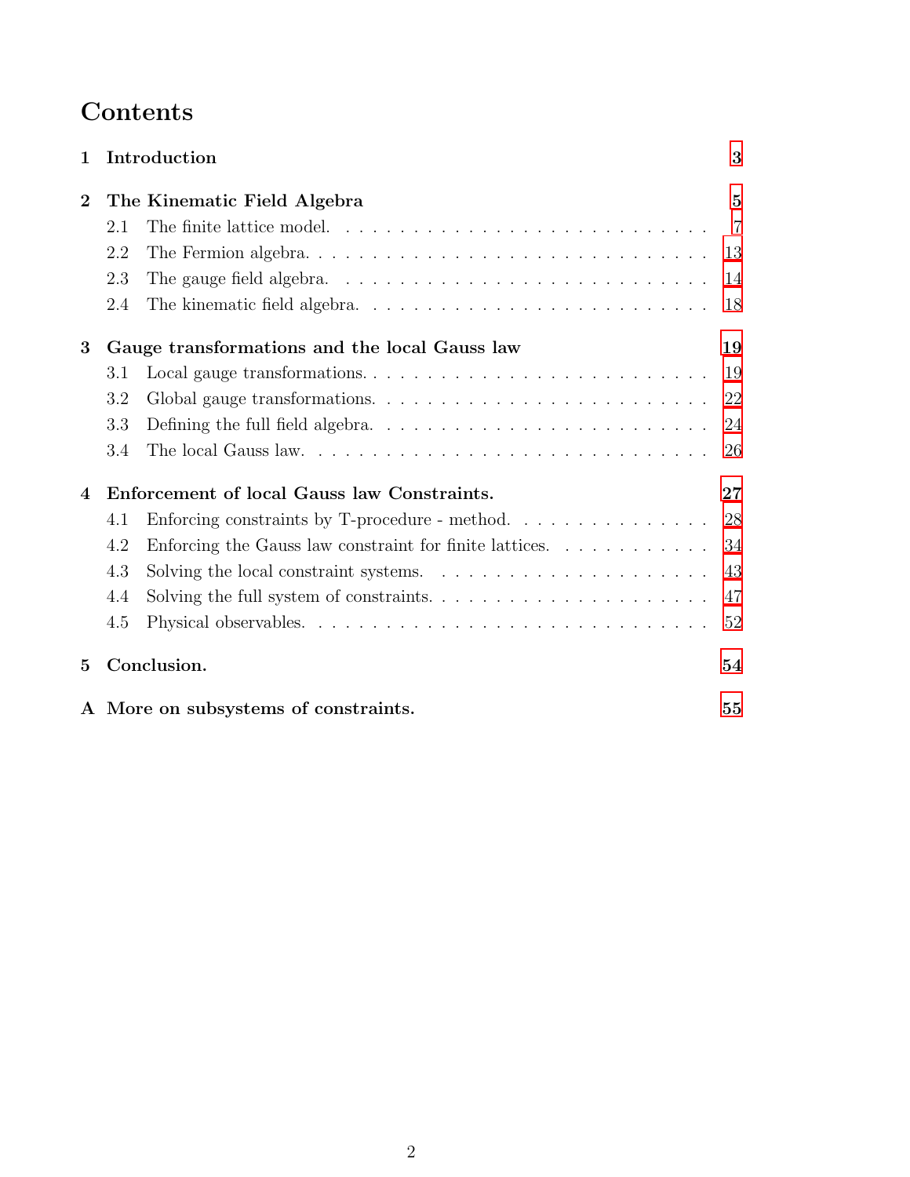# Contents

1 Introduction 3

2 The Kinematic Field Algebra 5
- 2.1 The finite lattice model. 7
- 2.2 The Fermion algebra. 13
- 2.3 The gauge field algebra. 14
- 2.4 The kinematic field algebra. 18

3 Gauge transformations and the local Gauss law 19
- 3.1 Local gauge transformations. 19
- 3.2 Global gauge transformations. 22
- 3.3 Defining the full field algebra. 24
- 3.4 The local Gauss law. 26

4 Enforcement of local Gauss law Constraints. 27
- 4.1 Enforcing constraints by T-procedure - method. 28
- 4.2 Enforcing the Gauss law constraint for finite lattices. 34
- 4.3 Solving the local constraint systems. 43
- 4.4 Solving the full system of constraints. 47
- 4.5 Physical observables. 52

5 Conclusion. 54

A More on subsystems of constraints. 55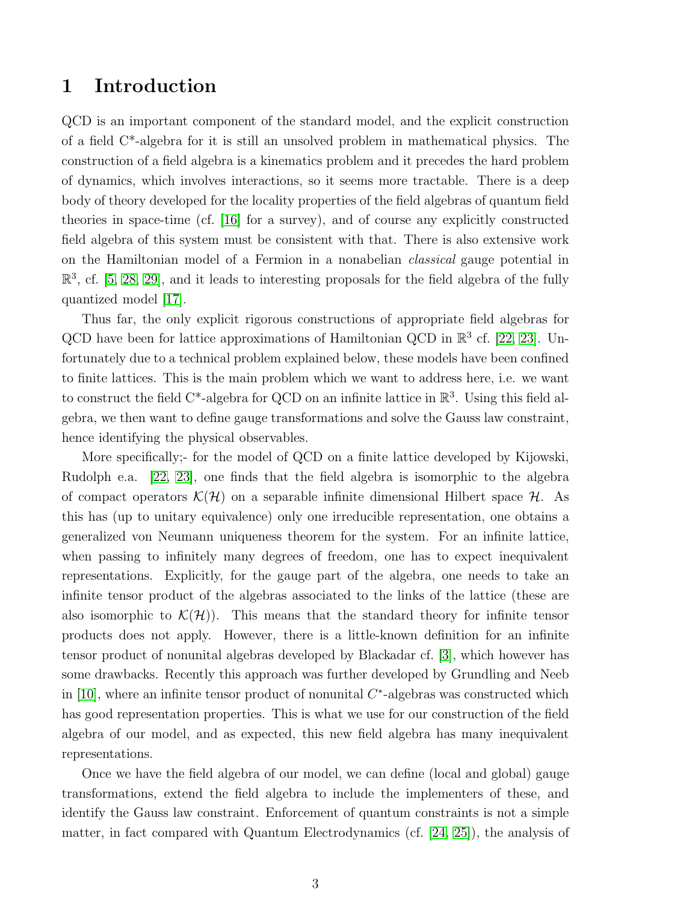# 1 Introduction

QCD is an important component of the standard model, and the explicit construction of a field C*-algebra for it is still an unsolved problem in mathematical physics. The construction of a field algebra is a kinematics problem and it precedes the hard problem of dynamics, which involves interactions, so it seems more tractable. There is a deep body of theory developed for the locality properties of the field algebras of quantum field theories in space-time (cf. [16] for a survey), and of course any explicitly constructed field algebra of this system must be consistent with that. There is also extensive work on the Hamiltonian model of a Fermion in a nonabelian *classical* gauge potential in $\mathbb{R}^3$, cf. [5, 28, 29], and it leads to interesting proposals for the field algebra of the fully quantized model [17].

Thus far, the only explicit rigorous constructions of appropriate field algebras for QCD have been for lattice approximations of Hamiltonian QCD in $\mathbb{R}^3$ cf. [22, 23]. Unfortunately due to a technical problem explained below, these models have been confined to finite lattices. This is the main problem which we want to address here, i.e. we want to construct the field C*-algebra for QCD on an infinite lattice in $\mathbb{R}^3$. Using this field algebra, we then want to define gauge transformations and solve the Gauss law constraint, hence identifying the physical observables.

More specifically;- for the model of QCD on a finite lattice developed by Kijowski, Rudolph e.a. [22, 23], one finds that the field algebra is isomorphic to the algebra of compact operators $\mathcal{K}(\mathcal{H})$ on a separable infinite dimensional Hilbert space $\mathcal{H}$. As this has (up to unitary equivalence) only one irreducible representation, one obtains a generalized von Neumann uniqueness theorem for the system. For an infinite lattice, when passing to infinitely many degrees of freedom, one has to expect inequivalent representations. Explicitly, for the gauge part of the algebra, one needs to take an infinite tensor product of the algebras associated to the links of the lattice (these are also isomorphic to $\mathcal{K}(\mathcal{H})$). This means that the standard theory for infinite tensor products does not apply. However, there is a little-known definition for an infinite tensor product of nonunital algebras developed by Blackadar cf. [3], which however has some drawbacks. Recently this approach was further developed by Grundling and Neeb in [10], where an infinite tensor product of nonunital $C^*$-algebras was constructed which has good representation properties. This is what we use for our construction of the field algebra of our model, and as expected, this new field algebra has many inequivalent representations.

Once we have the field algebra of our model, we can define (local and global) gauge transformations, extend the field algebra to include the implementers of these, and identify the Gauss law constraint. Enforcement of quantum constraints is not a simple matter, in fact compared with Quantum Electrodynamics (cf. [24, 25]), the analysis of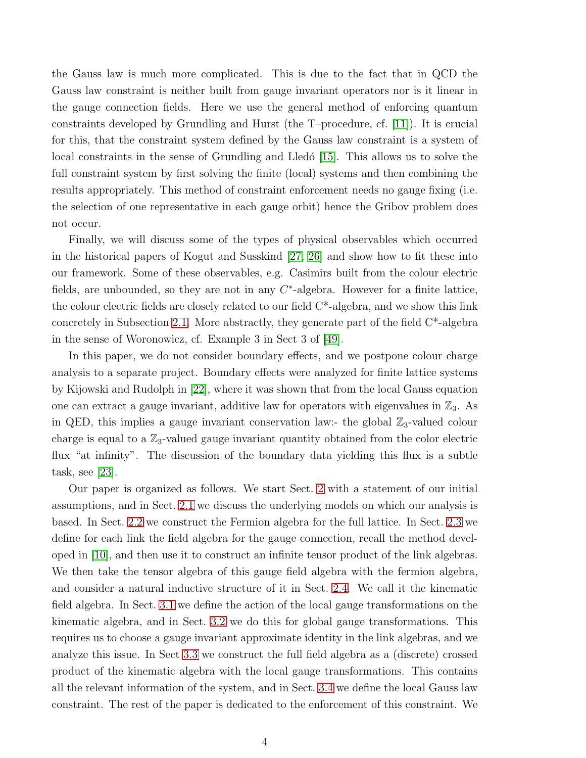the Gauss law is much more complicated. This is due to the fact that in QCD the Gauss law constraint is neither built from gauge invariant operators nor is it linear in the gauge connection fields. Here we use the general method of enforcing quantum constraints developed by Grundling and Hurst (the T–procedure, cf. [11]). It is crucial for this, that the constraint system defined by the Gauss law constraint is a system of local constraints in the sense of Grundling and Lledó [15]. This allows us to solve the full constraint system by first solving the finite (local) systems and then combining the results appropriately. This method of constraint enforcement needs no gauge fixing (i.e. the selection of one representative in each gauge orbit) hence the Gribov problem does not occur.

Finally, we will discuss some of the types of physical observables which occurred in the historical papers of Kogut and Susskind [27, 26] and show how to fit these into our framework. Some of these observables, e.g. Casimirs built from the colour electric fields, are unbounded, so they are not in any $C^*$-algebra. However for a finite lattice, the colour electric fields are closely related to our field C*-algebra, and we show this link concretely in Subsection 2.1. More abstractly, they generate part of the field C*-algebra in the sense of Woronowicz, cf. Example 3 in Sect 3 of [49].

In this paper, we do not consider boundary effects, and we postpone colour charge analysis to a separate project. Boundary effects were analyzed for finite lattice systems by Kijowski and Rudolph in [22], where it was shown that from the local Gauss equation one can extract a gauge invariant, additive law for operators with eigenvalues in $\mathbb{Z}_3$. As in QED, this implies a gauge invariant conservation law:- the global $\mathbb{Z}_3$-valued colour charge is equal to a $\mathbb{Z}_3$-valued gauge invariant quantity obtained from the color electric flux “at infinity”. The discussion of the boundary data yielding this flux is a subtle task, see [23].

Our paper is organized as follows. We start Sect. 2 with a statement of our initial assumptions, and in Sect. 2.1 we discuss the underlying models on which our analysis is based. In Sect. 2.2 we construct the Fermion algebra for the full lattice. In Sect. 2.3 we define for each link the field algebra for the gauge connection, recall the method developed in [10], and then use it to construct an infinite tensor product of the link algebras. We then take the tensor algebra of this gauge field algebra with the fermion algebra, and consider a natural inductive structure of it in Sect. 2.4. We call it the kinematic field algebra. In Sect. 3.1 we define the action of the local gauge transformations on the kinematic algebra, and in Sect. 3.2 we do this for global gauge transformations. This requires us to choose a gauge invariant approximate identity in the link algebras, and we analyze this issue. In Sect 3.3 we construct the full field algebra as a (discrete) crossed product of the kinematic algebra with the local gauge transformations. This contains all the relevant information of the system, and in Sect. 3.4 we define the local Gauss law constraint. The rest of the paper is dedicated to the enforcement of this constraint. We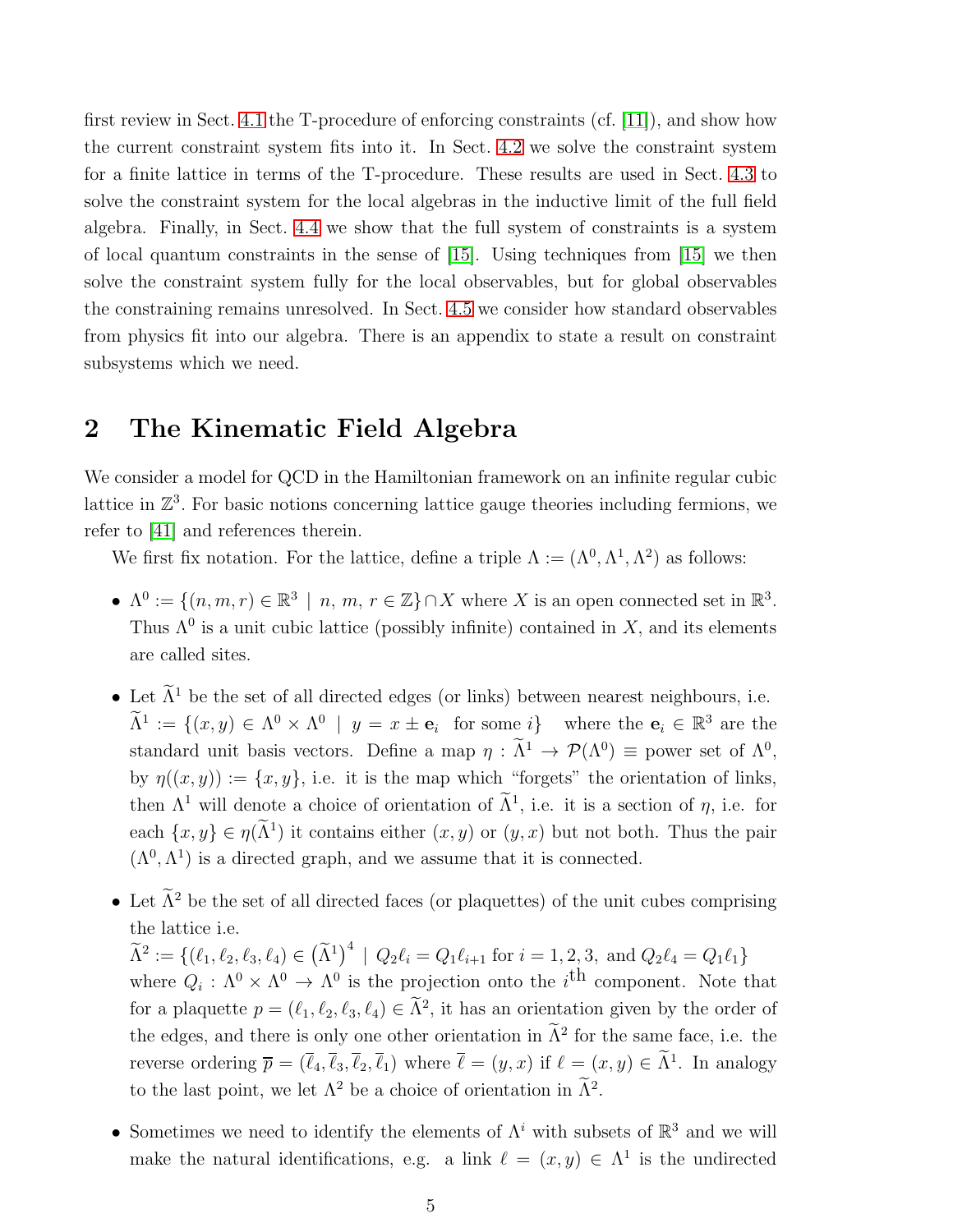first review in Sect. 4.1 the T-procedure of enforcing constraints (cf. [11]), and show how the current constraint system fits into it. In Sect. 4.2 we solve the constraint system for a finite lattice in terms of the T-procedure. These results are used in Sect. 4.3 to solve the constraint system for the local algebras in the inductive limit of the full field algebra. Finally, in Sect. 4.4 we show that the full system of constraints is a system of local quantum constraints in the sense of [15]. Using techniques from [15] we then solve the constraint system fully for the local observables, but for global observables the constraining remains unresolved. In Sect. 4.5 we consider how standard observables from physics fit into our algebra. There is an appendix to state a result on constraint subsystems which we need.

## 2 The Kinematic Field Algebra

We consider a model for QCD in the Hamiltonian framework on an infinite regular cubic lattice in $\mathbb{Z}^3$. For basic notions concerning lattice gauge theories including fermions, we refer to [41] and references therein.

We first fix notation. For the lattice, define a triple $\Lambda := (\Lambda^0, \Lambda^1, \Lambda^2)$ as follows:

- $\Lambda^0 := \{(n,m,r) \in \mathbb{R}^3 \mid n,\, m,\, r \in \mathbb{Z}\} \cap X$ where $X$ is an open connected set in $\mathbb{R}^3$. Thus $\Lambda^0$ is a unit cubic lattice (possibly infinite) contained in $X$, and its elements are called sites.
- Let $\widetilde{\Lambda}^1$ be the set of all directed edges (or links) between nearest neighbours, i.e. $\widetilde{\Lambda}^1 := \{(x,y) \in \Lambda^0 \times \Lambda^0 \mid y = x \pm \mathbf{e}_i \ \text{ for some } i\}$ where the $\mathbf{e}_i \in \mathbb{R}^3$ are the standard unit basis vectors. Define a map $\eta : \widetilde{\Lambda}^1 \to \mathcal{P}(\Lambda^0) \equiv$ power set of $\Lambda^0$, by $\eta((x,y)) := \{x,y\}$, i.e. it is the map which "forgets" the orientation of links, then $\Lambda^1$ will denote a choice of orientation of $\widetilde{\Lambda}^1$, i.e. it is a section of $\eta$, i.e. for each $\{x,y\} \in \eta(\widetilde{\Lambda}^1)$ it contains either $(x,y)$ or $(y,x)$ but not both. Thus the pair $(\Lambda^0, \Lambda^1)$ is a directed graph, and we assume that it is connected.
- Let $\widetilde{\Lambda}^2$ be the set of all directed faces (or plaquettes) of the unit cubes comprising the lattice i.e.
$\widetilde{\Lambda}^2 := \{(\ell_1, \ell_2, \ell_3, \ell_4) \in \left(\widetilde{\Lambda}^1\right)^4 \mid Q_2\ell_i = Q_1\ell_{i+1} \text{ for } i = 1,2,3, \text{ and } Q_2\ell_4 = Q_1\ell_1\}$
where $Q_i : \Lambda^0 \times \Lambda^0 \to \Lambda^0$ is the projection onto the $i^{\text{th}}$ component. Note that for a plaquette $p = (\ell_1, \ell_2, \ell_3, \ell_4) \in \widetilde{\Lambda}^2$, it has an orientation given by the order of the edges, and there is only one other orientation in $\widetilde{\Lambda}^2$ for the same face, i.e. the reverse ordering $\overline{p} = (\overline{\ell}_4, \overline{\ell}_3, \overline{\ell}_2, \overline{\ell}_1)$ where $\overline{\ell} = (y,x)$ if $\ell = (x,y) \in \widetilde{\Lambda}^1$. In analogy to the last point, we let $\Lambda^2$ be a choice of orientation in $\widetilde{\Lambda}^2$.
- Sometimes we need to identify the elements of $\Lambda^i$ with subsets of $\mathbb{R}^3$ and we will make the natural identifications, e.g. a link $\ell = (x,y) \in \Lambda^1$ is the undirected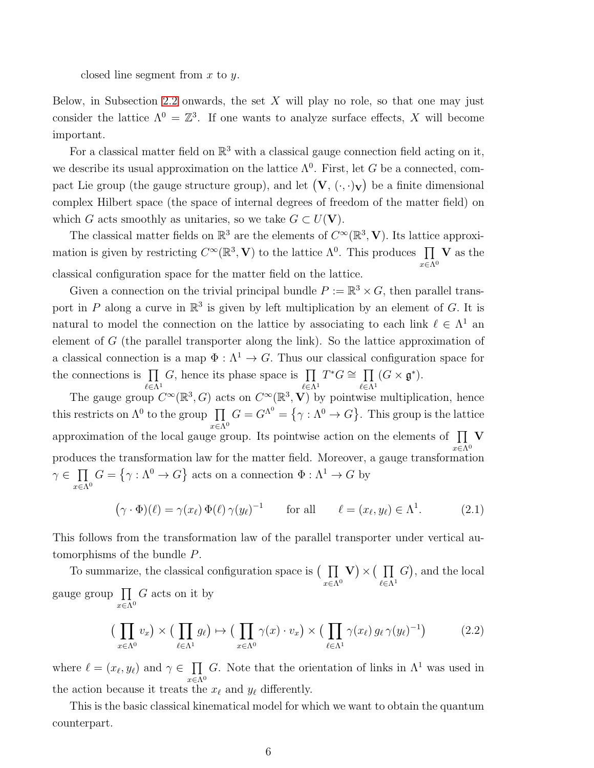closed line segment from $x$ to $y$.

Below, in Subsection 2.2 onwards, the set $X$ will play no role, so that one may just consider the lattice $\Lambda^0 = \mathbb{Z}^3$. If one wants to analyze surface effects, $X$ will become important.

For a classical matter field on $\mathbb{R}^3$ with a classical gauge connection field acting on it, we describe its usual approximation on the lattice $\Lambda^0$. First, let $G$ be a connected, compact Lie group (the gauge structure group), and let $\big(\mathbf{V},\,(\cdot,\cdot)_{\mathbf{V}}\big)$ be a finite dimensional complex Hilbert space (the space of internal degrees of freedom of the matter field) on which $G$ acts smoothly as unitaries, so we take $G \subset U(\mathbf{V})$.

The classical matter fields on $\mathbb{R}^3$ are the elements of $C^\infty(\mathbb{R}^3, \mathbf{V})$. Its lattice approximation is given by restricting $C^\infty(\mathbb{R}^3, \mathbf{V})$ to the lattice $\Lambda^0$. This produces $\prod\limits_{x\in\Lambda^0} \mathbf{V}$ as the classical configuration space for the matter field on the lattice.

Given a connection on the trivial principal bundle $P := \mathbb{R}^3 \times G$, then parallel transport in $P$ along a curve in $\mathbb{R}^3$ is given by left multiplication by an element of $G$. It is natural to model the connection on the lattice by associating to each link $\ell \in \Lambda^1$ an element of $G$ (the parallel transporter along the link). So the lattice approximation of a classical connection is a map $\Phi : \Lambda^1 \to G$. Thus our classical configuration space for the connections is $\prod\limits_{\ell\in\Lambda^1} G$, hence its phase space is $\prod\limits_{\ell\in\Lambda^1} T^*G \cong \prod\limits_{\ell\in\Lambda^1} (G \times \mathfrak{g}^*)$.

The gauge group $C^\infty(\mathbb{R}^3, G)$ acts on $C^\infty(\mathbb{R}^3, \mathbf{V})$ by pointwise multiplication, hence this restricts on $\Lambda^0$ to the group $\prod\limits_{x\in\Lambda^0} G = G^{\Lambda^0} = \big\{\gamma : \Lambda^0 \to G\big\}$. This group is the lattice approximation of the local gauge group. Its pointwise action on the elements of $\prod\limits_{x\in\Lambda^0} \mathbf{V}$ produces the transformation law for the matter field. Moreover, a gauge transformation $\gamma \in \prod\limits_{x\in\Lambda^0} G = \big\{\gamma : \Lambda^0 \to G\big\}$ acts on a connection $\Phi : \Lambda^1 \to G$ by

$$\big(\gamma \cdot \Phi\big)(\ell) = \gamma(x_\ell)\,\Phi(\ell)\,\gamma(y_\ell)^{-1} \qquad \text{for all} \qquad \ell = (x_\ell, y_\ell) \in \Lambda^1. \tag{2.1}$$

This follows from the transformation law of the parallel transporter under vertical automorphisms of the bundle $P$.

To summarize, the classical configuration space is $\big(\prod\limits_{x\in\Lambda^0} \mathbf{V}\big) \times \big(\prod\limits_{\ell\in\Lambda^1} G\big)$, and the local gauge group $\prod\limits_{x\in\Lambda^0} G$ acts on it by

$$\big(\prod_{x\in\Lambda^0} v_x\big) \times \big(\prod_{\ell\in\Lambda^1} g_\ell\big) \mapsto \big(\prod_{x\in\Lambda^0} \gamma(x)\cdot v_x\big) \times \big(\prod_{\ell\in\Lambda^1} \gamma(x_\ell)\, g_\ell\, \gamma(y_\ell)^{-1}\big) \tag{2.2}$$

where $\ell = (x_\ell, y_\ell)$ and $\gamma \in \prod\limits_{x\in\Lambda^0} G$. Note that the orientation of links in $\Lambda^1$ was used in the action because it treats the $x_\ell$ and $y_\ell$ differently.

This is the basic classical kinematical model for which we want to obtain the quantum counterpart.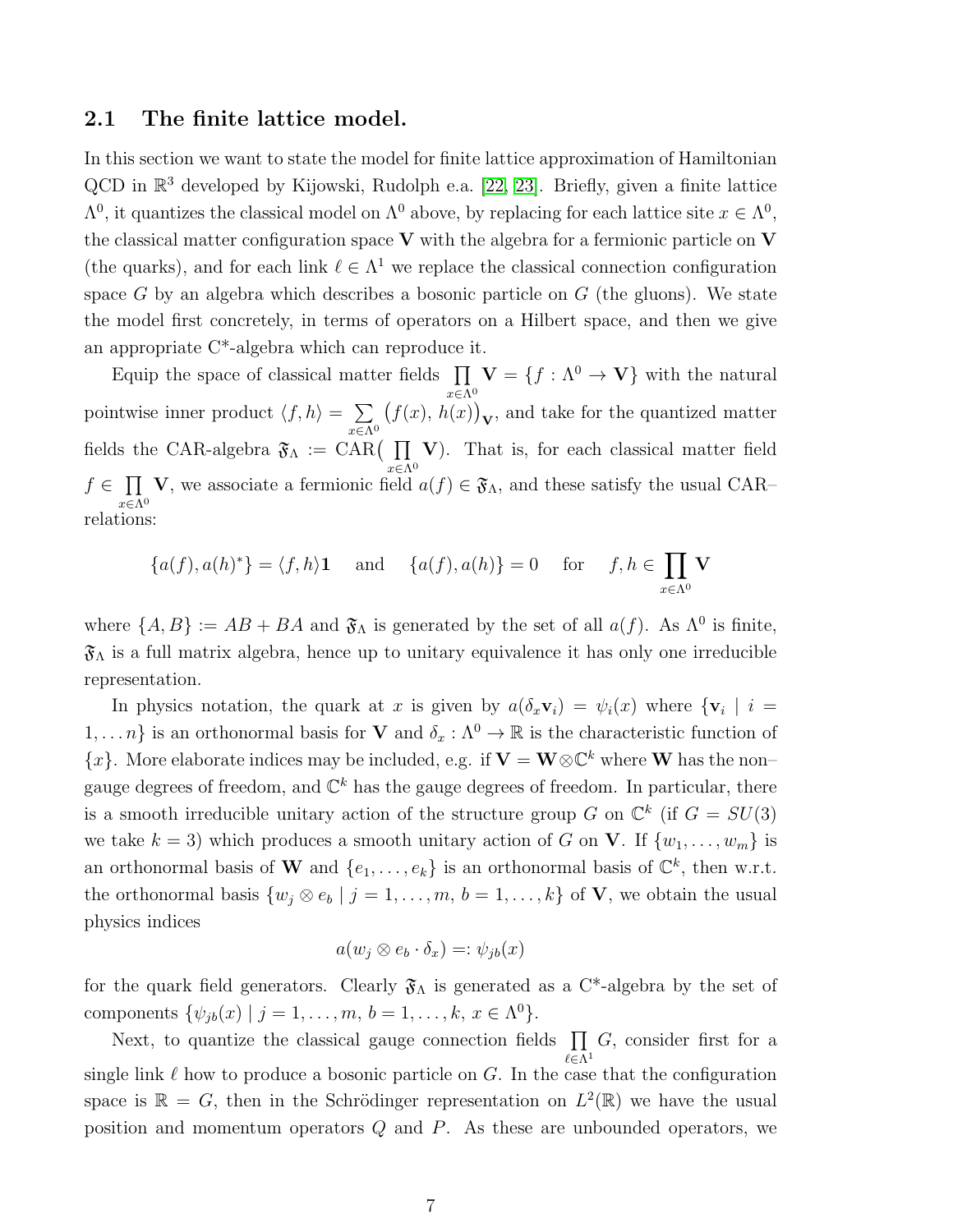## 2.1 The finite lattice model.

In this section we want to state the model for finite lattice approximation of Hamiltonian QCD in $\mathbb{R}^3$ developed by Kijowski, Rudolph e.a. [22, 23]. Briefly, given a finite lattice $\Lambda^0$, it quantizes the classical model on $\Lambda^0$ above, by replacing for each lattice site $x \in \Lambda^0$, the classical matter configuration space $\mathbf{V}$ with the algebra for a fermionic particle on $\mathbf{V}$ (the quarks), and for each link $\ell \in \Lambda^1$ we replace the classical connection configuration space $G$ by an algebra which describes a bosonic particle on $G$ (the gluons). We state the model first concretely, in terms of operators on a Hilbert space, and then we give an appropriate C\*-algebra which can reproduce it.

Equip the space of classical matter fields $\prod_{x\in\Lambda^0} \mathbf{V} = \{f : \Lambda^0 \to \mathbf{V}\}$ with the natural pointwise inner product $\langle f, h\rangle = \sum_{x\in\Lambda^0} \big(f(x),\, h(x)\big)_{\mathbf{V}}$, and take for the quantized matter fields the CAR-algebra $\mathfrak{F}_\Lambda := \mathrm{CAR}\big(\prod_{x\in\Lambda^0} \mathbf{V}\big)$. That is, for each classical matter field $f \in \prod_{x\in\Lambda^0} \mathbf{V}$, we associate a fermionic field $a(f) \in \mathfrak{F}_\Lambda$, and these satisfy the usual CAR–relations:

$$\{a(f), a(h)^*\} = \langle f, h\rangle \mathbf{1} \quad \text{and} \quad \{a(f), a(h)\} = 0 \quad \text{for} \quad f, h \in \prod_{x\in\Lambda^0} \mathbf{V}$$

where $\{A, B\} := AB + BA$ and $\mathfrak{F}_\Lambda$ is generated by the set of all $a(f)$. As $\Lambda^0$ is finite, $\mathfrak{F}_\Lambda$ is a full matrix algebra, hence up to unitary equivalence it has only one irreducible representation.

In physics notation, the quark at $x$ is given by $a(\delta_x \mathbf{v}_i) = \psi_i(x)$ where $\{\mathbf{v}_i \mid i = 1, \ldots n\}$ is an orthonormal basis for $\mathbf{V}$ and $\delta_x : \Lambda^0 \to \mathbb{R}$ is the characteristic function of $\{x\}$. More elaborate indices may be included, e.g. if $\mathbf{V} = \mathbf{W} \otimes \mathbb{C}^k$ where $\mathbf{W}$ has the non–gauge degrees of freedom, and $\mathbb{C}^k$ has the gauge degrees of freedom. In particular, there is a smooth irreducible unitary action of the structure group $G$ on $\mathbb{C}^k$ (if $G = SU(3)$ we take $k = 3$) which produces a smooth unitary action of $G$ on $\mathbf{V}$. If $\{w_1, \ldots, w_m\}$ is an orthonormal basis of $\mathbf{W}$ and $\{e_1, \ldots, e_k\}$ is an orthonormal basis of $\mathbb{C}^k$, then w.r.t. the orthonormal basis $\{w_j \otimes e_b \mid j = 1, \ldots, m,\ b = 1, \ldots, k\}$ of $\mathbf{V}$, we obtain the usual physics indices

$$a(w_j \otimes e_b \cdot \delta_x) =: \psi_{jb}(x)$$

for the quark field generators. Clearly $\mathfrak{F}_\Lambda$ is generated as a C\*-algebra by the set of components $\{\psi_{jb}(x) \mid j = 1, \ldots, m,\ b = 1, \ldots, k,\ x \in \Lambda^0\}$.

Next, to quantize the classical gauge connection fields $\prod_{\ell\in\Lambda^1} G$, consider first for a single link $\ell$ how to produce a bosonic particle on $G$. In the case that the configuration space is $\mathbb{R} = G$, then in the Schrödinger representation on $L^2(\mathbb{R})$ we have the usual position and momentum operators $Q$ and $P$. As these are unbounded operators, we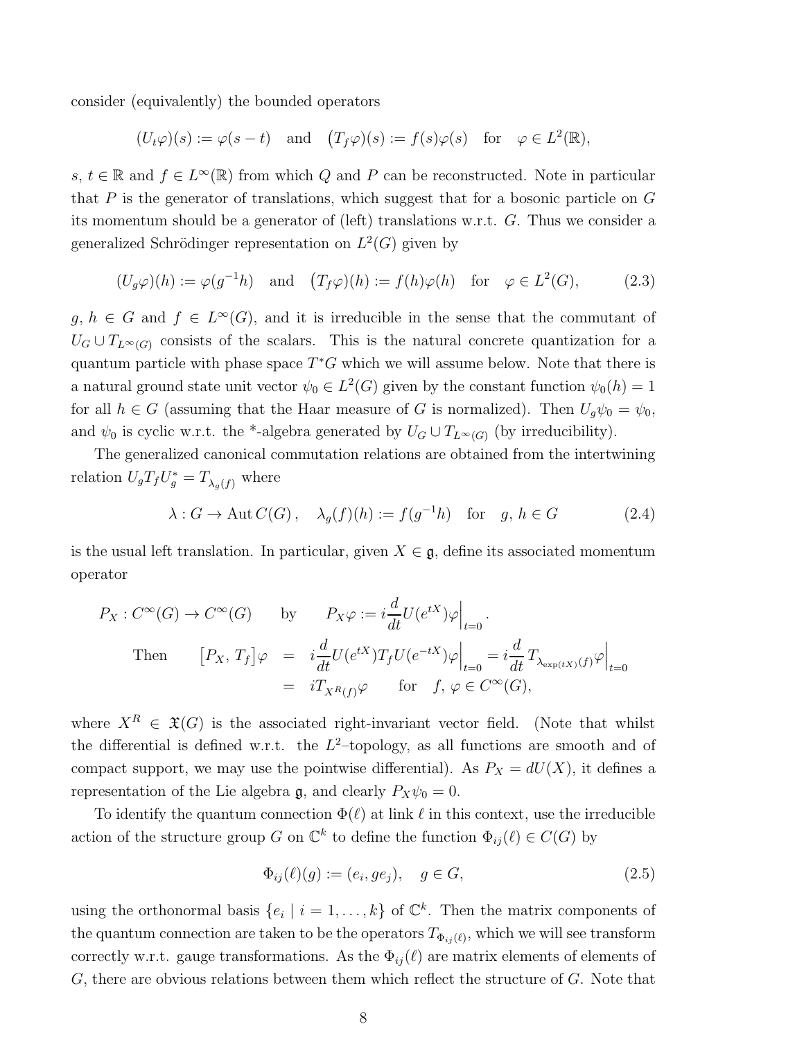consider (equivalently) the bounded operators

$$(U_t\varphi)(s) := \varphi(s-t) \quad \text{and} \quad \big(T_f\varphi\big)(s) := f(s)\varphi(s) \quad \text{for} \quad \varphi \in L^2(\mathbb{R}),$$

$s,\, t \in \mathbb{R}$ and $f \in L^\infty(\mathbb{R})$ from which $Q$ and $P$ can be reconstructed. Note in particular that $P$ is the generator of translations, which suggest that for a bosonic particle on $G$ its momentum should be a generator of (left) translations w.r.t. $G$. Thus we consider a generalized Schrödinger representation on $L^2(G)$ given by

$$(U_g\varphi)(h) := \varphi(g^{-1}h) \quad \text{and} \quad \big(T_f\varphi\big)(h) := f(h)\varphi(h) \quad \text{for} \quad \varphi \in L^2(G), \tag{2.3}$$

$g,\, h \in G$ and $f \in L^\infty(G)$, and it is irreducible in the sense that the commutant of $U_G \cup T_{L^\infty(G)}$ consists of the scalars. This is the natural concrete quantization for a quantum particle with phase space $T^*G$ which we will assume below. Note that there is a natural ground state unit vector $\psi_0 \in L^2(G)$ given by the constant function $\psi_0(h) = 1$ for all $h \in G$ (assuming that the Haar measure of $G$ is normalized). Then $U_g\psi_0 = \psi_0$, and $\psi_0$ is cyclic w.r.t. the *-algebra generated by $U_G \cup T_{L^\infty(G)}$ (by irreducibility).

The generalized canonical commutation relations are obtained from the intertwining relation $U_gT_fU_g^* = T_{\lambda_g(f)}$ where

$$\lambda : G \to \operatorname{Aut} C(G)\,, \quad \lambda_g(f)(h) := f(g^{-1}h) \quad \text{for} \quad g,\, h \in G \tag{2.4}$$

is the usual left translation. In particular, given $X \in \mathfrak{g}$, define its associated momentum operator

$$P_X : C^\infty(G) \to C^\infty(G) \qquad \text{by} \qquad P_X\varphi := i\frac{d}{dt}U(e^{tX})\varphi\Big|_{t=0}.$$

$$\text{Then} \qquad \big[P_X,\, T_f\big]\varphi \;=\; i\frac{d}{dt}U(e^{tX})T_fU(e^{-tX})\varphi\Big|_{t=0} = i\frac{d}{dt}\,T_{\lambda_{\exp(tX)}(f)}\varphi\Big|_{t=0}$$
$$= \; iT_{X^R(f)}\varphi \qquad \text{for} \quad f,\, \varphi \in C^\infty(G),$$

where $X^R \in \mathfrak{X}(G)$ is the associated right-invariant vector field. (Note that whilst the differential is defined w.r.t. the $L^2$–topology, as all functions are smooth and of compact support, we may use the pointwise differential). As $P_X = dU(X)$, it defines a representation of the Lie algebra $\mathfrak{g}$, and clearly $P_X\psi_0 = 0$.

To identify the quantum connection $\Phi(\ell)$ at link $\ell$ in this context, use the irreducible action of the structure group $G$ on $\mathbb{C}^k$ to define the function $\Phi_{ij}(\ell) \in C(G)$ by

$$\Phi_{ij}(\ell)(g) := (e_i,\, ge_j), \quad g \in G, \tag{2.5}$$

using the orthonormal basis $\{e_i \mid i = 1, \ldots, k\}$ of $\mathbb{C}^k$. Then the matrix components of the quantum connection are taken to be the operators $T_{\Phi_{ij}(\ell)}$, which we will see transform correctly w.r.t. gauge transformations. As the $\Phi_{ij}(\ell)$ are matrix elements of elements of $G$, there are obvious relations between them which reflect the structure of $G$. Note that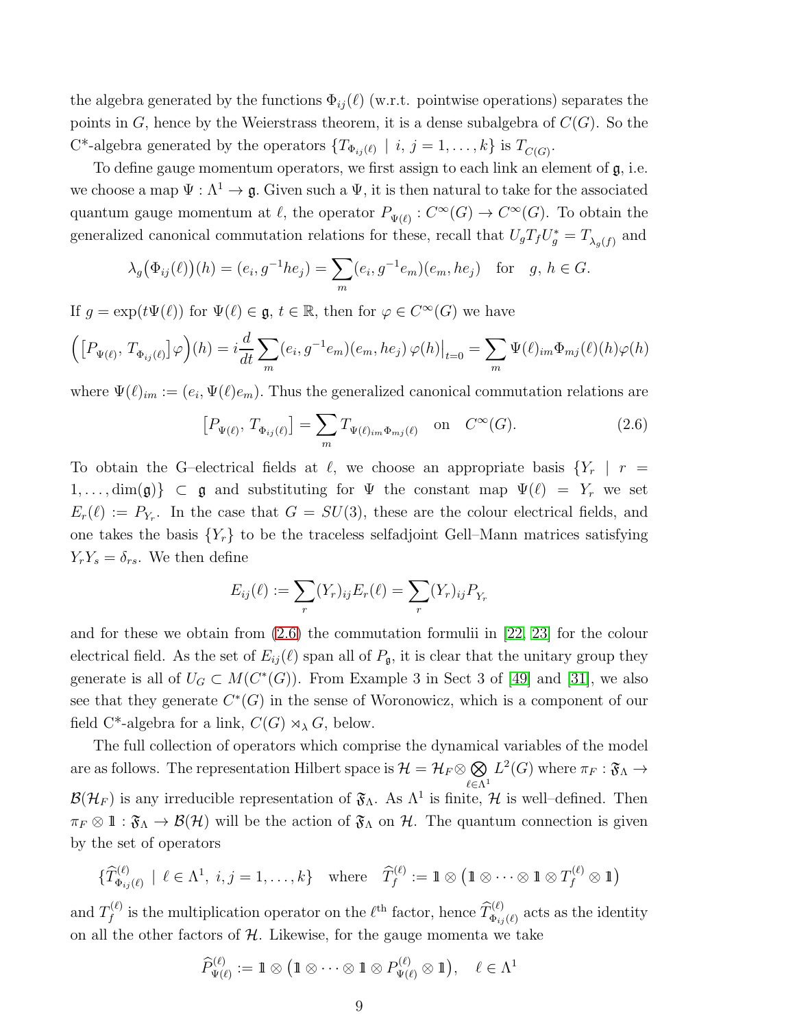the algebra generated by the functions $\Phi_{ij}(\ell)$ (w.r.t. pointwise operations) separates the points in $G$, hence by the Weierstrass theorem, it is a dense subalgebra of $C(G)$. So the C*-algebra generated by the operators $\{T_{\Phi_{ij}(\ell)} \mid i, j = 1, \ldots, k\}$ is $T_{C(G)}$.

To define gauge momentum operators, we first assign to each link an element of $\mathfrak{g}$, i.e. we choose a map $\Psi : \Lambda^1 \to \mathfrak{g}$. Given such a $\Psi$, it is then natural to take for the associated quantum gauge momentum at $\ell$, the operator $P_{\Psi(\ell)} : C^\infty(G) \to C^\infty(G)$. To obtain the generalized canonical commutation relations for these, recall that $U_g T_f U_g^* = T_{\lambda_g(f)}$ and

$$\lambda_g\big(\Phi_{ij}(\ell)\big)(h) = (e_i, g^{-1}he_j) = \sum_m (e_i, g^{-1}e_m)(e_m, he_j) \quad \text{for} \quad g, h \in G.$$

If $g = \exp(t\Psi(\ell))$ for $\Psi(\ell) \in \mathfrak{g}$, $t \in \mathbb{R}$, then for $\varphi \in C^\infty(G)$ we have

$$\Big(\big[P_{\Psi(\ell)}, T_{\Phi_{ij}(\ell)}\big]\varphi\Big)(h) = i\frac{d}{dt}\sum_m (e_i, g^{-1}e_m)(e_m, he_j)\,\varphi(h)\big|_{t=0} = \sum_m \Psi(\ell)_{im}\Phi_{mj}(\ell)(h)\varphi(h)$$

where $\Psi(\ell)_{im} := (e_i, \Psi(\ell)e_m)$. Thus the generalized canonical commutation relations are

$$\big[P_{\Psi(\ell)}, T_{\Phi_{ij}(\ell)}\big] = \sum_m T_{\Psi(\ell)_{im}\Phi_{mj}(\ell)} \quad \text{on} \quad C^\infty(G). \tag{2.6}$$

To obtain the G–electrical fields at $\ell$, we choose an appropriate basis $\{Y_r \mid r = 1, \ldots, \dim(\mathfrak{g})\} \subset \mathfrak{g}$ and substituting for $\Psi$ the constant map $\Psi(\ell) = Y_r$ we set $E_r(\ell) := P_{Y_r}$. In the case that $G = SU(3)$, these are the colour electrical fields, and one takes the basis $\{Y_r\}$ to be the traceless selfadjoint Gell–Mann matrices satisfying $Y_r Y_s = \delta_{rs}$. We then define

$$E_{ij}(\ell) := \sum_r (Y_r)_{ij} E_r(\ell) = \sum_r (Y_r)_{ij} P_{Y_r}$$

and for these we obtain from (2.6) the commutation formulii in [22, 23] for the colour electrical field. As the set of $E_{ij}(\ell)$ span all of $P_{\mathfrak{g}}$, it is clear that the unitary group they generate is all of $U_G \subset M(C^*(G))$. From Example 3 in Sect 3 of [49] and [31], we also see that they generate $C^*(G)$ in the sense of Woronowicz, which is a component of our field C*-algebra for a link, $C(G) \rtimes_\lambda G$, below.

The full collection of operators which comprise the dynamical variables of the model are as follows. The representation Hilbert space is $\mathcal{H} = \mathcal{H}_F \otimes \bigotimes_{\ell\in\Lambda^1} L^2(G)$ where $\pi_F : \mathfrak{F}_\Lambda \to \mathcal{B}(\mathcal{H}_F)$ is any irreducible representation of $\mathfrak{F}_\Lambda$. As $\Lambda^1$ is finite, $\mathcal{H}$ is well–defined. Then $\pi_F \otimes \mathbb{1} : \mathfrak{F}_\Lambda \to \mathcal{B}(\mathcal{H})$ will be the action of $\mathfrak{F}_\Lambda$ on $\mathcal{H}$. The quantum connection is given by the set of operators

$$\{\widehat{T}^{(\ell)}_{\Phi_{ij}(\ell)} \mid \ell \in \Lambda^1,\ i, j = 1, \ldots, k\} \quad \text{where} \quad \widehat{T}^{(\ell)}_f := \mathbb{1} \otimes \big(\mathbb{1} \otimes \cdots \otimes \mathbb{1} \otimes T^{(\ell)}_f \otimes \mathbb{1}\big)$$

and $T^{(\ell)}_f$ is the multiplication operator on the $\ell^{\text{th}}$ factor, hence $\widehat{T}^{(\ell)}_{\Phi_{ij}(\ell)}$ acts as the identity on all the other factors of $\mathcal{H}$. Likewise, for the gauge momenta we take

$$\widehat{P}^{(\ell)}_{\Psi(\ell)} := \mathbb{1} \otimes \big(\mathbb{1} \otimes \cdots \otimes \mathbb{1} \otimes P^{(\ell)}_{\Psi(\ell)} \otimes \mathbb{1}\big), \quad \ell \in \Lambda^1$$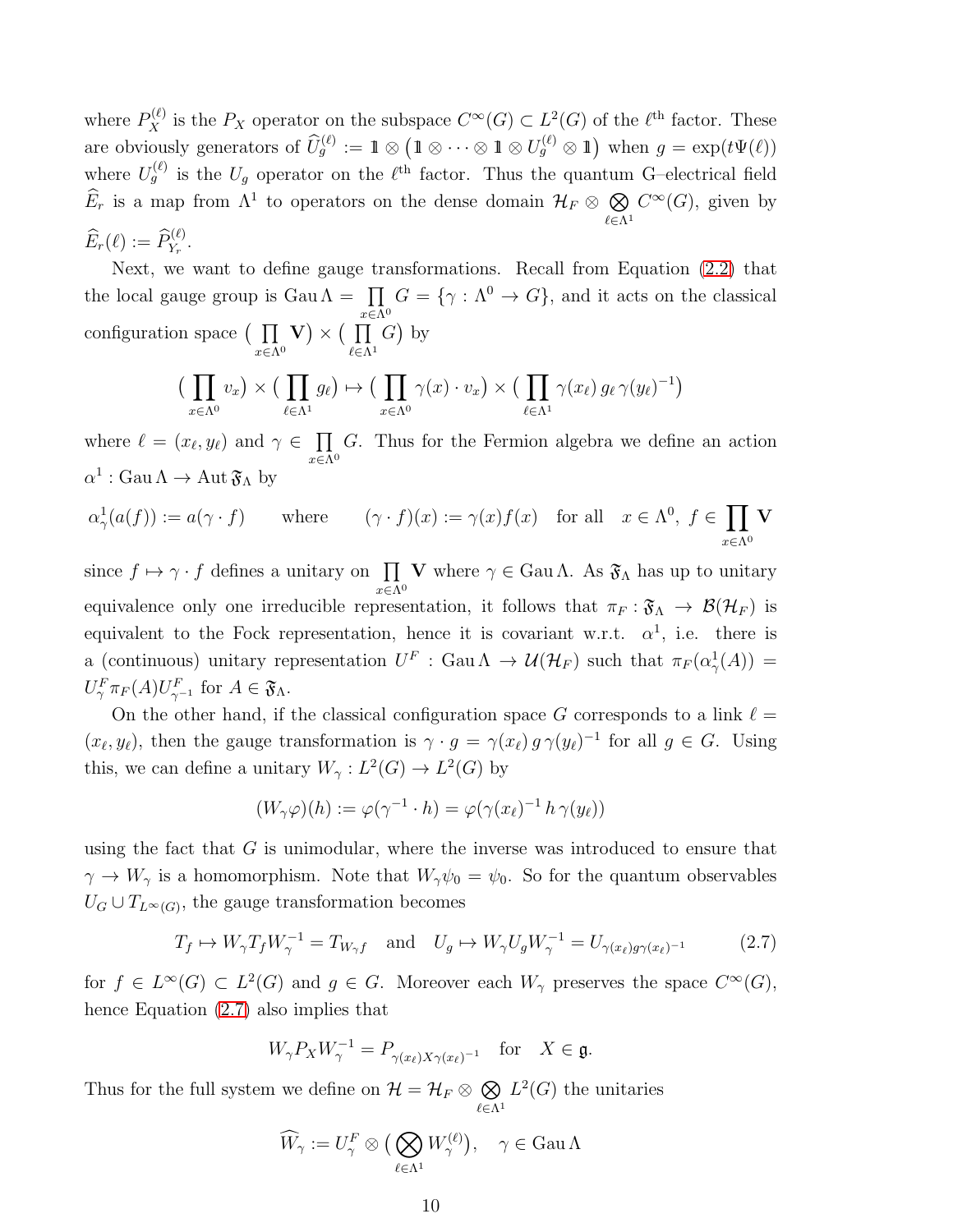where $P_X^{(\ell)}$ is the $P_X$ operator on the subspace $C^\infty(G) \subset L^2(G)$ of the $\ell^{\text{th}}$ factor. These are obviously generators of $\widehat{U}_g^{(\ell)} := \mathbb{1} \otimes \big(\mathbb{1} \otimes \cdots \otimes \mathbb{1} \otimes U_g^{(\ell)} \otimes \mathbb{1}\big)$ when $g = \exp(t\Psi(\ell))$ where $U_g^{(\ell)}$ is the $U_g$ operator on the $\ell^{\text{th}}$ factor. Thus the quantum G–electrical field $\widehat{E}_r$ is a map from $\Lambda^1$ to operators on the dense domain $\mathcal{H}_F \otimes \bigotimes_{\ell \in \Lambda^1} C^\infty(G)$, given by $\widehat{E}_r(\ell) := \widehat{P}_{Y_r}^{(\ell)}$.

Next, we want to define gauge transformations. Recall from Equation (2.2) that the local gauge group is $\operatorname{Gau}\Lambda = \prod_{x\in\Lambda^0} G = \{\gamma : \Lambda^0 \to G\}$, and it acts on the classical configuration space $\big(\prod_{x\in\Lambda^0} \mathbf{V}\big) \times \big(\prod_{\ell\in\Lambda^1} G\big)$ by

$$\Big(\prod_{x\in\Lambda^0} v_x\Big) \times \Big(\prod_{\ell\in\Lambda^1} g_\ell\Big) \mapsto \Big(\prod_{x\in\Lambda^0} \gamma(x)\cdot v_x\Big) \times \Big(\prod_{\ell\in\Lambda^1} \gamma(x_\ell)\, g_\ell\, \gamma(y_\ell)^{-1}\Big)$$

where $\ell = (x_\ell, y_\ell)$ and $\gamma \in \prod_{x\in\Lambda^0} G$. Thus for the Fermion algebra we define an action $\alpha^1 : \operatorname{Gau}\Lambda \to \operatorname{Aut}\mathfrak{F}_\Lambda$ by

$$\alpha^1_\gamma(a(f)) := a(\gamma\cdot f) \qquad \text{where} \qquad (\gamma\cdot f)(x) := \gamma(x)f(x) \quad \text{for all} \quad x\in\Lambda^0,\ f\in\prod_{x\in\Lambda^0}\mathbf{V}$$

since $f \mapsto \gamma\cdot f$ defines a unitary on $\prod_{x\in\Lambda^0}\mathbf{V}$ where $\gamma\in\operatorname{Gau}\Lambda$. As $\mathfrak{F}_\Lambda$ has up to unitary equivalence only one irreducible representation, it follows that $\pi_F : \mathfrak{F}_\Lambda \to \mathcal{B}(\mathcal{H}_F)$ is equivalent to the Fock representation, hence it is covariant w.r.t. $\alpha^1$, i.e. there is a (continuous) unitary representation $U^F : \operatorname{Gau}\Lambda \to \mathcal{U}(\mathcal{H}_F)$ such that $\pi_F(\alpha^1_\gamma(A)) = U^F_\gamma \pi_F(A) U^F_{\gamma^{-1}}$ for $A \in \mathfrak{F}_\Lambda$.

On the other hand, if the classical configuration space $G$ corresponds to a link $\ell = (x_\ell, y_\ell)$, then the gauge transformation is $\gamma\cdot g = \gamma(x_\ell)\, g\, \gamma(y_\ell)^{-1}$ for all $g\in G$. Using this, we can define a unitary $W_\gamma : L^2(G) \to L^2(G)$ by

$$(W_\gamma\varphi)(h) := \varphi(\gamma^{-1}\cdot h) = \varphi(\gamma(x_\ell)^{-1}\, h\, \gamma(y_\ell))$$

using the fact that $G$ is unimodular, where the inverse was introduced to ensure that $\gamma \to W_\gamma$ is a homomorphism. Note that $W_\gamma\psi_0 = \psi_0$. So for the quantum observables $U_G \cup T_{L^\infty(G)}$, the gauge transformation becomes

$$T_f \mapsto W_\gamma T_f W_\gamma^{-1} = T_{W_\gamma f} \quad \text{and} \quad U_g \mapsto W_\gamma U_g W_\gamma^{-1} = U_{\gamma(x_\ell) g \gamma(x_\ell)^{-1}} \tag{2.7}$$

for $f \in L^\infty(G) \subset L^2(G)$ and $g\in G$. Moreover each $W_\gamma$ preserves the space $C^\infty(G)$, hence Equation (2.7) also implies that

$$W_\gamma P_X W_\gamma^{-1} = P_{\gamma(x_\ell) X \gamma(x_\ell)^{-1}} \quad \text{for} \quad X\in\mathfrak{g}.$$

Thus for the full system we define on $\mathcal{H} = \mathcal{H}_F \otimes \bigotimes_{\ell\in\Lambda^1} L^2(G)$ the unitaries

$$\widehat{W}_\gamma := U^F_\gamma \otimes \Big(\bigotimes_{\ell\in\Lambda^1} W_\gamma^{(\ell)}\Big), \quad \gamma\in\operatorname{Gau}\Lambda$$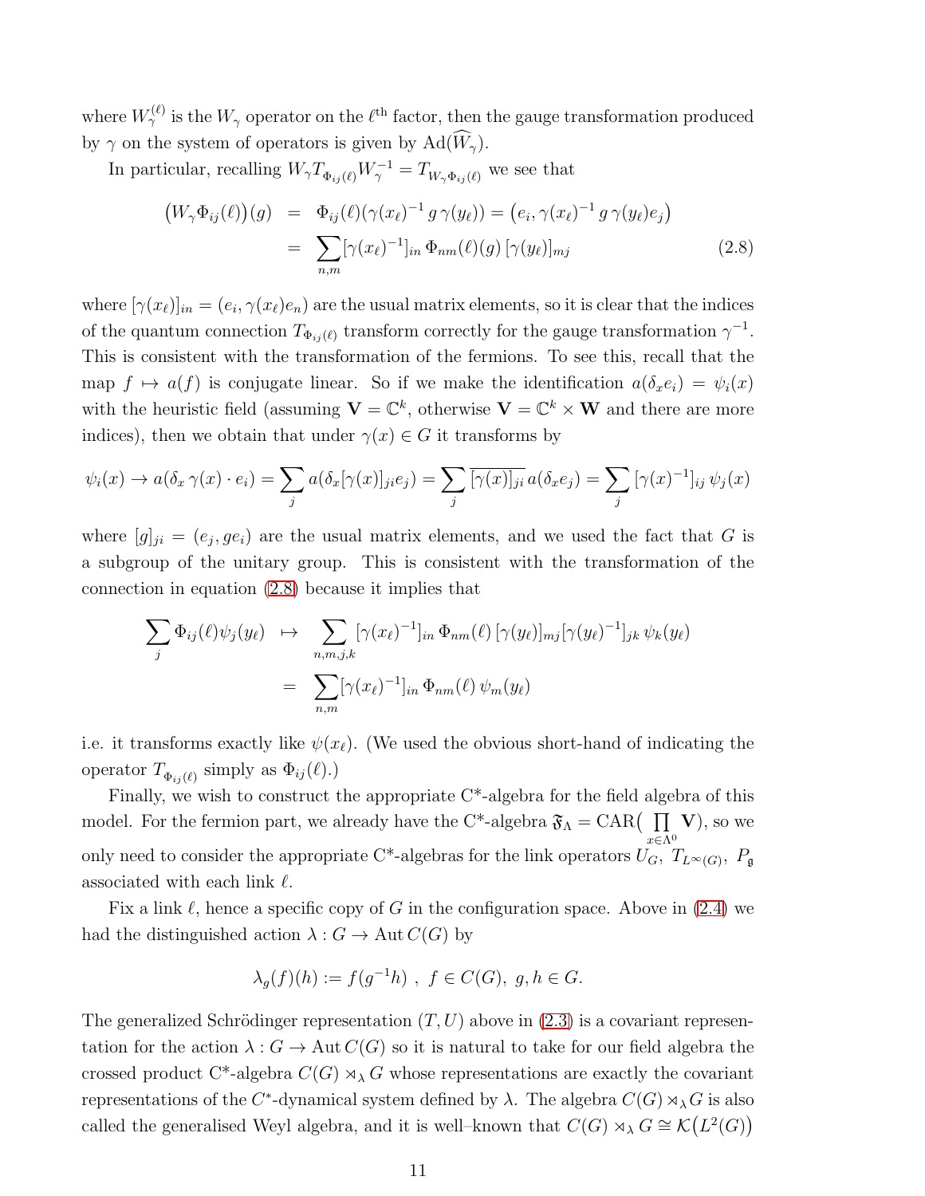where $W_\gamma^{(\ell)}$ is the $W_\gamma$ operator on the $\ell^{\rm th}$ factor, then the gauge transformation produced by $\gamma$ on the system of operators is given by $\mathrm{Ad}(\widehat{W}_\gamma)$.

In particular, recalling $W_\gamma T_{\Phi_{ij}(\ell)} W_\gamma^{-1} = T_{W_\gamma \Phi_{ij}(\ell)}$ we see that

$$
\begin{aligned}
\big(W_\gamma \Phi_{ij}(\ell)\big)(g) &= \Phi_{ij}(\ell)(\gamma(x_\ell)^{-1}\, g\, \gamma(y_\ell)) = \big(e_i, \gamma(x_\ell)^{-1}\, g\, \gamma(y_\ell) e_j\big) \\
&= \sum_{n,m} [\gamma(x_\ell)^{-1}]_{in}\, \Phi_{nm}(\ell)(g)\, [\gamma(y_\ell)]_{mj}
\end{aligned} \tag{2.8}
$$

where $[\gamma(x_\ell)]_{in} = (e_i, \gamma(x_\ell) e_n)$ are the usual matrix elements, so it is clear that the indices of the quantum connection $T_{\Phi_{ij}(\ell)}$ transform correctly for the gauge transformation $\gamma^{-1}$. This is consistent with the transformation of the fermions. To see this, recall that the map $f \mapsto a(f)$ is conjugate linear. So if we make the identification $a(\delta_x e_i) = \psi_i(x)$ with the heuristic field (assuming $\mathbf{V} = \mathbb{C}^k$, otherwise $\mathbf{V} = \mathbb{C}^k \times \mathbf{W}$ and there are more indices), then we obtain that under $\gamma(x) \in G$ it transforms by

$$
\psi_i(x) \to a(\delta_x\, \gamma(x)\cdot e_i) = \sum_j a(\delta_x [\gamma(x)]_{ji} e_j) = \sum_j \overline{[\gamma(x)]_{ji}}\, a(\delta_x e_j) = \sum_j [\gamma(x)^{-1}]_{ij}\, \psi_j(x)
$$

where $[g]_{ji} = (e_j, g e_i)$ are the usual matrix elements, and we used the fact that $G$ is a subgroup of the unitary group. This is consistent with the transformation of the connection in equation (2.8) because it implies that

$$
\begin{aligned}
\sum_j \Phi_{ij}(\ell)\psi_j(y_\ell) &\mapsto \sum_{n,m,j,k} [\gamma(x_\ell)^{-1}]_{in}\, \Phi_{nm}(\ell)\, [\gamma(y_\ell)]_{mj} [\gamma(y_\ell)^{-1}]_{jk}\, \psi_k(y_\ell) \\
&= \sum_{n,m} [\gamma(x_\ell)^{-1}]_{in}\, \Phi_{nm}(\ell)\, \psi_m(y_\ell)
\end{aligned}
$$

i.e. it transforms exactly like $\psi(x_\ell)$. (We used the obvious short-hand of indicating the operator $T_{\Phi_{ij}(\ell)}$ simply as $\Phi_{ij}(\ell)$.)

Finally, we wish to construct the appropriate C\*-algebra for the field algebra of this model. For the fermion part, we already have the C\*-algebra $\mathfrak{F}_\Lambda = \mathrm{CAR}\big(\prod_{x\in\Lambda^0} \mathbf{V}\big)$, so we only need to consider the appropriate C\*-algebras for the link operators $U_G,\ T_{L^\infty(G)},\ P_{\mathfrak{g}}$ associated with each link $\ell$.

Fix a link $\ell$, hence a specific copy of $G$ in the configuration space. Above in (2.4) we had the distinguished action $\lambda : G \to \mathrm{Aut}\, C(G)$ by

$$
\lambda_g(f)(h) := f(g^{-1}h)\ ,\ f \in C(G),\ g, h \in G.
$$

The generalized Schrödinger representation $(T, U)$ above in (2.3) is a covariant representation for the action $\lambda : G \to \mathrm{Aut}\, C(G)$ so it is natural to take for our field algebra the crossed product C\*-algebra $C(G) \rtimes_\lambda G$ whose representations are exactly the covariant representations of the $C^*$-dynamical system defined by $\lambda$. The algebra $C(G) \rtimes_\lambda G$ is also called the generalised Weyl algebra, and it is well–known that $C(G) \rtimes_\lambda G \cong \mathcal{K}\big(L^2(G)\big)$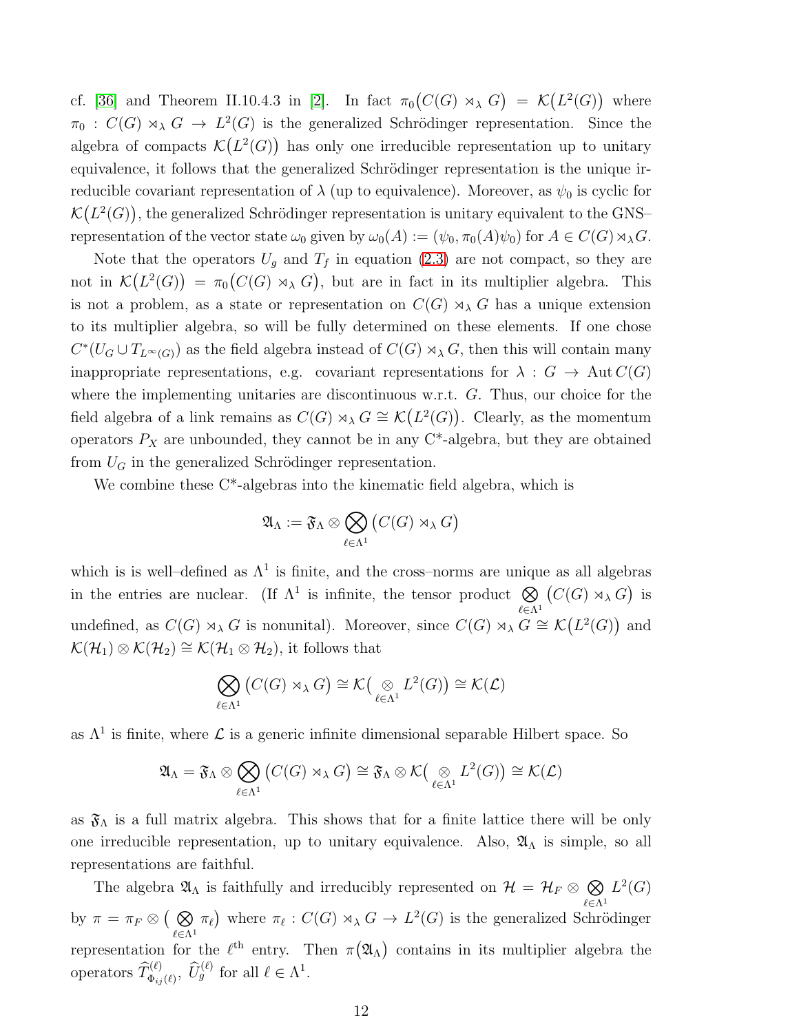cf. [36] and Theorem II.10.4.3 in [2]. In fact $\pi_0\big(C(G) \rtimes_\lambda G\big) = \mathcal{K}\big(L^2(G)\big)$ where $\pi_0 : C(G) \rtimes_\lambda G \to L^2(G)$ is the generalized Schrödinger representation. Since the algebra of compacts $\mathcal{K}\big(L^2(G)\big)$ has only one irreducible representation up to unitary equivalence, it follows that the generalized Schrödinger representation is the unique irreducible covariant representation of $\lambda$ (up to equivalence). Moreover, as $\psi_0$ is cyclic for $\mathcal{K}\big(L^2(G)\big)$, the generalized Schrödinger representation is unitary equivalent to the GNS–representation of the vector state $\omega_0$ given by $\omega_0(A) := (\psi_0, \pi_0(A)\psi_0)$ for $A \in C(G) \rtimes_\lambda G$.

Note that the operators $U_g$ and $T_f$ in equation (2.3) are not compact, so they are not in $\mathcal{K}\big(L^2(G)\big) = \pi_0\big(C(G) \rtimes_\lambda G\big)$, but are in fact in its multiplier algebra. This is not a problem, as a state or representation on $C(G) \rtimes_\lambda G$ has a unique extension to its multiplier algebra, so will be fully determined on these elements. If one chose $C^*(U_G \cup T_{L^\infty(G)})$ as the field algebra instead of $C(G) \rtimes_\lambda G$, then this will contain many inappropriate representations, e.g. covariant representations for $\lambda : G \to \operatorname{Aut} C(G)$ where the implementing unitaries are discontinuous w.r.t. $G$. Thus, our choice for the field algebra of a link remains as $C(G) \rtimes_\lambda G \cong \mathcal{K}\big(L^2(G)\big)$. Clearly, as the momentum operators $P_X$ are unbounded, they cannot be in any C*-algebra, but they are obtained from $U_G$ in the generalized Schrödinger representation.

We combine these C*-algebras into the kinematic field algebra, which is

$$\mathfrak{A}_\Lambda := \mathfrak{F}_\Lambda \otimes \bigotimes_{\ell \in \Lambda^1} \big(C(G) \rtimes_\lambda G\big)$$

which is is well–defined as $\Lambda^1$ is finite, and the cross–norms are unique as all algebras in the entries are nuclear. (If $\Lambda^1$ is infinite, the tensor product $\bigotimes_{\ell \in \Lambda^1} \big(C(G) \rtimes_\lambda G\big)$ is undefined, as $C(G) \rtimes_\lambda G$ is nonunital). Moreover, since $C(G) \rtimes_\lambda G \cong \mathcal{K}\big(L^2(G)\big)$ and $\mathcal{K}(\mathcal{H}_1) \otimes \mathcal{K}(\mathcal{H}_2) \cong \mathcal{K}(\mathcal{H}_1 \otimes \mathcal{H}_2)$, it follows that

$$\bigotimes_{\ell \in \Lambda^1} \big(C(G) \rtimes_\lambda G\big) \cong \mathcal{K}\big(\underset{\ell \in \Lambda^1}{\otimes} L^2(G)\big) \cong \mathcal{K}(\mathcal{L})$$

as $\Lambda^1$ is finite, where $\mathcal{L}$ is a generic infinite dimensional separable Hilbert space. So

$$\mathfrak{A}_\Lambda = \mathfrak{F}_\Lambda \otimes \bigotimes_{\ell \in \Lambda^1} \big(C(G) \rtimes_\lambda G\big) \cong \mathfrak{F}_\Lambda \otimes \mathcal{K}\big(\underset{\ell \in \Lambda^1}{\otimes} L^2(G)\big) \cong \mathcal{K}(\mathcal{L})$$

as $\mathfrak{F}_\Lambda$ is a full matrix algebra. This shows that for a finite lattice there will be only one irreducible representation, up to unitary equivalence. Also, $\mathfrak{A}_\Lambda$ is simple, so all representations are faithful.

The algebra $\mathfrak{A}_\Lambda$ is faithfully and irreducibly represented on $\mathcal{H} = \mathcal{H}_F \otimes \bigotimes_{\ell \in \Lambda^1} L^2(G)$ by $\pi = \pi_F \otimes \big(\bigotimes_{\ell \in \Lambda^1} \pi_\ell\big)$ where $\pi_\ell : C(G) \rtimes_\lambda G \to L^2(G)$ is the generalized Schrödinger representation for the $\ell^{\text{th}}$ entry. Then $\pi\big(\mathfrak{A}_\Lambda\big)$ contains in its multiplier algebra the operators $\widehat{T}^{(\ell)}_{\Phi_{ij}(\ell)}$, $\widehat{U}^{(\ell)}_g$ for all $\ell \in \Lambda^1$.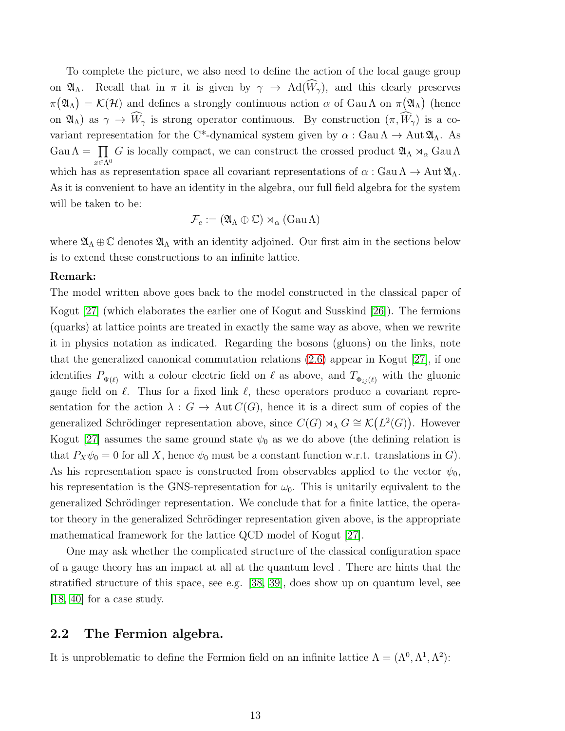To complete the picture, we also need to define the action of the local gauge group on $\mathfrak{A}_\Lambda$. Recall that in $\pi$ it is given by $\gamma \to \mathrm{Ad}(\widehat{W}_\gamma)$, and this clearly preserves $\pi(\mathfrak{A}_\Lambda) = \mathcal{K}(\mathcal{H})$ and defines a strongly continuous action $\alpha$ of $\mathrm{Gau}\,\Lambda$ on $\pi(\mathfrak{A}_\Lambda)$ (hence on $\mathfrak{A}_\Lambda$) as $\gamma \to \widehat{W}_\gamma$ is strong operator continuous. By construction $(\pi, \widehat{W}_\gamma)$ is a covariant representation for the C*-dynamical system given by $\alpha : \mathrm{Gau}\,\Lambda \to \mathrm{Aut}\,\mathfrak{A}_\Lambda$. As $\mathrm{Gau}\,\Lambda = \prod_{x\in\Lambda^0} G$ is locally compact, we can construct the crossed product $\mathfrak{A}_\Lambda \rtimes_\alpha \mathrm{Gau}\,\Lambda$ which has as representation space all covariant representations of $\alpha : \mathrm{Gau}\,\Lambda \to \mathrm{Aut}\,\mathfrak{A}_\Lambda$. As it is convenient to have an identity in the algebra, our full field algebra for the system will be taken to be:

$$\mathcal{F}_e := (\mathfrak{A}_\Lambda \oplus \mathbb{C}) \rtimes_\alpha (\mathrm{Gau}\,\Lambda)$$

where $\mathfrak{A}_\Lambda \oplus \mathbb{C}$ denotes $\mathfrak{A}_\Lambda$ with an identity adjoined. Our first aim in the sections below is to extend these constructions to an infinite lattice.

**Remark:**

The model written above goes back to the model constructed in the classical paper of Kogut [27] (which elaborates the earlier one of Kogut and Susskind [26]). The fermions (quarks) at lattice points are treated in exactly the same way as above, when we rewrite it in physics notation as indicated. Regarding the bosons (gluons) on the links, note that the generalized canonical commutation relations (2.6) appear in Kogut [27], if one identifies $P_{\Psi(\ell)}$ with a colour electric field on $\ell$ as above, and $T_{\Phi_{ij}(\ell)}$ with the gluonic gauge field on $\ell$. Thus for a fixed link $\ell$, these operators produce a covariant representation for the action $\lambda : G \to \mathrm{Aut}\,C(G)$, hence it is a direct sum of copies of the generalized Schrödinger representation above, since $C(G) \rtimes_\lambda G \cong \mathcal{K}(L^2(G))$. However Kogut [27] assumes the same ground state $\psi_0$ as we do above (the defining relation is that $P_X\psi_0 = 0$ for all $X$, hence $\psi_0$ must be a constant function w.r.t. translations in $G$). As his representation space is constructed from observables applied to the vector $\psi_0$, his representation is the GNS-representation for $\omega_0$. This is unitarily equivalent to the generalized Schrödinger representation. We conclude that for a finite lattice, the operator theory in the generalized Schrödinger representation given above, is the appropriate mathematical framework for the lattice QCD model of Kogut [27].

One may ask whether the complicated structure of the classical configuration space of a gauge theory has an impact at all at the quantum level . There are hints that the stratified structure of this space, see e.g. [38, 39], does show up on quantum level, see [18, 40] for a case study.

## 2.2 The Fermion algebra.

It is unproblematic to define the Fermion field on an infinite lattice $\Lambda = (\Lambda^0, \Lambda^1, \Lambda^2)$: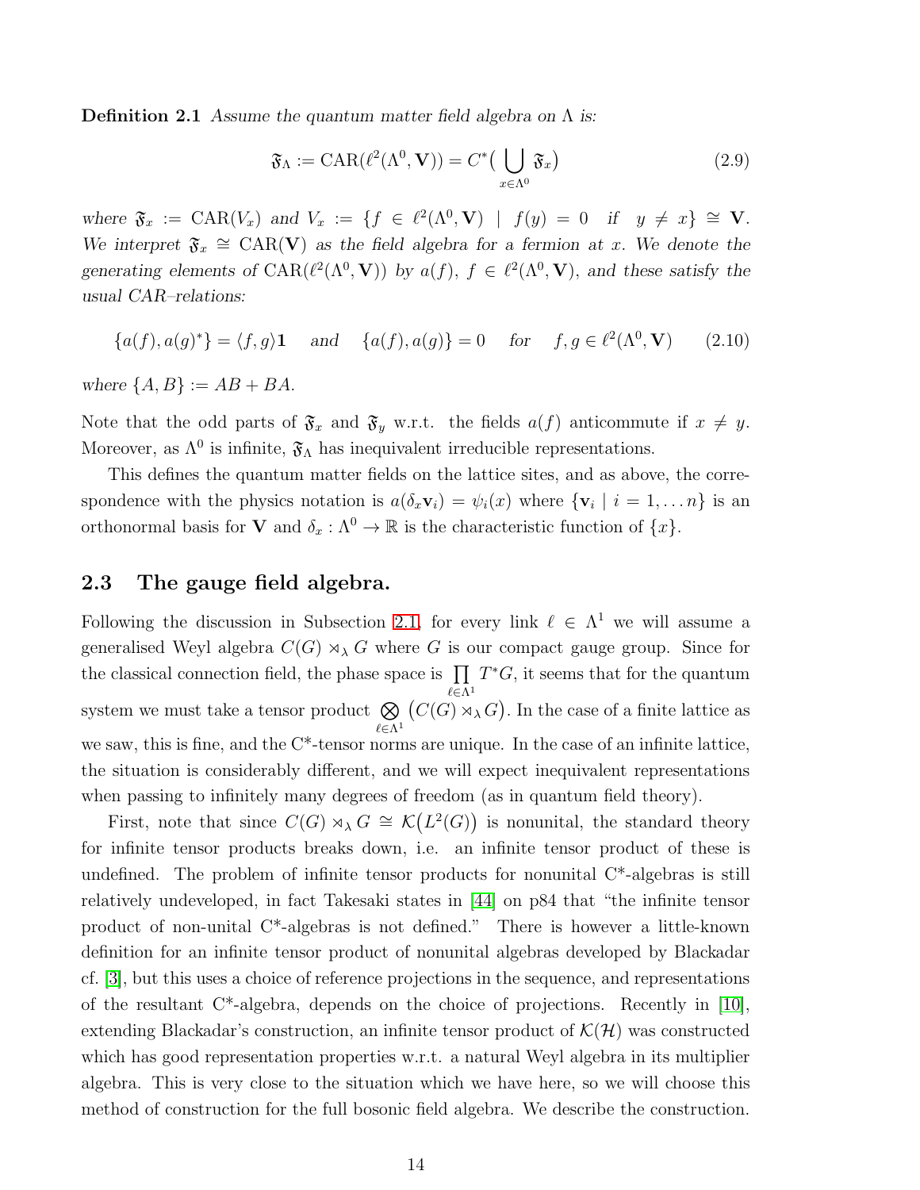**Definition 2.1** *Assume the quantum matter field algebra on* $\Lambda$ *is:*

$$\mathfrak{F}_\Lambda := \mathrm{CAR}(\ell^2(\Lambda^0, \mathbf{V})) = C^*\big(\bigcup_{x\in\Lambda^0} \mathfrak{F}_x\big) \tag{2.9}$$

*where* $\mathfrak{F}_x := \mathrm{CAR}(V_x)$ *and* $V_x := \{f \in \ell^2(\Lambda^0, \mathbf{V}) \mid f(y) = 0 \quad \text{if} \quad y \neq x\} \cong \mathbf{V}$*. We interpret* $\mathfrak{F}_x \cong \mathrm{CAR}(\mathbf{V})$ *as the field algebra for a fermion at* $x$*. We denote the generating elements of* $\mathrm{CAR}(\ell^2(\Lambda^0, \mathbf{V}))$ *by* $a(f)$*,* $f \in \ell^2(\Lambda^0, \mathbf{V})$*, and these satisfy the usual CAR–relations:*

$$\{a(f), a(g)^*\} = \langle f, g\rangle \mathbf{1} \quad \text{and} \quad \{a(f), a(g)\} = 0 \quad \text{for} \quad f, g \in \ell^2(\Lambda^0, \mathbf{V}) \tag{2.10}$$

*where* $\{A, B\} := AB + BA$*.*

Note that the odd parts of $\mathfrak{F}_x$ and $\mathfrak{F}_y$ w.r.t. the fields $a(f)$ anticommute if $x \neq y$. Moreover, as $\Lambda^0$ is infinite, $\mathfrak{F}_\Lambda$ has inequivalent irreducible representations.

This defines the quantum matter fields on the lattice sites, and as above, the correspondence with the physics notation is $a(\delta_x \mathbf{v}_i) = \psi_i(x)$ where $\{\mathbf{v}_i \mid i = 1, \ldots n\}$ is an orthonormal basis for $\mathbf{V}$ and $\delta_x : \Lambda^0 \to \mathbb{R}$ is the characteristic function of $\{x\}$.

## 2.3 The gauge field algebra.

Following the discussion in Subsection 2.1, for every link $\ell \in \Lambda^1$ we will assume a generalised Weyl algebra $C(G) \rtimes_\lambda G$ where $G$ is our compact gauge group. Since for the classical connection field, the phase space is $\prod_{\ell\in\Lambda^1} T^*G$, it seems that for the quantum system we must take a tensor product $\bigotimes_{\ell\in\Lambda^1} \big(C(G) \rtimes_\lambda G\big)$. In the case of a finite lattice as we saw, this is fine, and the C\*-tensor norms are unique. In the case of an infinite lattice, the situation is considerably different, and we will expect inequivalent representations when passing to infinitely many degrees of freedom (as in quantum field theory).

First, note that since $C(G) \rtimes_\lambda G \cong \mathcal{K}\big(L^2(G)\big)$ is nonunital, the standard theory for infinite tensor products breaks down, i.e. an infinite tensor product of these is undefined. The problem of infinite tensor products for nonunital C\*-algebras is still relatively undeveloped, in fact Takesaki states in [44] on p84 that "the infinite tensor product of non-unital C\*-algebras is not defined." There is however a little-known definition for an infinite tensor product of nonunital algebras developed by Blackadar cf. [3], but this uses a choice of reference projections in the sequence, and representations of the resultant C\*-algebra, depends on the choice of projections. Recently in [10], extending Blackadar's construction, an infinite tensor product of $\mathcal{K}(\mathcal{H})$ was constructed which has good representation properties w.r.t. a natural Weyl algebra in its multiplier algebra. This is very close to the situation which we have here, so we will choose this method of construction for the full bosonic field algebra. We describe the construction.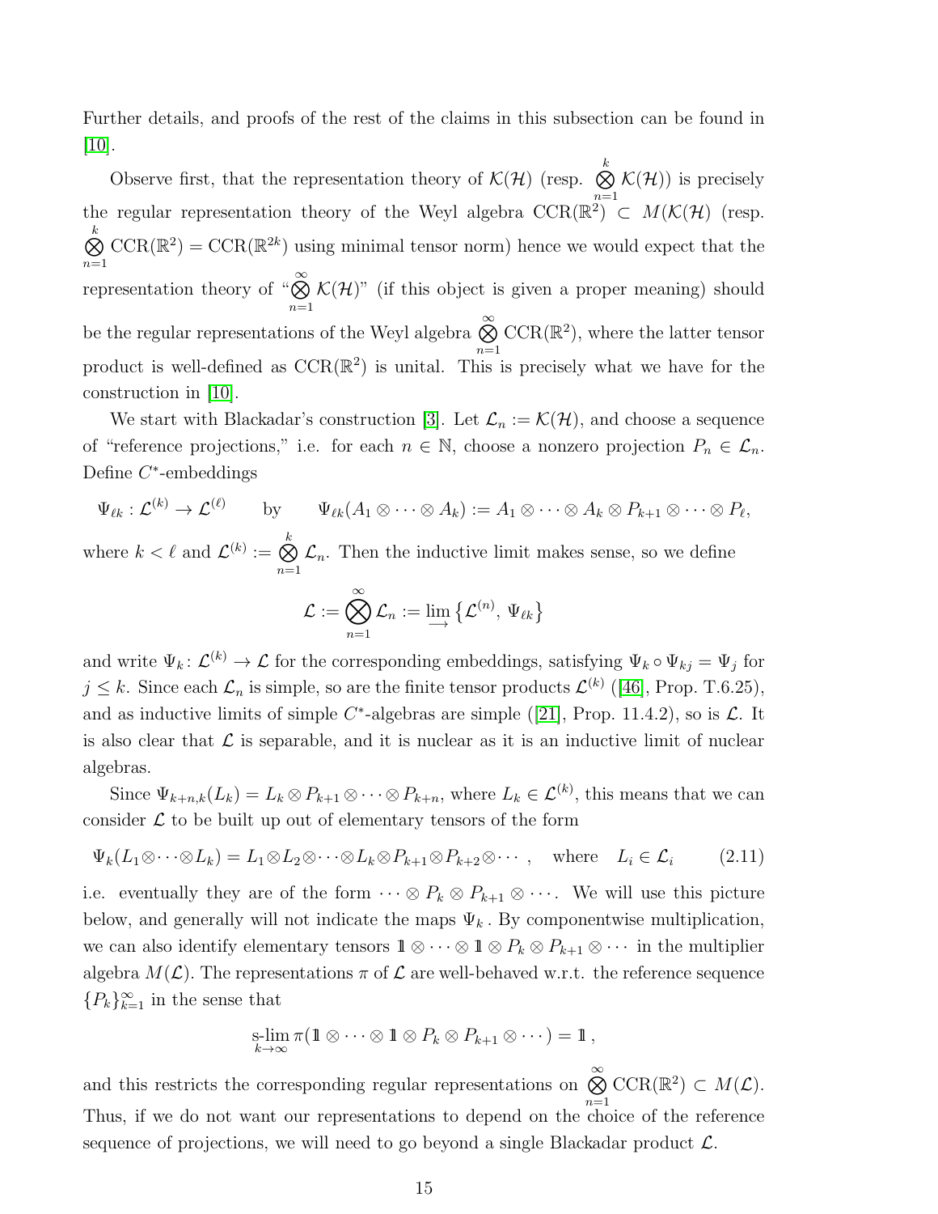Further details, and proofs of the rest of the claims in this subsection can be found in [10].

Observe first, that the representation theory of $\mathcal{K}(\mathcal{H})$ (resp. $\bigotimes_{n=1}^{k} \mathcal{K}(\mathcal{H})$) is precisely the regular representation theory of the Weyl algebra $\mathrm{CCR}(\mathbb{R}^2) \subset M(\mathcal{K}(\mathcal{H})$ (resp. $\bigotimes_{n=1}^{k} \mathrm{CCR}(\mathbb{R}^2) = \mathrm{CCR}(\mathbb{R}^{2k})$ using minimal tensor norm) hence we would expect that the representation theory of "$\bigotimes_{n=1}^{\infty} \mathcal{K}(\mathcal{H})$" (if this object is given a proper meaning) should be the regular representations of the Weyl algebra $\bigotimes_{n=1}^{\infty} \mathrm{CCR}(\mathbb{R}^2)$, where the latter tensor product is well-defined as $\mathrm{CCR}(\mathbb{R}^2)$ is unital. This is precisely what we have for the construction in [10].

We start with Blackadar's construction [3]. Let $\mathcal{L}_n := \mathcal{K}(\mathcal{H})$, and choose a sequence of "reference projections," i.e. for each $n \in \mathbb{N}$, choose a nonzero projection $P_n \in \mathcal{L}_n$. Define $C^*$-embeddings

$$\Psi_{\ell k} : \mathcal{L}^{(k)} \to \mathcal{L}^{(\ell)} \qquad \text{by} \qquad \Psi_{\ell k}(A_1 \otimes \cdots \otimes A_k) := A_1 \otimes \cdots \otimes A_k \otimes P_{k+1} \otimes \cdots \otimes P_\ell,$$

where $k < \ell$ and $\mathcal{L}^{(k)} := \bigotimes_{n=1}^{k} \mathcal{L}_n$. Then the inductive limit makes sense, so we define

$$\mathcal{L} := \bigotimes_{n=1}^{\infty} \mathcal{L}_n := \varinjlim \left\{ \mathcal{L}^{(n)},\ \Psi_{\ell k} \right\}$$

and write $\Psi_k \colon \mathcal{L}^{(k)} \to \mathcal{L}$ for the corresponding embeddings, satisfying $\Psi_k \circ \Psi_{kj} = \Psi_j$ for $j \leq k$. Since each $\mathcal{L}_n$ is simple, so are the finite tensor products $\mathcal{L}^{(k)}$ ([46], Prop. T.6.25), and as inductive limits of simple $C^*$-algebras are simple ([21], Prop. 11.4.2), so is $\mathcal{L}$. It is also clear that $\mathcal{L}$ is separable, and it is nuclear as it is an inductive limit of nuclear algebras.

Since $\Psi_{k+n,k}(L_k) = L_k \otimes P_{k+1} \otimes \cdots \otimes P_{k+n}$, where $L_k \in \mathcal{L}^{(k)}$, this means that we can consider $\mathcal{L}$ to be built up out of elementary tensors of the form

$$\Psi_k(L_1 \otimes \cdots \otimes L_k) = L_1 \otimes L_2 \otimes \cdots \otimes L_k \otimes P_{k+1} \otimes P_{k+2} \otimes \cdots\ , \quad \text{where} \quad L_i \in \mathcal{L}_i \tag{2.11}$$

i.e. eventually they are of the form $\cdots \otimes P_k \otimes P_{k+1} \otimes \cdots$. We will use this picture below, and generally will not indicate the maps $\Psi_k$. By componentwise multiplication, we can also identify elementary tensors $\mathbb{1} \otimes \cdots \otimes \mathbb{1} \otimes P_k \otimes P_{k+1} \otimes \cdots$ in the multiplier algebra $M(\mathcal{L})$. The representations $\pi$ of $\mathcal{L}$ are well-behaved w.r.t. the reference sequence $\{P_k\}_{k=1}^{\infty}$ in the sense that

$$\operatorname*{s\text{-}lim}_{k\to\infty} \pi(\mathbb{1} \otimes \cdots \otimes \mathbb{1} \otimes P_k \otimes P_{k+1} \otimes \cdots) = \mathbb{1}\,,$$

and this restricts the corresponding regular representations on $\bigotimes_{n=1}^{\infty} \mathrm{CCR}(\mathbb{R}^2) \subset M(\mathcal{L})$. Thus, if we do not want our representations to depend on the choice of the reference sequence of projections, we will need to go beyond a single Blackadar product $\mathcal{L}$.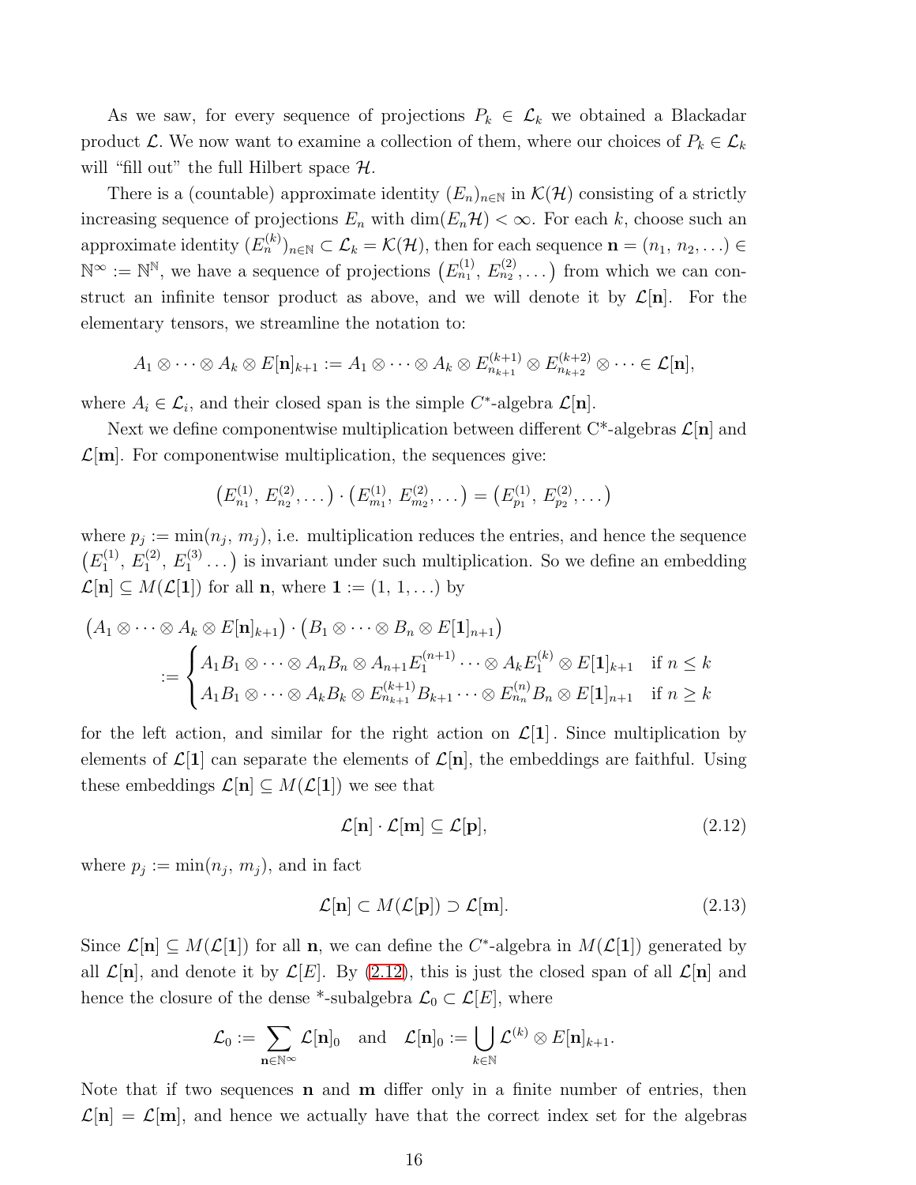As we saw, for every sequence of projections $P_k \in \mathcal{L}_k$ we obtained a Blackadar product $\mathcal{L}$. We now want to examine a collection of them, where our choices of $P_k \in \mathcal{L}_k$ will "fill out" the full Hilbert space $\mathcal{H}$.

There is a (countable) approximate identity $(E_n)_{n\in\mathbb{N}}$ in $\mathcal{K}(\mathcal{H})$ consisting of a strictly increasing sequence of projections $E_n$ with $\dim(E_n\mathcal{H}) < \infty$. For each $k$, choose such an approximate identity $(E_n^{(k)})_{n\in\mathbb{N}} \subset \mathcal{L}_k = \mathcal{K}(\mathcal{H})$, then for each sequence $\mathbf{n} = (n_1, n_2, \dots) \in \mathbb{N}^\infty := \mathbb{N}^\mathbb{N}$, we have a sequence of projections $\big(E_{n_1}^{(1)}, E_{n_2}^{(2)}, \dots\big)$ from which we can construct an infinite tensor product as above, and we will denote it by $\mathcal{L}[\mathbf{n}]$. For the elementary tensors, we streamline the notation to:

$$A_1 \otimes \cdots \otimes A_k \otimes E[\mathbf{n}]_{k+1} := A_1 \otimes \cdots \otimes A_k \otimes E_{n_{k+1}}^{(k+1)} \otimes E_{n_{k+2}}^{(k+2)} \otimes \cdots \in \mathcal{L}[\mathbf{n}],$$

where $A_i \in \mathcal{L}_i$, and their closed span is the simple $C^*$-algebra $\mathcal{L}[\mathbf{n}]$.

Next we define componentwise multiplication between different C\*-algebras $\mathcal{L}[\mathbf{n}]$ and $\mathcal{L}[\mathbf{m}]$. For componentwise multiplication, the sequences give:

$$\big(E_{n_1}^{(1)}, E_{n_2}^{(2)}, \dots\big) \cdot \big(E_{m_1}^{(1)}, E_{m_2}^{(2)}, \dots\big) = \big(E_{p_1}^{(1)}, E_{p_2}^{(2)}, \dots\big)$$

where $p_j := \min(n_j, m_j)$, i.e. multiplication reduces the entries, and hence the sequence $\big(E_1^{(1)}, E_1^{(2)}, E_1^{(3)} \dots\big)$ is invariant under such multiplication. So we define an embedding $\mathcal{L}[\mathbf{n}] \subseteq M(\mathcal{L}[\mathbf{1}])$ for all $\mathbf{n}$, where $\mathbf{1} := (1, 1, \dots)$ by

$$\begin{aligned}\big(A_1 \otimes \cdots \otimes A_k \otimes E[\mathbf{n}]_{k+1}\big) &\cdot \big(B_1 \otimes \cdots \otimes B_n \otimes E[\mathbf{1}]_{n+1}\big) \\ &:= \begin{cases} A_1B_1 \otimes \cdots \otimes A_nB_n \otimes A_{n+1}E_1^{(n+1)} \cdots \otimes A_kE_1^{(k)} \otimes E[\mathbf{1}]_{k+1} & \text{if } n \le k \\ A_1B_1 \otimes \cdots \otimes A_kB_k \otimes E_{n_{k+1}}^{(k+1)}B_{k+1} \cdots \otimes E_{n_n}^{(n)}B_n \otimes E[\mathbf{1}]_{n+1} & \text{if } n \ge k \end{cases}\end{aligned}$$

for the left action, and similar for the right action on $\mathcal{L}[\mathbf{1}]$. Since multiplication by elements of $\mathcal{L}[\mathbf{1}]$ can separate the elements of $\mathcal{L}[\mathbf{n}]$, the embeddings are faithful. Using these embeddings $\mathcal{L}[\mathbf{n}] \subseteq M(\mathcal{L}[\mathbf{1}])$ we see that

$$\mathcal{L}[\mathbf{n}] \cdot \mathcal{L}[\mathbf{m}] \subseteq \mathcal{L}[\mathbf{p}], \tag{2.12}$$

where $p_j := \min(n_j, m_j)$, and in fact

$$\mathcal{L}[\mathbf{n}] \subset M(\mathcal{L}[\mathbf{p}]) \supset \mathcal{L}[\mathbf{m}]. \tag{2.13}$$

Since $\mathcal{L}[\mathbf{n}] \subseteq M(\mathcal{L}[\mathbf{1}])$ for all $\mathbf{n}$, we can define the $C^*$-algebra in $M(\mathcal{L}[\mathbf{1}])$ generated by all $\mathcal{L}[\mathbf{n}]$, and denote it by $\mathcal{L}[E]$. By (2.12), this is just the closed span of all $\mathcal{L}[\mathbf{n}]$ and hence the closure of the dense \*-subalgebra $\mathcal{L}_0 \subset \mathcal{L}[E]$, where

$$\mathcal{L}_0 := \sum_{\mathbf{n}\in\mathbb{N}^\infty} \mathcal{L}[\mathbf{n}]_0 \quad \text{and} \quad \mathcal{L}[\mathbf{n}]_0 := \bigcup_{k\in\mathbb{N}} \mathcal{L}^{(k)} \otimes E[\mathbf{n}]_{k+1}.$$

Note that if two sequences $\mathbf{n}$ and $\mathbf{m}$ differ only in a finite number of entries, then $\mathcal{L}[\mathbf{n}] = \mathcal{L}[\mathbf{m}]$, and hence we actually have that the correct index set for the algebras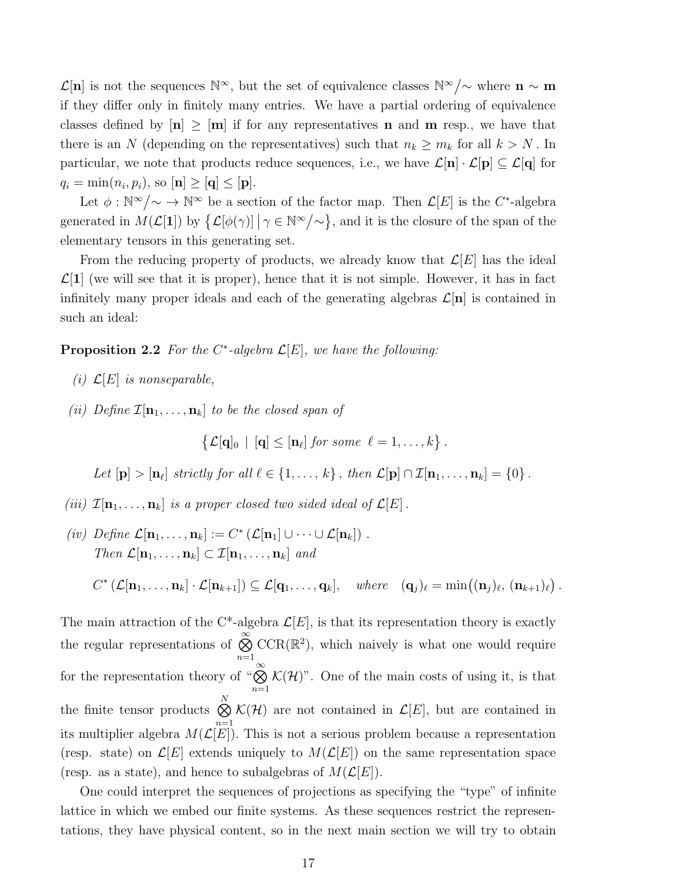$\mathcal{L}[\mathbf{n}]$ is not the sequences $\mathbb{N}^\infty$, but the set of equivalence classes $\mathbb{N}^\infty/\!\sim$ where $\mathbf{n} \sim \mathbf{m}$ if they differ only in finitely many entries. We have a partial ordering of equivalence classes defined by $[\mathbf{n}] \geq [\mathbf{m}]$ if for any representatives $\mathbf{n}$ and $\mathbf{m}$ resp., we have that there is an $N$ (depending on the representatives) such that $n_k \geq m_k$ for all $k > N$. In particular, we note that products reduce sequences, i.e., we have $\mathcal{L}[\mathbf{n}] \cdot \mathcal{L}[\mathbf{p}] \subseteq \mathcal{L}[\mathbf{q}]$ for $q_i = \min(n_i, p_i)$, so $[\mathbf{n}] \geq [\mathbf{q}] \leq [\mathbf{p}]$.

Let $\phi : \mathbb{N}^\infty/\!\sim \to \mathbb{N}^\infty$ be a section of the factor map. Then $\mathcal{L}[E]$ is the $C^*$-algebra generated in $M(\mathcal{L}[\mathbf{1}])$ by $\{\mathcal{L}[\phi(\gamma)] \,|\, \gamma \in \mathbb{N}^\infty/\!\sim\}$, and it is the closure of the span of the elementary tensors in this generating set.

From the reducing property of products, we already know that $\mathcal{L}[E]$ has the ideal $\mathcal{L}[\mathbf{1}]$ (we will see that it is proper), hence that it is not simple. However, it has in fact infinitely many proper ideals and each of the generating algebras $\mathcal{L}[\mathbf{n}]$ is contained in such an ideal:

**Proposition 2.2** *For the $C^*$-algebra $\mathcal{L}[E]$, we have the following:*

*(i) $\mathcal{L}[E]$ is nonseparable,*

*(ii) Define $\mathcal{I}[\mathbf{n}_1, \ldots, \mathbf{n}_k]$ to be the closed span of*

$$\left\{\mathcal{L}[\mathbf{q}]_0 \;|\; [\mathbf{q}] \leq [\mathbf{n}_\ell] \text{ for some } \ell = 1, \ldots, k\right\}.$$

*Let $[\mathbf{p}] > [\mathbf{n}_\ell]$ strictly for all $\ell \in \{1, \ldots, k\}$, then $\mathcal{L}[\mathbf{p}] \cap \mathcal{I}[\mathbf{n}_1, \ldots, \mathbf{n}_k] = \{0\}$.*

*(iii) $\mathcal{I}[\mathbf{n}_1, \ldots, \mathbf{n}_k]$ is a proper closed two sided ideal of $\mathcal{L}[E]$.*

*(iv) Define $\mathcal{L}[\mathbf{n}_1, \ldots, \mathbf{n}_k] := C^*\left(\mathcal{L}[\mathbf{n}_1] \cup \cdots \cup \mathcal{L}[\mathbf{n}_k]\right)$. Then $\mathcal{L}[\mathbf{n}_1, \ldots, \mathbf{n}_k] \subset \mathcal{I}[\mathbf{n}_1, \ldots, \mathbf{n}_k]$ and*

$$C^*\left(\mathcal{L}[\mathbf{n}_1, \ldots, \mathbf{n}_k] \cdot \mathcal{L}[\mathbf{n}_{k+1}]\right) \subseteq \mathcal{L}[\mathbf{q}_1, \ldots, \mathbf{q}_k], \quad \textit{where} \quad (\mathbf{q}_j)_\ell = \min\big((\mathbf{n}_j)_\ell, (\mathbf{n}_{k+1})_\ell\big).$$

The main attraction of the C\*-algebra $\mathcal{L}[E]$, is that its representation theory is exactly the regular representations of $\bigotimes_{n=1}^{\infty} \mathrm{CCR}(\mathbb{R}^2)$, which naively is what one would require for the representation theory of "$\bigotimes_{n=1}^{\infty} \mathcal{K}(\mathcal{H})$". One of the main costs of using it, is that the finite tensor products $\bigotimes_{n=1}^{N} \mathcal{K}(\mathcal{H})$ are not contained in $\mathcal{L}[E]$, but are contained in its multiplier algebra $M(\mathcal{L}[E])$. This is not a serious problem because a representation (resp. state) on $\mathcal{L}[E]$ extends uniquely to $M(\mathcal{L}[E])$ on the same representation space (resp. as a state), and hence to subalgebras of $M(\mathcal{L}[E])$.

One could interpret the sequences of projections as specifying the "type" of infinite lattice in which we embed our finite systems. As these sequences restrict the representations, they have physical content, so in the next main section we will try to obtain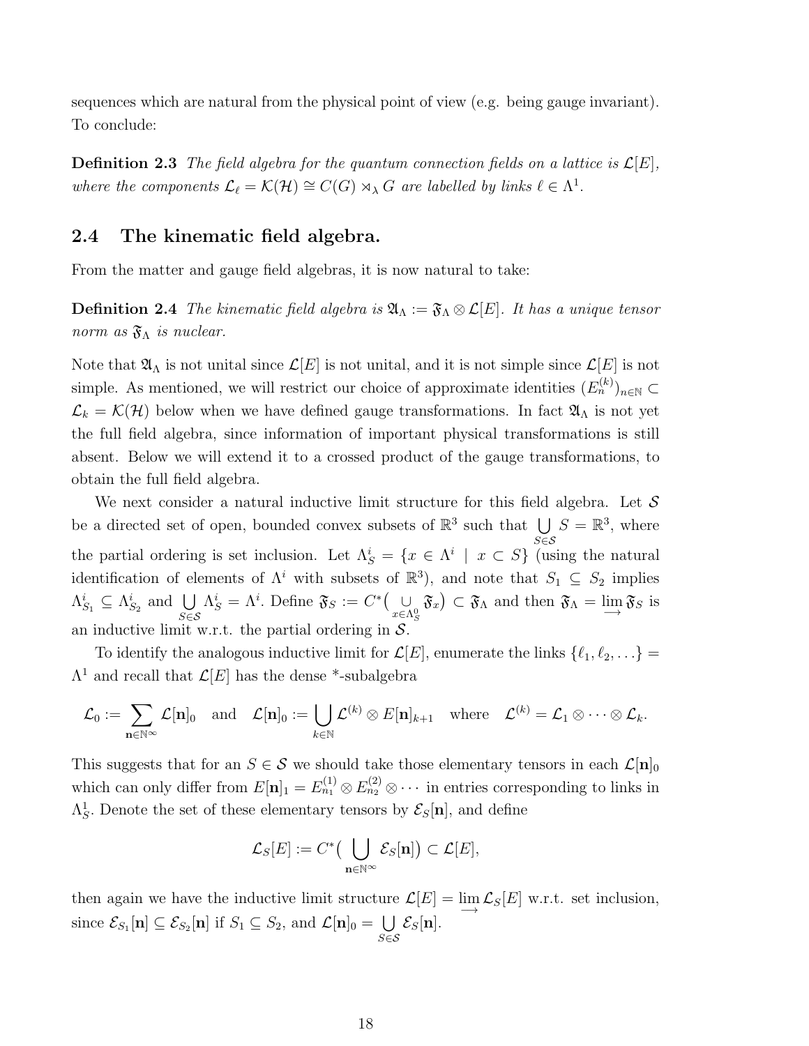sequences which are natural from the physical point of view (e.g. being gauge invariant). To conclude:

**Definition 2.3** *The field algebra for the quantum connection fields on a lattice is $\mathcal{L}[E]$, where the components $\mathcal{L}_\ell = \mathcal{K}(\mathcal{H}) \cong C(G) \rtimes_\lambda G$ are labelled by links $\ell \in \Lambda^1$.*

## 2.4 The kinematic field algebra.

From the matter and gauge field algebras, it is now natural to take:

**Definition 2.4** *The kinematic field algebra is $\mathfrak{A}_\Lambda := \mathfrak{F}_\Lambda \otimes \mathcal{L}[E]$. It has a unique tensor norm as $\mathfrak{F}_\Lambda$ is nuclear.*

Note that $\mathfrak{A}_\Lambda$ is not unital since $\mathcal{L}[E]$ is not unital, and it is not simple since $\mathcal{L}[E]$ is not simple. As mentioned, we will restrict our choice of approximate identities $(E_n^{(k)})_{n\in\mathbb{N}} \subset \mathcal{L}_k = \mathcal{K}(\mathcal{H})$ below when we have defined gauge transformations. In fact $\mathfrak{A}_\Lambda$ is not yet the full field algebra, since information of important physical transformations is still absent. Below we will extend it to a crossed product of the gauge transformations, to obtain the full field algebra.

We next consider a natural inductive limit structure for this field algebra. Let $\mathcal{S}$ be a directed set of open, bounded convex subsets of $\mathbb{R}^3$ such that $\bigcup_{S\in\mathcal{S}} S = \mathbb{R}^3$, where the partial ordering is set inclusion. Let $\Lambda^i_S = \{x \in \Lambda^i \mid x \subset S\}$ (using the natural identification of elements of $\Lambda^i$ with subsets of $\mathbb{R}^3$), and note that $S_1 \subseteq S_2$ implies $\Lambda^i_{S_1} \subseteq \Lambda^i_{S_2}$ and $\bigcup_{S\in\mathcal{S}} \Lambda^i_S = \Lambda^i$. Define $\mathfrak{F}_S := C^*\big(\bigcup_{x\in\Lambda^0_S} \mathfrak{F}_x\big) \subset \mathfrak{F}_\Lambda$ and then $\mathfrak{F}_\Lambda = \varinjlim \mathfrak{F}_S$ is an inductive limit w.r.t. the partial ordering in $\mathcal{S}$.

To identify the analogous inductive limit for $\mathcal{L}[E]$, enumerate the links $\{\ell_1, \ell_2, \ldots\} = \Lambda^1$ and recall that $\mathcal{L}[E]$ has the dense \*-subalgebra

$$\mathcal{L}_0 := \sum_{\mathbf{n}\in\mathbb{N}^\infty} \mathcal{L}[\mathbf{n}]_0 \quad \text{and} \quad \mathcal{L}[\mathbf{n}]_0 := \bigcup_{k\in\mathbb{N}} \mathcal{L}^{(k)} \otimes E[\mathbf{n}]_{k+1} \quad \text{where} \quad \mathcal{L}^{(k)} = \mathcal{L}_1 \otimes \cdots \otimes \mathcal{L}_k.$$

This suggests that for an $S \in \mathcal{S}$ we should take those elementary tensors in each $\mathcal{L}[\mathbf{n}]_0$ which can only differ from $E[\mathbf{n}]_1 = E^{(1)}_{n_1} \otimes E^{(2)}_{n_2} \otimes \cdots$ in entries corresponding to links in $\Lambda^1_S$. Denote the set of these elementary tensors by $\mathcal{E}_S[\mathbf{n}]$, and define

$$\mathcal{L}_S[E] := C^*\big(\bigcup_{\mathbf{n}\in\mathbb{N}^\infty} \mathcal{E}_S[\mathbf{n}]\big) \subset \mathcal{L}[E],$$

then again we have the inductive limit structure $\mathcal{L}[E] = \varinjlim \mathcal{L}_S[E]$ w.r.t. set inclusion, since $\mathcal{E}_{S_1}[\mathbf{n}] \subseteq \mathcal{E}_{S_2}[\mathbf{n}]$ if $S_1 \subseteq S_2$, and $\mathcal{L}[\mathbf{n}]_0 = \bigcup_{S\in\mathcal{S}} \mathcal{E}_S[\mathbf{n}]$.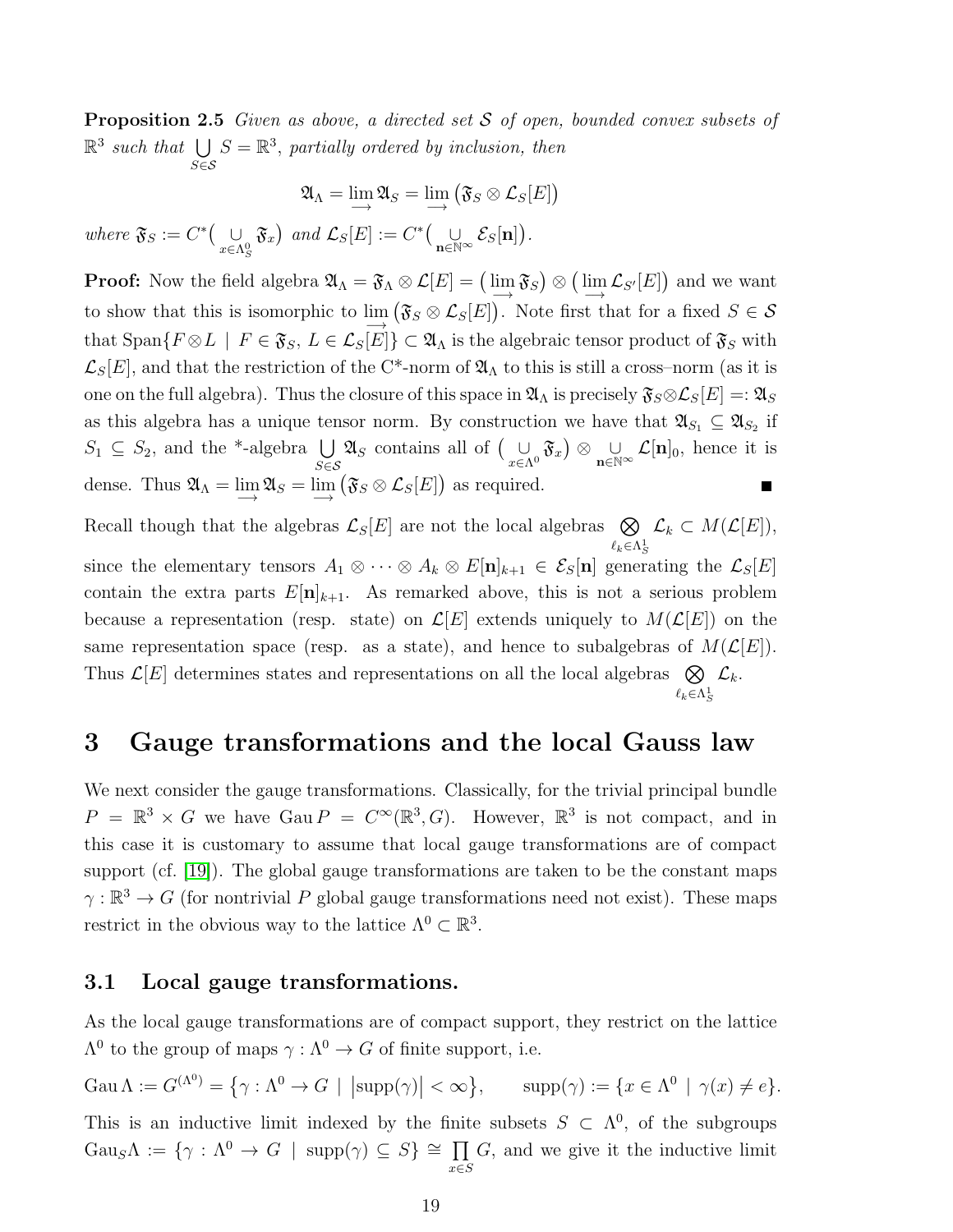**Proposition 2.5** *Given as above, a directed set $\mathcal{S}$ of open, bounded convex subsets of $\mathbb{R}^3$ such that $\bigcup_{S\in\mathcal{S}} S = \mathbb{R}^3$, partially ordered by inclusion, then*

$$\mathfrak{A}_\Lambda = \varinjlim \mathfrak{A}_S = \varinjlim \big(\mathfrak{F}_S \otimes \mathcal{L}_S[E]\big)$$

*where* $\mathfrak{F}_S := C^*\big(\bigcup_{x\in\Lambda^0_S} \mathfrak{F}_x\big)$ *and* $\mathcal{L}_S[E] := C^*\big(\bigcup_{\mathbf{n}\in\mathbb{N}^\infty} \mathcal{E}_S[\mathbf{n}]\big)$.

**Proof:** Now the field algebra $\mathfrak{A}_\Lambda = \mathfrak{F}_\Lambda \otimes \mathcal{L}[E] = \big(\varinjlim \mathfrak{F}_S\big) \otimes \big(\varinjlim \mathcal{L}_{S'}[E]\big)$ and we want to show that this is isomorphic to $\varinjlim \big(\mathfrak{F}_S \otimes \mathcal{L}_S[E]\big)$. Note first that for a fixed $S \in \mathcal{S}$ that $\mathrm{Span}\{F\otimes L \mid F \in \mathfrak{F}_S,\, L \in \mathcal{L}_S[E]\} \subset \mathfrak{A}_\Lambda$ is the algebraic tensor product of $\mathfrak{F}_S$ with $\mathcal{L}_S[E]$, and that the restriction of the C\*-norm of $\mathfrak{A}_\Lambda$ to this is still a cross–norm (as it is one on the full algebra). Thus the closure of this space in $\mathfrak{A}_\Lambda$ is precisely $\mathfrak{F}_S\otimes\mathcal{L}_S[E] =: \mathfrak{A}_S$ as this algebra has a unique tensor norm. By construction we have that $\mathfrak{A}_{S_1} \subseteq \mathfrak{A}_{S_2}$ if $S_1 \subseteq S_2$, and the \*-algebra $\bigcup_{S\in\mathcal{S}} \mathfrak{A}_S$ contains all of $\big(\bigcup_{x\in\Lambda^0} \mathfrak{F}_x\big) \otimes \bigcup_{\mathbf{n}\in\mathbb{N}^\infty} \mathcal{L}[\mathbf{n}]_0$, hence it is dense. Thus $\mathfrak{A}_\Lambda = \varinjlim \mathfrak{A}_S = \varinjlim \big(\mathfrak{F}_S \otimes \mathcal{L}_S[E]\big)$ as required. ∎

Recall though that the algebras $\mathcal{L}_S[E]$ are not the local algebras $\bigotimes_{\ell_k\in\Lambda^1_S} \mathcal{L}_k \subset M(\mathcal{L}[E])$, since the elementary tensors $A_1 \otimes \cdots \otimes A_k \otimes E[\mathbf{n}]_{k+1} \in \mathcal{E}_S[\mathbf{n}]$ generating the $\mathcal{L}_S[E]$ contain the extra parts $E[\mathbf{n}]_{k+1}$. As remarked above, this is not a serious problem because a representation (resp. state) on $\mathcal{L}[E]$ extends uniquely to $M(\mathcal{L}[E])$ on the same representation space (resp. as a state), and hence to subalgebras of $M(\mathcal{L}[E])$. Thus $\mathcal{L}[E]$ determines states and representations on all the local algebras $\bigotimes_{\ell_k\in\Lambda^1_S} \mathcal{L}_k$.

# 3 Gauge transformations and the local Gauss law

We next consider the gauge transformations. Classically, for the trivial principal bundle $P = \mathbb{R}^3 \times G$ we have $\mathrm{Gau}\, P = C^\infty(\mathbb{R}^3, G)$. However, $\mathbb{R}^3$ is not compact, and in this case it is customary to assume that local gauge transformations are of compact support (cf. [19]). The global gauge transformations are taken to be the constant maps $\gamma : \mathbb{R}^3 \to G$ (for nontrivial $P$ global gauge transformations need not exist). These maps restrict in the obvious way to the lattice $\Lambda^0 \subset \mathbb{R}^3$.

## 3.1 Local gauge transformations.

As the local gauge transformations are of compact support, they restrict on the lattice $\Lambda^0$ to the group of maps $\gamma : \Lambda^0 \to G$ of finite support, i.e.

$$\mathrm{Gau}\,\Lambda := G^{(\Lambda^0)} = \big\{\gamma : \Lambda^0 \to G \;\big|\; \big|\mathrm{supp}(\gamma)\big| < \infty\big\}, \qquad \mathrm{supp}(\gamma) := \{x \in \Lambda^0 \mid \gamma(x) \neq e\}.$$

This is an inductive limit indexed by the finite subsets $S \subset \Lambda^0$, of the subgroups $\mathrm{Gau}_S\Lambda := \{\gamma : \Lambda^0 \to G \mid \mathrm{supp}(\gamma) \subseteq S\} \cong \prod_{x\in S} G$, and we give it the inductive limit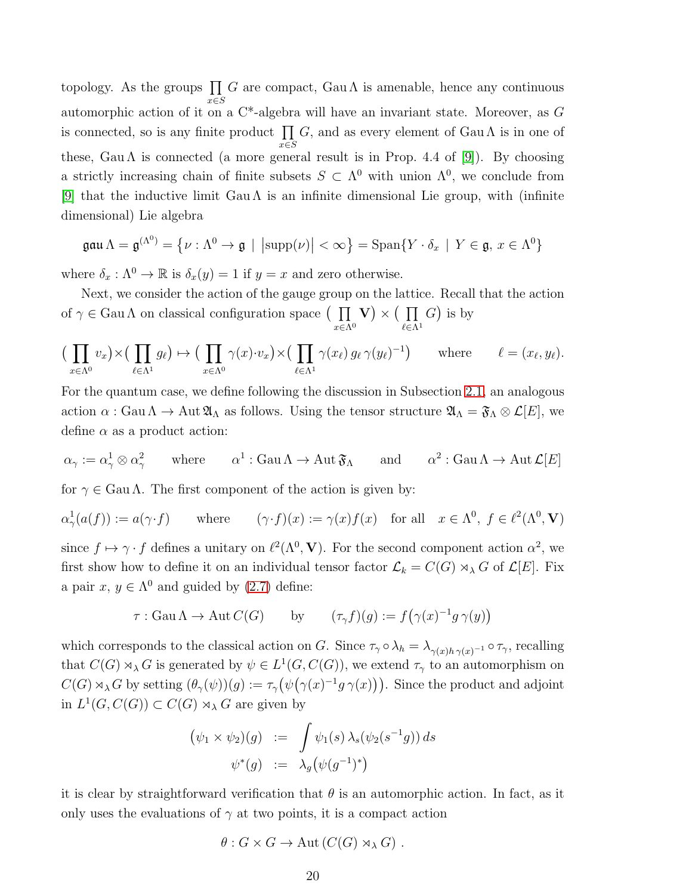topology. As the groups $\prod_{x\in S} G$ are compact, $\mathrm{Gau}\,\Lambda$ is amenable, hence any continuous automorphic action of it on a C*-algebra will have an invariant state. Moreover, as $G$ is connected, so is any finite product $\prod_{x\in S} G$, and as every element of $\mathrm{Gau}\,\Lambda$ is in one of these, $\mathrm{Gau}\,\Lambda$ is connected (a more general result is in Prop. 4.4 of [9]). By choosing a strictly increasing chain of finite subsets $S \subset \Lambda^0$ with union $\Lambda^0$, we conclude from [9] that the inductive limit $\mathrm{Gau}\,\Lambda$ is an infinite dimensional Lie group, with (infinite dimensional) Lie algebra

$$\mathfrak{gau}\,\Lambda = \mathfrak{g}^{(\Lambda^0)} = \big\{\nu : \Lambda^0 \to \mathfrak{g} \;\mid\; \big|\mathrm{supp}(\nu)\big| < \infty\big\} = \mathrm{Span}\{Y\cdot\delta_x \;\mid\; Y\in\mathfrak{g},\, x\in\Lambda^0\}$$

where $\delta_x : \Lambda^0 \to \mathbb{R}$ is $\delta_x(y) = 1$ if $y = x$ and zero otherwise.

Next, we consider the action of the gauge group on the lattice. Recall that the action of $\gamma \in \mathrm{Gau}\,\Lambda$ on classical configuration space $\big(\prod_{x\in\Lambda^0}\mathbf{V}\big)\times\big(\prod_{\ell\in\Lambda^1} G\big)$ is by

$$\Big(\prod_{x\in\Lambda^0} v_x\Big)\times\Big(\prod_{\ell\in\Lambda^1} g_\ell\Big) \mapsto \Big(\prod_{x\in\Lambda^0} \gamma(x)\cdot v_x\Big)\times\Big(\prod_{\ell\in\Lambda^1} \gamma(x_\ell)\, g_\ell\, \gamma(y_\ell)^{-1}\Big) \qquad \text{where} \qquad \ell = (x_\ell, y_\ell).$$

For the quantum case, we define following the discussion in Subsection 2.1, an analogous action $\alpha : \mathrm{Gau}\,\Lambda \to \mathrm{Aut}\,\mathfrak{A}_\Lambda$ as follows. Using the tensor structure $\mathfrak{A}_\Lambda = \mathfrak{F}_\Lambda \otimes \mathcal{L}[E]$, we define $\alpha$ as a product action:

$$\alpha_\gamma := \alpha^1_\gamma \otimes \alpha^2_\gamma \qquad \text{where} \qquad \alpha^1 : \mathrm{Gau}\,\Lambda \to \mathrm{Aut}\,\mathfrak{F}_\Lambda \qquad \text{and} \qquad \alpha^2 : \mathrm{Gau}\,\Lambda \to \mathrm{Aut}\,\mathcal{L}[E]$$

for $\gamma \in \mathrm{Gau}\,\Lambda$. The first component of the action is given by:

$$\alpha^1_\gamma(a(f)) := a(\gamma\cdot f) \qquad \text{where} \qquad (\gamma\cdot f)(x) := \gamma(x) f(x) \quad \text{for all} \quad x\in\Lambda^0,\; f\in\ell^2(\Lambda^0,\mathbf{V})$$

since $f \mapsto \gamma\cdot f$ defines a unitary on $\ell^2(\Lambda^0,\mathbf{V})$. For the second component action $\alpha^2$, we first show how to define it on an individual tensor factor $\mathcal{L}_k = C(G)\rtimes_\lambda G$ of $\mathcal{L}[E]$. Fix a pair $x,\, y\in\Lambda^0$ and guided by (2.7) define:

$$\tau : \mathrm{Gau}\,\Lambda \to \mathrm{Aut}\,C(G) \qquad \text{by} \qquad (\tau_\gamma f)(g) := f\big(\gamma(x)^{-1} g\, \gamma(y)\big)$$

which corresponds to the classical action on $G$. Since $\tau_\gamma \circ \lambda_h = \lambda_{\gamma(x)h\,\gamma(x)^{-1}} \circ \tau_\gamma$, recalling that $C(G)\rtimes_\lambda G$ is generated by $\psi \in L^1(G, C(G))$, we extend $\tau_\gamma$ to an automorphism on $C(G)\rtimes_\lambda G$ by setting $(\theta_\gamma(\psi))(g) := \tau_\gamma\big(\psi\big(\gamma(x)^{-1} g\,\gamma(x)\big)\big)$. Since the product and adjoint in $L^1(G, C(G)) \subset C(G)\rtimes_\lambda G$ are given by

$$\begin{aligned}
\big(\psi_1 \times \psi_2\big)(g) &:= \int \psi_1(s)\, \lambda_s(\psi_2(s^{-1}g))\, ds \\
\psi^*(g) &:= \lambda_g\big(\psi(g^{-1})^*\big)
\end{aligned}$$

it is clear by straightforward verification that $\theta$ is an automorphic action. In fact, as it only uses the evaluations of $\gamma$ at two points, it is a compact action

$$\theta : G \times G \to \mathrm{Aut}\,(C(G)\rtimes_\lambda G)\;.$$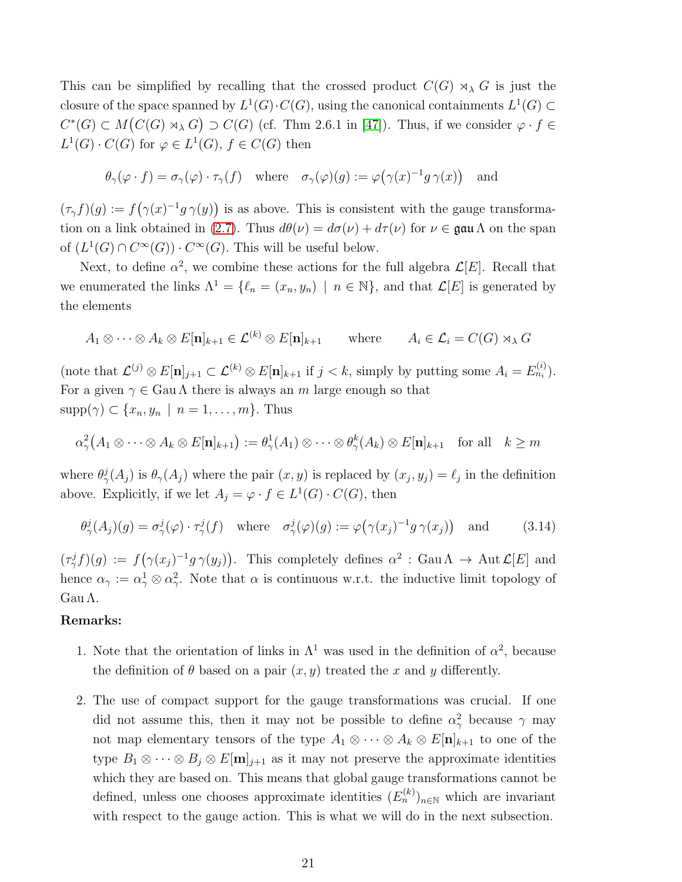This can be simplified by recalling that the crossed product $C(G) \rtimes_\lambda G$ is just the closure of the space spanned by $L^1(G) \cdot C(G)$, using the canonical containments $L^1(G) \subset C^*(G) \subset M\big(C(G) \rtimes_\lambda G\big) \supset C(G)$ (cf. Thm 2.6.1 in [47]). Thus, if we consider $\varphi \cdot f \in L^1(G) \cdot C(G)$ for $\varphi \in L^1(G)$, $f \in C(G)$ then

$$\theta_\gamma(\varphi \cdot f) = \sigma_\gamma(\varphi) \cdot \tau_\gamma(f) \quad \text{where} \quad \sigma_\gamma(\varphi)(g) := \varphi\big(\gamma(x)^{-1} g\, \gamma(x)\big) \quad \text{and}$$

$(\tau_\gamma f)(g) := f\big(\gamma(x)^{-1} g\, \gamma(y)\big)$ is as above. This is consistent with the gauge transformation on a link obtained in (2.7). Thus $d\theta(\nu) = d\sigma(\nu) + d\tau(\nu)$ for $\nu \in \mathfrak{gau}\,\Lambda$ on the span of $(L^1(G) \cap C^\infty(G)) \cdot C^\infty(G)$. This will be useful below.

Next, to define $\alpha^2$, we combine these actions for the full algebra $\mathcal{L}[E]$. Recall that we enumerated the links $\Lambda^1 = \{\ell_n = (x_n, y_n) \mid n \in \mathbb{N}\}$, and that $\mathcal{L}[E]$ is generated by the elements

$$A_1 \otimes \cdots \otimes A_k \otimes E[\mathbf{n}]_{k+1} \in \mathcal{L}^{(k)} \otimes E[\mathbf{n}]_{k+1} \qquad \text{where} \qquad A_i \in \mathcal{L}_i = C(G) \rtimes_\lambda G$$

(note that $\mathcal{L}^{(j)} \otimes E[\mathbf{n}]_{j+1} \subset \mathcal{L}^{(k)} \otimes E[\mathbf{n}]_{k+1}$ if $j < k$, simply by putting some $A_i = E^{(i)}_{n_i}$). For a given $\gamma \in \mathrm{Gau}\,\Lambda$ there is always an $m$ large enough so that $\mathrm{supp}(\gamma) \subset \{x_n, y_n \mid n = 1, \ldots, m\}$. Thus

$$\alpha^2_\gamma\big(A_1 \otimes \cdots \otimes A_k \otimes E[\mathbf{n}]_{k+1}\big) := \theta^1_\gamma(A_1) \otimes \cdots \otimes \theta^k_\gamma(A_k) \otimes E[\mathbf{n}]_{k+1} \quad \text{for all} \quad k \geq m$$

where $\theta^j_\gamma(A_j)$ is $\theta_\gamma(A_j)$ where the pair $(x, y)$ is replaced by $(x_j, y_j) = \ell_j$ in the definition above. Explicitly, if we let $A_j = \varphi \cdot f \in L^1(G) \cdot C(G)$, then

$$\theta^j_\gamma(A_j)(g) = \sigma^j_\gamma(\varphi) \cdot \tau^j_\gamma(f) \quad \text{where} \quad \sigma^j_\gamma(\varphi)(g) := \varphi\big(\gamma(x_j)^{-1} g\, \gamma(x_j)\big) \quad \text{and} \tag{3.14}$$

$(\tau^j_\gamma f)(g) := f\big(\gamma(x_j)^{-1} g\, \gamma(y_j)\big)$. This completely defines $\alpha^2 : \mathrm{Gau}\,\Lambda \to \mathrm{Aut}\,\mathcal{L}[E]$ and hence $\alpha_\gamma := \alpha^1_\gamma \otimes \alpha^2_\gamma$. Note that $\alpha$ is continuous w.r.t. the inductive limit topology of $\mathrm{Gau}\,\Lambda$.

**Remarks:**

1. Note that the orientation of links in $\Lambda^1$ was used in the definition of $\alpha^2$, because the definition of $\theta$ based on a pair $(x, y)$ treated the $x$ and $y$ differently.

2. The use of compact support for the gauge transformations was crucial. If one did not assume this, then it may not be possible to define $\alpha^2_\gamma$ because $\gamma$ may not map elementary tensors of the type $A_1 \otimes \cdots \otimes A_k \otimes E[\mathbf{n}]_{k+1}$ to one of the type $B_1 \otimes \cdots \otimes B_j \otimes E[\mathbf{m}]_{j+1}$ as it may not preserve the approximate identities which they are based on. This means that global gauge transformations cannot be defined, unless one chooses approximate identities $(E^{(k)}_n)_{n \in \mathbb{N}}$ which are invariant with respect to the gauge action. This is what we will do in the next subsection.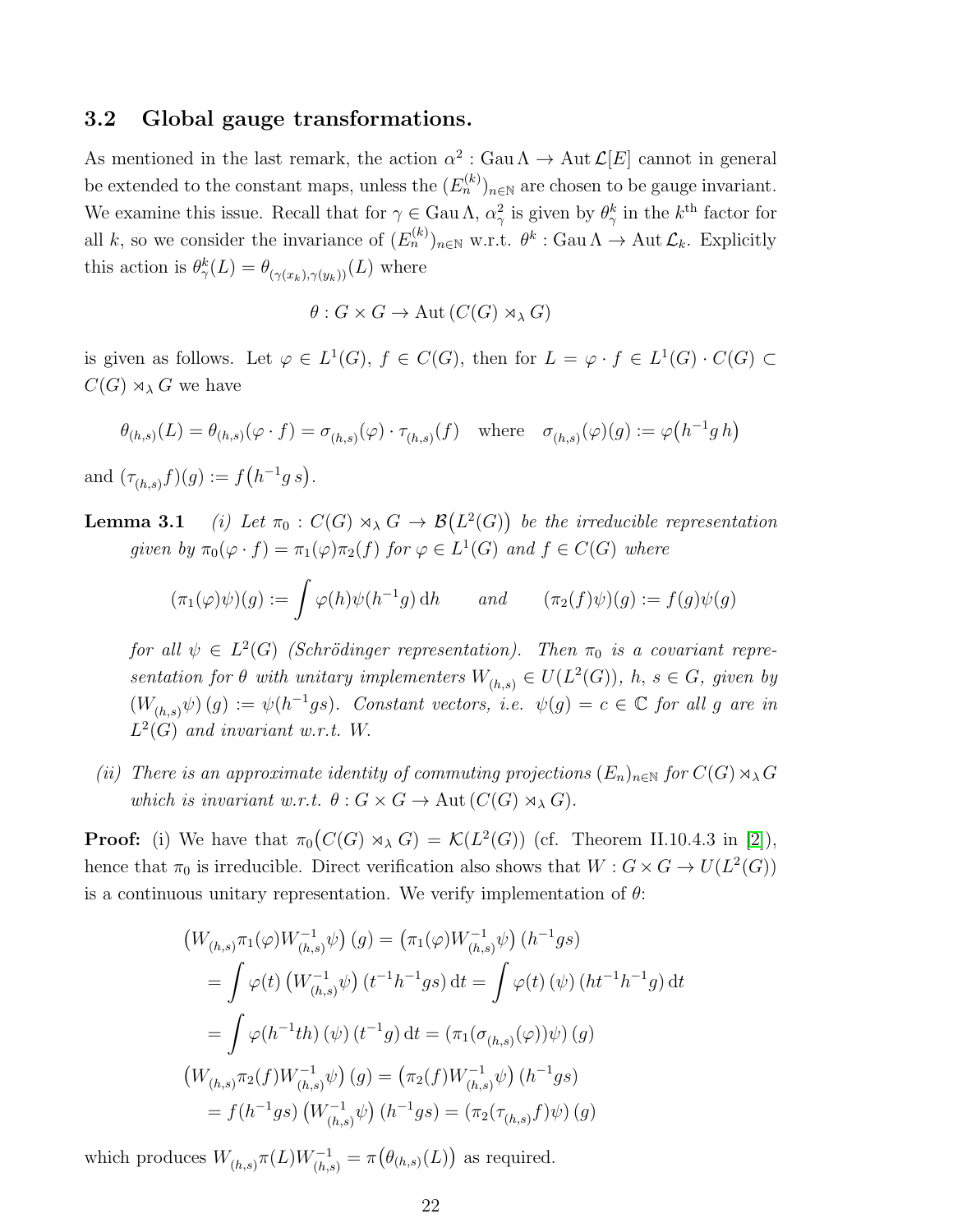### 3.2 Global gauge transformations.

As mentioned in the last remark, the action $\alpha^2 : \mathrm{Gau}\,\Lambda \to \mathrm{Aut}\,\mathcal{L}[E]$ cannot in general be extended to the constant maps, unless the $(E_n^{(k)})_{n\in\mathbb{N}}$ are chosen to be gauge invariant. We examine this issue. Recall that for $\gamma \in \mathrm{Gau}\,\Lambda$, $\alpha^2_\gamma$ is given by $\theta^k_\gamma$ in the $k^{\text{th}}$ factor for all $k$, so we consider the invariance of $(E_n^{(k)})_{n\in\mathbb{N}}$ w.r.t. $\theta^k : \mathrm{Gau}\,\Lambda \to \mathrm{Aut}\,\mathcal{L}_k$. Explicitly this action is $\theta^k_\gamma(L) = \theta_{(\gamma(x_k),\gamma(y_k))}(L)$ where

$$\theta : G \times G \to \mathrm{Aut}\,(C(G) \rtimes_\lambda G)$$

is given as follows. Let $\varphi \in L^1(G)$, $f \in C(G)$, then for $L = \varphi \cdot f \in L^1(G) \cdot C(G) \subset C(G) \rtimes_\lambda G$ we have

$$\theta_{(h,s)}(L) = \theta_{(h,s)}(\varphi \cdot f) = \sigma_{(h,s)}(\varphi) \cdot \tau_{(h,s)}(f) \quad \text{where} \quad \sigma_{(h,s)}(\varphi)(g) := \varphi\big(h^{-1}g\,h\big)$$

and $(\tau_{(h,s)}f)(g) := f\big(h^{-1}g\,s\big)$.

**Lemma 3.1** *(i) Let $\pi_0 : C(G) \rtimes_\lambda G \to \mathcal{B}\big(L^2(G)\big)$ be the irreducible representation given by $\pi_0(\varphi \cdot f) = \pi_1(\varphi)\pi_2(f)$ for $\varphi \in L^1(G)$ and $f \in C(G)$ where*

$$(\pi_1(\varphi)\psi)(g) := \int \varphi(h)\psi(h^{-1}g)\,\mathrm{d}h \qquad \text{and} \qquad (\pi_2(f)\psi)(g) := f(g)\psi(g)$$

*for all $\psi \in L^2(G)$ (Schrödinger representation). Then $\pi_0$ is a covariant representation for $\theta$ with unitary implementers $W_{(h,s)} \in U(L^2(G))$, $h$, $s \in G$, given by $\left(W_{(h,s)}\psi\right)(g) := \psi(h^{-1}gs)$. Constant vectors, i.e. $\psi(g) = c \in \mathbb{C}$ for all $g$ are in $L^2(G)$ and invariant w.r.t. $W$.*

*(ii) There is an approximate identity of commuting projections $(E_n)_{n\in\mathbb{N}}$ for $C(G) \rtimes_\lambda G$ which is invariant w.r.t. $\theta : G \times G \to \mathrm{Aut}\,(C(G) \rtimes_\lambda G)$.*

**Proof:** (i) We have that $\pi_0\big(C(G) \rtimes_\lambda G\big) = \mathcal{K}(L^2(G))$ (cf. Theorem II.10.4.3 in [2]), hence that $\pi_0$ is irreducible. Direct verification also shows that $W : G \times G \to U(L^2(G))$ is a continuous unitary representation. We verify implementation of $\theta$:

$$\begin{aligned}
\left(W_{(h,s)}\pi_1(\varphi)W^{-1}_{(h,s)}\psi\right)(g) &= \left(\pi_1(\varphi)W^{-1}_{(h,s)}\psi\right)(h^{-1}gs) \\
&= \int \varphi(t)\left(W^{-1}_{(h,s)}\psi\right)(t^{-1}h^{-1}gs)\,\mathrm{d}t = \int \varphi(t)\,(\psi)\,(ht^{-1}h^{-1}g)\,\mathrm{d}t \\
&= \int \varphi(h^{-1}th)\,(\psi)\,(t^{-1}g)\,\mathrm{d}t = \left(\pi_1(\sigma_{(h,s)}(\varphi))\psi\right)(g) \\
\left(W_{(h,s)}\pi_2(f)W^{-1}_{(h,s)}\psi\right)(g) &= \left(\pi_2(f)W^{-1}_{(h,s)}\psi\right)(h^{-1}gs) \\
&= f(h^{-1}gs)\left(W^{-1}_{(h,s)}\psi\right)(h^{-1}gs) = \left(\pi_2(\tau_{(h,s)}f)\psi\right)(g)
\end{aligned}$$

which produces $W_{(h,s)}\pi(L)W^{-1}_{(h,s)} = \pi\big(\theta_{(h,s)}(L)\big)$ as required.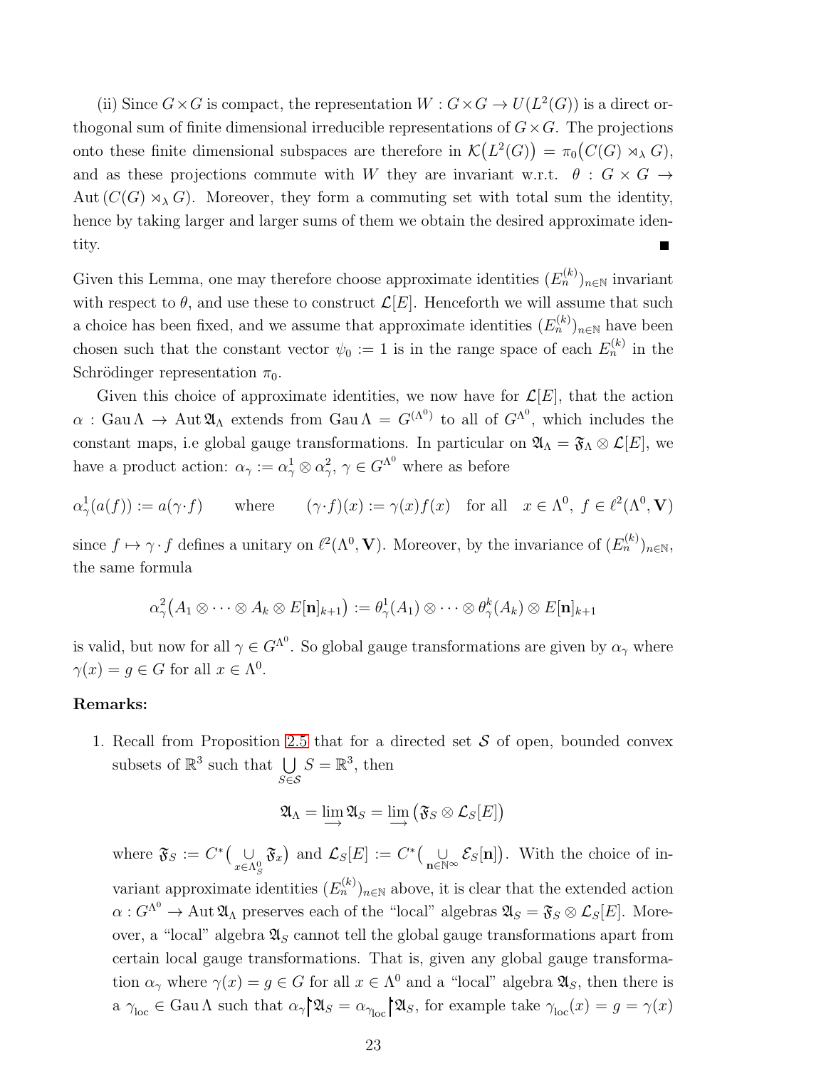(ii) Since $G \times G$ is compact, the representation $W : G \times G \to U(L^2(G))$ is a direct orthogonal sum of finite dimensional irreducible representations of $G \times G$. The projections onto these finite dimensional subspaces are therefore in $\mathcal{K}(L^2(G)) = \pi_0(C(G) \rtimes_\lambda G)$, and as these projections commute with $W$ they are invariant w.r.t. $\theta : G \times G \to \text{Aut}\,(C(G) \rtimes_\lambda G)$. Moreover, they form a commuting set with total sum the identity, hence by taking larger and larger sums of them we obtain the desired approximate identity. ∎

Given this Lemma, one may therefore choose approximate identities $(E_n^{(k)})_{n\in\mathbb{N}}$ invariant with respect to $\theta$, and use these to construct $\mathcal{L}[E]$. Henceforth we will assume that such a choice has been fixed, and we assume that approximate identities $(E_n^{(k)})_{n\in\mathbb{N}}$ have been chosen such that the constant vector $\psi_0 := 1$ is in the range space of each $E_n^{(k)}$ in the Schrödinger representation $\pi_0$.

Given this choice of approximate identities, we now have for $\mathcal{L}[E]$, that the action $\alpha : \text{Gau}\,\Lambda \to \text{Aut}\,\mathfrak{A}_\Lambda$ extends from $\text{Gau}\,\Lambda = G^{(\Lambda^0)}$ to all of $G^{\Lambda^0}$, which includes the constant maps, i.e global gauge transformations. In particular on $\mathfrak{A}_\Lambda = \mathfrak{F}_\Lambda \otimes \mathcal{L}[E]$, we have a product action: $\alpha_\gamma := \alpha_\gamma^1 \otimes \alpha_\gamma^2$, $\gamma \in G^{\Lambda^0}$ where as before

$$\alpha_\gamma^1(a(f)) := a(\gamma \cdot f) \qquad \text{where} \qquad (\gamma \cdot f)(x) := \gamma(x) f(x) \quad \text{for all} \quad x \in \Lambda^0,\ f \in \ell^2(\Lambda^0, \mathbf{V})$$

since $f \mapsto \gamma \cdot f$ defines a unitary on $\ell^2(\Lambda^0, \mathbf{V})$. Moreover, by the invariance of $(E_n^{(k)})_{n\in\mathbb{N}}$, the same formula

$$\alpha_\gamma^2\big(A_1 \otimes \cdots \otimes A_k \otimes E[\mathbf{n}]_{k+1}\big) := \theta_\gamma^1(A_1) \otimes \cdots \otimes \theta_\gamma^k(A_k) \otimes E[\mathbf{n}]_{k+1}$$

is valid, but now for all $\gamma \in G^{\Lambda^0}$. So global gauge transformations are given by $\alpha_\gamma$ where $\gamma(x) = g \in G$ for all $x \in \Lambda^0$.

**Remarks:**

1. Recall from Proposition 2.5 that for a directed set $\mathcal{S}$ of open, bounded convex subsets of $\mathbb{R}^3$ such that $\bigcup\limits_{S\in\mathcal{S}} S = \mathbb{R}^3$, then

$$\mathfrak{A}_\Lambda = \varinjlim \mathfrak{A}_S = \varinjlim \big(\mathfrak{F}_S \otimes \mathcal{L}_S[E]\big)$$

where $\mathfrak{F}_S := C^*\big(\bigcup\limits_{x\in\Lambda_S^0} \mathfrak{F}_x\big)$ and $\mathcal{L}_S[E] := C^*\big(\bigcup\limits_{\mathbf{n}\in\mathbb{N}^\infty} \mathcal{E}_S[\mathbf{n}]\big)$. With the choice of invariant approximate identities $(E_n^{(k)})_{n\in\mathbb{N}}$ above, it is clear that the extended action $\alpha : G^{\Lambda^0} \to \text{Aut}\,\mathfrak{A}_\Lambda$ preserves each of the "local" algebras $\mathfrak{A}_S = \mathfrak{F}_S \otimes \mathcal{L}_S[E]$. Moreover, a "local" algebra $\mathfrak{A}_S$ cannot tell the global gauge transformations apart from certain local gauge transformations. That is, given any global gauge transformation $\alpha_\gamma$ where $\gamma(x) = g \in G$ for all $x \in \Lambda^0$ and a "local" algebra $\mathfrak{A}_S$, then there is a $\gamma_{\text{loc}} \in \text{Gau}\,\Lambda$ such that $\alpha_\gamma \restriction \mathfrak{A}_S = \alpha_{\gamma_{\text{loc}}} \restriction \mathfrak{A}_S$, for example take $\gamma_{\text{loc}}(x) = g = \gamma(x)$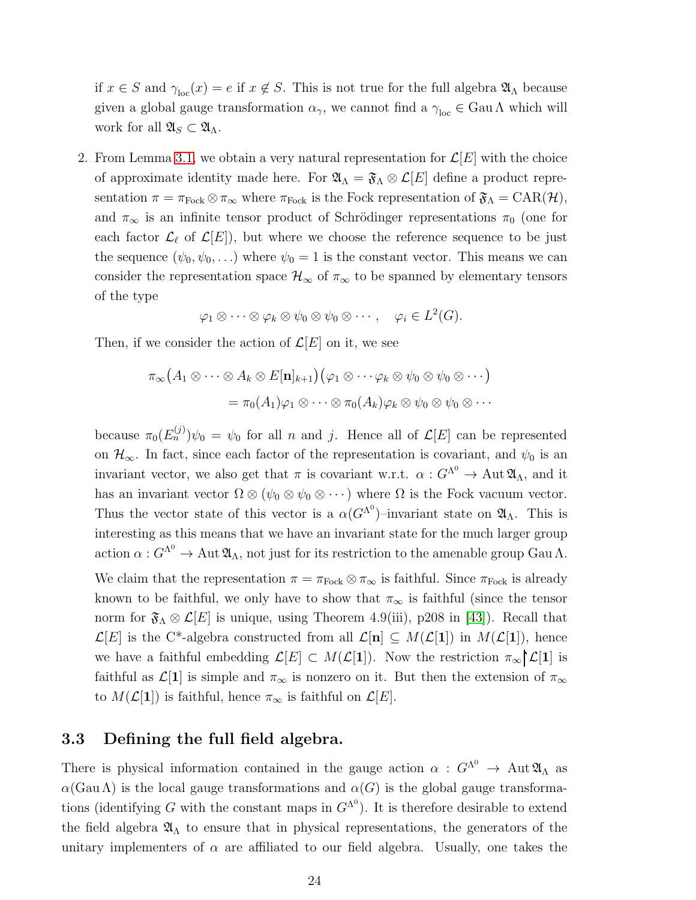if $x \in S$ and $\gamma_{\rm loc}(x) = e$ if $x \notin S$. This is not true for the full algebra $\mathfrak{A}_\Lambda$ because given a global gauge transformation $\alpha_\gamma$, we cannot find a $\gamma_{\rm loc} \in {\rm Gau}\,\Lambda$ which will work for all $\mathfrak{A}_S \subset \mathfrak{A}_\Lambda$.

2. From Lemma 3.1, we obtain a very natural representation for $\mathcal{L}[E]$ with the choice of approximate identity made here. For $\mathfrak{A}_\Lambda = \mathfrak{F}_\Lambda \otimes \mathcal{L}[E]$ define a product representation $\pi = \pi_{\rm Fock} \otimes \pi_\infty$ where $\pi_{\rm Fock}$ is the Fock representation of $\mathfrak{F}_\Lambda = {\rm CAR}(\mathcal{H})$, and $\pi_\infty$ is an infinite tensor product of Schrödinger representations $\pi_0$ (one for each factor $\mathcal{L}_\ell$ of $\mathcal{L}[E]$), but where we choose the reference sequence to be just the sequence $(\psi_0, \psi_0, \ldots)$ where $\psi_0 = 1$ is the constant vector. This means we can consider the representation space $\mathcal{H}_\infty$ of $\pi_\infty$ to be spanned by elementary tensors of the type

$$\varphi_1 \otimes \cdots \otimes \varphi_k \otimes \psi_0 \otimes \psi_0 \otimes \cdots, \quad \varphi_i \in L^2(G).$$

Then, if we consider the action of $\mathcal{L}[E]$ on it, we see

$$\begin{aligned}\pi_\infty\big(A_1 \otimes \cdots \otimes A_k \otimes E[\mathbf{n}]_{k+1}\big)\big(\varphi_1 \otimes \cdots \varphi_k \otimes \psi_0 \otimes \psi_0 \otimes \cdots\big) \\ = \pi_0(A_1)\varphi_1 \otimes \cdots \otimes \pi_0(A_k)\varphi_k \otimes \psi_0 \otimes \psi_0 \otimes \cdots\end{aligned}$$

because $\pi_0(E_n^{(j)})\psi_0 = \psi_0$ for all $n$ and $j$. Hence all of $\mathcal{L}[E]$ can be represented on $\mathcal{H}_\infty$. In fact, since each factor of the representation is covariant, and $\psi_0$ is an invariant vector, we also get that $\pi$ is covariant w.r.t. $\alpha : G^{\Lambda^0} \to {\rm Aut}\,\mathfrak{A}_\Lambda$, and it has an invariant vector $\Omega \otimes (\psi_0 \otimes \psi_0 \otimes \cdots)$ where $\Omega$ is the Fock vacuum vector. Thus the vector state of this vector is a $\alpha(G^{\Lambda^0})$–invariant state on $\mathfrak{A}_\Lambda$. This is interesting as this means that we have an invariant state for the much larger group action $\alpha : G^{\Lambda^0} \to {\rm Aut}\,\mathfrak{A}_\Lambda$, not just for its restriction to the amenable group ${\rm Gau}\,\Lambda$.

We claim that the representation $\pi = \pi_{\rm Fock} \otimes \pi_\infty$ is faithful. Since $\pi_{\rm Fock}$ is already known to be faithful, we only have to show that $\pi_\infty$ is faithful (since the tensor norm for $\mathfrak{F}_\Lambda \otimes \mathcal{L}[E]$ is unique, using Theorem 4.9(iii), p208 in [43]). Recall that $\mathcal{L}[E]$ is the C*-algebra constructed from all $\mathcal{L}[\mathbf{n}] \subseteq M(\mathcal{L}[\mathbf{1}])$ in $M(\mathcal{L}[\mathbf{1}])$, hence we have a faithful embedding $\mathcal{L}[E] \subset M(\mathcal{L}[\mathbf{1}])$. Now the restriction $\pi_\infty \restriction \mathcal{L}[\mathbf{1}]$ is faithful as $\mathcal{L}[\mathbf{1}]$ is simple and $\pi_\infty$ is nonzero on it. But then the extension of $\pi_\infty$ to $M(\mathcal{L}[\mathbf{1}])$ is faithful, hence $\pi_\infty$ is faithful on $\mathcal{L}[E]$.

### 3.3 Defining the full field algebra.

There is physical information contained in the gauge action $\alpha : G^{\Lambda^0} \to {\rm Aut}\,\mathfrak{A}_\Lambda$ as $\alpha({\rm Gau}\,\Lambda)$ is the local gauge transformations and $\alpha(G)$ is the global gauge transformations (identifying $G$ with the constant maps in $G^{\Lambda^0}$). It is therefore desirable to extend the field algebra $\mathfrak{A}_\Lambda$ to ensure that in physical representations, the generators of the unitary implementers of $\alpha$ are affiliated to our field algebra. Usually, one takes the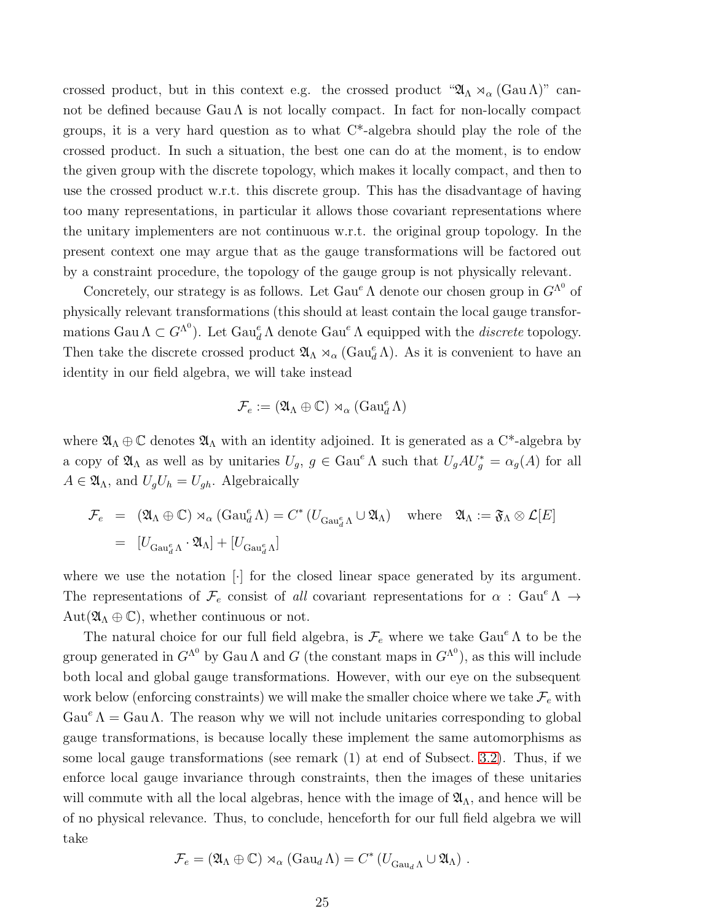crossed product, but in this context e.g. the crossed product "$\mathfrak{A}_\Lambda \rtimes_\alpha (\mathrm{Gau}\,\Lambda)$" cannot be defined because $\mathrm{Gau}\,\Lambda$ is not locally compact. In fact for non-locally compact groups, it is a very hard question as to what C*-algebra should play the role of the crossed product. In such a situation, the best one can do at the moment, is to endow the given group with the discrete topology, which makes it locally compact, and then to use the crossed product w.r.t. this discrete group. This has the disadvantage of having too many representations, in particular it allows those covariant representations where the unitary implementers are not continuous w.r.t. the original group topology. In the present context one may argue that as the gauge transformations will be factored out by a constraint procedure, the topology of the gauge group is not physically relevant.

Concretely, our strategy is as follows. Let $\mathrm{Gau}^e\,\Lambda$ denote our chosen group in $G^{\Lambda^0}$ of physically relevant transformations (this should at least contain the local gauge transformations $\mathrm{Gau}\,\Lambda \subset G^{\Lambda^0}$). Let $\mathrm{Gau}^e_d\,\Lambda$ denote $\mathrm{Gau}^e\,\Lambda$ equipped with the *discrete* topology. Then take the discrete crossed product $\mathfrak{A}_\Lambda \rtimes_\alpha (\mathrm{Gau}^e_d\,\Lambda)$. As it is convenient to have an identity in our field algebra, we will take instead

$$\mathcal{F}_e := (\mathfrak{A}_\Lambda \oplus \mathbb{C}) \rtimes_\alpha (\mathrm{Gau}^e_d\,\Lambda)$$

where $\mathfrak{A}_\Lambda \oplus \mathbb{C}$ denotes $\mathfrak{A}_\Lambda$ with an identity adjoined. It is generated as a C*-algebra by a copy of $\mathfrak{A}_\Lambda$ as well as by unitaries $U_g$, $g \in \mathrm{Gau}^e\,\Lambda$ such that $U_g A U_g^* = \alpha_g(A)$ for all $A \in \mathfrak{A}_\Lambda$, and $U_g U_h = U_{gh}$. Algebraically

$$\begin{aligned}
\mathcal{F}_e &= (\mathfrak{A}_\Lambda \oplus \mathbb{C}) \rtimes_\alpha (\mathrm{Gau}^e_d\,\Lambda) = C^*\left(U_{\mathrm{Gau}^e_d\,\Lambda} \cup \mathfrak{A}_\Lambda\right) \quad \text{where} \quad \mathfrak{A}_\Lambda := \mathfrak{F}_\Lambda \otimes \mathcal{L}[E] \\
&= [U_{\mathrm{Gau}^e_d\,\Lambda} \cdot \mathfrak{A}_\Lambda] + [U_{\mathrm{Gau}^e_d\,\Lambda}]
\end{aligned}$$

where we use the notation $[\cdot]$ for the closed linear space generated by its argument. The representations of $\mathcal{F}_e$ consist of *all* covariant representations for $\alpha : \mathrm{Gau}^e\,\Lambda \to \mathrm{Aut}(\mathfrak{A}_\Lambda \oplus \mathbb{C})$, whether continuous or not.

The natural choice for our full field algebra, is $\mathcal{F}_e$ where we take $\mathrm{Gau}^e\,\Lambda$ to be the group generated in $G^{\Lambda^0}$ by $\mathrm{Gau}\,\Lambda$ and $G$ (the constant maps in $G^{\Lambda^0}$), as this will include both local and global gauge transformations. However, with our eye on the subsequent work below (enforcing constraints) we will make the smaller choice where we take $\mathcal{F}_e$ with $\mathrm{Gau}^e\,\Lambda = \mathrm{Gau}\,\Lambda$. The reason why we will not include unitaries corresponding to global gauge transformations, is because locally these implement the same automorphisms as some local gauge transformations (see remark (1) at end of Subsect. 3.2). Thus, if we enforce local gauge invariance through constraints, then the images of these unitaries will commute with all the local algebras, hence with the image of $\mathfrak{A}_\Lambda$, and hence will be of no physical relevance. Thus, to conclude, henceforth for our full field algebra we will take

$$\mathcal{F}_e = (\mathfrak{A}_\Lambda \oplus \mathbb{C}) \rtimes_\alpha (\mathrm{Gau}_d\,\Lambda) = C^*\left(U_{\mathrm{Gau}_d\,\Lambda} \cup \mathfrak{A}_\Lambda\right).$$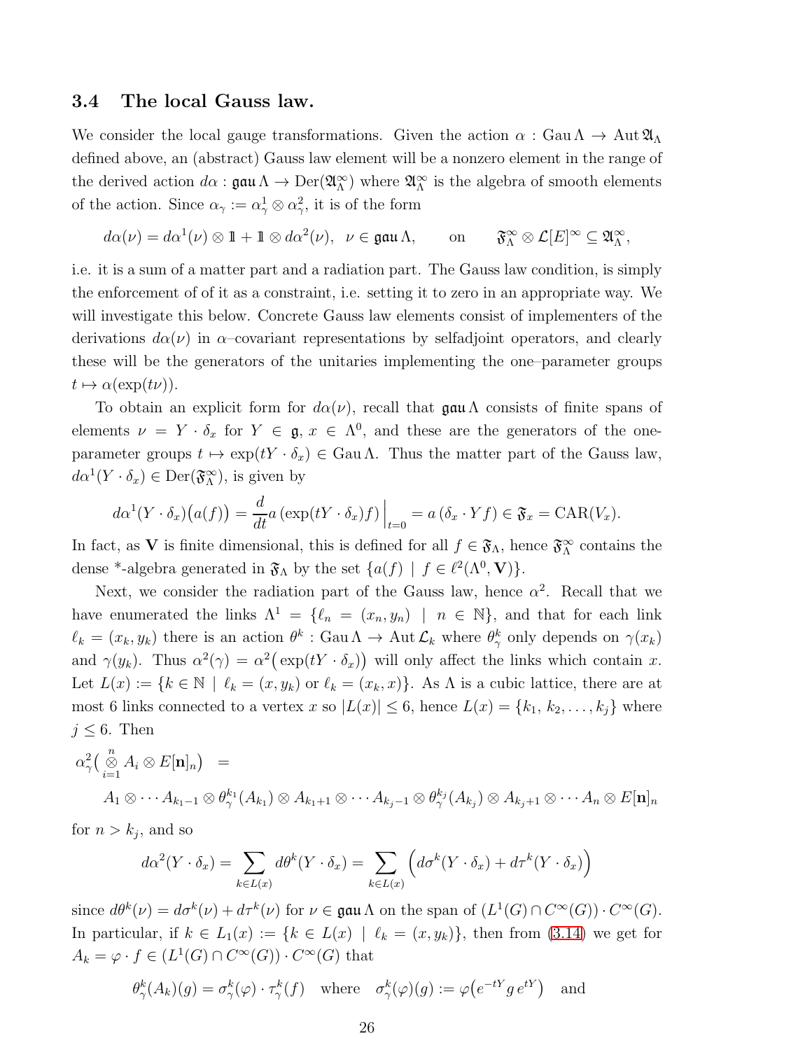### 3.4 The local Gauss law.

We consider the local gauge transformations. Given the action $\alpha : \mathrm{Gau}\,\Lambda \to \mathrm{Aut}\,\mathfrak{A}_\Lambda$ defined above, an (abstract) Gauss law element will be a nonzero element in the range of the derived action $d\alpha : \mathfrak{gau}\,\Lambda \to \mathrm{Der}(\mathfrak{A}_\Lambda^\infty)$ where $\mathfrak{A}_\Lambda^\infty$ is the algebra of smooth elements of the action. Since $\alpha_\gamma := \alpha_\gamma^1 \otimes \alpha_\gamma^2$, it is of the form

$$d\alpha(\nu) = d\alpha^1(\nu) \otimes \mathbb{1} + \mathbb{1} \otimes d\alpha^2(\nu), \quad \nu \in \mathfrak{gau}\,\Lambda, \qquad \text{on} \qquad \mathfrak{F}_\Lambda^\infty \otimes \mathcal{L}[E]^\infty \subseteq \mathfrak{A}_\Lambda^\infty,$$

i.e. it is a sum of a matter part and a radiation part. The Gauss law condition, is simply the enforcement of of it as a constraint, i.e. setting it to zero in an appropriate way. We will investigate this below. Concrete Gauss law elements consist of implementers of the derivations $d\alpha(\nu)$ in $\alpha$–covariant representations by selfadjoint operators, and clearly these will be the generators of the unitaries implementing the one–parameter groups $t \mapsto \alpha(\exp(t\nu))$.

To obtain an explicit form for $d\alpha(\nu)$, recall that $\mathfrak{gau}\,\Lambda$ consists of finite spans of elements $\nu = Y \cdot \delta_x$ for $Y \in \mathfrak{g}$, $x \in \Lambda^0$, and these are the generators of the one-parameter groups $t \mapsto \exp(tY \cdot \delta_x) \in \mathrm{Gau}\,\Lambda$. Thus the matter part of the Gauss law, $d\alpha^1(Y \cdot \delta_x) \in \mathrm{Der}(\mathfrak{F}_\Lambda^\infty)$, is given by

$$d\alpha^1(Y \cdot \delta_x)\big(a(f)\big) = \frac{d}{dt} a\left(\exp(tY \cdot \delta_x) f\right)\Big|_{t=0} = a\left(\delta_x \cdot Y f\right) \in \mathfrak{F}_x = \mathrm{CAR}(V_x).$$

In fact, as $\mathbf{V}$ is finite dimensional, this is defined for all $f \in \mathfrak{F}_\Lambda$, hence $\mathfrak{F}_\Lambda^\infty$ contains the dense *-algebra generated in $\mathfrak{F}_\Lambda$ by the set $\{a(f) \mid f \in \ell^2(\Lambda^0, \mathbf{V})\}$.

Next, we consider the radiation part of the Gauss law, hence $\alpha^2$. Recall that we have enumerated the links $\Lambda^1 = \{\ell_n = (x_n, y_n) \mid n \in \mathbb{N}\}$, and that for each link $\ell_k = (x_k, y_k)$ there is an action $\theta^k : \mathrm{Gau}\,\Lambda \to \mathrm{Aut}\,\mathcal{L}_k$ where $\theta_\gamma^k$ only depends on $\gamma(x_k)$ and $\gamma(y_k)$. Thus $\alpha^2(\gamma) = \alpha^2\big(\exp(tY \cdot \delta_x)\big)$ will only affect the links which contain $x$. Let $L(x) := \{k \in \mathbb{N} \mid \ell_k = (x, y_k) \text{ or } \ell_k = (x_k, x)\}$. As $\Lambda$ is a cubic lattice, there are at most 6 links connected to a vertex $x$ so $|L(x)| \leq 6$, hence $L(x) = \{k_1, k_2, \ldots, k_j\}$ where $j \leq 6$. Then

$$\alpha_\gamma^2\Big(\mathop{\otimes}_{i=1}^n A_i \otimes E[\mathbf{n}]_n\Big) = A_1 \otimes \cdots A_{k_1-1} \otimes \theta_\gamma^{k_1}(A_{k_1}) \otimes A_{k_1+1} \otimes \cdots A_{k_j-1} \otimes \theta_\gamma^{k_j}(A_{k_j}) \otimes A_{k_j+1} \otimes \cdots A_n \otimes E[\mathbf{n}]_n$$

for $n > k_j$, and so

$$d\alpha^2(Y \cdot \delta_x) = \sum_{k \in L(x)} d\theta^k(Y \cdot \delta_x) = \sum_{k \in L(x)} \Big(d\sigma^k(Y \cdot \delta_x) + d\tau^k(Y \cdot \delta_x)\Big)$$

since $d\theta^k(\nu) = d\sigma^k(\nu) + d\tau^k(\nu)$ for $\nu \in \mathfrak{gau}\,\Lambda$ on the span of $(L^1(G) \cap C^\infty(G)) \cdot C^\infty(G)$. In particular, if $k \in L_1(x) := \{k \in L(x) \mid \ell_k = (x, y_k)\}$, then from (3.14) we get for $A_k = \varphi \cdot f \in (L^1(G) \cap C^\infty(G)) \cdot C^\infty(G)$ that

$$\theta_\gamma^k(A_k)(g) = \sigma_\gamma^k(\varphi) \cdot \tau_\gamma^k(f) \quad \text{where} \quad \sigma_\gamma^k(\varphi)(g) := \varphi\big(e^{-tY} g\, e^{tY}\big) \quad \text{and}$$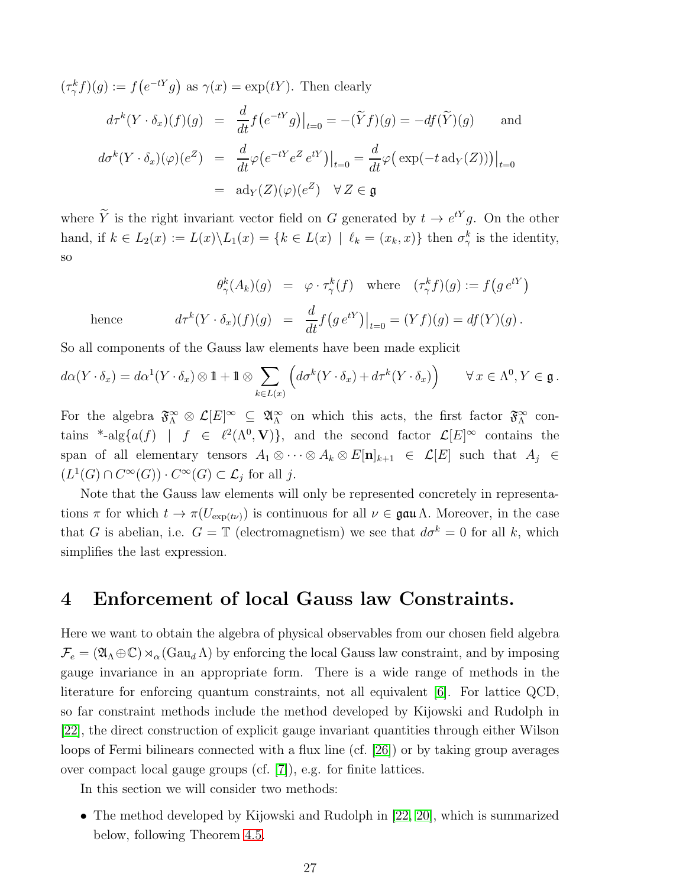$(\tau^k_\gamma f)(g) := f\big(e^{-tY}g\big)$ as $\gamma(x) = \exp(tY)$. Then clearly

$$
\begin{aligned}
d\tau^k(Y\cdot\delta_x)(f)(g) &= \frac{d}{dt}f\big(e^{-tY}g\big)\big|_{t=0} = -(\widetilde{Y}f)(g) = -df(\widetilde{Y})(g) \qquad \text{and} \\
d\sigma^k(Y\cdot\delta_x)(\varphi)(e^Z) &= \frac{d}{dt}\varphi\big(e^{-tY}e^Z\,e^{tY}\big)\big|_{t=0} = \frac{d}{dt}\varphi\big(\exp(-t\,\mathrm{ad}_Y(Z))\big)\big|_{t=0} \\
&= \mathrm{ad}_Y(Z)(\varphi)(e^Z) \quad \forall\, Z\in\mathfrak{g}
\end{aligned}
$$

where $\widetilde{Y}$ is the right invariant vector field on $G$ generated by $t\to e^{tY}g$. On the other hand, if $k\in L_2(x) := L(x)\backslash L_1(x) = \{k\in L(x)\ \mid\ \ell_k = (x_k,x)\}$ then $\sigma^k_\gamma$ is the identity, so

$$
\theta^k_\gamma(A_k)(g) = \varphi\cdot\tau^k_\gamma(f) \quad \text{where} \quad (\tau^k_\gamma f)(g) := f\big(g\,e^{tY}\big)
$$

hence

$$
d\tau^k(Y\cdot\delta_x)(f)(g) = \frac{d}{dt}f\big(g\,e^{tY}\big)\big|_{t=0} = (Yf)(g) = df(Y)(g)\,.
$$

So all components of the Gauss law elements have been made explicit

$$
d\alpha(Y\cdot\delta_x) = d\alpha^1(Y\cdot\delta_x)\otimes\mathbb{1} + \mathbb{1}\otimes\sum_{k\in L(x)}\Big(d\sigma^k(Y\cdot\delta_x) + d\tau^k(Y\cdot\delta_x)\Big) \qquad \forall\, x\in\Lambda^0, Y\in\mathfrak{g}\,.
$$

For the algebra $\mathfrak{F}^\infty_\Lambda\otimes\mathcal{L}[E]^\infty \subseteq \mathfrak{A}^\infty_\Lambda$ on which this acts, the first factor $\mathfrak{F}^\infty_\Lambda$ contains *-alg$\{a(f)\ \mid\ f\ \in\ \ell^2(\Lambda^0,\mathbf{V})\}$, and the second factor $\mathcal{L}[E]^\infty$ contains the span of all elementary tensors $A_1\otimes\cdots\otimes A_k\otimes E[\mathbf{n}]_{k+1}\ \in\ \mathcal{L}[E]$ such that $A_j\ \in\ (L^1(G)\cap C^\infty(G))\cdot C^\infty(G)\subset\mathcal{L}_j$ for all $j$.

Note that the Gauss law elements will only be represented concretely in representations $\pi$ for which $t\to\pi(U_{\exp(t\nu)})$ is continuous for all $\nu\in\mathfrak{gau}\,\Lambda$. Moreover, in the case that $G$ is abelian, i.e. $G=\mathbb{T}$ (electromagnetism) we see that $d\sigma^k=0$ for all $k$, which simplifies the last expression.

# 4 Enforcement of local Gauss law Constraints.

Here we want to obtain the algebra of physical observables from our chosen field algebra $\mathcal{F}_e = (\mathfrak{A}_\Lambda\oplus\mathbb{C})\rtimes_\alpha(\mathrm{Gau}_d\,\Lambda)$ by enforcing the local Gauss law constraint, and by imposing gauge invariance in an appropriate form. There is a wide range of methods in the literature for enforcing quantum constraints, not all equivalent [6]. For lattice QCD, so far constraint methods include the method developed by Kijowski and Rudolph in [22], the direct construction of explicit gauge invariant quantities through either Wilson loops of Fermi bilinears connected with a flux line (cf. [26]) or by taking group averages over compact local gauge groups (cf. [7]), e.g. for finite lattices.

In this section we will consider two methods:

- The method developed by Kijowski and Rudolph in [22, 20], which is summarized below, following Theorem 4.5.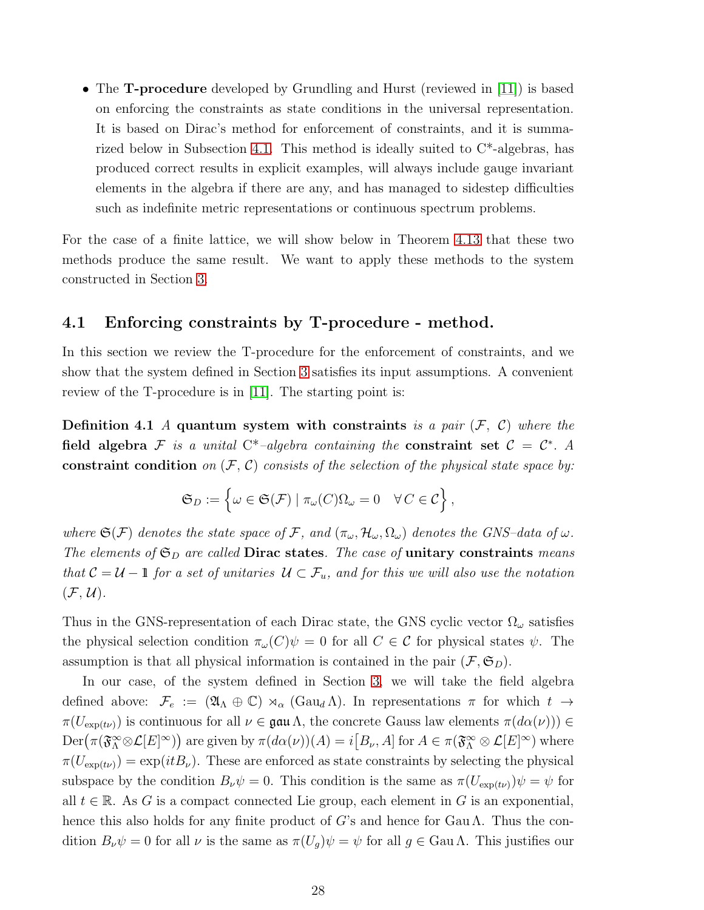- The **T-procedure** developed by Grundling and Hurst (reviewed in [11]) is based on enforcing the constraints as state conditions in the universal representation. It is based on Dirac's method for enforcement of constraints, and it is summarized below in Subsection 4.1. This method is ideally suited to C*-algebras, has produced correct results in explicit examples, will always include gauge invariant elements in the algebra if there are any, and has managed to sidestep difficulties such as indefinite metric representations or continuous spectrum problems.

For the case of a finite lattice, we will show below in Theorem 4.13 that these two methods produce the same result. We want to apply these methods to the system constructed in Section 3.

## 4.1 Enforcing constraints by T-procedure - method.

In this section we review the T-procedure for the enforcement of constraints, and we show that the system defined in Section 3 satisfies its input assumptions. A convenient review of the T-procedure is in [11]. The starting point is:

**Definition 4.1** *A* **quantum system with constraints** *is a pair* $(\mathcal{F},\ \mathcal{C})$ *where the* **field algebra** $\mathcal{F}$ *is a unital* C*–*algebra containing the* **constraint set** $\mathcal{C}=\mathcal{C}^*$. *A* **constraint condition** *on* $(\mathcal{F},\mathcal{C})$ *consists of the selection of the physical state space by:*

$$\mathfrak{S}_D := \Big\{\omega\in\mathfrak{S}(\mathcal{F})\mid \pi_\omega(C)\Omega_\omega=0 \quad \forall\, C\in\mathcal{C}\Big\}\,,$$

*where* $\mathfrak{S}(\mathcal{F})$ *denotes the state space of* $\mathcal{F}$*, and* $(\pi_\omega,\mathcal{H}_\omega,\Omega_\omega)$ *denotes the GNS–data of* $\omega$*. The elements of* $\mathfrak{S}_D$ *are called* **Dirac states**. *The case of* **unitary constraints** *means that* $\mathcal{C}=\mathcal{U}-\mathbb{1}$ *for a set of unitaries* $\mathcal{U}\subset\mathcal{F}_u$*, and for this we will also use the notation* $(\mathcal{F},\mathcal{U})$.

Thus in the GNS-representation of each Dirac state, the GNS cyclic vector $\Omega_\omega$ satisfies the physical selection condition $\pi_\omega(C)\psi=0$ for all $C\in\mathcal{C}$ for physical states $\psi$. The assumption is that all physical information is contained in the pair $(\mathcal{F},\mathfrak{S}_D)$.

In our case, of the system defined in Section 3, we will take the field algebra defined above: $\mathcal{F}_e := (\mathfrak{A}_\Lambda\oplus\mathbb{C})\rtimes_\alpha(\mathrm{Gau}_d\,\Lambda)$. In representations $\pi$ for which $t\to\pi(U_{\exp(t\nu)})$ is continuous for all $\nu\in\mathfrak{gau}\,\Lambda$, the concrete Gauss law elements $\pi(d\alpha(\nu)))\in\mathrm{Der}\big(\pi(\mathfrak{F}^\infty_\Lambda\otimes\mathcal{L}[E]^\infty)\big)$ are given by $\pi(d\alpha(\nu))(A)=i\big[B_\nu,A\big]$ for $A\in\pi(\mathfrak{F}^\infty_\Lambda\otimes\mathcal{L}[E]^\infty)$ where $\pi(U_{\exp(t\nu)})=\exp(itB_\nu)$. These are enforced as state constraints by selecting the physical subspace by the condition $B_\nu\psi=0$. This condition is the same as $\pi(U_{\exp(t\nu)})\psi=\psi$ for all $t\in\mathbb{R}$. As $G$ is a compact connected Lie group, each element in $G$ is an exponential, hence this also holds for any finite product of $G$'s and hence for $\mathrm{Gau}\,\Lambda$. Thus the condition $B_\nu\psi=0$ for all $\nu$ is the same as $\pi(U_g)\psi=\psi$ for all $g\in\mathrm{Gau}\,\Lambda$. This justifies our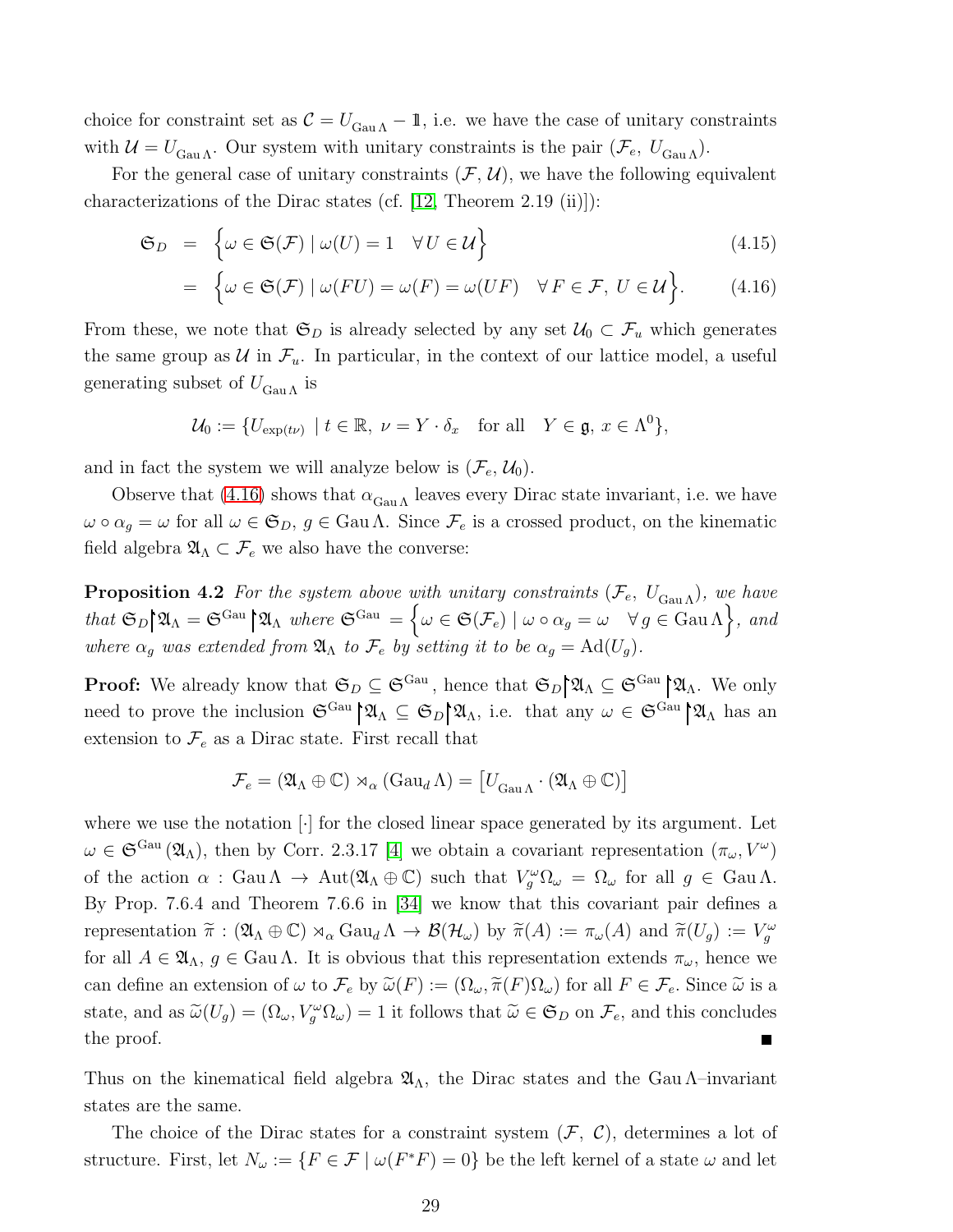choice for constraint set as $\mathcal{C} = U_{\mathrm{Gau}\,\Lambda} - \mathbb{1}$, i.e. we have the case of unitary constraints with $\mathcal{U} = U_{\mathrm{Gau}\,\Lambda}$. Our system with unitary constraints is the pair $(\mathcal{F}_e,\ U_{\mathrm{Gau}\,\Lambda})$.

For the general case of unitary constraints $(\mathcal{F}, \mathcal{U})$, we have the following equivalent characterizations of the Dirac states (cf. [12, Theorem 2.19 (ii)]):

$$\mathfrak{S}_D = \Big\{\omega \in \mathfrak{S}(\mathcal{F}) \mid \omega(U) = 1 \quad \forall\, U \in \mathcal{U}\Big\} \tag{4.15}$$

$$= \Big\{\omega \in \mathfrak{S}(\mathcal{F}) \mid \omega(FU) = \omega(F) = \omega(UF) \quad \forall\, F \in \mathcal{F},\ U \in \mathcal{U}\Big\}. \tag{4.16}$$

From these, we note that $\mathfrak{S}_D$ is already selected by any set $\mathcal{U}_0 \subset \mathcal{F}_u$ which generates the same group as $\mathcal{U}$ in $\mathcal{F}_u$. In particular, in the context of our lattice model, a useful generating subset of $U_{\mathrm{Gau}\,\Lambda}$ is

$$\mathcal{U}_0 := \{U_{\exp(t\nu)} \mid t \in \mathbb{R},\ \nu = Y \cdot \delta_x \quad \text{for all} \quad Y \in \mathfrak{g},\ x \in \Lambda^0\},$$

and in fact the system we will analyze below is $(\mathcal{F}_e, \mathcal{U}_0)$.

Observe that (4.16) shows that $\alpha_{\mathrm{Gau}\,\Lambda}$ leaves every Dirac state invariant, i.e. we have $\omega \circ \alpha_g = \omega$ for all $\omega \in \mathfrak{S}_D$, $g \in \mathrm{Gau}\,\Lambda$. Since $\mathcal{F}_e$ is a crossed product, on the kinematic field algebra $\mathfrak{A}_\Lambda \subset \mathcal{F}_e$ we also have the converse:

**Proposition 4.2** *For the system above with unitary constraints $(\mathcal{F}_e,\ U_{\mathrm{Gau}\,\Lambda})$, we have that $\mathfrak{S}_D \restriction \mathfrak{A}_\Lambda = \mathfrak{S}^{\mathrm{Gau}} \restriction \mathfrak{A}_\Lambda$ where $\mathfrak{S}^{\mathrm{Gau}} = \Big\{\omega \in \mathfrak{S}(\mathcal{F}_e) \mid \omega \circ \alpha_g = \omega \quad \forall\, g \in \mathrm{Gau}\,\Lambda\Big\}$, and where $\alpha_g$ was extended from $\mathfrak{A}_\Lambda$ to $\mathcal{F}_e$ by setting it to be $\alpha_g = \mathrm{Ad}(U_g)$.*

**Proof:** We already know that $\mathfrak{S}_D \subseteq \mathfrak{S}^{\mathrm{Gau}}$, hence that $\mathfrak{S}_D \restriction \mathfrak{A}_\Lambda \subseteq \mathfrak{S}^{\mathrm{Gau}} \restriction \mathfrak{A}_\Lambda$. We only need to prove the inclusion $\mathfrak{S}^{\mathrm{Gau}} \restriction \mathfrak{A}_\Lambda \subseteq \mathfrak{S}_D \restriction \mathfrak{A}_\Lambda$, i.e. that any $\omega \in \mathfrak{S}^{\mathrm{Gau}} \restriction \mathfrak{A}_\Lambda$ has an extension to $\mathcal{F}_e$ as a Dirac state. First recall that

$$\mathcal{F}_e = (\mathfrak{A}_\Lambda \oplus \mathbb{C}) \rtimes_\alpha (\mathrm{Gau}_d\,\Lambda) = \big[U_{\mathrm{Gau}\,\Lambda} \cdot (\mathfrak{A}_\Lambda \oplus \mathbb{C})\big]$$

where we use the notation $[\cdot]$ for the closed linear space generated by its argument. Let $\omega \in \mathfrak{S}^{\mathrm{Gau}}(\mathfrak{A}_\Lambda)$, then by Corr. 2.3.17 [4] we obtain a covariant representation $(\pi_\omega, V^\omega)$ of the action $\alpha : \mathrm{Gau}\,\Lambda \to \mathrm{Aut}(\mathfrak{A}_\Lambda \oplus \mathbb{C})$ such that $V^\omega_g \Omega_\omega = \Omega_\omega$ for all $g \in \mathrm{Gau}\,\Lambda$. By Prop. 7.6.4 and Theorem 7.6.6 in [34] we know that this covariant pair defines a representation $\widetilde{\pi} : (\mathfrak{A}_\Lambda \oplus \mathbb{C}) \rtimes_\alpha \mathrm{Gau}_d\,\Lambda \to \mathcal{B}(\mathcal{H}_\omega)$ by $\widetilde{\pi}(A) := \pi_\omega(A)$ and $\widetilde{\pi}(U_g) := V^\omega_g$ for all $A \in \mathfrak{A}_\Lambda$, $g \in \mathrm{Gau}\,\Lambda$. It is obvious that this representation extends $\pi_\omega$, hence we can define an extension of $\omega$ to $\mathcal{F}_e$ by $\widetilde{\omega}(F) := (\Omega_\omega, \widetilde{\pi}(F)\Omega_\omega)$ for all $F \in \mathcal{F}_e$. Since $\widetilde{\omega}$ is a state, and as $\widetilde{\omega}(U_g) = (\Omega_\omega, V^\omega_g \Omega_\omega) = 1$ it follows that $\widetilde{\omega} \in \mathfrak{S}_D$ on $\mathcal{F}_e$, and this concludes the proof. ∎

Thus on the kinematical field algebra $\mathfrak{A}_\Lambda$, the Dirac states and the $\mathrm{Gau}\,\Lambda$–invariant states are the same.

The choice of the Dirac states for a constraint system $(\mathcal{F},\ \mathcal{C})$, determines a lot of structure. First, let $N_\omega := \{F \in \mathcal{F} \mid \omega(F^*F) = 0\}$ be the left kernel of a state $\omega$ and let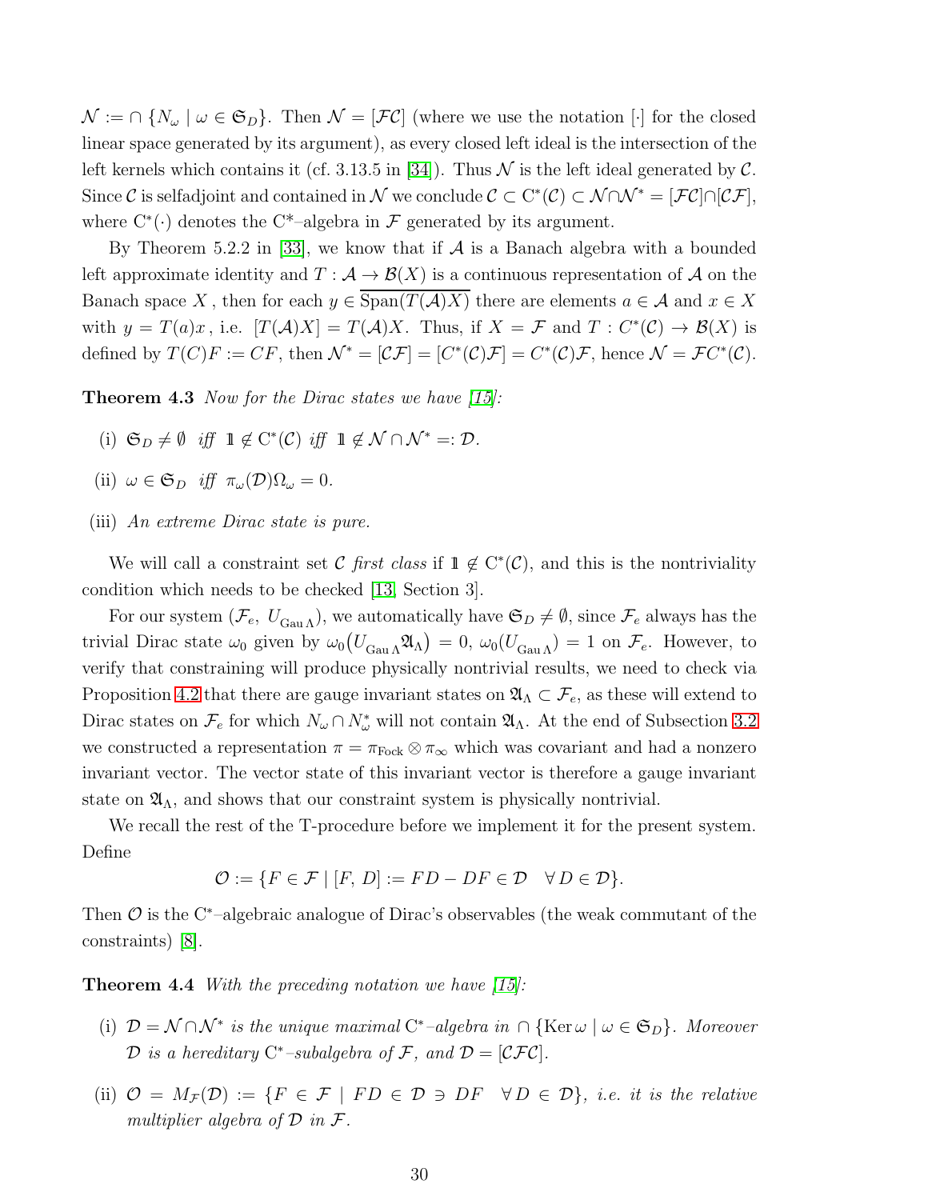$\mathcal{N} := \cap \{N_\omega \mid \omega \in \mathfrak{S}_D\}$. Then $\mathcal{N} = [\mathcal{F}\mathcal{C}]$ (where we use the notation $[\cdot]$ for the closed linear space generated by its argument), as every closed left ideal is the intersection of the left kernels which contains it (cf. 3.13.5 in [34]). Thus $\mathcal{N}$ is the left ideal generated by $\mathcal{C}$. Since $\mathcal{C}$ is selfadjoint and contained in $\mathcal{N}$ we conclude $\mathcal{C} \subset \mathrm{C}^*(\mathcal{C}) \subset \mathcal{N} \cap \mathcal{N}^* = [\mathcal{F}\mathcal{C}] \cap [\mathcal{C}\mathcal{F}]$, where $\mathrm{C}^*(\cdot)$ denotes the C*–algebra in $\mathcal{F}$ generated by its argument.

By Theorem 5.2.2 in [33], we know that if $\mathcal{A}$ is a Banach algebra with a bounded left approximate identity and $T : \mathcal{A} \to \mathcal{B}(X)$ is a continuous representation of $\mathcal{A}$ on the Banach space $X$, then for each $y \in \overline{\mathrm{Span}(T(\mathcal{A})X)}$ there are elements $a \in \mathcal{A}$ and $x \in X$ with $y = T(a)x$, i.e. $[T(\mathcal{A})X] = T(\mathcal{A})X$. Thus, if $X = \mathcal{F}$ and $T : C^*(\mathcal{C}) \to \mathcal{B}(X)$ is defined by $T(C)F := CF$, then $\mathcal{N}^* = [\mathcal{C}\mathcal{F}] = [C^*(\mathcal{C})\mathcal{F}] = C^*(\mathcal{C})\mathcal{F}$, hence $\mathcal{N} = \mathcal{F}C^*(\mathcal{C})$.

**Theorem 4.3** *Now for the Dirac states we have [15]:*

(i) $\mathfrak{S}_D \neq \emptyset$ *iff* $\mathbb{1} \notin \mathrm{C}^*(\mathcal{C})$ *iff* $\mathbb{1} \notin \mathcal{N} \cap \mathcal{N}^* =: \mathcal{D}$.

(ii) $\omega \in \mathfrak{S}_D$ *iff* $\pi_\omega(\mathcal{D})\Omega_\omega = 0$.

(iii) *An extreme Dirac state is pure.*

We will call a constraint set $\mathcal{C}$ *first class* if $\mathbb{1} \notin \mathrm{C}^*(\mathcal{C})$, and this is the nontriviality condition which needs to be checked [13, Section 3].

For our system $(\mathcal{F}_e,\ U_{\mathrm{Gau}\,\Lambda})$, we automatically have $\mathfrak{S}_D \neq \emptyset$, since $\mathcal{F}_e$ always has the trivial Dirac state $\omega_0$ given by $\omega_0\big(U_{\mathrm{Gau}\,\Lambda}\mathfrak{A}_\Lambda\big) = 0$, $\omega_0(U_{\mathrm{Gau}\,\Lambda}) = 1$ on $\mathcal{F}_e$. However, to verify that constraining will produce physically nontrivial results, we need to check via Proposition 4.2 that there are gauge invariant states on $\mathfrak{A}_\Lambda \subset \mathcal{F}_e$, as these will extend to Dirac states on $\mathcal{F}_e$ for which $N_\omega \cap N_\omega^*$ will not contain $\mathfrak{A}_\Lambda$. At the end of Subsection 3.2 we constructed a representation $\pi = \pi_{\mathrm{Fock}} \otimes \pi_\infty$ which was covariant and had a nonzero invariant vector. The vector state of this invariant vector is therefore a gauge invariant state on $\mathfrak{A}_\Lambda$, and shows that our constraint system is physically nontrivial.

We recall the rest of the T-procedure before we implement it for the present system. Define

$$\mathcal{O} := \{F \in \mathcal{F} \mid [F,\, D] := FD - DF \in \mathcal{D} \quad \forall\, D \in \mathcal{D}\}.$$

Then $\mathcal{O}$ is the C*–algebraic analogue of Dirac's observables (the weak commutant of the constraints) [8].

**Theorem 4.4** *With the preceding notation we have [15]:*

(i) $\mathcal{D} = \mathcal{N} \cap \mathcal{N}^*$ *is the unique maximal* $\mathrm{C}^*$*–algebra in* $\cap \{\mathrm{Ker}\,\omega \mid \omega \in \mathfrak{S}_D\}$. *Moreover* $\mathcal{D}$ *is a hereditary* $\mathrm{C}^*$*–subalgebra of* $\mathcal{F}$, *and* $\mathcal{D} = [\mathcal{C}\mathcal{F}\mathcal{C}]$.

(ii) $\mathcal{O} = M_{\mathcal{F}}(\mathcal{D}) := \{F \in \mathcal{F} \mid FD \in \mathcal{D} \ni DF \quad \forall\, D \in \mathcal{D}\}$, *i.e. it is the relative multiplier algebra of* $\mathcal{D}$ *in* $\mathcal{F}$.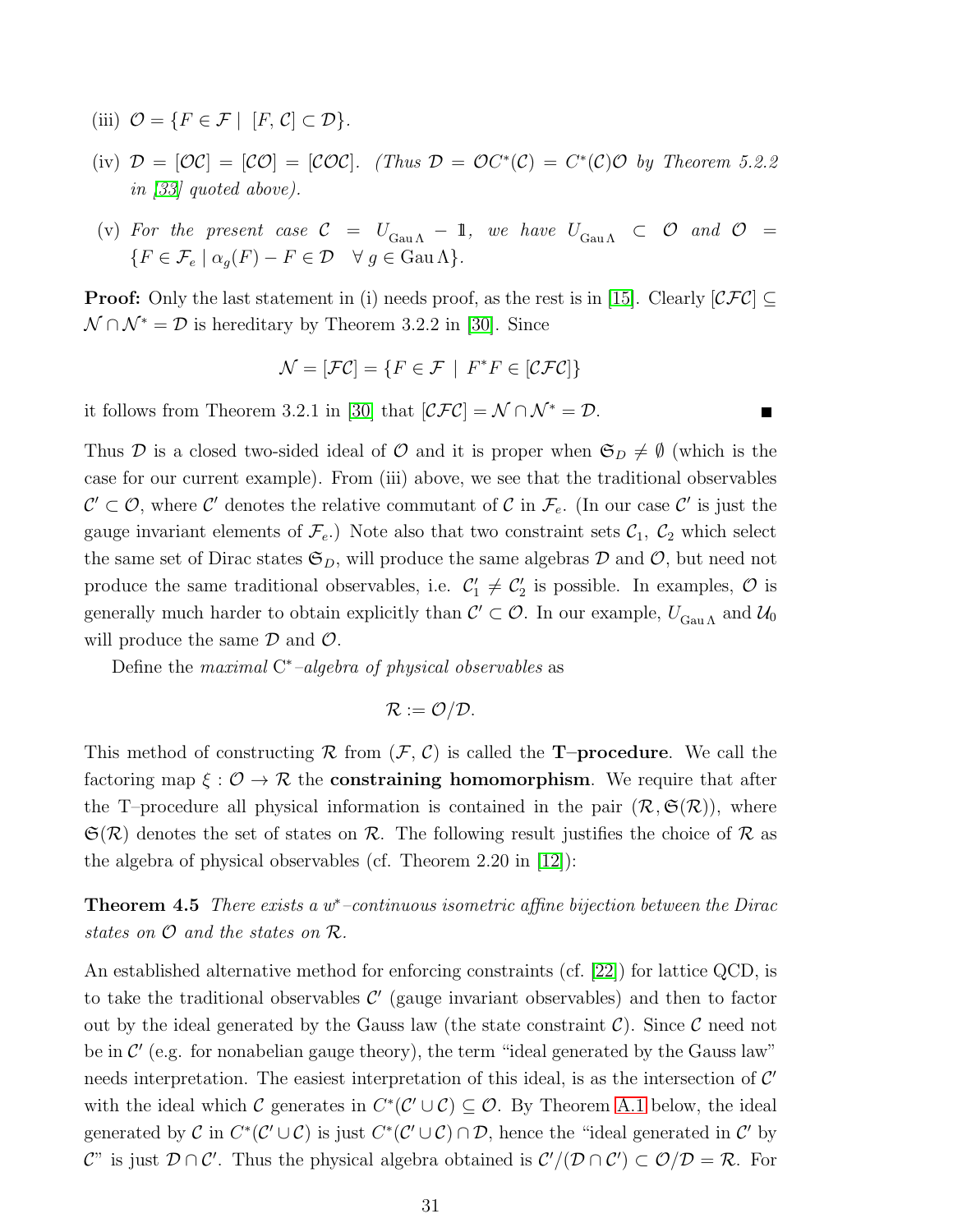(iii) $\mathcal{O} = \{F \in \mathcal{F} \mid [F, \mathcal{C}] \subset \mathcal{D}\}$.

(iv) $\mathcal{D} = [\mathcal{O}\mathcal{C}] = [\mathcal{C}\mathcal{O}] = [\mathcal{C}\mathcal{O}\mathcal{C}]$. *(Thus $\mathcal{D} = \mathcal{O}C^*(\mathcal{C}) = C^*(\mathcal{C})\mathcal{O}$ by Theorem 5.2.2 in [33] quoted above).*

(v) *For the present case $\mathcal{C} = U_{\mathrm{Gau}\,\Lambda} - \mathbb{1}$, we have $U_{\mathrm{Gau}\,\Lambda} \subset \mathcal{O}$ and $\mathcal{O} = \{F \in \mathcal{F}_e \mid \alpha_g(F) - F \in \mathcal{D} \quad \forall\, g \in \mathrm{Gau}\,\Lambda\}$.*

**Proof:** Only the last statement in (i) needs proof, as the rest is in [15]. Clearly $[\mathcal{C}\mathcal{F}\mathcal{C}] \subseteq \mathcal{N} \cap \mathcal{N}^* = \mathcal{D}$ is hereditary by Theorem 3.2.2 in [30]. Since

$$\mathcal{N} = [\mathcal{F}\mathcal{C}] = \{F \in \mathcal{F} \mid F^*F \in [\mathcal{C}\mathcal{F}\mathcal{C}]\}$$

it follows from Theorem 3.2.1 in [30] that $[\mathcal{C}\mathcal{F}\mathcal{C}] = \mathcal{N} \cap \mathcal{N}^* = \mathcal{D}$. ∎

Thus $\mathcal{D}$ is a closed two-sided ideal of $\mathcal{O}$ and it is proper when $\mathfrak{S}_D \neq \emptyset$ (which is the case for our current example). From (iii) above, we see that the traditional observables $\mathcal{C}' \subset \mathcal{O}$, where $\mathcal{C}'$ denotes the relative commutant of $\mathcal{C}$ in $\mathcal{F}_e$. (In our case $\mathcal{C}'$ is just the gauge invariant elements of $\mathcal{F}_e$.) Note also that two constraint sets $\mathcal{C}_1$, $\mathcal{C}_2$ which select the same set of Dirac states $\mathfrak{S}_D$, will produce the same algebras $\mathcal{D}$ and $\mathcal{O}$, but need not produce the same traditional observables, i.e. $\mathcal{C}_1' \neq \mathcal{C}_2'$ is possible. In examples, $\mathcal{O}$ is generally much harder to obtain explicitly than $\mathcal{C}' \subset \mathcal{O}$. In our example, $U_{\mathrm{Gau}\,\Lambda}$ and $\mathcal{U}_0$ will produce the same $\mathcal{D}$ and $\mathcal{O}$.

Define the *maximal* C*–*algebra of physical observables* as

$$\mathcal{R} := \mathcal{O}/\mathcal{D}.$$

This method of constructing $\mathcal{R}$ from $(\mathcal{F}, \mathcal{C})$ is called the **T–procedure**. We call the factoring map $\xi : \mathcal{O} \to \mathcal{R}$ the **constraining homomorphism**. We require that after the T–procedure all physical information is contained in the pair $(\mathcal{R}, \mathfrak{S}(\mathcal{R}))$, where $\mathfrak{S}(\mathcal{R})$ denotes the set of states on $\mathcal{R}$. The following result justifies the choice of $\mathcal{R}$ as the algebra of physical observables (cf. Theorem 2.20 in [12]):

**Theorem 4.5** *There exists a w*–continuous isometric affine bijection between the Dirac states on $\mathcal{O}$ and the states on $\mathcal{R}$.*

An established alternative method for enforcing constraints (cf. [22]) for lattice QCD, is to take the traditional observables $\mathcal{C}'$ (gauge invariant observables) and then to factor out by the ideal generated by the Gauss law (the state constraint $\mathcal{C}$). Since $\mathcal{C}$ need not be in $\mathcal{C}'$ (e.g. for nonabelian gauge theory), the term "ideal generated by the Gauss law" needs interpretation. The easiest interpretation of this ideal, is as the intersection of $\mathcal{C}'$ with the ideal which $\mathcal{C}$ generates in $C^*(\mathcal{C}' \cup \mathcal{C}) \subseteq \mathcal{O}$. By Theorem A.1 below, the ideal generated by $\mathcal{C}$ in $C^*(\mathcal{C}' \cup \mathcal{C})$ is just $C^*(\mathcal{C}' \cup \mathcal{C}) \cap \mathcal{D}$, hence the "ideal generated in $\mathcal{C}'$ by $\mathcal{C}$" is just $\mathcal{D} \cap \mathcal{C}'$. Thus the physical algebra obtained is $\mathcal{C}'/(\mathcal{D} \cap \mathcal{C}') \subset \mathcal{O}/\mathcal{D} = \mathcal{R}$. For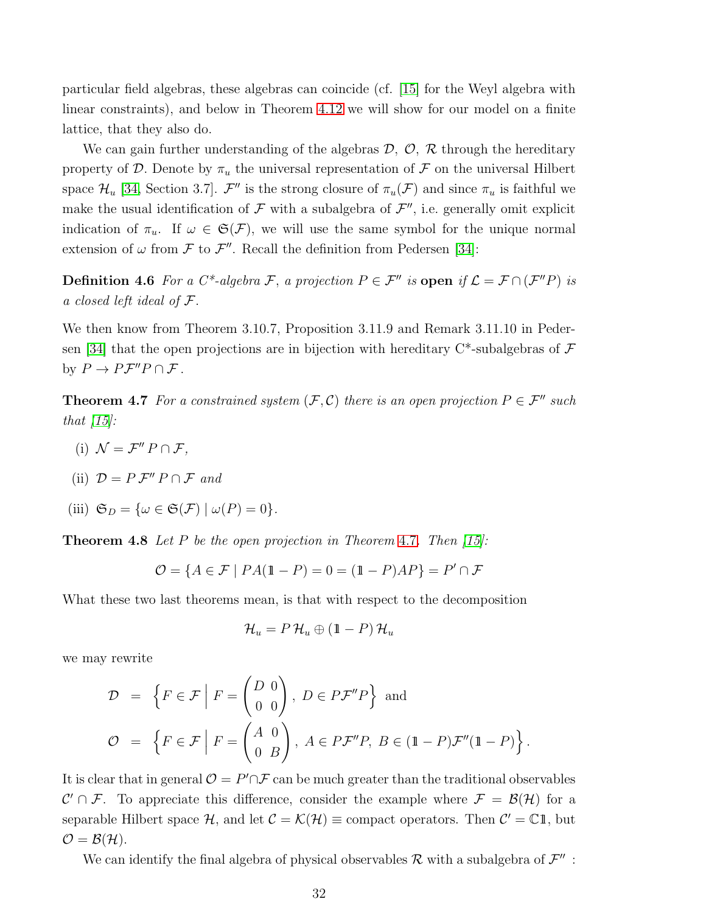particular field algebras, these algebras can coincide (cf. [15] for the Weyl algebra with linear constraints), and below in Theorem 4.12 we will show for our model on a finite lattice, that they also do.

We can gain further understanding of the algebras $\mathcal{D}$, $\mathcal{O}$, $\mathcal{R}$ through the hereditary property of $\mathcal{D}$. Denote by $\pi_u$ the universal representation of $\mathcal{F}$ on the universal Hilbert space $\mathcal{H}_u$ [34, Section 3.7]. $\mathcal{F}''$ is the strong closure of $\pi_u(\mathcal{F})$ and since $\pi_u$ is faithful we make the usual identification of $\mathcal{F}$ with a subalgebra of $\mathcal{F}''$, i.e. generally omit explicit indication of $\pi_u$. If $\omega \in \mathfrak{S}(\mathcal{F})$, we will use the same symbol for the unique normal extension of $\omega$ from $\mathcal{F}$ to $\mathcal{F}''$. Recall the definition from Pedersen [34]:

**Definition 4.6** *For a C\*-algebra $\mathcal{F}$, a projection $P \in \mathcal{F}''$ is* **open** *if $\mathcal{L} = \mathcal{F} \cap (\mathcal{F}''P)$ is a closed left ideal of $\mathcal{F}$.*

We then know from Theorem 3.10.7, Proposition 3.11.9 and Remark 3.11.10 in Pedersen [34] that the open projections are in bijection with hereditary C\*-subalgebras of $\mathcal{F}$ by $P \to P\mathcal{F}''P \cap \mathcal{F}$.

**Theorem 4.7** *For a constrained system $(\mathcal{F}, \mathcal{C})$ there is an open projection $P \in \mathcal{F}''$ such that [15]:*

(i) $\mathcal{N} = \mathcal{F}''\,P \cap \mathcal{F}$,

(ii) $\mathcal{D} = P\,\mathcal{F}''\,P \cap \mathcal{F}$ *and*

(iii) $\mathfrak{S}_D = \{\omega \in \mathfrak{S}(\mathcal{F}) \mid \omega(P) = 0\}$.

**Theorem 4.8** *Let $P$ be the open projection in Theorem 4.7. Then [15]:*

$$\mathcal{O} = \{A \in \mathcal{F} \mid PA(\mathbb{1} - P) = 0 = (\mathbb{1} - P)AP\} = P' \cap \mathcal{F}$$

What these two last theorems mean, is that with respect to the decomposition

$$\mathcal{H}_u = P\,\mathcal{H}_u \oplus (\mathbb{1} - P)\,\mathcal{H}_u$$

we may rewrite

$$\begin{aligned}
\mathcal{D} &= \left\{F \in \mathcal{F} \,\middle|\, F = \begin{pmatrix} D & 0 \\ 0 & 0 \end{pmatrix},\ D \in P\mathcal{F}''P\right\} \ \text{and} \\
\mathcal{O} &= \left\{F \in \mathcal{F} \,\middle|\, F = \begin{pmatrix} A & 0 \\ 0 & B \end{pmatrix},\ A \in P\mathcal{F}''P,\ B \in (\mathbb{1} - P)\mathcal{F}''(\mathbb{1} - P)\right\}.
\end{aligned}$$

It is clear that in general $\mathcal{O} = P' \cap \mathcal{F}$ can be much greater than the traditional observables $\mathcal{C}' \cap \mathcal{F}$. To appreciate this difference, consider the example where $\mathcal{F} = \mathcal{B}(\mathcal{H})$ for a separable Hilbert space $\mathcal{H}$, and let $\mathcal{C} = \mathcal{K}(\mathcal{H}) \equiv$ compact operators. Then $\mathcal{C}' = \mathbb{C}\mathbb{1}$, but $\mathcal{O} = \mathcal{B}(\mathcal{H})$.

We can identify the final algebra of physical observables $\mathcal{R}$ with a subalgebra of $\mathcal{F}''$ :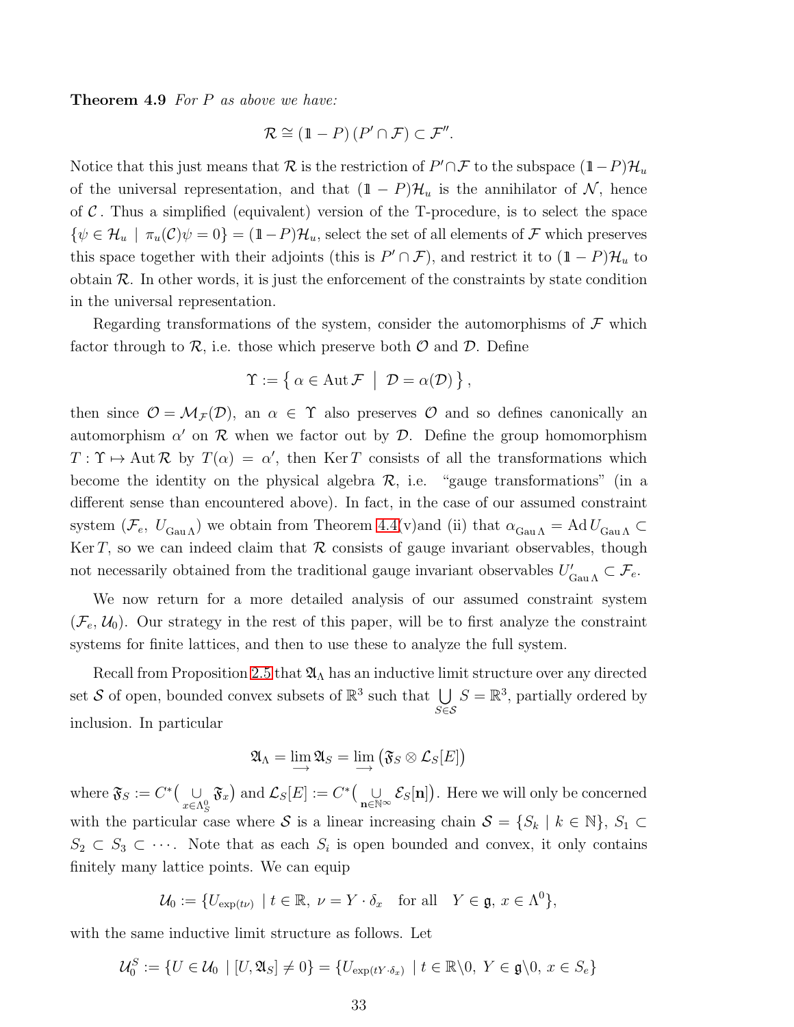**Theorem 4.9** *For $P$ as above we have:*

$$\mathcal{R} \cong (\mathbb{1} - P)\,(P' \cap \mathcal{F}) \subset \mathcal{F}''.$$

Notice that this just means that $\mathcal{R}$ is the restriction of $P' \cap \mathcal{F}$ to the subspace $(\mathbb{1} - P)\mathcal{H}_u$ of the universal representation, and that $(\mathbb{1} - P)\mathcal{H}_u$ is the annihilator of $\mathcal{N}$, hence of $\mathcal{C}$. Thus a simplified (equivalent) version of the T-procedure, is to select the space $\{\psi \in \mathcal{H}_u \mid \pi_u(\mathcal{C})\psi = 0\} = (\mathbb{1} - P)\mathcal{H}_u$, select the set of all elements of $\mathcal{F}$ which preserves this space together with their adjoints (this is $P' \cap \mathcal{F}$), and restrict it to $(\mathbb{1} - P)\mathcal{H}_u$ to obtain $\mathcal{R}$. In other words, it is just the enforcement of the constraints by state condition in the universal representation.

Regarding transformations of the system, consider the automorphisms of $\mathcal{F}$ which factor through to $\mathcal{R}$, i.e. those which preserve both $\mathcal{O}$ and $\mathcal{D}$. Define

$$\Upsilon := \left\{ \alpha \in \operatorname{Aut}\mathcal{F} \;\middle|\; \mathcal{D} = \alpha(\mathcal{D}) \right\},$$

then since $\mathcal{O} = \mathcal{M}_{\mathcal{F}}(\mathcal{D})$, an $\alpha \in \Upsilon$ also preserves $\mathcal{O}$ and so defines canonically an automorphism $\alpha'$ on $\mathcal{R}$ when we factor out by $\mathcal{D}$. Define the group homomorphism $T : \Upsilon \mapsto \operatorname{Aut}\mathcal{R}$ by $T(\alpha) = \alpha'$, then $\operatorname{Ker} T$ consists of all the transformations which become the identity on the physical algebra $\mathcal{R}$, i.e. "gauge transformations" (in a different sense than encountered above). In fact, in the case of our assumed constraint system $(\mathcal{F}_e,\, U_{\mathrm{Gau}\,\Lambda})$ we obtain from Theorem 4.4(v)and (ii) that $\alpha_{\mathrm{Gau}\,\Lambda} = \operatorname{Ad} U_{\mathrm{Gau}\,\Lambda} \subset \operatorname{Ker} T$, so we can indeed claim that $\mathcal{R}$ consists of gauge invariant observables, though not necessarily obtained from the traditional gauge invariant observables $U'_{\mathrm{Gau}\,\Lambda} \subset \mathcal{F}_e$.

We now return for a more detailed analysis of our assumed constraint system $(\mathcal{F}_e, \mathcal{U}_0)$. Our strategy in the rest of this paper, will be to first analyze the constraint systems for finite lattices, and then to use these to analyze the full system.

Recall from Proposition 2.5 that $\mathfrak{A}_\Lambda$ has an inductive limit structure over any directed set $\mathcal{S}$ of open, bounded convex subsets of $\mathbb{R}^3$ such that $\bigcup_{S \in \mathcal{S}} S = \mathbb{R}^3$, partially ordered by inclusion. In particular

$$\mathfrak{A}_\Lambda = \varinjlim \mathfrak{A}_S = \varinjlim \left(\mathfrak{F}_S \otimes \mathcal{L}_S[E]\right)$$

where $\mathfrak{F}_S := C^*\big(\bigcup_{x \in \Lambda_S^0} \mathfrak{F}_x\big)$ and $\mathcal{L}_S[E] := C^*\big(\bigcup_{\mathbf{n} \in \mathbb{N}^\infty} \mathcal{E}_S[\mathbf{n}]\big)$. Here we will only be concerned with the particular case where $\mathcal{S}$ is a linear increasing chain $\mathcal{S} = \{S_k \mid k \in \mathbb{N}\}$, $S_1 \subset S_2 \subset S_3 \subset \cdots$. Note that as each $S_i$ is open bounded and convex, it only contains finitely many lattice points. We can equip

$$\mathcal{U}_0 := \{U_{\exp(t\nu)} \mid t \in \mathbb{R},\ \nu = Y \cdot \delta_x \quad \text{for all} \quad Y \in \mathfrak{g},\ x \in \Lambda^0\},$$

with the same inductive limit structure as follows. Let

$$\mathcal{U}_0^S := \{U \in \mathcal{U}_0 \mid [U, \mathfrak{A}_S] \neq 0\} = \{U_{\exp(tY\cdot\delta_x)} \mid t \in \mathbb{R}\backslash 0,\ Y \in \mathfrak{g}\backslash 0,\ x \in S_e\}$$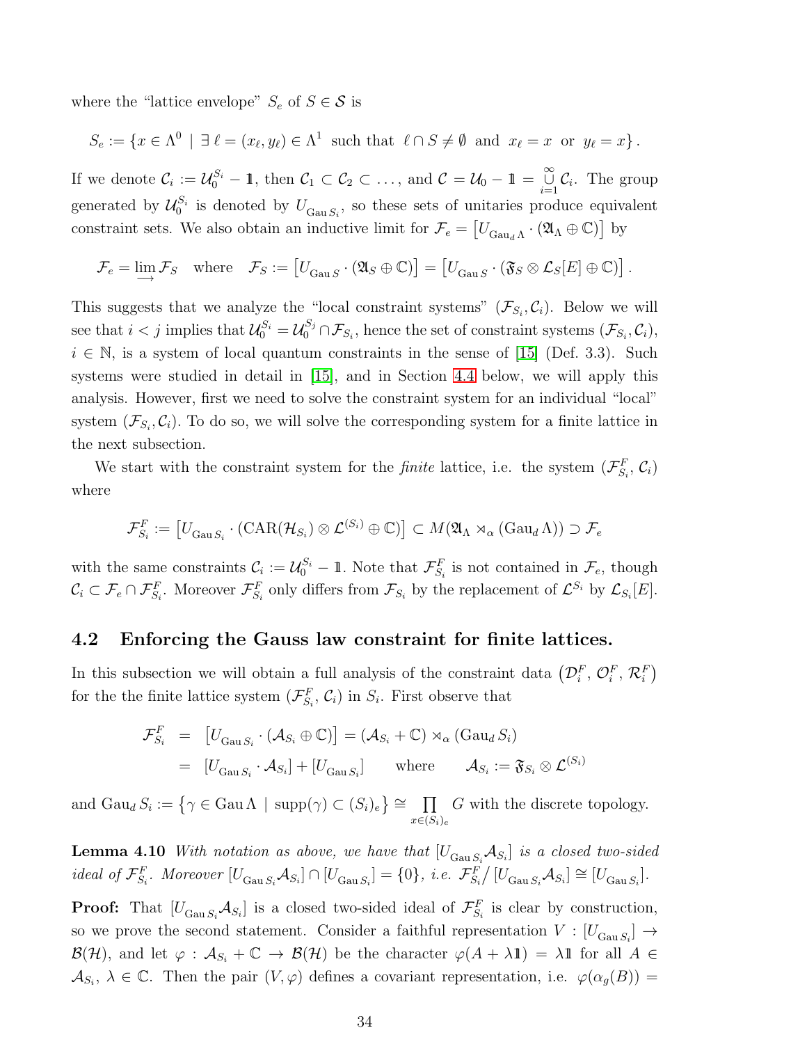where the "lattice envelope" $S_e$ of $S \in \mathcal{S}$ is

$$S_e := \{x \in \Lambda^0 \mid \exists\, \ell = (x_\ell, y_\ell) \in \Lambda^1 \text{ such that } \ell \cap S \neq \emptyset \text{ and } x_\ell = x \text{ or } y_\ell = x\}\,.$$

If we denote $\mathcal{C}_i := \mathcal{U}_0^{S_i} - \mathbb{1}$, then $\mathcal{C}_1 \subset \mathcal{C}_2 \subset \ldots$, and $\mathcal{C} = \mathcal{U}_0 - \mathbb{1} = \bigcup_{i=1}^{\infty} \mathcal{C}_i$. The group generated by $\mathcal{U}_0^{S_i}$ is denoted by $U_{\mathrm{Gau}\,S_i}$, so these sets of unitaries produce equivalent constraint sets. We also obtain an inductive limit for $\mathcal{F}_e = \left[U_{\mathrm{Gau}_d\,\Lambda} \cdot (\mathfrak{A}_\Lambda \oplus \mathbb{C})\right]$ by

$$\mathcal{F}_e = \varinjlim \mathcal{F}_S \quad \text{where} \quad \mathcal{F}_S := \left[U_{\mathrm{Gau}\,S} \cdot (\mathfrak{A}_S \oplus \mathbb{C})\right] = \left[U_{\mathrm{Gau}\,S} \cdot (\mathfrak{F}_S \otimes \mathcal{L}_S[E] \oplus \mathbb{C})\right].$$

This suggests that we analyze the "local constraint systems" $(\mathcal{F}_{S_i}, \mathcal{C}_i)$. Below we will see that $i < j$ implies that $\mathcal{U}_0^{S_i} = \mathcal{U}_0^{S_j} \cap \mathcal{F}_{S_i}$, hence the set of constraint systems $(\mathcal{F}_{S_i}, \mathcal{C}_i)$, $i \in \mathbb{N}$, is a system of local quantum constraints in the sense of [15] (Def. 3.3). Such systems were studied in detail in [15], and in Section 4.4 below, we will apply this analysis. However, first we need to solve the constraint system for an individual "local" system $(\mathcal{F}_{S_i}, \mathcal{C}_i)$. To do so, we will solve the corresponding system for a finite lattice in the next subsection.

We start with the constraint system for the *finite* lattice, i.e. the system $(\mathcal{F}^F_{S_i}, \mathcal{C}_i)$ where

$$\mathcal{F}^F_{S_i} := \left[U_{\mathrm{Gau}\,S_i} \cdot (\mathrm{CAR}(\mathcal{H}_{S_i}) \otimes \mathcal{L}^{(S_i)} \oplus \mathbb{C})\right] \subset M(\mathfrak{A}_\Lambda \rtimes_\alpha (\mathrm{Gau}_d\,\Lambda)) \supset \mathcal{F}_e$$

with the same constraints $\mathcal{C}_i := \mathcal{U}_0^{S_i} - \mathbb{1}$. Note that $\mathcal{F}^F_{S_i}$ is not contained in $\mathcal{F}_e$, though $\mathcal{C}_i \subset \mathcal{F}_e \cap \mathcal{F}^F_{S_i}$. Moreover $\mathcal{F}^F_{S_i}$ only differs from $\mathcal{F}_{S_i}$ by the replacement of $\mathcal{L}^{S_i}$ by $\mathcal{L}_{S_i}[E]$.

## 4.2 Enforcing the Gauss law constraint for finite lattices.

In this subsection we will obtain a full analysis of the constraint data $\left(\mathcal{D}^F_i,\, \mathcal{O}^F_i,\, \mathcal{R}^F_i\right)$ for the the finite lattice system $(\mathcal{F}^F_{S_i}, \mathcal{C}_i)$ in $S_i$. First observe that

$$\begin{aligned}
\mathcal{F}^F_{S_i} &= \left[U_{\mathrm{Gau}\,S_i} \cdot (\mathcal{A}_{S_i} \oplus \mathbb{C})\right] = (\mathcal{A}_{S_i} + \mathbb{C}) \rtimes_\alpha (\mathrm{Gau}_d\,S_i) \\
&= \left[U_{\mathrm{Gau}\,S_i} \cdot \mathcal{A}_{S_i}\right] + \left[U_{\mathrm{Gau}\,S_i}\right] \qquad \text{where} \qquad \mathcal{A}_{S_i} := \mathfrak{F}_{S_i} \otimes \mathcal{L}^{(S_i)}
\end{aligned}$$

and $\mathrm{Gau}_d\,S_i := \left\{\gamma \in \mathrm{Gau}\,\Lambda \mid \mathrm{supp}(\gamma) \subset (S_i)_e\right\} \cong \prod_{x \in (S_i)_e} G$ with the discrete topology.

**Lemma 4.10** *With notation as above, we have that $[U_{\mathrm{Gau}\,S_i}\mathcal{A}_{S_i}]$ is a closed two-sided ideal of $\mathcal{F}^F_{S_i}$. Moreover $[U_{\mathrm{Gau}\,S_i}\mathcal{A}_{S_i}] \cap [U_{\mathrm{Gau}\,S_i}] = \{0\}$, i.e. $\mathcal{F}^F_{S_i} / [U_{\mathrm{Gau}\,S_i}\mathcal{A}_{S_i}] \cong [U_{\mathrm{Gau}\,S_i}]$.*

**Proof:** That $[U_{\mathrm{Gau}\,S_i}\mathcal{A}_{S_i}]$ is a closed two-sided ideal of $\mathcal{F}^F_{S_i}$ is clear by construction, so we prove the second statement. Consider a faithful representation $V : [U_{\mathrm{Gau}\,S_i}] \to \mathcal{B}(\mathcal{H})$, and let $\varphi : \mathcal{A}_{S_i} + \mathbb{C} \to \mathcal{B}(\mathcal{H})$ be the character $\varphi(A + \lambda\mathbb{1}) = \lambda\mathbb{1}$ for all $A \in \mathcal{A}_{S_i}$, $\lambda \in \mathbb{C}$. Then the pair $(V, \varphi)$ defines a covariant representation, i.e. $\varphi(\alpha_g(B)) =$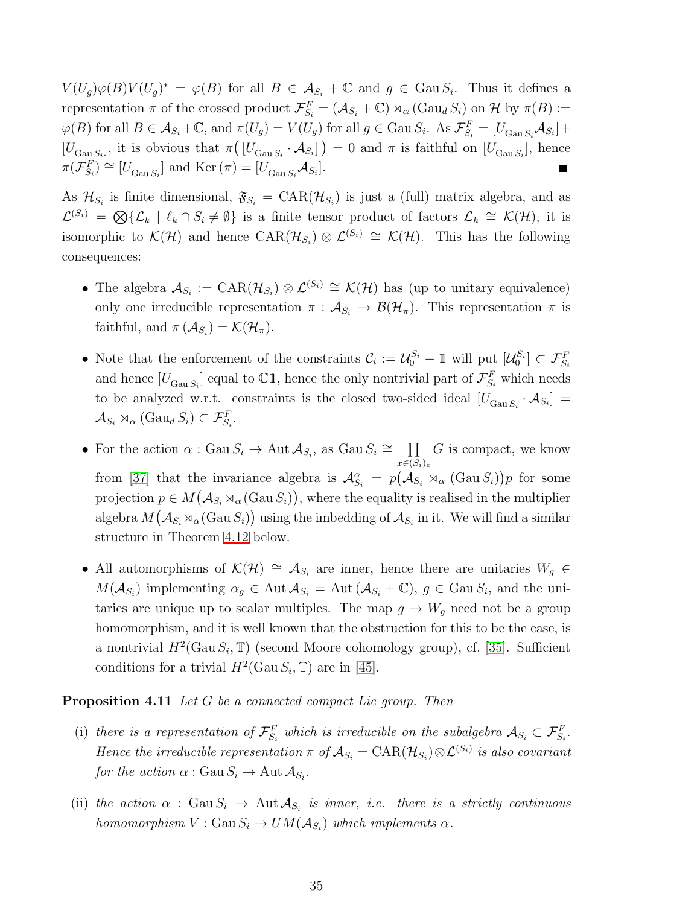$V(U_g)\varphi(B)V(U_g)^* = \varphi(B)$ for all $B \in \mathcal{A}_{S_i} + \mathbb{C}$ and $g \in \operatorname{Gau} S_i$. Thus it defines a representation $\pi$ of the crossed product $\mathcal{F}^F_{S_i} = (\mathcal{A}_{S_i} + \mathbb{C}) \rtimes_\alpha (\operatorname{Gau}_d S_i)$ on $\mathcal{H}$ by $\pi(B) := \varphi(B)$ for all $B \in \mathcal{A}_{S_i} + \mathbb{C}$, and $\pi(U_g) = V(U_g)$ for all $g \in \operatorname{Gau} S_i$. As $\mathcal{F}^F_{S_i} = [U_{\operatorname{Gau} S_i}\mathcal{A}_{S_i}] + [U_{\operatorname{Gau} S_i}]$, it is obvious that $\pi\big([U_{\operatorname{Gau} S_i} \cdot \mathcal{A}_{S_i}]\big) = 0$ and $\pi$ is faithful on $[U_{\operatorname{Gau} S_i}]$, hence $\pi(\mathcal{F}^F_{S_i}) \cong [U_{\operatorname{Gau} S_i}]$ and $\operatorname{Ker}(\pi) = [U_{\operatorname{Gau} S_i}\mathcal{A}_{S_i}]$. ∎

As $\mathcal{H}_{S_i}$ is finite dimensional, $\mathfrak{F}_{S_i} = \operatorname{CAR}(\mathcal{H}_{S_i})$ is just a (full) matrix algebra, and as $\mathcal{L}^{(S_i)} = \bigotimes\{\mathcal{L}_k \mid \ell_k \cap S_i \neq \emptyset\}$ is a finite tensor product of factors $\mathcal{L}_k \cong \mathcal{K}(\mathcal{H})$, it is isomorphic to $\mathcal{K}(\mathcal{H})$ and hence $\operatorname{CAR}(\mathcal{H}_{S_i}) \otimes \mathcal{L}^{(S_i)} \cong \mathcal{K}(\mathcal{H})$. This has the following consequences:

- The algebra $\mathcal{A}_{S_i} := \operatorname{CAR}(\mathcal{H}_{S_i}) \otimes \mathcal{L}^{(S_i)} \cong \mathcal{K}(\mathcal{H})$ has (up to unitary equivalence) only one irreducible representation $\pi : \mathcal{A}_{S_i} \to \mathcal{B}(\mathcal{H}_\pi)$. This representation $\pi$ is faithful, and $\pi(\mathcal{A}_{S_i}) = \mathcal{K}(\mathcal{H}_\pi)$.
- Note that the enforcement of the constraints $\mathcal{C}_i := \mathcal{U}_0^{S_i} - \mathbb{1}$ will put $[\mathcal{U}_0^{S_i}] \subset \mathcal{F}^F_{S_i}$ and hence $[U_{\operatorname{Gau} S_i}]$ equal to $\mathbb{C}\mathbb{1}$, hence the only nontrivial part of $\mathcal{F}^F_{S_i}$ which needs to be analyzed w.r.t. constraints is the closed two-sided ideal $[U_{\operatorname{Gau} S_i} \cdot \mathcal{A}_{S_i}] = \mathcal{A}_{S_i} \rtimes_\alpha (\operatorname{Gau}_d S_i) \subset \mathcal{F}^F_{S_i}$.
- For the action $\alpha : \operatorname{Gau} S_i \to \operatorname{Aut} \mathcal{A}_{S_i}$, as $\operatorname{Gau} S_i \cong \prod\limits_{x \in (S_i)_e} G$ is compact, we know from [37] that the invariance algebra is $\mathcal{A}^\alpha_{S_i} = p\big(\mathcal{A}_{S_i} \rtimes_\alpha (\operatorname{Gau} S_i)\big)p$ for some projection $p \in M\big(\mathcal{A}_{S_i} \rtimes_\alpha (\operatorname{Gau} S_i)\big)$, where the equality is realised in the multiplier algebra $M\big(\mathcal{A}_{S_i} \rtimes_\alpha (\operatorname{Gau} S_i)\big)$ using the imbedding of $\mathcal{A}_{S_i}$ in it. We will find a similar structure in Theorem 4.12 below.
- All automorphisms of $\mathcal{K}(\mathcal{H}) \cong \mathcal{A}_{S_i}$ are inner, hence there are unitaries $W_g \in M(\mathcal{A}_{S_i})$ implementing $\alpha_g \in \operatorname{Aut} \mathcal{A}_{S_i} = \operatorname{Aut}(\mathcal{A}_{S_i} + \mathbb{C})$, $g \in \operatorname{Gau} S_i$, and the unitaries are unique up to scalar multiples. The map $g \mapsto W_g$ need not be a group homomorphism, and it is well known that the obstruction for this to be the case, is a nontrivial $H^2(\operatorname{Gau} S_i, \mathbb{T})$ (second Moore cohomology group), cf. [35]. Sufficient conditions for a trivial $H^2(\operatorname{Gau} S_i, \mathbb{T})$ are in [45].

**Proposition 4.11** *Let $G$ be a connected compact Lie group. Then*

(i) *there is a representation of $\mathcal{F}^F_{S_i}$ which is irreducible on the subalgebra $\mathcal{A}_{S_i} \subset \mathcal{F}^F_{S_i}$. Hence the irreducible representation $\pi$ of $\mathcal{A}_{S_i} = \operatorname{CAR}(\mathcal{H}_{S_i}) \otimes \mathcal{L}^{(S_i)}$ is also covariant for the action $\alpha : \operatorname{Gau} S_i \to \operatorname{Aut} \mathcal{A}_{S_i}$.*

(ii) *the action $\alpha : \operatorname{Gau} S_i \to \operatorname{Aut} \mathcal{A}_{S_i}$ is inner, i.e. there is a strictly continuous homomorphism $V : \operatorname{Gau} S_i \to UM(\mathcal{A}_{S_i})$ which implements $\alpha$.*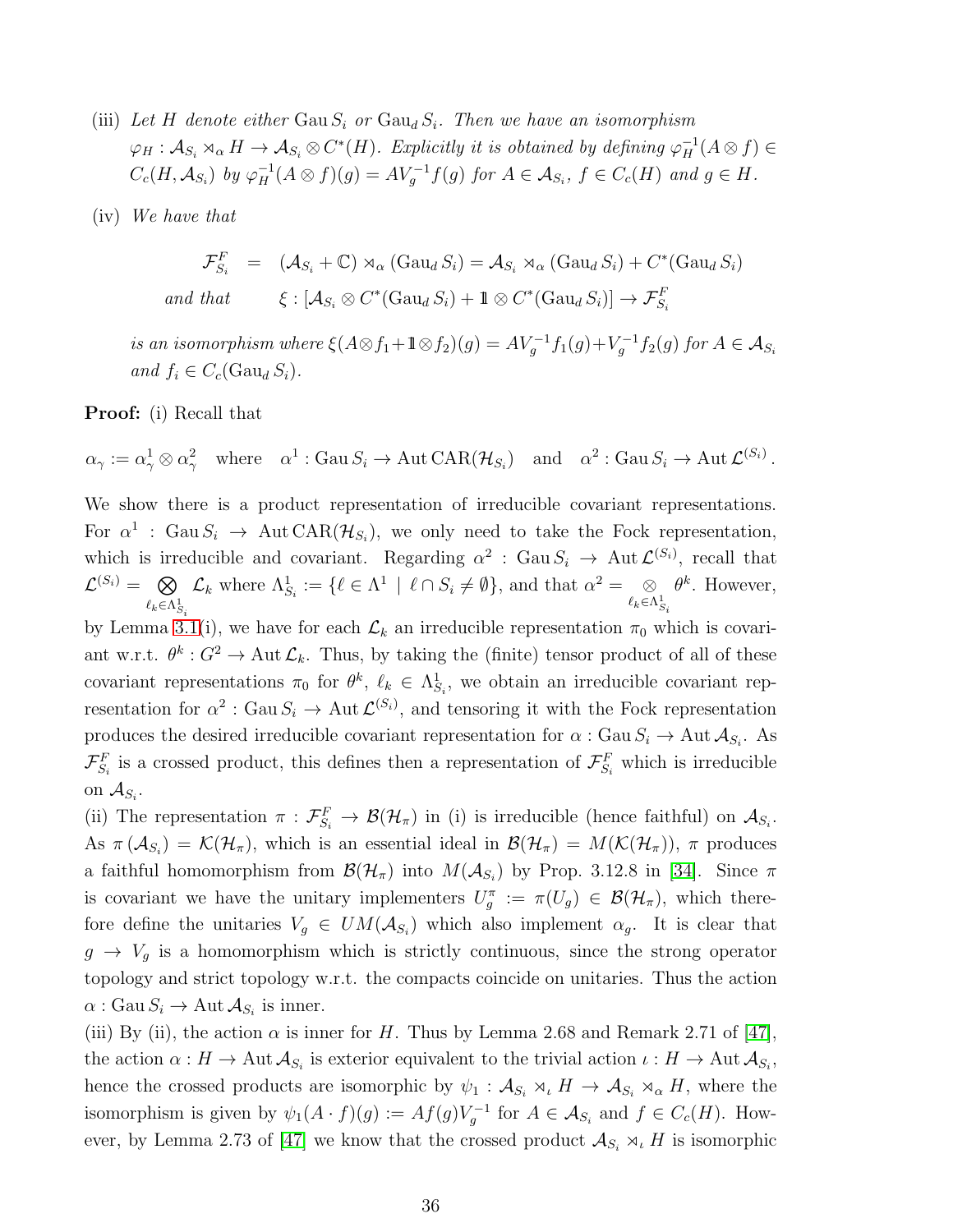(iii) *Let $H$ denote either $\operatorname{Gau} S_i$ or $\operatorname{Gau}_d S_i$. Then we have an isomorphism $\varphi_H : \mathcal{A}_{S_i} \rtimes_\alpha H \to \mathcal{A}_{S_i} \otimes C^*(H)$. Explicitly it is obtained by defining $\varphi_H^{-1}(A \otimes f) \in C_c(H, \mathcal{A}_{S_i})$ by $\varphi_H^{-1}(A \otimes f)(g) = AV_g^{-1} f(g)$ for $A \in \mathcal{A}_{S_i}$, $f \in C_c(H)$ and $g \in H$.*

(iv) *We have that*

$$\begin{aligned} \mathcal{F}^F_{S_i} &= (\mathcal{A}_{S_i} + \mathbb{C}) \rtimes_\alpha (\operatorname{Gau}_d S_i) = \mathcal{A}_{S_i} \rtimes_\alpha (\operatorname{Gau}_d S_i) + C^*(\operatorname{Gau}_d S_i) \\ \textit{and that} \qquad & \xi : [\mathcal{A}_{S_i} \otimes C^*(\operatorname{Gau}_d S_i) + \mathbb{1} \otimes C^*(\operatorname{Gau}_d S_i)] \to \mathcal{F}^F_{S_i} \end{aligned}$$

*is an isomorphism where $\xi(A \otimes f_1 + \mathbb{1} \otimes f_2)(g) = AV_g^{-1} f_1(g) + V_g^{-1} f_2(g)$ for $A \in \mathcal{A}_{S_i}$ and $f_i \in C_c(\operatorname{Gau}_d S_i)$.*

**Proof:** (i) Recall that

$$\alpha_\gamma := \alpha^1_\gamma \otimes \alpha^2_\gamma \quad \text{where} \quad \alpha^1 : \operatorname{Gau} S_i \to \operatorname{Aut} \operatorname{CAR}(\mathcal{H}_{S_i}) \quad \text{and} \quad \alpha^2 : \operatorname{Gau} S_i \to \operatorname{Aut} \mathcal{L}^{(S_i)}.$$

We show there is a product representation of irreducible covariant representations. For $\alpha^1 : \operatorname{Gau} S_i \to \operatorname{Aut} \operatorname{CAR}(\mathcal{H}_{S_i})$, we only need to take the Fock representation, which is irreducible and covariant. Regarding $\alpha^2 : \operatorname{Gau} S_i \to \operatorname{Aut} \mathcal{L}^{(S_i)}$, recall that $\mathcal{L}^{(S_i)} = \bigotimes_{\ell_k \in \Lambda^1_{S_i}} \mathcal{L}_k$ where $\Lambda^1_{S_i} := \{\ell \in \Lambda^1 \mid \ell \cap S_i \neq \emptyset\}$, and that $\alpha^2 = \bigotimes_{\ell_k \in \Lambda^1_{S_i}} \theta^k$. However, by Lemma 3.1(i), we have for each $\mathcal{L}_k$ an irreducible representation $\pi_0$ which is covariant w.r.t. $\theta^k : G^2 \to \operatorname{Aut} \mathcal{L}_k$. Thus, by taking the (finite) tensor product of all of these covariant representations $\pi_0$ for $\theta^k$, $\ell_k \in \Lambda^1_{S_i}$, we obtain an irreducible covariant representation for $\alpha^2 : \operatorname{Gau} S_i \to \operatorname{Aut} \mathcal{L}^{(S_i)}$, and tensoring it with the Fock representation produces the desired irreducible covariant representation for $\alpha : \operatorname{Gau} S_i \to \operatorname{Aut} \mathcal{A}_{S_i}$. As $\mathcal{F}^F_{S_i}$ is a crossed product, this defines then a representation of $\mathcal{F}^F_{S_i}$ which is irreducible on $\mathcal{A}_{S_i}$.

(ii) The representation $\pi : \mathcal{F}^F_{S_i} \to \mathcal{B}(\mathcal{H}_\pi)$ in (i) is irreducible (hence faithful) on $\mathcal{A}_{S_i}$. As $\pi(\mathcal{A}_{S_i}) = \mathcal{K}(\mathcal{H}_\pi)$, which is an essential ideal in $\mathcal{B}(\mathcal{H}_\pi) = M(\mathcal{K}(\mathcal{H}_\pi))$, $\pi$ produces a faithful homomorphism from $\mathcal{B}(\mathcal{H}_\pi)$ into $M(\mathcal{A}_{S_i})$ by Prop. 3.12.8 in [34]. Since $\pi$ is covariant we have the unitary implementers $U^\pi_g := \pi(U_g) \in \mathcal{B}(\mathcal{H}_\pi)$, which therefore define the unitaries $V_g \in UM(\mathcal{A}_{S_i})$ which also implement $\alpha_g$. It is clear that $g \to V_g$ is a homomorphism which is strictly continuous, since the strong operator topology and strict topology w.r.t. the compacts coincide on unitaries. Thus the action $\alpha : \operatorname{Gau} S_i \to \operatorname{Aut} \mathcal{A}_{S_i}$ is inner.

(iii) By (ii), the action $\alpha$ is inner for $H$. Thus by Lemma 2.68 and Remark 2.71 of [47], the action $\alpha : H \to \operatorname{Aut} \mathcal{A}_{S_i}$ is exterior equivalent to the trivial action $\iota : H \to \operatorname{Aut} \mathcal{A}_{S_i}$, hence the crossed products are isomorphic by $\psi_1 : \mathcal{A}_{S_i} \rtimes_\iota H \to \mathcal{A}_{S_i} \rtimes_\alpha H$, where the isomorphism is given by $\psi_1(A \cdot f)(g) := Af(g)V_g^{-1}$ for $A \in \mathcal{A}_{S_i}$ and $f \in C_c(H)$. However, by Lemma 2.73 of [47] we know that the crossed product $\mathcal{A}_{S_i} \rtimes_\iota H$ is isomorphic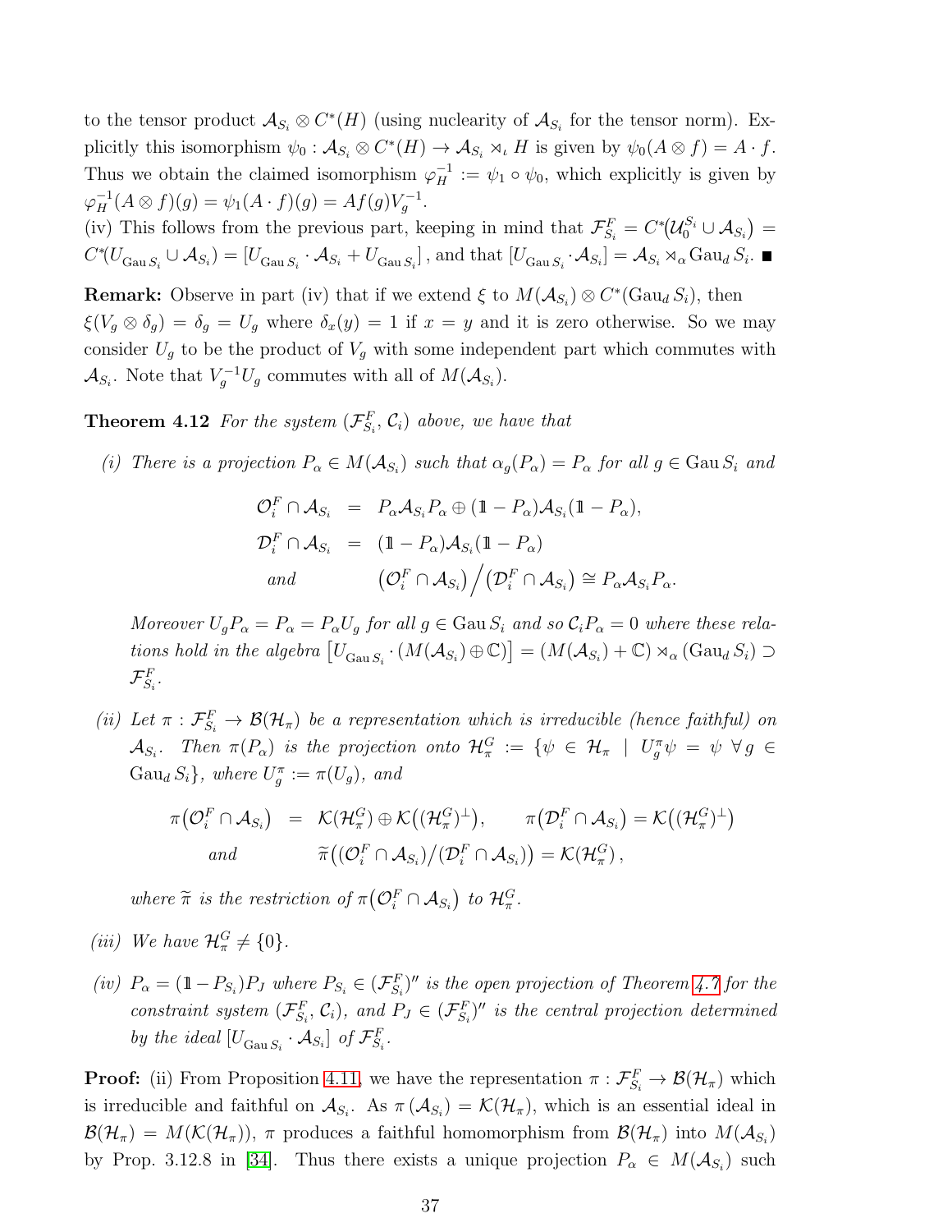to the tensor product $\mathcal{A}_{S_i} \otimes C^*(H)$ (using nuclearity of $\mathcal{A}_{S_i}$ for the tensor norm). Explicitly this isomorphism $\psi_0 : \mathcal{A}_{S_i} \otimes C^*(H) \to \mathcal{A}_{S_i} \rtimes_\iota H$ is given by $\psi_0(A \otimes f) = A \cdot f$. Thus we obtain the claimed isomorphism $\varphi_H^{-1} := \psi_1 \circ \psi_0$, which explicitly is given by $\varphi_H^{-1}(A \otimes f)(g) = \psi_1(A \cdot f)(g) = Af(g)V_g^{-1}$.

(iv) This follows from the previous part, keeping in mind that $\mathcal{F}^F_{S_i} = C^*\big(\mathcal{U}_0^{S_i} \cup \mathcal{A}_{S_i}\big) = C^*\big(U_{\mathrm{Gau}\, S_i} \cup \mathcal{A}_{S_i}\big) = \big[U_{\mathrm{Gau}\, S_i} \cdot \mathcal{A}_{S_i} + U_{\mathrm{Gau}\, S_i}\big]$, and that $\big[U_{\mathrm{Gau}\, S_i} \cdot \mathcal{A}_{S_i}\big] = \mathcal{A}_{S_i} \rtimes_\alpha \mathrm{Gau}_d\, S_i$. ■

**Remark:** Observe in part (iv) that if we extend $\xi$ to $M(\mathcal{A}_{S_i}) \otimes C^*(\mathrm{Gau}_d\, S_i)$, then $\xi(V_g \otimes \delta_g) = \delta_g = U_g$ where $\delta_x(y) = 1$ if $x = y$ and it is zero otherwise. So we may consider $U_g$ to be the product of $V_g$ with some independent part which commutes with $\mathcal{A}_{S_i}$. Note that $V_g^{-1}U_g$ commutes with all of $M(\mathcal{A}_{S_i})$.

**Theorem 4.12** *For the system $(\mathcal{F}^F_{S_i}, \mathcal{C}_i)$ above, we have that*

*(i) There is a projection $P_\alpha \in M(\mathcal{A}_{S_i})$ such that $\alpha_g(P_\alpha) = P_\alpha$ for all $g \in \mathrm{Gau}\, S_i$ and*

$$\begin{aligned}
\mathcal{O}^F_i \cap \mathcal{A}_{S_i} &= P_\alpha \mathcal{A}_{S_i} P_\alpha \oplus (\mathbb{1} - P_\alpha)\mathcal{A}_{S_i}(\mathbb{1} - P_\alpha), \\
\mathcal{D}^F_i \cap \mathcal{A}_{S_i} &= (\mathbb{1} - P_\alpha)\mathcal{A}_{S_i}(\mathbb{1} - P_\alpha) \\
\text{and} \qquad \big(\mathcal{O}^F_i \cap \mathcal{A}_{S_i}\big) &\Big/ \big(\mathcal{D}^F_i \cap \mathcal{A}_{S_i}\big) \cong P_\alpha \mathcal{A}_{S_i} P_\alpha.
\end{aligned}$$

*Moreover $U_g P_\alpha = P_\alpha = P_\alpha U_g$ for all $g \in \mathrm{Gau}\, S_i$ and so $\mathcal{C}_i P_\alpha = 0$ where these relations hold in the algebra $\big[U_{\mathrm{Gau}\, S_i} \cdot (M(\mathcal{A}_{S_i}) \oplus \mathbb{C})\big] = (M(\mathcal{A}_{S_i}) + \mathbb{C}) \rtimes_\alpha (\mathrm{Gau}_d\, S_i) \supset \mathcal{F}^F_{S_i}$.*

*(ii) Let $\pi : \mathcal{F}^F_{S_i} \to \mathcal{B}(\mathcal{H}_\pi)$ be a representation which is irreducible (hence faithful) on $\mathcal{A}_{S_i}$. Then $\pi(P_\alpha)$ is the projection onto $\mathcal{H}^G_\pi := \{\psi \in \mathcal{H}_\pi \mid U^\pi_g \psi = \psi \ \forall g \in \mathrm{Gau}_d\, S_i\}$, where $U^\pi_g := \pi(U_g)$, and*

$$\begin{aligned}
\pi\big(\mathcal{O}^F_i \cap \mathcal{A}_{S_i}\big) &= \mathcal{K}(\mathcal{H}^G_\pi) \oplus \mathcal{K}\big((\mathcal{H}^G_\pi)^\perp\big), \qquad \pi\big(\mathcal{D}^F_i \cap \mathcal{A}_{S_i}\big) = \mathcal{K}\big((\mathcal{H}^G_\pi)^\perp\big) \\
\text{and} \qquad & \widetilde{\pi}\big((\mathcal{O}^F_i \cap \mathcal{A}_{S_i})/(\mathcal{D}^F_i \cap \mathcal{A}_{S_i})\big) = \mathcal{K}(\mathcal{H}^G_\pi),
\end{aligned}$$

*where $\widetilde{\pi}$ is the restriction of $\pi\big(\mathcal{O}^F_i \cap \mathcal{A}_{S_i}\big)$ to $\mathcal{H}^G_\pi$.*

*(iii) We have $\mathcal{H}^G_\pi \neq \{0\}$.*

*(iv) $P_\alpha = (\mathbb{1} - P_{S_i})P_J$ where $P_{S_i} \in (\mathcal{F}^F_{S_i})''$ is the open projection of Theorem 4.7 for the constraint system $(\mathcal{F}^F_{S_i}, \mathcal{C}_i)$, and $P_J \in (\mathcal{F}^F_{S_i})''$ is the central projection determined by the ideal $\big[U_{\mathrm{Gau}\, S_i} \cdot \mathcal{A}_{S_i}\big]$ of $\mathcal{F}^F_{S_i}$.*

**Proof:** (ii) From Proposition 4.11, we have the representation $\pi : \mathcal{F}^F_{S_i} \to \mathcal{B}(\mathcal{H}_\pi)$ which is irreducible and faithful on $\mathcal{A}_{S_i}$. As $\pi(\mathcal{A}_{S_i}) = \mathcal{K}(\mathcal{H}_\pi)$, which is an essential ideal in $\mathcal{B}(\mathcal{H}_\pi) = M(\mathcal{K}(\mathcal{H}_\pi))$, $\pi$ produces a faithful homomorphism from $\mathcal{B}(\mathcal{H}_\pi)$ into $M(\mathcal{A}_{S_i})$ by Prop. 3.12.8 in [34]. Thus there exists a unique projection $P_\alpha \in M(\mathcal{A}_{S_i})$ such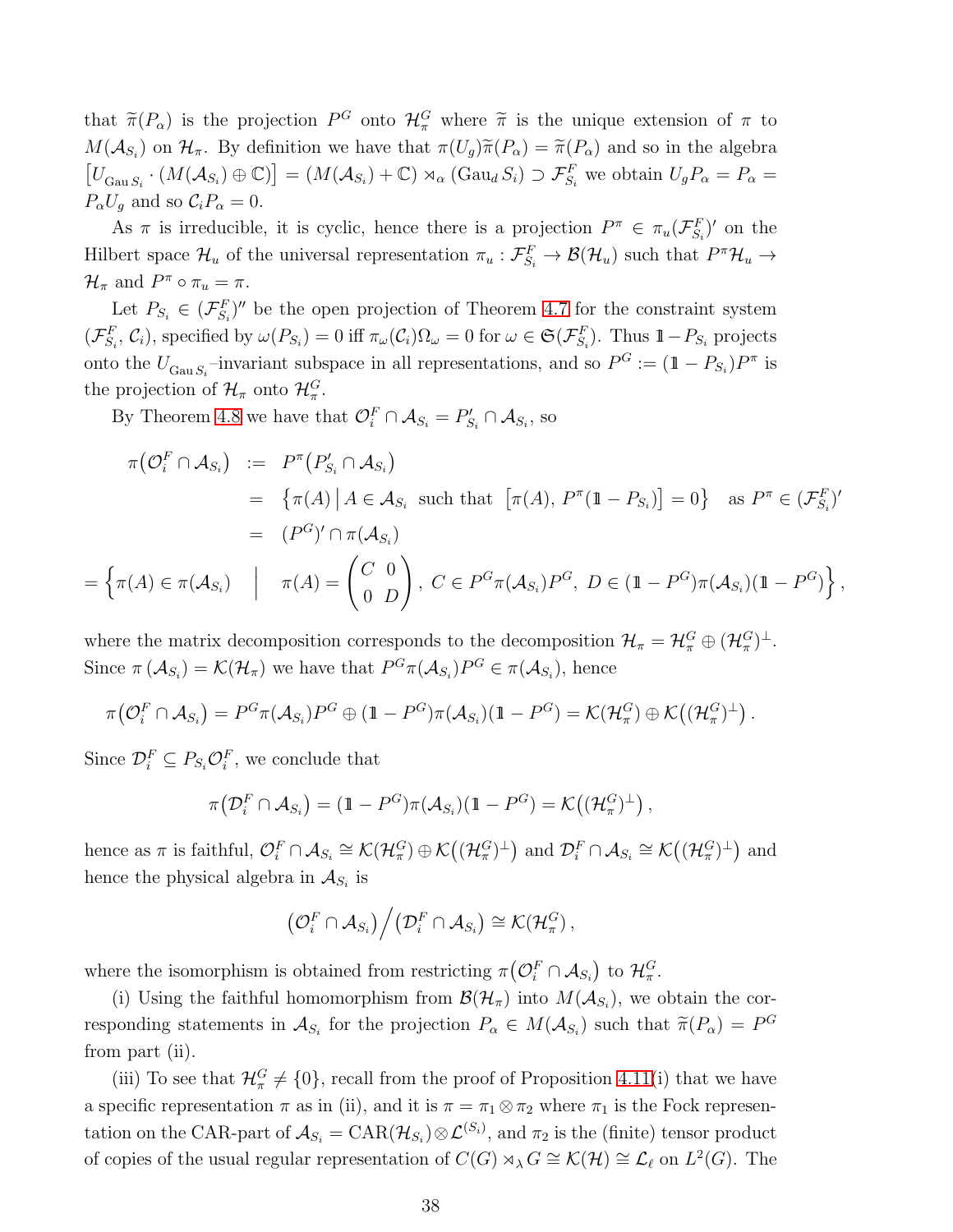that $\widetilde{\pi}(P_\alpha)$ is the projection $P^G$ onto $\mathcal{H}_\pi^G$ where $\widetilde{\pi}$ is the unique extension of $\pi$ to $M(\mathcal{A}_{S_i})$ on $\mathcal{H}_\pi$. By definition we have that $\pi(U_g)\widetilde{\pi}(P_\alpha) = \widetilde{\pi}(P_\alpha)$ and so in the algebra $\big[U_{\mathrm{Gau}\, S_i} \cdot (M(\mathcal{A}_{S_i}) \oplus \mathbb{C})\big] = (M(\mathcal{A}_{S_i}) + \mathbb{C}) \rtimes_\alpha (\mathrm{Gau}_d\, S_i) \supset \mathcal{F}_{S_i}^F$ we obtain $U_g P_\alpha = P_\alpha = P_\alpha U_g$ and so $\mathcal{C}_i P_\alpha = 0$.

As $\pi$ is irreducible, it is cyclic, hence there is a projection $P^\pi \in \pi_u(\mathcal{F}_{S_i}^F)'$ on the Hilbert space $\mathcal{H}_u$ of the universal representation $\pi_u : \mathcal{F}_{S_i}^F \to \mathcal{B}(\mathcal{H}_u)$ such that $P^\pi \mathcal{H}_u \to \mathcal{H}_\pi$ and $P^\pi \circ \pi_u = \pi$.

Let $P_{S_i} \in (\mathcal{F}_{S_i}^F)''$ be the open projection of Theorem 4.7 for the constraint system $(\mathcal{F}_{S_i}^F, \mathcal{C}_i)$, specified by $\omega(P_{S_i}) = 0$ iff $\pi_\omega(\mathcal{C}_i)\Omega_\omega = 0$ for $\omega \in \mathfrak{S}(\mathcal{F}_{S_i}^F)$. Thus $\mathbb{1} - P_{S_i}$ projects onto the $U_{\mathrm{Gau}\, S_i}$–invariant subspace in all representations, and so $P^G := (\mathbb{1} - P_{S_i})P^\pi$ is the projection of $\mathcal{H}_\pi$ onto $\mathcal{H}_\pi^G$.

By Theorem 4.8 we have that $\mathcal{O}_i^F \cap \mathcal{A}_{S_i} = P_{S_i}' \cap \mathcal{A}_{S_i}$, so

$$
\begin{aligned}
\pi\big(\mathcal{O}_i^F \cap \mathcal{A}_{S_i}\big) &:= P^\pi\big(P_{S_i}' \cap \mathcal{A}_{S_i}\big) \\
&= \big\{\pi(A) \,\big|\, A \in \mathcal{A}_{S_i} \ \text{such that} \ \big[\pi(A),\, P^\pi(\mathbb{1} - P_{S_i})\big] = 0\big\} \quad \text{as } P^\pi \in (\mathcal{F}_{S_i}^F)' \\
&= (P^G)' \cap \pi(\mathcal{A}_{S_i})
\end{aligned}
$$

$$
= \Big\{\pi(A) \in \pi(\mathcal{A}_{S_i}) \quad \Big| \quad \pi(A) = \begin{pmatrix} C & 0 \\ 0 & D \end{pmatrix},\ C \in P^G \pi(\mathcal{A}_{S_i}) P^G,\ D \in (\mathbb{1} - P^G)\pi(\mathcal{A}_{S_i})(\mathbb{1} - P^G)\Big\},
$$

where the matrix decomposition corresponds to the decomposition $\mathcal{H}_\pi = \mathcal{H}_\pi^G \oplus (\mathcal{H}_\pi^G)^\perp$. Since $\pi\left(\mathcal{A}_{S_i}\right) = \mathcal{K}(\mathcal{H}_\pi)$ we have that $P^G \pi(\mathcal{A}_{S_i}) P^G \in \pi(\mathcal{A}_{S_i})$, hence

$$
\pi\big(\mathcal{O}_i^F \cap \mathcal{A}_{S_i}\big) = P^G \pi(\mathcal{A}_{S_i}) P^G \oplus (\mathbb{1} - P^G)\pi(\mathcal{A}_{S_i})(\mathbb{1} - P^G) = \mathcal{K}(\mathcal{H}_\pi^G) \oplus \mathcal{K}\big((\mathcal{H}_\pi^G)^\perp\big)\,.
$$

Since $\mathcal{D}_i^F \subseteq P_{S_i}\mathcal{O}_i^F$, we conclude that

$$
\pi\big(\mathcal{D}_i^F \cap \mathcal{A}_{S_i}\big) = (\mathbb{1} - P^G)\pi(\mathcal{A}_{S_i})(\mathbb{1} - P^G) = \mathcal{K}\big((\mathcal{H}_\pi^G)^\perp\big)\,,
$$

hence as $\pi$ is faithful, $\mathcal{O}_i^F \cap \mathcal{A}_{S_i} \cong \mathcal{K}(\mathcal{H}_\pi^G) \oplus \mathcal{K}\big((\mathcal{H}_\pi^G)^\perp\big)$ and $\mathcal{D}_i^F \cap \mathcal{A}_{S_i} \cong \mathcal{K}\big((\mathcal{H}_\pi^G)^\perp\big)$ and hence the physical algebra in $\mathcal{A}_{S_i}$ is

$$
\big(\mathcal{O}_i^F \cap \mathcal{A}_{S_i}\big) \Big/ \big(\mathcal{D}_i^F \cap \mathcal{A}_{S_i}\big) \cong \mathcal{K}(\mathcal{H}_\pi^G)\,,
$$

where the isomorphism is obtained from restricting $\pi\big(\mathcal{O}_i^F \cap \mathcal{A}_{S_i}\big)$ to $\mathcal{H}_\pi^G$.

(i) Using the faithful homomorphism from $\mathcal{B}(\mathcal{H}_\pi)$ into $M(\mathcal{A}_{S_i})$, we obtain the corresponding statements in $\mathcal{A}_{S_i}$ for the projection $P_\alpha \in M(\mathcal{A}_{S_i})$ such that $\widetilde{\pi}(P_\alpha) = P^G$ from part (ii).

(iii) To see that $\mathcal{H}_\pi^G \neq \{0\}$, recall from the proof of Proposition 4.11(i) that we have a specific representation $\pi$ as in (ii), and it is $\pi = \pi_1 \otimes \pi_2$ where $\pi_1$ is the Fock representation on the CAR-part of $\mathcal{A}_{S_i} = \mathrm{CAR}(\mathcal{H}_{S_i}) \otimes \mathcal{L}^{(S_i)}$, and $\pi_2$ is the (finite) tensor product of copies of the usual regular representation of $C(G) \rtimes_\lambda G \cong \mathcal{K}(\mathcal{H}) \cong \mathcal{L}_\ell$ on $L^2(G)$. The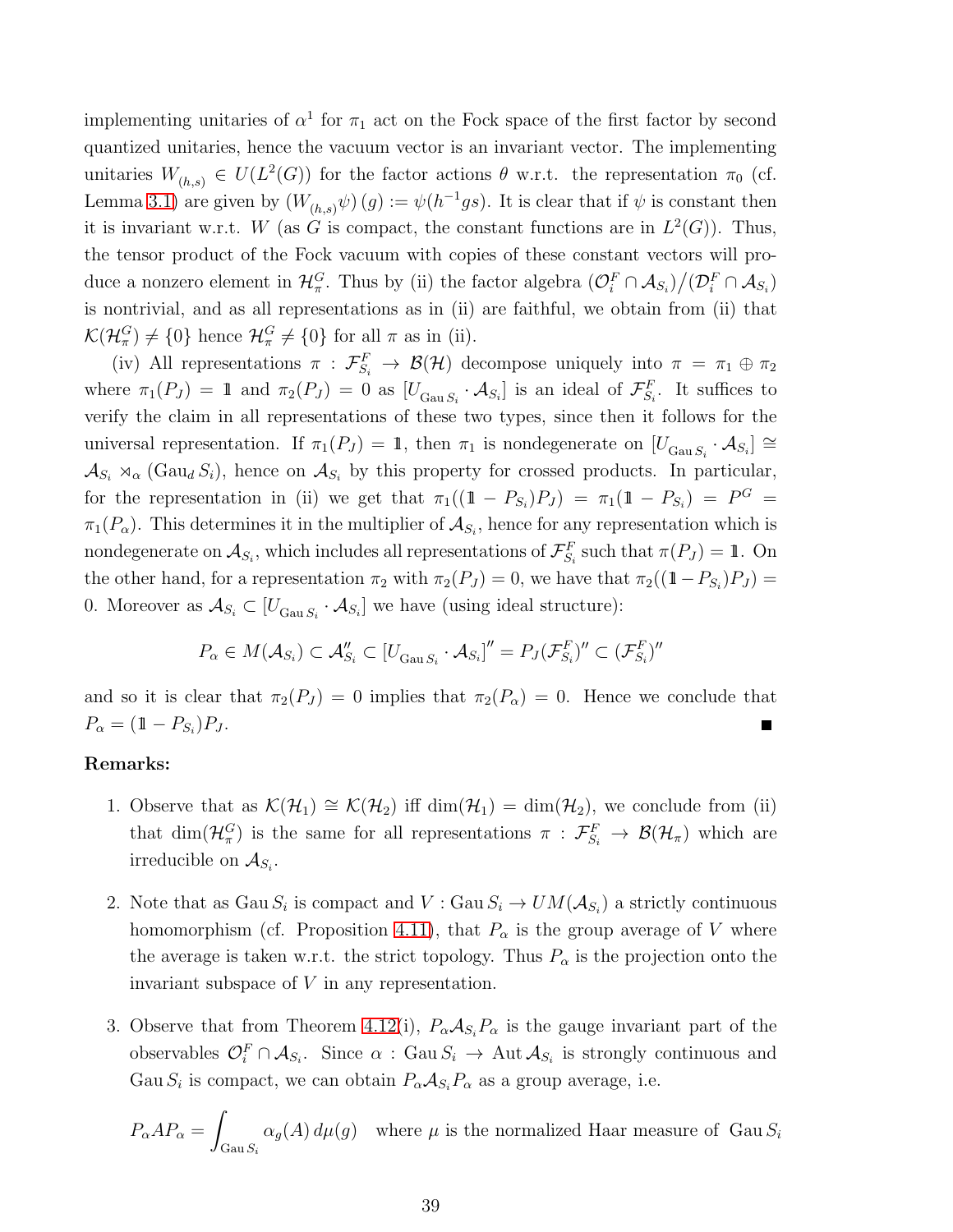implementing unitaries of $\alpha^1$ for $\pi_1$ act on the Fock space of the first factor by second quantized unitaries, hence the vacuum vector is an invariant vector. The implementing unitaries $W_{(h,s)} \in U(L^2(G))$ for the factor actions $\theta$ w.r.t. the representation $\pi_0$ (cf. Lemma 3.1) are given by $\left(W_{(h,s)}\psi\right)(g) := \psi(h^{-1}gs)$. It is clear that if $\psi$ is constant then it is invariant w.r.t. $W$ (as $G$ is compact, the constant functions are in $L^2(G)$). Thus, the tensor product of the Fock vacuum with copies of these constant vectors will produce a nonzero element in $\mathcal{H}^G_\pi$. Thus by (ii) the factor algebra $(\mathcal{O}^F_i \cap \mathcal{A}_{S_i})/(\mathcal{D}^F_i \cap \mathcal{A}_{S_i})$ is nontrivial, and as all representations as in (ii) are faithful, we obtain from (ii) that $\mathcal{K}(\mathcal{H}^G_\pi) \neq \{0\}$ hence $\mathcal{H}^G_\pi \neq \{0\}$ for all $\pi$ as in (ii).

(iv) All representations $\pi : \mathcal{F}^F_{S_i} \to \mathcal{B}(\mathcal{H})$ decompose uniquely into $\pi = \pi_1 \oplus \pi_2$ where $\pi_1(P_J) = \mathbb{1}$ and $\pi_2(P_J) = 0$ as $[U_{\mathrm{Gau}\, S_i} \cdot \mathcal{A}_{S_i}]$ is an ideal of $\mathcal{F}^F_{S_i}$. It suffices to verify the claim in all representations of these two types, since then it follows for the universal representation. If $\pi_1(P_J) = \mathbb{1}$, then $\pi_1$ is nondegenerate on $[U_{\mathrm{Gau}\, S_i} \cdot \mathcal{A}_{S_i}] \cong \mathcal{A}_{S_i} \rtimes_\alpha (\mathrm{Gau}_d\, S_i)$, hence on $\mathcal{A}_{S_i}$ by this property for crossed products. In particular, for the representation in (ii) we get that $\pi_1((\mathbb{1} - P_{S_i})P_J) = \pi_1(\mathbb{1} - P_{S_i}) = P^G = \pi_1(P_\alpha)$. This determines it in the multiplier of $\mathcal{A}_{S_i}$, hence for any representation which is nondegenerate on $\mathcal{A}_{S_i}$, which includes all representations of $\mathcal{F}^F_{S_i}$ such that $\pi(P_J) = \mathbb{1}$. On the other hand, for a representation $\pi_2$ with $\pi_2(P_J) = 0$, we have that $\pi_2((\mathbb{1} - P_{S_i})P_J) = 0$. Moreover as $\mathcal{A}_{S_i} \subset [U_{\mathrm{Gau}\, S_i} \cdot \mathcal{A}_{S_i}]$ we have (using ideal structure):

$$P_\alpha \in M(\mathcal{A}_{S_i}) \subset \mathcal{A}''_{S_i} \subset [U_{\mathrm{Gau}\, S_i} \cdot \mathcal{A}_{S_i}]'' = P_J(\mathcal{F}^F_{S_i})'' \subset (\mathcal{F}^F_{S_i})''$$

and so it is clear that $\pi_2(P_J) = 0$ implies that $\pi_2(P_\alpha) = 0$. Hence we conclude that $P_\alpha = (\mathbb{1} - P_{S_i})P_J$. ∎

**Remarks:**

1. Observe that as $\mathcal{K}(\mathcal{H}_1) \cong \mathcal{K}(\mathcal{H}_2)$ iff $\dim(\mathcal{H}_1) = \dim(\mathcal{H}_2)$, we conclude from (ii) that $\dim(\mathcal{H}^G_\pi)$ is the same for all representations $\pi : \mathcal{F}^F_{S_i} \to \mathcal{B}(\mathcal{H}_\pi)$ which are irreducible on $\mathcal{A}_{S_i}$.

2. Note that as $\mathrm{Gau}\, S_i$ is compact and $V : \mathrm{Gau}\, S_i \to UM(\mathcal{A}_{S_i})$ a strictly continuous homomorphism (cf. Proposition 4.11), that $P_\alpha$ is the group average of $V$ where the average is taken w.r.t. the strict topology. Thus $P_\alpha$ is the projection onto the invariant subspace of $V$ in any representation.

3. Observe that from Theorem 4.12(i), $P_\alpha \mathcal{A}_{S_i} P_\alpha$ is the gauge invariant part of the observables $\mathcal{O}^F_i \cap \mathcal{A}_{S_i}$. Since $\alpha : \mathrm{Gau}\, S_i \to \mathrm{Aut}\, \mathcal{A}_{S_i}$ is strongly continuous and $\mathrm{Gau}\, S_i$ is compact, we can obtain $P_\alpha \mathcal{A}_{S_i} P_\alpha$ as a group average, i.e.

$$P_\alpha A P_\alpha = \int_{\mathrm{Gau}\, S_i} \alpha_g(A)\, d\mu(g) \quad \text{where } \mu \text{ is the normalized Haar measure of } \mathrm{Gau}\, S_i$$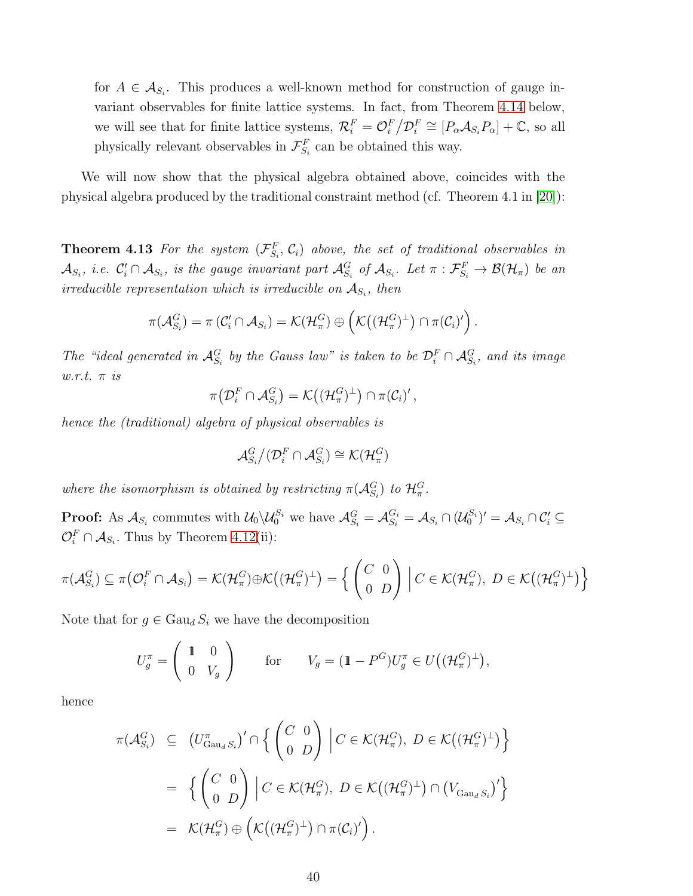for $A \in \mathcal{A}_{S_i}$. This produces a well-known method for construction of gauge invariant observables for finite lattice systems. In fact, from Theorem 4.14 below, we will see that for finite lattice systems, $\mathcal{R}_i^F = \mathcal{O}_i^F / \mathcal{D}_i^F \cong [P_\alpha \mathcal{A}_{S_i} P_\alpha] + \mathbb{C}$, so all physically relevant observables in $\mathcal{F}_{S_i}^F$ can be obtained this way.

We will now show that the physical algebra obtained above, coincides with the physical algebra produced by the traditional constraint method (cf. Theorem 4.1 in [20]):

**Theorem 4.13** *For the system $(\mathcal{F}_{S_i}^F, \mathcal{C}_i)$ above, the set of traditional observables in $\mathcal{A}_{S_i}$, i.e. $\mathcal{C}_i' \cap \mathcal{A}_{S_i}$, is the gauge invariant part $\mathcal{A}_{S_i}^G$ of $\mathcal{A}_{S_i}$. Let $\pi : \mathcal{F}_{S_i}^F \to \mathcal{B}(\mathcal{H}_\pi)$ be an irreducible representation which is irreducible on $\mathcal{A}_{S_i}$, then*

$$\pi(\mathcal{A}_{S_i}^G) = \pi\left(\mathcal{C}_i' \cap \mathcal{A}_{S_i}\right) = \mathcal{K}(\mathcal{H}_\pi^G) \oplus \left(\mathcal{K}\big((\mathcal{H}_\pi^G)^\perp\big) \cap \pi(\mathcal{C}_i)'\right).$$

*The "ideal generated in $\mathcal{A}_{S_i}^G$ by the Gauss law" is taken to be $\mathcal{D}_i^F \cap \mathcal{A}_{S_i}^G$, and its image w.r.t. $\pi$ is*

$$\pi\big(\mathcal{D}_i^F \cap \mathcal{A}_{S_i}^G\big) = \mathcal{K}\big((\mathcal{H}_\pi^G)^\perp\big) \cap \pi(\mathcal{C}_i)',$$

*hence the (traditional) algebra of physical observables is*

$$\mathcal{A}_{S_i}^G / (\mathcal{D}_i^F \cap \mathcal{A}_{S_i}^G) \cong \mathcal{K}(\mathcal{H}_\pi^G)$$

*where the isomorphism is obtained by restricting $\pi(\mathcal{A}_{S_i}^G)$ to $\mathcal{H}_\pi^G$.*

**Proof:** As $\mathcal{A}_{S_i}$ commutes with $\mathcal{U}_0 \backslash \mathcal{U}_0^{S_i}$ we have $\mathcal{A}_{S_i}^G = \mathcal{A}_{S_i}^{G_i} = \mathcal{A}_{S_i} \cap (\mathcal{U}_0^{S_i})' = \mathcal{A}_{S_i} \cap \mathcal{C}_i' \subseteq \mathcal{O}_i^F \cap \mathcal{A}_{S_i}$. Thus by Theorem 4.12(ii):

$$\pi(\mathcal{A}_{S_i}^G) \subseteq \pi\big(\mathcal{O}_i^F \cap \mathcal{A}_{S_i}\big) = \mathcal{K}(\mathcal{H}_\pi^G) \oplus \mathcal{K}\big((\mathcal{H}_\pi^G)^\perp\big) = \left\{ \begin{pmatrix} C & 0 \\ 0 & D \end{pmatrix} \,\Big|\, C \in \mathcal{K}(\mathcal{H}_\pi^G),\ D \in \mathcal{K}\big((\mathcal{H}_\pi^G)^\perp\big) \right\}$$

Note that for $g \in \mathrm{Gau}_d\, S_i$ we have the decomposition

$$U_g^\pi = \begin{pmatrix} \mathbb{1} & 0 \\ 0 & V_g \end{pmatrix} \qquad \text{for} \qquad V_g = (\mathbb{1} - P^G) U_g^\pi \in U\big((\mathcal{H}_\pi^G)^\perp\big),$$

hence

$$\begin{aligned}
\pi(\mathcal{A}_{S_i}^G) &\subseteq \left(U_{\mathrm{Gau}_d\, S_i}^\pi\right)' \cap \left\{ \begin{pmatrix} C & 0 \\ 0 & D \end{pmatrix} \,\Big|\, C \in \mathcal{K}(\mathcal{H}_\pi^G),\ D \in \mathcal{K}\big((\mathcal{H}_\pi^G)^\perp\big) \right\} \\
&= \left\{ \begin{pmatrix} C & 0 \\ 0 & D \end{pmatrix} \,\Big|\, C \in \mathcal{K}(\mathcal{H}_\pi^G),\ D \in \mathcal{K}\big((\mathcal{H}_\pi^G)^\perp\big) \cap \left(V_{\mathrm{Gau}_d\, S_i}\right)' \right\} \\
&= \mathcal{K}(\mathcal{H}_\pi^G) \oplus \left(\mathcal{K}\big((\mathcal{H}_\pi^G)^\perp\big) \cap \pi(\mathcal{C}_i)'\right).
\end{aligned}$$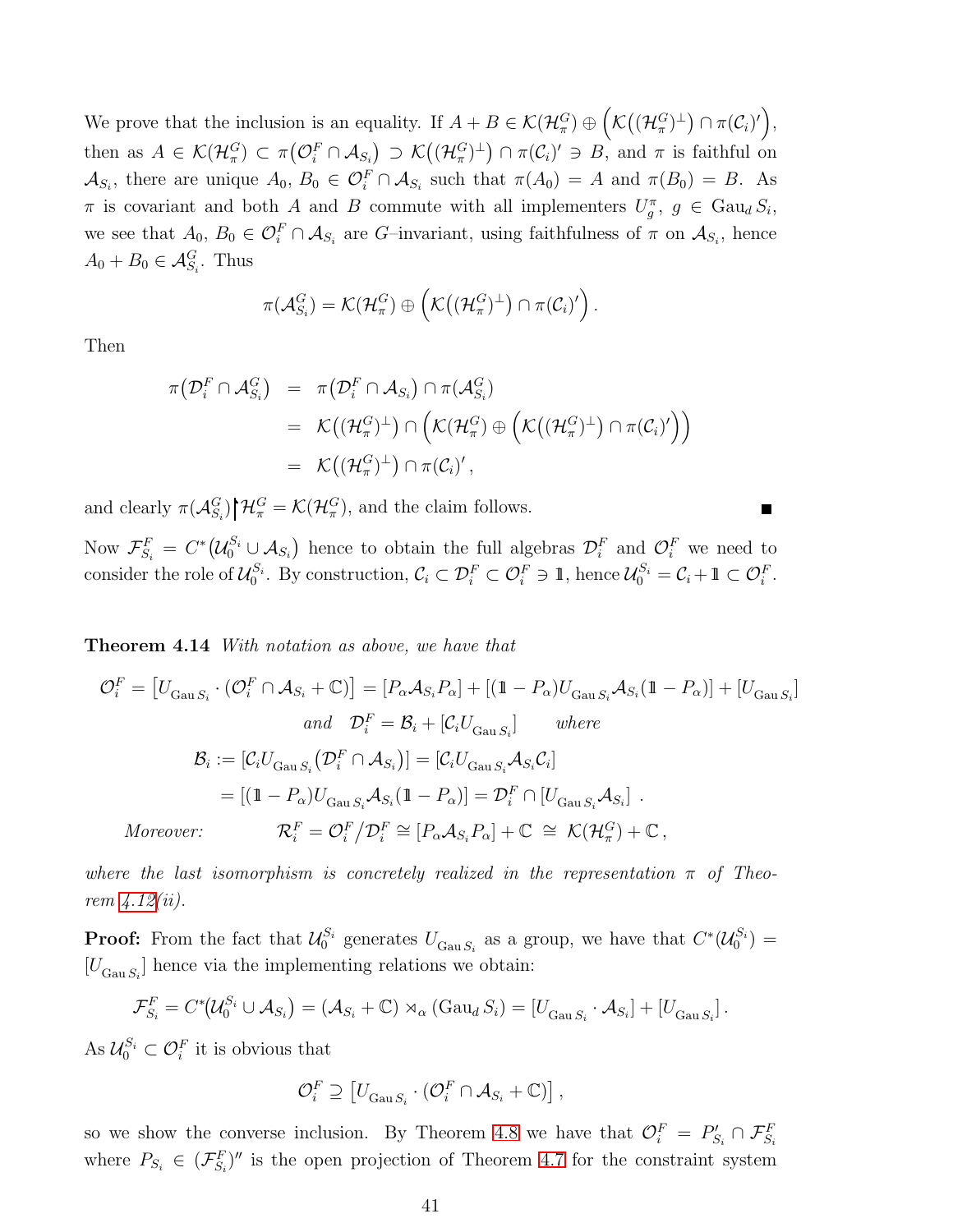We prove that the inclusion is an equality. If $A + B \in \mathcal{K}(\mathcal{H}_\pi^G) \oplus \Big(\mathcal{K}\big((\mathcal{H}_\pi^G)^\perp\big) \cap \pi(\mathcal{C}_i)'\Big)$, then as $A \in \mathcal{K}(\mathcal{H}_\pi^G) \subset \pi\big(\mathcal{O}_i^F \cap \mathcal{A}_{S_i}\big) \supset \mathcal{K}\big((\mathcal{H}_\pi^G)^\perp\big) \cap \pi(\mathcal{C}_i)' \ni B$, and $\pi$ is faithful on $\mathcal{A}_{S_i}$, there are unique $A_0,\, B_0 \in \mathcal{O}_i^F \cap \mathcal{A}_{S_i}$ such that $\pi(A_0) = A$ and $\pi(B_0) = B$. As $\pi$ is covariant and both $A$ and $B$ commute with all implementers $U_g^\pi$, $g \in \mathrm{Gau}_d\, S_i$, we see that $A_0,\, B_0 \in \mathcal{O}_i^F \cap \mathcal{A}_{S_i}$ are $G$–invariant, using faithfulness of $\pi$ on $\mathcal{A}_{S_i}$, hence $A_0 + B_0 \in \mathcal{A}_{S_i}^G$. Thus

$$\pi(\mathcal{A}_{S_i}^G) = \mathcal{K}(\mathcal{H}_\pi^G) \oplus \Big(\mathcal{K}\big((\mathcal{H}_\pi^G)^\perp\big) \cap \pi(\mathcal{C}_i)'\Big).$$

Then

$$\begin{aligned}
\pi\big(\mathcal{D}_i^F \cap \mathcal{A}_{S_i}^G\big) &= \pi\big(\mathcal{D}_i^F \cap \mathcal{A}_{S_i}\big) \cap \pi(\mathcal{A}_{S_i}^G) \\
&= \mathcal{K}\big((\mathcal{H}_\pi^G)^\perp\big) \cap \Big(\mathcal{K}(\mathcal{H}_\pi^G) \oplus \Big(\mathcal{K}\big((\mathcal{H}_\pi^G)^\perp\big) \cap \pi(\mathcal{C}_i)'\Big)\Big) \\
&= \mathcal{K}\big((\mathcal{H}_\pi^G)^\perp\big) \cap \pi(\mathcal{C}_i)',
\end{aligned}$$

and clearly $\pi(\mathcal{A}_{S_i}^G)\restriction\mathcal{H}_\pi^G = \mathcal{K}(\mathcal{H}_\pi^G)$, and the claim follows. ∎

Now $\mathcal{F}_{S_i}^F = C^*\big(\mathcal{U}_0^{S_i} \cup \mathcal{A}_{S_i}\big)$ hence to obtain the full algebras $\mathcal{D}_i^F$ and $\mathcal{O}_i^F$ we need to consider the role of $\mathcal{U}_0^{S_i}$. By construction, $\mathcal{C}_i \subset \mathcal{D}_i^F \subset \mathcal{O}_i^F \ni \mathbb{1}$, hence $\mathcal{U}_0^{S_i} = \mathcal{C}_i + \mathbb{1} \subset \mathcal{O}_i^F$.

**Theorem 4.14** *With notation as above, we have that*

$$\mathcal{O}_i^F = \big[U_{\mathrm{Gau}\,S_i} \cdot (\mathcal{O}_i^F \cap \mathcal{A}_{S_i} + \mathbb{C})\big] = [P_\alpha \mathcal{A}_{S_i} P_\alpha] + [(\mathbb{1} - P_\alpha) U_{\mathrm{Gau}\,S_i} \mathcal{A}_{S_i} (\mathbb{1} - P_\alpha)] + [U_{\mathrm{Gau}\,S_i}]$$

$$\text{and} \quad \mathcal{D}_i^F = \mathcal{B}_i + [\mathcal{C}_i U_{\mathrm{Gau}\,S_i}] \qquad \text{where}$$

$$\begin{aligned}
\mathcal{B}_i &:= [\mathcal{C}_i U_{\mathrm{Gau}\,S_i} \big(\mathcal{D}_i^F \cap \mathcal{A}_{S_i}\big)] = [\mathcal{C}_i U_{\mathrm{Gau}\,S_i} \mathcal{A}_{S_i} \mathcal{C}_i] \\
&= [(\mathbb{1} - P_\alpha) U_{\mathrm{Gau}\,S_i} \mathcal{A}_{S_i} (\mathbb{1} - P_\alpha)] = \mathcal{D}_i^F \cap [U_{\mathrm{Gau}\,S_i} \mathcal{A}_{S_i}] \ .
\end{aligned}$$

*Moreover:*

$$\mathcal{R}_i^F = \mathcal{O}_i^F / \mathcal{D}_i^F \cong [P_\alpha \mathcal{A}_{S_i} P_\alpha] + \mathbb{C} \;\cong\; \mathcal{K}(\mathcal{H}_\pi^G) + \mathbb{C}\,,$$

*where the last isomorphism is concretely realized in the representation $\pi$ of Theorem 4.12(ii).*

**Proof:** From the fact that $\mathcal{U}_0^{S_i}$ generates $U_{\mathrm{Gau}\,S_i}$ as a group, we have that $C^*(\mathcal{U}_0^{S_i}) = [U_{\mathrm{Gau}\,S_i}]$ hence via the implementing relations we obtain:

$$\mathcal{F}_{S_i}^F = C^*\big(\mathcal{U}_0^{S_i} \cup \mathcal{A}_{S_i}\big) = (\mathcal{A}_{S_i} + \mathbb{C}) \rtimes_\alpha (\mathrm{Gau}_d\, S_i) = [U_{\mathrm{Gau}\,S_i} \cdot \mathcal{A}_{S_i}] + [U_{\mathrm{Gau}\,S_i}]\,.$$

As $\mathcal{U}_0^{S_i} \subset \mathcal{O}_i^F$ it is obvious that

$$\mathcal{O}_i^F \supseteq \big[U_{\mathrm{Gau}\,S_i} \cdot (\mathcal{O}_i^F \cap \mathcal{A}_{S_i} + \mathbb{C})\big]\,,$$

so we show the converse inclusion. By Theorem 4.8 we have that $\mathcal{O}_i^F = P_{S_i}' \cap \mathcal{F}_{S_i}^F$ where $P_{S_i} \in (\mathcal{F}_{S_i}^F)''$ is the open projection of Theorem 4.7 for the constraint system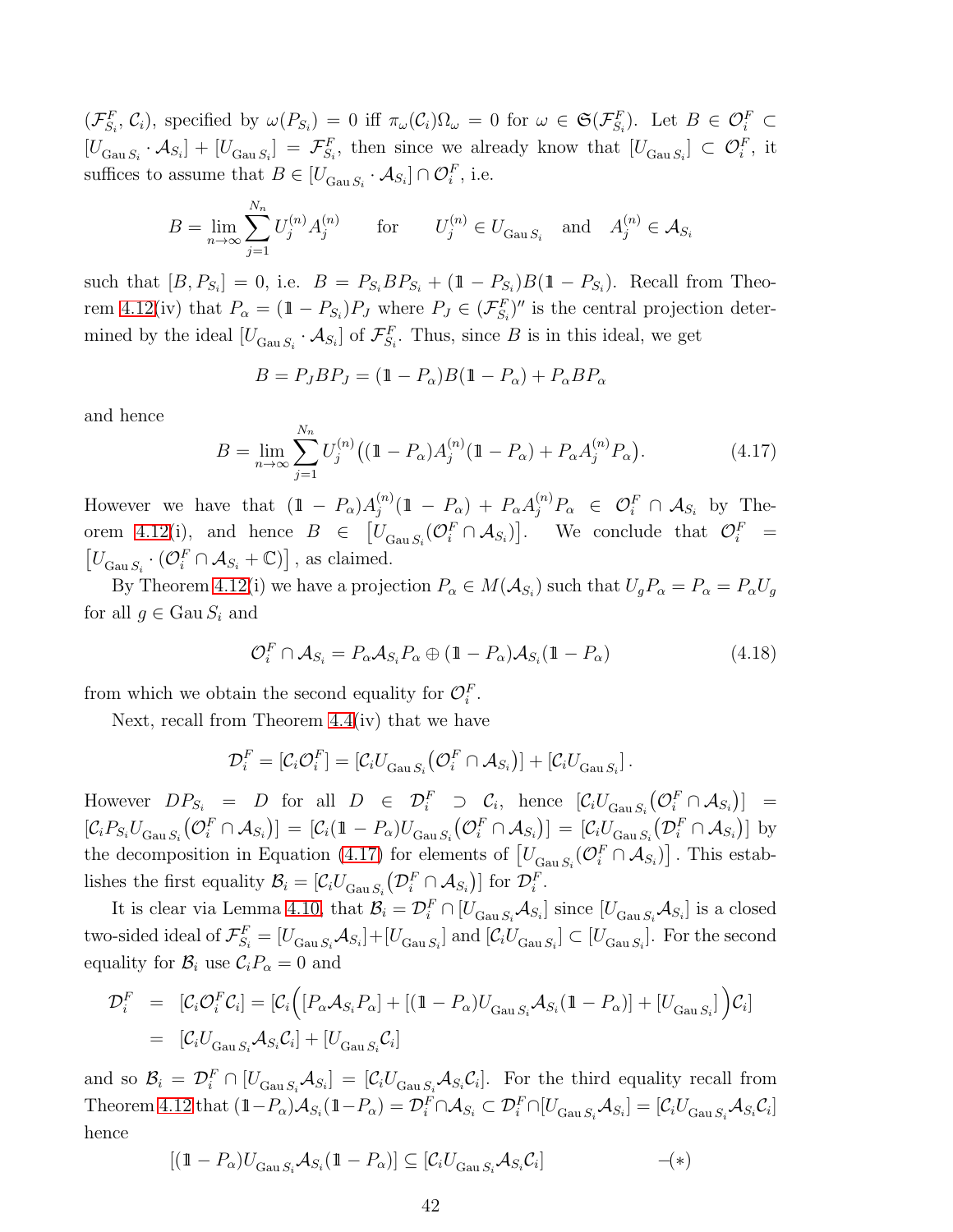$(\mathcal{F}_{S_i}^F, \mathcal{C}_i)$, specified by $\omega(P_{S_i}) = 0$ iff $\pi_\omega(\mathcal{C}_i)\Omega_\omega = 0$ for $\omega \in \mathfrak{S}(\mathcal{F}_{S_i}^F)$. Let $B \in \mathcal{O}_i^F \subset [U_{\mathrm{Gau}\, S_i} \cdot \mathcal{A}_{S_i}] + [U_{\mathrm{Gau}\, S_i}] = \mathcal{F}_{S_i}^F$, then since we already know that $[U_{\mathrm{Gau}\, S_i}] \subset \mathcal{O}_i^F$, it suffices to assume that $B \in [U_{\mathrm{Gau}\, S_i} \cdot \mathcal{A}_{S_i}] \cap \mathcal{O}_i^F$, i.e.

$$B = \lim_{n\to\infty} \sum_{j=1}^{N_n} U_j^{(n)} A_j^{(n)} \qquad \text{for} \qquad U_j^{(n)} \in U_{\mathrm{Gau}\, S_i} \quad \text{and} \quad A_j^{(n)} \in \mathcal{A}_{S_i}$$

such that $[B, P_{S_i}] = 0$, i.e. $B = P_{S_i} B P_{S_i} + (\mathbb{1} - P_{S_i}) B (\mathbb{1} - P_{S_i})$. Recall from Theorem 4.12(iv) that $P_\alpha = (\mathbb{1} - P_{S_i}) P_J$ where $P_J \in (\mathcal{F}_{S_i}^F)''$ is the central projection determined by the ideal $[U_{\mathrm{Gau}\, S_i} \cdot \mathcal{A}_{S_i}]$ of $\mathcal{F}_{S_i}^F$. Thus, since $B$ is in this ideal, we get

$$B = P_J B P_J = (\mathbb{1} - P_\alpha) B (\mathbb{1} - P_\alpha) + P_\alpha B P_\alpha$$

and hence

$$B = \lim_{n\to\infty} \sum_{j=1}^{N_n} U_j^{(n)} \big( (\mathbb{1} - P_\alpha) A_j^{(n)} (\mathbb{1} - P_\alpha) + P_\alpha A_j^{(n)} P_\alpha \big). \tag{4.17}$$

However we have that $(\mathbb{1} - P_\alpha) A_j^{(n)} (\mathbb{1} - P_\alpha) + P_\alpha A_j^{(n)} P_\alpha \in \mathcal{O}_i^F \cap \mathcal{A}_{S_i}$ by Theorem 4.12(i), and hence $B \in \big[U_{\mathrm{Gau}\, S_i} (\mathcal{O}_i^F \cap \mathcal{A}_{S_i})\big]$. We conclude that $\mathcal{O}_i^F = \big[U_{\mathrm{Gau}\, S_i} \cdot (\mathcal{O}_i^F \cap \mathcal{A}_{S_i} + \mathbb{C})\big]$, as claimed.

By Theorem 4.12(i) we have a projection $P_\alpha \in M(\mathcal{A}_{S_i})$ such that $U_g P_\alpha = P_\alpha = P_\alpha U_g$ for all $g \in \mathrm{Gau}\, S_i$ and

$$\mathcal{O}_i^F \cap \mathcal{A}_{S_i} = P_\alpha \mathcal{A}_{S_i} P_\alpha \oplus (\mathbb{1} - P_\alpha) \mathcal{A}_{S_i} (\mathbb{1} - P_\alpha) \tag{4.18}$$

from which we obtain the second equality for $\mathcal{O}_i^F$.

Next, recall from Theorem 4.4(iv) that we have

$$\mathcal{D}_i^F = [\mathcal{C}_i \mathcal{O}_i^F] = [\mathcal{C}_i U_{\mathrm{Gau}\, S_i} (\mathcal{O}_i^F \cap \mathcal{A}_{S_i})] + [\mathcal{C}_i U_{\mathrm{Gau}\, S_i}].$$

However $D P_{S_i} = D$ for all $D \in \mathcal{D}_i^F \supset \mathcal{C}_i$, hence $[\mathcal{C}_i U_{\mathrm{Gau}\, S_i} (\mathcal{O}_i^F \cap \mathcal{A}_{S_i})] = [\mathcal{C}_i P_{S_i} U_{\mathrm{Gau}\, S_i} (\mathcal{O}_i^F \cap \mathcal{A}_{S_i})] = [\mathcal{C}_i (\mathbb{1} - P_\alpha) U_{\mathrm{Gau}\, S_i} (\mathcal{O}_i^F \cap \mathcal{A}_{S_i})] = [\mathcal{C}_i U_{\mathrm{Gau}\, S_i} (\mathcal{D}_i^F \cap \mathcal{A}_{S_i})]$ by the decomposition in Equation (4.17) for elements of $\big[U_{\mathrm{Gau}\, S_i} (\mathcal{O}_i^F \cap \mathcal{A}_{S_i})\big]$. This establishes the first equality $\mathcal{B}_i = [\mathcal{C}_i U_{\mathrm{Gau}\, S_i} (\mathcal{D}_i^F \cap \mathcal{A}_{S_i})]$ for $\mathcal{D}_i^F$.

It is clear via Lemma 4.10, that $\mathcal{B}_i = \mathcal{D}_i^F \cap [U_{\mathrm{Gau}\, S_i} \mathcal{A}_{S_i}]$ since $[U_{\mathrm{Gau}\, S_i} \mathcal{A}_{S_i}]$ is a closed two-sided ideal of $\mathcal{F}_{S_i}^F = [U_{\mathrm{Gau}\, S_i} \mathcal{A}_{S_i}] + [U_{\mathrm{Gau}\, S_i}]$ and $[\mathcal{C}_i U_{\mathrm{Gau}\, S_i}] \subset [U_{\mathrm{Gau}\, S_i}]$. For the second equality for $\mathcal{B}_i$ use $\mathcal{C}_i P_\alpha = 0$ and

$$\begin{aligned}
\mathcal{D}_i^F &= [\mathcal{C}_i \mathcal{O}_i^F \mathcal{C}_i] = \Big[\mathcal{C}_i \Big( [P_\alpha \mathcal{A}_{S_i} P_\alpha] + [(\mathbb{1} - P_\alpha) U_{\mathrm{Gau}\, S_i} \mathcal{A}_{S_i} (\mathbb{1} - P_\alpha)] + [U_{\mathrm{Gau}\, S_i}] \Big) \mathcal{C}_i\Big] \\
&= [\mathcal{C}_i U_{\mathrm{Gau}\, S_i} \mathcal{A}_{S_i} \mathcal{C}_i] + [U_{\mathrm{Gau}\, S_i} \mathcal{C}_i]
\end{aligned}$$

and so $\mathcal{B}_i = \mathcal{D}_i^F \cap [U_{\mathrm{Gau}\, S_i} \mathcal{A}_{S_i}] = [\mathcal{C}_i U_{\mathrm{Gau}\, S_i} \mathcal{A}_{S_i} \mathcal{C}_i]$. For the third equality recall from Theorem 4.12 that $(\mathbb{1} - P_\alpha) \mathcal{A}_{S_i} (\mathbb{1} - P_\alpha) = \mathcal{D}_i^F \cap \mathcal{A}_{S_i} \subset \mathcal{D}_i^F \cap [U_{\mathrm{Gau}\, S_i} \mathcal{A}_{S_i}] = [\mathcal{C}_i U_{\mathrm{Gau}\, S_i} \mathcal{A}_{S_i} \mathcal{C}_i]$ hence

$$[(\mathbb{1} - P_\alpha) U_{\mathrm{Gau}\, S_i} \mathcal{A}_{S_i} (\mathbb{1} - P_\alpha)] \subseteq [\mathcal{C}_i U_{\mathrm{Gau}\, S_i} \mathcal{A}_{S_i} \mathcal{C}_i] \qquad -(*)$$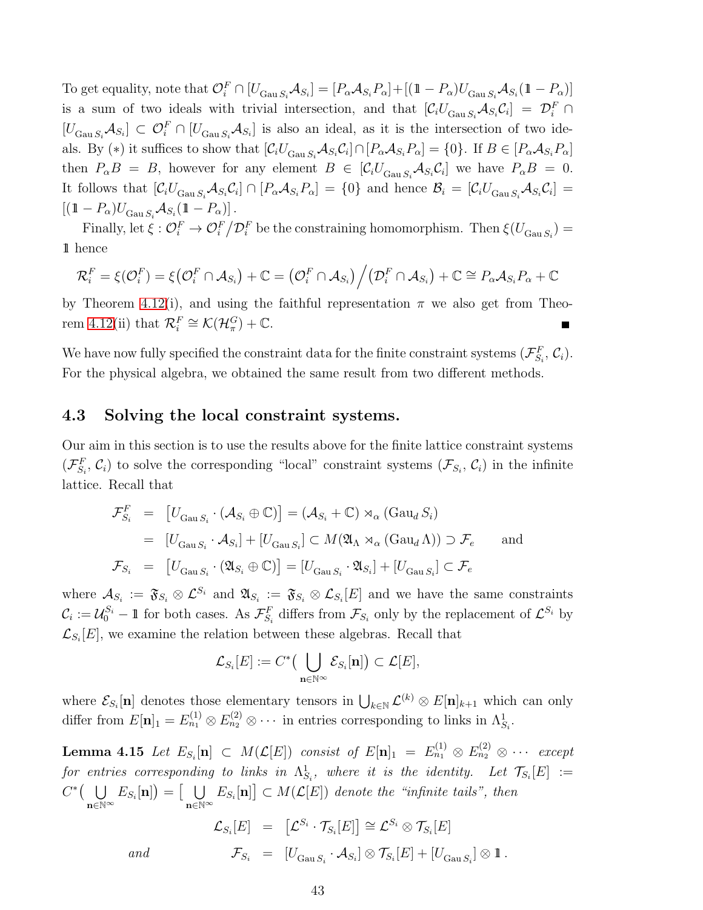To get equality, note that $\mathcal{O}_i^F \cap [U_{\text{Gau}\, S_i}\mathcal{A}_{S_i}] = [P_\alpha \mathcal{A}_{S_i} P_\alpha] + [(\mathbb{1} - P_\alpha)U_{\text{Gau}\, S_i}\mathcal{A}_{S_i}(\mathbb{1} - P_\alpha)]$ is a sum of two ideals with trivial intersection, and that $[\mathcal{C}_i U_{\text{Gau}\, S_i}\mathcal{A}_{S_i}\mathcal{C}_i] = \mathcal{D}_i^F \cap [U_{\text{Gau}\, S_i}\mathcal{A}_{S_i}] \subset \mathcal{O}_i^F \cap [U_{\text{Gau}\, S_i}\mathcal{A}_{S_i}]$ is also an ideal, as it is the intersection of two ideals. By (∗) it suffices to show that $[\mathcal{C}_i U_{\text{Gau}\, S_i}\mathcal{A}_{S_i}\mathcal{C}_i] \cap [P_\alpha \mathcal{A}_{S_i} P_\alpha] = \{0\}$. If $B \in [P_\alpha \mathcal{A}_{S_i} P_\alpha]$ then $P_\alpha B = B$, however for any element $B \in [\mathcal{C}_i U_{\text{Gau}\, S_i}\mathcal{A}_{S_i}\mathcal{C}_i]$ we have $P_\alpha B = 0$. It follows that $[\mathcal{C}_i U_{\text{Gau}\, S_i}\mathcal{A}_{S_i}\mathcal{C}_i] \cap [P_\alpha \mathcal{A}_{S_i} P_\alpha] = \{0\}$ and hence $\mathcal{B}_i = [\mathcal{C}_i U_{\text{Gau}\, S_i}\mathcal{A}_{S_i}\mathcal{C}_i] = [(\mathbb{1} - P_\alpha)U_{\text{Gau}\, S_i}\mathcal{A}_{S_i}(\mathbb{1} - P_\alpha)]$.

Finally, let $\xi : \mathcal{O}_i^F \to \mathcal{O}_i^F / \mathcal{D}_i^F$ be the constraining homomorphism. Then $\xi(U_{\text{Gau}\, S_i}) = \mathbb{1}$ hence

$$\mathcal{R}_i^F = \xi(\mathcal{O}_i^F) = \xi\big(\mathcal{O}_i^F \cap \mathcal{A}_{S_i}\big) + \mathbb{C} = \big(\mathcal{O}_i^F \cap \mathcal{A}_{S_i}\big) \Big/ \big(\mathcal{D}_i^F \cap \mathcal{A}_{S_i}\big) + \mathbb{C} \cong P_\alpha \mathcal{A}_{S_i} P_\alpha + \mathbb{C}$$

by Theorem 4.12(i), and using the faithful representation $\pi$ we also get from Theorem 4.12(ii) that $\mathcal{R}_i^F \cong \mathcal{K}(\mathcal{H}_\pi^G) + \mathbb{C}$. ∎

We have now fully specified the constraint data for the finite constraint systems $(\mathcal{F}_{S_i}^F, \mathcal{C}_i)$. For the physical algebra, we obtained the same result from two different methods.

### 4.3 Solving the local constraint systems.

Our aim in this section is to use the results above for the finite lattice constraint systems $(\mathcal{F}_{S_i}^F, \mathcal{C}_i)$ to solve the corresponding "local" constraint systems $(\mathcal{F}_{S_i}, \mathcal{C}_i)$ in the infinite lattice. Recall that

$$\begin{aligned}
\mathcal{F}_{S_i}^F &= \big[U_{\text{Gau}\, S_i} \cdot (\mathcal{A}_{S_i} \oplus \mathbb{C})\big] = (\mathcal{A}_{S_i} + \mathbb{C}) \rtimes_\alpha (\text{Gau}_d\, S_i) \\
&= [U_{\text{Gau}\, S_i} \cdot \mathcal{A}_{S_i}] + [U_{\text{Gau}\, S_i}] \subset M(\mathfrak{A}_\Lambda \rtimes_\alpha (\text{Gau}_d\, \Lambda)) \supset \mathcal{F}_e \qquad \text{and} \\
\mathcal{F}_{S_i} &= \big[U_{\text{Gau}\, S_i} \cdot (\mathfrak{A}_{S_i} \oplus \mathbb{C})\big] = [U_{\text{Gau}\, S_i} \cdot \mathfrak{A}_{S_i}] + [U_{\text{Gau}\, S_i}] \subset \mathcal{F}_e
\end{aligned}$$

where $\mathcal{A}_{S_i} := \mathfrak{F}_{S_i} \otimes \mathcal{L}^{S_i}$ and $\mathfrak{A}_{S_i} := \mathfrak{F}_{S_i} \otimes \mathcal{L}_{S_i}[E]$ and we have the same constraints $\mathcal{C}_i := \mathcal{U}_0^{S_i} - \mathbb{1}$ for both cases. As $\mathcal{F}_{S_i}^F$ differs from $\mathcal{F}_{S_i}$ only by the replacement of $\mathcal{L}^{S_i}$ by $\mathcal{L}_{S_i}[E]$, we examine the relation between these algebras. Recall that

$$\mathcal{L}_{S_i}[E] := C^*\big(\bigcup_{\mathbf{n} \in \mathbb{N}^\infty} \mathcal{E}_{S_i}[\mathbf{n}]\big) \subset \mathcal{L}[E],$$

where $\mathcal{E}_{S_i}[\mathbf{n}]$ denotes those elementary tensors in $\bigcup_{k \in \mathbb{N}} \mathcal{L}^{(k)} \otimes E[\mathbf{n}]_{k+1}$ which can only differ from $E[\mathbf{n}]_1 = E_{n_1}^{(1)} \otimes E_{n_2}^{(2)} \otimes \cdots$ in entries corresponding to links in $\Lambda_{S_i}^1$.

**Lemma 4.15** *Let $E_{S_i}[\mathbf{n}] \subset M(\mathcal{L}[E])$ consist of $E[\mathbf{n}]_1 = E_{n_1}^{(1)} \otimes E_{n_2}^{(2)} \otimes \cdots$ except for entries corresponding to links in $\Lambda_{S_i}^1$, where it is the identity. Let $\mathcal{T}_{S_i}[E] := C^*\big(\bigcup_{\mathbf{n} \in \mathbb{N}^\infty} E_{S_i}[\mathbf{n}]\big) = \big[\bigcup_{\mathbf{n} \in \mathbb{N}^\infty} E_{S_i}[\mathbf{n}]\big] \subset M(\mathcal{L}[E])$ denote the "infinite tails", then*

$$\begin{aligned}
\mathcal{L}_{S_i}[E] &= \big[\mathcal{L}^{S_i} \cdot \mathcal{T}_{S_i}[E]\big] \cong \mathcal{L}^{S_i} \otimes \mathcal{T}_{S_i}[E] \\
\textit{and} \qquad \mathcal{F}_{S_i} &= [U_{\text{Gau}\, S_i} \cdot \mathcal{A}_{S_i}] \otimes \mathcal{T}_{S_i}[E] + [U_{\text{Gau}\, S_i}] \otimes \mathbb{1}\,.
\end{aligned}$$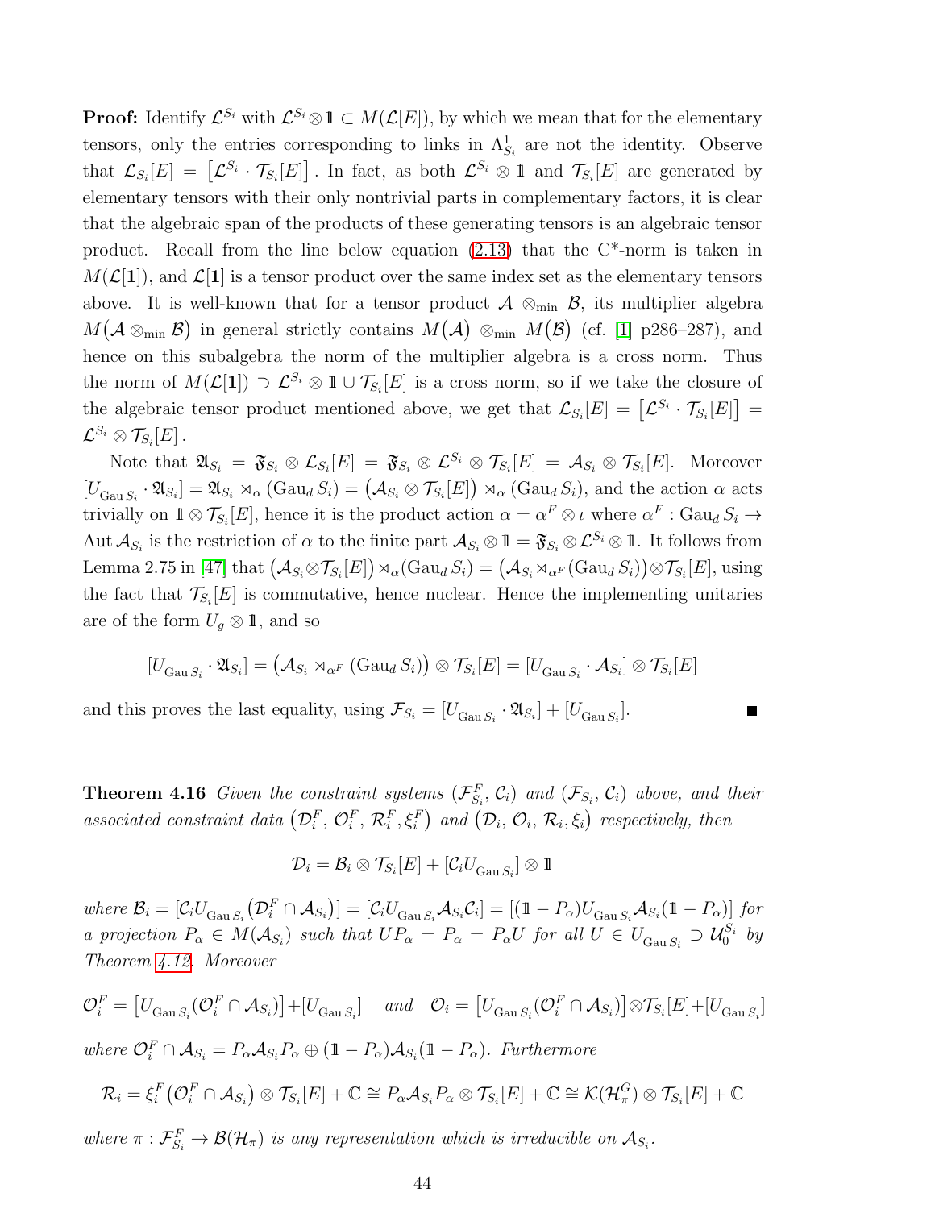**Proof:** Identify $\mathcal{L}^{S_i}$ with $\mathcal{L}^{S_i}\otimes\mathbb{1}\subset M(\mathcal{L}[E])$, by which we mean that for the elementary tensors, only the entries corresponding to links in $\Lambda^1_{S_i}$ are not the identity. Observe that $\mathcal{L}_{S_i}[E]=\left[\mathcal{L}^{S_i}\cdot\mathcal{T}_{S_i}[E]\right]$. In fact, as both $\mathcal{L}^{S_i}\otimes\mathbb{1}$ and $\mathcal{T}_{S_i}[E]$ are generated by elementary tensors with their only nontrivial parts in complementary factors, it is clear that the algebraic span of the products of these generating tensors is an algebraic tensor product. Recall from the line below equation (2.13) that the C*-norm is taken in $M(\mathcal{L}[\mathbf{1}])$, and $\mathcal{L}[\mathbf{1}]$ is a tensor product over the same index set as the elementary tensors above. It is well-known that for a tensor product $\mathcal{A}\otimes_{\min}\mathcal{B}$, its multiplier algebra $M\big(\mathcal{A}\otimes_{\min}\mathcal{B}\big)$ in general strictly contains $M\big(\mathcal{A}\big)\otimes_{\min}M\big(\mathcal{B}\big)$ (cf. [1] p286–287), and hence on this subalgebra the norm of the multiplier algebra is a cross norm. Thus the norm of $M(\mathcal{L}[\mathbf{1}])\supset\mathcal{L}^{S_i}\otimes\mathbb{1}\cup\mathcal{T}_{S_i}[E]$ is a cross norm, so if we take the closure of the algebraic tensor product mentioned above, we get that $\mathcal{L}_{S_i}[E]=\left[\mathcal{L}^{S_i}\cdot\mathcal{T}_{S_i}[E]\right]=\mathcal{L}^{S_i}\otimes\mathcal{T}_{S_i}[E]$.

Note that $\mathfrak{A}_{S_i}=\mathfrak{F}_{S_i}\otimes\mathcal{L}_{S_i}[E]=\mathfrak{F}_{S_i}\otimes\mathcal{L}^{S_i}\otimes\mathcal{T}_{S_i}[E]=\mathcal{A}_{S_i}\otimes\mathcal{T}_{S_i}[E]$. Moreover $[U_{\mathrm{Gau}\,S_i}\cdot\mathfrak{A}_{S_i}]=\mathfrak{A}_{S_i}\rtimes_\alpha(\mathrm{Gau}_d\,S_i)=\big(\mathcal{A}_{S_i}\otimes\mathcal{T}_{S_i}[E]\big)\rtimes_\alpha(\mathrm{Gau}_d\,S_i)$, and the action $\alpha$ acts trivially on $\mathbb{1}\otimes\mathcal{T}_{S_i}[E]$, hence it is the product action $\alpha=\alpha^F\otimes\iota$ where $\alpha^F:\mathrm{Gau}_d\,S_i\to\mathrm{Aut}\,\mathcal{A}_{S_i}$ is the restriction of $\alpha$ to the finite part $\mathcal{A}_{S_i}\otimes\mathbb{1}=\mathfrak{F}_{S_i}\otimes\mathcal{L}^{S_i}\otimes\mathbb{1}$. It follows from Lemma 2.75 in [47] that $\big(\mathcal{A}_{S_i}\otimes\mathcal{T}_{S_i}[E]\big)\rtimes_\alpha(\mathrm{Gau}_d\,S_i)=\big(\mathcal{A}_{S_i}\rtimes_{\alpha^F}(\mathrm{Gau}_d\,S_i)\big)\otimes\mathcal{T}_{S_i}[E]$, using the fact that $\mathcal{T}_{S_i}[E]$ is commutative, hence nuclear. Hence the implementing unitaries are of the form $U_g\otimes\mathbb{1}$, and so

$$[U_{\mathrm{Gau}\,S_i}\cdot\mathfrak{A}_{S_i}]=\big(\mathcal{A}_{S_i}\rtimes_{\alpha^F}(\mathrm{Gau}_d\,S_i)\big)\otimes\mathcal{T}_{S_i}[E]=[U_{\mathrm{Gau}\,S_i}\cdot\mathcal{A}_{S_i}]\otimes\mathcal{T}_{S_i}[E]$$

and this proves the last equality, using $\mathcal{F}_{S_i}=[U_{\mathrm{Gau}\,S_i}\cdot\mathfrak{A}_{S_i}]+[U_{\mathrm{Gau}\,S_i}]$. ■

**Theorem 4.16** *Given the constraint systems $(\mathcal{F}^F_{S_i},\mathcal{C}_i)$ and $(\mathcal{F}_{S_i},\mathcal{C}_i)$ above, and their associated constraint data $\big(\mathcal{D}^F_i,\,\mathcal{O}^F_i,\,\mathcal{R}^F_i,\xi^F_i\big)$ and $\big(\mathcal{D}_i,\,\mathcal{O}_i,\,\mathcal{R}_i,\xi_i\big)$ respectively, then*

$$\mathcal{D}_i=\mathcal{B}_i\otimes\mathcal{T}_{S_i}[E]+[\mathcal{C}_iU_{\mathrm{Gau}\,S_i}]\otimes\mathbb{1}$$

*where $\mathcal{B}_i=[\mathcal{C}_iU_{\mathrm{Gau}\,S_i}\big(\mathcal{D}^F_i\cap\mathcal{A}_{S_i}\big)]=[\mathcal{C}_iU_{\mathrm{Gau}\,S_i}\mathcal{A}_{S_i}\mathcal{C}_i]=[(\mathbb{1}-P_\alpha)U_{\mathrm{Gau}\,S_i}\mathcal{A}_{S_i}(\mathbb{1}-P_\alpha)]$ for a projection $P_\alpha\in M(\mathcal{A}_{S_i})$ such that $UP_\alpha=P_\alpha=P_\alpha U$ for all $U\in U_{\mathrm{Gau}\,S_i}\supset\mathcal{U}^{S_i}_0$ by Theorem 4.12. Moreover*

$$\mathcal{O}^F_i=\big[U_{\mathrm{Gau}\,S_i}(\mathcal{O}^F_i\cap\mathcal{A}_{S_i})\big]+[U_{\mathrm{Gau}\,S_i}]\quad\text{and}\quad\mathcal{O}_i=\big[U_{\mathrm{Gau}\,S_i}(\mathcal{O}^F_i\cap\mathcal{A}_{S_i})\big]\otimes\mathcal{T}_{S_i}[E]+[U_{\mathrm{Gau}\,S_i}]$$

*where $\mathcal{O}^F_i\cap\mathcal{A}_{S_i}=P_\alpha\mathcal{A}_{S_i}P_\alpha\oplus(\mathbb{1}-P_\alpha)\mathcal{A}_{S_i}(\mathbb{1}-P_\alpha)$. Furthermore*

$$\mathcal{R}_i=\xi^F_i\big(\mathcal{O}^F_i\cap\mathcal{A}_{S_i}\big)\otimes\mathcal{T}_{S_i}[E]+\mathbb{C}\cong P_\alpha\mathcal{A}_{S_i}P_\alpha\otimes\mathcal{T}_{S_i}[E]+\mathbb{C}\cong\mathcal{K}(\mathcal{H}^G_\pi)\otimes\mathcal{T}_{S_i}[E]+\mathbb{C}$$

*where $\pi:\mathcal{F}^F_{S_i}\to\mathcal{B}(\mathcal{H}_\pi)$ is any representation which is irreducible on $\mathcal{A}_{S_i}$.*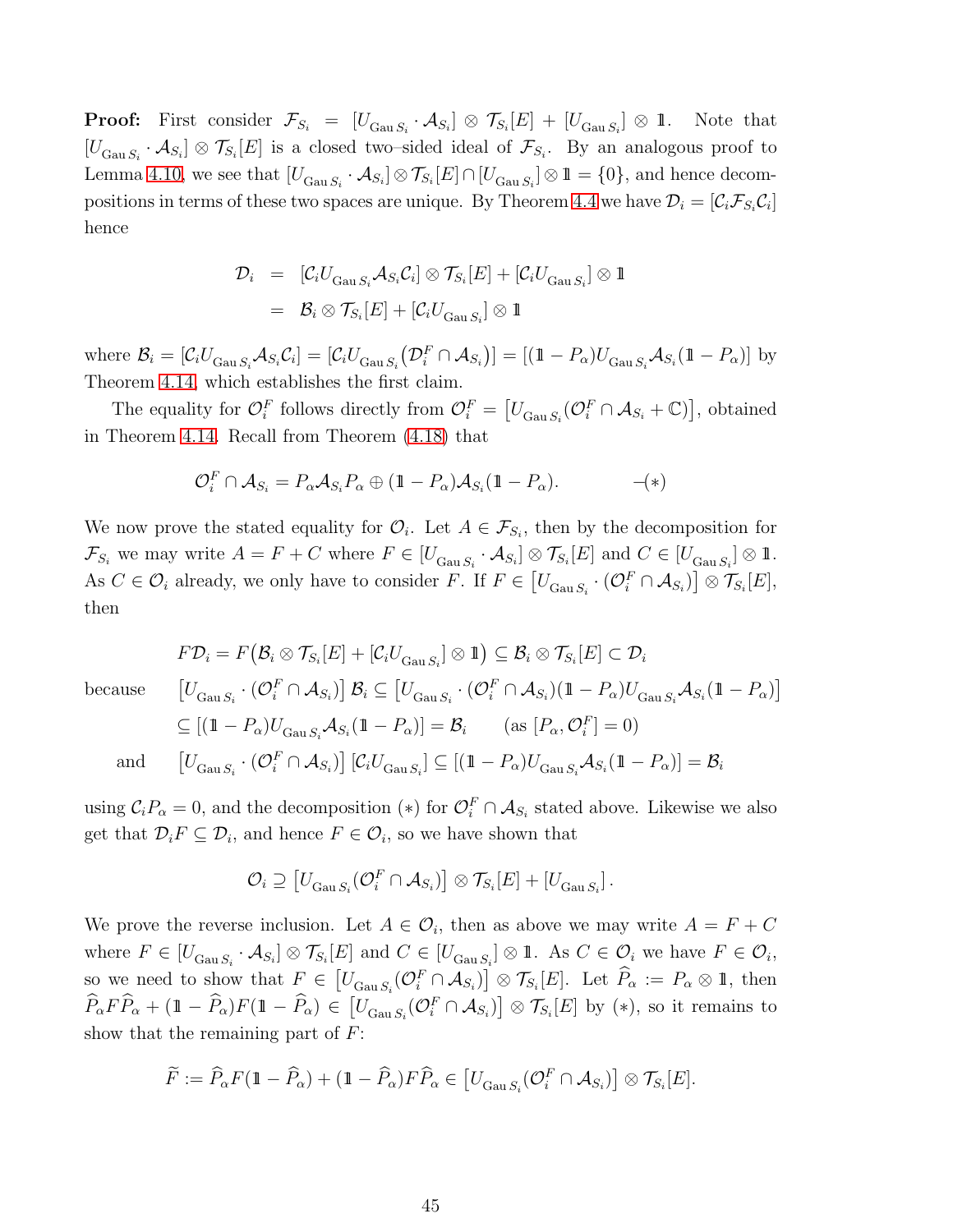**Proof:** First consider $\mathcal{F}_{S_i} = [U_{\mathrm{Gau}\, S_i} \cdot \mathcal{A}_{S_i}] \otimes \mathcal{T}_{S_i}[E] + [U_{\mathrm{Gau}\, S_i}] \otimes \mathbb{1}$. Note that $[U_{\mathrm{Gau}\, S_i} \cdot \mathcal{A}_{S_i}] \otimes \mathcal{T}_{S_i}[E]$ is a closed two–sided ideal of $\mathcal{F}_{S_i}$. By an analogous proof to Lemma 4.10, we see that $[U_{\mathrm{Gau}\, S_i} \cdot \mathcal{A}_{S_i}] \otimes \mathcal{T}_{S_i}[E] \cap [U_{\mathrm{Gau}\, S_i}] \otimes \mathbb{1} = \{0\}$, and hence decompositions in terms of these two spaces are unique. By Theorem 4.4 we have $\mathcal{D}_i = [\mathcal{C}_i \mathcal{F}_{S_i} \mathcal{C}_i]$ hence

$$
\begin{aligned}
\mathcal{D}_i &= [\mathcal{C}_i U_{\mathrm{Gau}\, S_i} \mathcal{A}_{S_i} \mathcal{C}_i] \otimes \mathcal{T}_{S_i}[E] + [\mathcal{C}_i U_{\mathrm{Gau}\, S_i}] \otimes \mathbb{1} \\
&= \mathcal{B}_i \otimes \mathcal{T}_{S_i}[E] + [\mathcal{C}_i U_{\mathrm{Gau}\, S_i}] \otimes \mathbb{1}
\end{aligned}
$$

where $\mathcal{B}_i = [\mathcal{C}_i U_{\mathrm{Gau}\, S_i} \mathcal{A}_{S_i} \mathcal{C}_i] = [\mathcal{C}_i U_{\mathrm{Gau}\, S_i}(\mathcal{D}_i^F \cap \mathcal{A}_{S_i})] = [(\mathbb{1} - P_\alpha) U_{\mathrm{Gau}\, S_i} \mathcal{A}_{S_i} (\mathbb{1} - P_\alpha)]$ by Theorem 4.14, which establishes the first claim.

The equality for $\mathcal{O}_i^F$ follows directly from $\mathcal{O}_i^F = \big[U_{\mathrm{Gau}\, S_i}(\mathcal{O}_i^F \cap \mathcal{A}_{S_i} + \mathbb{C})\big]$, obtained in Theorem 4.14. Recall from Theorem (4.18) that

$$
\mathcal{O}_i^F \cap \mathcal{A}_{S_i} = P_\alpha \mathcal{A}_{S_i} P_\alpha \oplus (\mathbb{1} - P_\alpha)\mathcal{A}_{S_i}(\mathbb{1} - P_\alpha). \qquad -(*)
$$

We now prove the stated equality for $\mathcal{O}_i$. Let $A \in \mathcal{F}_{S_i}$, then by the decomposition for $\mathcal{F}_{S_i}$ we may write $A = F + C$ where $F \in [U_{\mathrm{Gau}\, S_i} \cdot \mathcal{A}_{S_i}] \otimes \mathcal{T}_{S_i}[E]$ and $C \in [U_{\mathrm{Gau}\, S_i}] \otimes \mathbb{1}$. As $C \in \mathcal{O}_i$ already, we only have to consider $F$. If $F \in \big[U_{\mathrm{Gau}\, S_i} \cdot (\mathcal{O}_i^F \cap \mathcal{A}_{S_i})\big] \otimes \mathcal{T}_{S_i}[E]$, then

$$
F\mathcal{D}_i = F\big(\mathcal{B}_i \otimes \mathcal{T}_{S_i}[E] + [\mathcal{C}_i U_{\mathrm{Gau}\, S_i}] \otimes \mathbb{1}\big) \subseteq \mathcal{B}_i \otimes \mathcal{T}_{S_i}[E] \subset \mathcal{D}_i
$$

$$
\begin{aligned}
\text{because} \quad & \big[U_{\mathrm{Gau}\, S_i} \cdot (\mathcal{O}_i^F \cap \mathcal{A}_{S_i})\big]\, \mathcal{B}_i \subseteq \big[U_{\mathrm{Gau}\, S_i} \cdot (\mathcal{O}_i^F \cap \mathcal{A}_{S_i})(\mathbb{1} - P_\alpha) U_{\mathrm{Gau}\, S_i} \mathcal{A}_{S_i} (\mathbb{1} - P_\alpha)\big] \\
& \subseteq [(\mathbb{1} - P_\alpha) U_{\mathrm{Gau}\, S_i} \mathcal{A}_{S_i} (\mathbb{1} - P_\alpha)] = \mathcal{B}_i \qquad (\text{as } [P_\alpha, \mathcal{O}_i^F] = 0) \\
\text{and} \quad & \big[U_{\mathrm{Gau}\, S_i} \cdot (\mathcal{O}_i^F \cap \mathcal{A}_{S_i})\big]\, [\mathcal{C}_i U_{\mathrm{Gau}\, S_i}] \subseteq [(\mathbb{1} - P_\alpha) U_{\mathrm{Gau}\, S_i} \mathcal{A}_{S_i} (\mathbb{1} - P_\alpha)] = \mathcal{B}_i
\end{aligned}
$$

using $\mathcal{C}_i P_\alpha = 0$, and the decomposition $(*)$ for $\mathcal{O}_i^F \cap \mathcal{A}_{S_i}$ stated above. Likewise we also get that $\mathcal{D}_i F \subseteq \mathcal{D}_i$, and hence $F \in \mathcal{O}_i$, so we have shown that

$$
\mathcal{O}_i \supseteq \big[U_{\mathrm{Gau}\, S_i}(\mathcal{O}_i^F \cap \mathcal{A}_{S_i})\big] \otimes \mathcal{T}_{S_i}[E] + [U_{\mathrm{Gau}\, S_i}].
$$

We prove the reverse inclusion. Let $A \in \mathcal{O}_i$, then as above we may write $A = F + C$ where $F \in [U_{\mathrm{Gau}\, S_i} \cdot \mathcal{A}_{S_i}] \otimes \mathcal{T}_{S_i}[E]$ and $C \in [U_{\mathrm{Gau}\, S_i}] \otimes \mathbb{1}$. As $C \in \mathcal{O}_i$ we have $F \in \mathcal{O}_i$, so we need to show that $F \in \big[U_{\mathrm{Gau}\, S_i}(\mathcal{O}_i^F \cap \mathcal{A}_{S_i})\big] \otimes \mathcal{T}_{S_i}[E]$. Let $\widehat{P}_\alpha := P_\alpha \otimes \mathbb{1}$, then $\widehat{P}_\alpha F \widehat{P}_\alpha + (\mathbb{1} - \widehat{P}_\alpha) F (\mathbb{1} - \widehat{P}_\alpha) \in \big[U_{\mathrm{Gau}\, S_i}(\mathcal{O}_i^F \cap \mathcal{A}_{S_i})\big] \otimes \mathcal{T}_{S_i}[E]$ by $(*)$, so it remains to show that the remaining part of $F$:

$$
\widetilde{F} := \widehat{P}_\alpha F (\mathbb{1} - \widehat{P}_\alpha) + (\mathbb{1} - \widehat{P}_\alpha) F \widehat{P}_\alpha \in \big[U_{\mathrm{Gau}\, S_i}(\mathcal{O}_i^F \cap \mathcal{A}_{S_i})\big] \otimes \mathcal{T}_{S_i}[E].
$$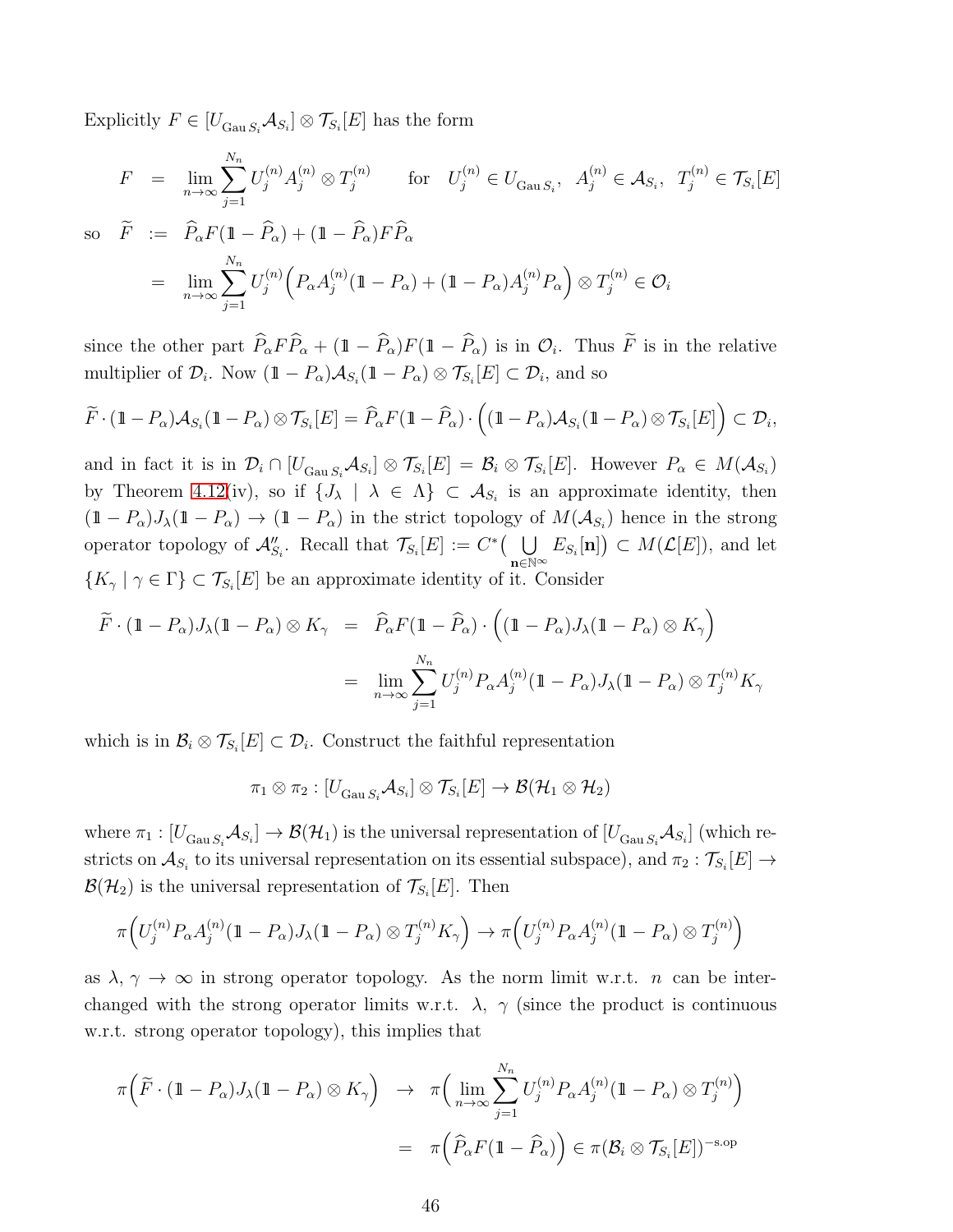Explicitly $F \in [U_{\mathrm{Gau}\, S_i}\mathcal{A}_{S_i}] \otimes \mathcal{T}_{S_i}[E]$ has the form

$$
\begin{aligned}
F &= \lim_{n\to\infty} \sum_{j=1}^{N_n} U_j^{(n)} A_j^{(n)} \otimes T_j^{(n)} \qquad \text{for} \quad U_j^{(n)} \in U_{\mathrm{Gau}\, S_i}, \;\; A_j^{(n)} \in \mathcal{A}_{S_i}, \;\; T_j^{(n)} \in \mathcal{T}_{S_i}[E] \\
\text{so} \quad \widetilde{F} &:= \widehat{P}_\alpha F(\mathbb{1} - \widehat{P}_\alpha) + (\mathbb{1} - \widehat{P}_\alpha) F \widehat{P}_\alpha \\
&= \lim_{n\to\infty} \sum_{j=1}^{N_n} U_j^{(n)} \Big( P_\alpha A_j^{(n)} (\mathbb{1} - P_\alpha) + (\mathbb{1} - P_\alpha) A_j^{(n)} P_\alpha \Big) \otimes T_j^{(n)} \in \mathcal{O}_i
\end{aligned}
$$

since the other part $\widehat{P}_\alpha F \widehat{P}_\alpha + (\mathbb{1} - \widehat{P}_\alpha) F (\mathbb{1} - \widehat{P}_\alpha)$ is in $\mathcal{O}_i$. Thus $\widetilde{F}$ is in the relative multiplier of $\mathcal{D}_i$. Now $(\mathbb{1} - P_\alpha)\mathcal{A}_{S_i}(\mathbb{1} - P_\alpha) \otimes \mathcal{T}_{S_i}[E] \subset \mathcal{D}_i$, and so

$$
\widetilde{F} \cdot (\mathbb{1} - P_\alpha)\mathcal{A}_{S_i}(\mathbb{1} - P_\alpha) \otimes \mathcal{T}_{S_i}[E] = \widehat{P}_\alpha F (\mathbb{1} - \widehat{P}_\alpha) \cdot \Big( (\mathbb{1} - P_\alpha)\mathcal{A}_{S_i}(\mathbb{1} - P_\alpha) \otimes \mathcal{T}_{S_i}[E] \Big) \subset \mathcal{D}_i,
$$

and in fact it is in $\mathcal{D}_i \cap [U_{\mathrm{Gau}\, S_i}\mathcal{A}_{S_i}] \otimes \mathcal{T}_{S_i}[E] = \mathcal{B}_i \otimes \mathcal{T}_{S_i}[E]$. However $P_\alpha \in M(\mathcal{A}_{S_i})$ by Theorem 4.12(iv), so if $\{J_\lambda \mid \lambda \in \Lambda\} \subset \mathcal{A}_{S_i}$ is an approximate identity, then $(\mathbb{1} - P_\alpha) J_\lambda (\mathbb{1} - P_\alpha) \to (\mathbb{1} - P_\alpha)$ in the strict topology of $M(\mathcal{A}_{S_i})$ hence in the strong operator topology of $\mathcal{A}''_{S_i}$. Recall that $\mathcal{T}_{S_i}[E] := C^*\big( \bigcup_{\mathbf{n} \in \mathbb{N}^\infty} E_{S_i}[\mathbf{n}] \big) \subset M(\mathcal{L}[E])$, and let $\{K_\gamma \mid \gamma \in \Gamma\} \subset \mathcal{T}_{S_i}[E]$ be an approximate identity of it. Consider

$$
\begin{aligned}
\widetilde{F} \cdot (\mathbb{1} - P_\alpha) J_\lambda (\mathbb{1} - P_\alpha) \otimes K_\gamma &= \widehat{P}_\alpha F (\mathbb{1} - \widehat{P}_\alpha) \cdot \Big( (\mathbb{1} - P_\alpha) J_\lambda (\mathbb{1} - P_\alpha) \otimes K_\gamma \Big) \\
&= \lim_{n\to\infty} \sum_{j=1}^{N_n} U_j^{(n)} P_\alpha A_j^{(n)} (\mathbb{1} - P_\alpha) J_\lambda (\mathbb{1} - P_\alpha) \otimes T_j^{(n)} K_\gamma
\end{aligned}
$$

which is in $\mathcal{B}_i \otimes \mathcal{T}_{S_i}[E] \subset \mathcal{D}_i$. Construct the faithful representation

$$
\pi_1 \otimes \pi_2 : [U_{\mathrm{Gau}\, S_i}\mathcal{A}_{S_i}] \otimes \mathcal{T}_{S_i}[E] \to \mathcal{B}(\mathcal{H}_1 \otimes \mathcal{H}_2)
$$

where $\pi_1 : [U_{\mathrm{Gau}\, S_i}\mathcal{A}_{S_i}] \to \mathcal{B}(\mathcal{H}_1)$ is the universal representation of $[U_{\mathrm{Gau}\, S_i}\mathcal{A}_{S_i}]$ (which restricts on $\mathcal{A}_{S_i}$ to its universal representation on its essential subspace), and $\pi_2 : \mathcal{T}_{S_i}[E] \to \mathcal{B}(\mathcal{H}_2)$ is the universal representation of $\mathcal{T}_{S_i}[E]$. Then

$$
\pi\Big( U_j^{(n)} P_\alpha A_j^{(n)} (\mathbb{1} - P_\alpha) J_\lambda (\mathbb{1} - P_\alpha) \otimes T_j^{(n)} K_\gamma \Big) \to \pi\Big( U_j^{(n)} P_\alpha A_j^{(n)} (\mathbb{1} - P_\alpha) \otimes T_j^{(n)} \Big)
$$

as $\lambda,\, \gamma \to \infty$ in strong operator topology. As the norm limit w.r.t. $n$ can be interchanged with the strong operator limits w.r.t. $\lambda,\ \gamma$ (since the product is continuous w.r.t. strong operator topology), this implies that

$$
\begin{aligned}
\pi\Big( \widetilde{F} \cdot (\mathbb{1} - P_\alpha) J_\lambda (\mathbb{1} - P_\alpha) \otimes K_\gamma \Big) &\to \pi\Big( \lim_{n\to\infty} \sum_{j=1}^{N_n} U_j^{(n)} P_\alpha A_j^{(n)} (\mathbb{1} - P_\alpha) \otimes T_j^{(n)} \Big) \\
&= \pi\Big( \widehat{P}_\alpha F (\mathbb{1} - \widehat{P}_\alpha) \Big) \in \pi(\mathcal{B}_i \otimes \mathcal{T}_{S_i}[E])^{-\mathrm{s.op}}
\end{aligned}
$$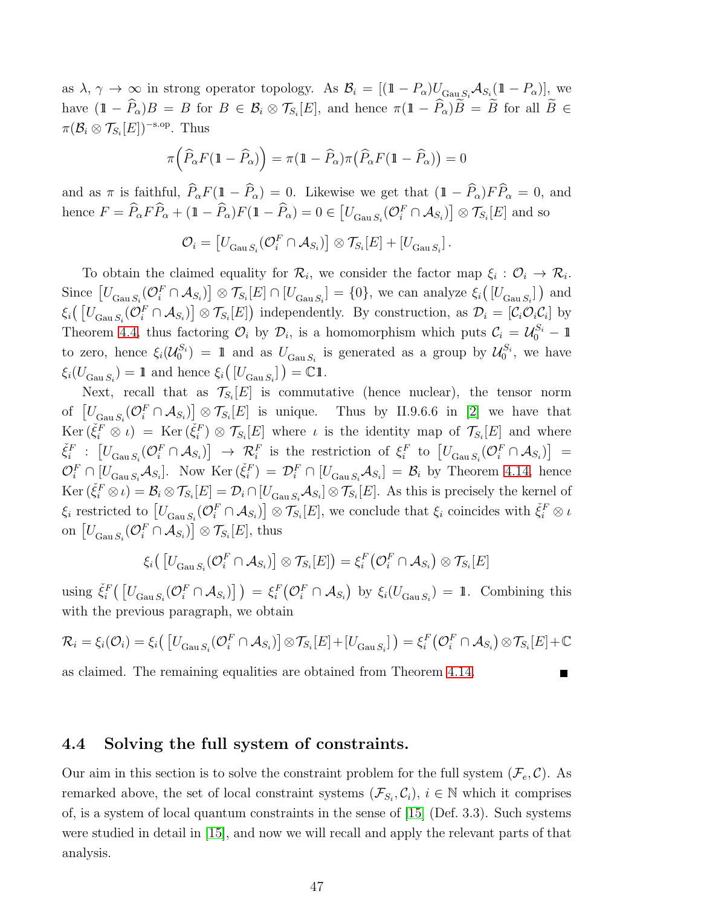as $\lambda,\,\gamma\to\infty$ in strong operator topology. As $\mathcal{B}_i=[(\mathbb{1}-P_\alpha)U_{\mathrm{Gau}\,S_i}\mathcal{A}_{S_i}(\mathbb{1}-P_\alpha)]$, we have $(\mathbb{1}-\widehat{P}_\alpha)B=B$ for $B\in\mathcal{B}_i\otimes\mathcal{T}_{S_i}[E]$, and hence $\pi(\mathbb{1}-\widehat{P}_\alpha)\widetilde{B}=\widetilde{B}$ for all $\widetilde{B}\in\pi(\mathcal{B}_i\otimes\mathcal{T}_{S_i}[E])^{-\mathrm{s.op}}$. Thus

$$\pi\Big(\widehat{P}_\alpha F(\mathbb{1}-\widehat{P}_\alpha)\Big)=\pi(\mathbb{1}-\widehat{P}_\alpha)\pi\big(\widehat{P}_\alpha F(\mathbb{1}-\widehat{P}_\alpha)\big)=0$$

and as $\pi$ is faithful, $\widehat{P}_\alpha F(\mathbb{1}-\widehat{P}_\alpha)=0$. Likewise we get that $(\mathbb{1}-\widehat{P}_\alpha)F\widehat{P}_\alpha=0$, and hence $F=\widehat{P}_\alpha F\widehat{P}_\alpha+(\mathbb{1}-\widehat{P}_\alpha)F(\mathbb{1}-\widehat{P}_\alpha)=0\in\big[U_{\mathrm{Gau}\,S_i}(\mathcal{O}_i^F\cap\mathcal{A}_{S_i})\big]\otimes\mathcal{T}_{S_i}[E]$ and so

$$\mathcal{O}_i=\big[U_{\mathrm{Gau}\,S_i}(\mathcal{O}_i^F\cap\mathcal{A}_{S_i})\big]\otimes\mathcal{T}_{S_i}[E]+[U_{\mathrm{Gau}\,S_i}]\,.$$

To obtain the claimed equality for $\mathcal{R}_i$, we consider the factor map $\xi_i:\mathcal{O}_i\to\mathcal{R}_i$. Since $\big[U_{\mathrm{Gau}\,S_i}(\mathcal{O}_i^F\cap\mathcal{A}_{S_i})\big]\otimes\mathcal{T}_{S_i}[E]\cap[U_{\mathrm{Gau}\,S_i}]=\{0\}$, we can analyze $\xi_i\big([U_{\mathrm{Gau}\,S_i}]\big)$ and $\xi_i\big(\big[U_{\mathrm{Gau}\,S_i}(\mathcal{O}_i^F\cap\mathcal{A}_{S_i})\big]\otimes\mathcal{T}_{S_i}[E]\big)$ independently. By construction, as $\mathcal{D}_i=[\mathcal{C}_i\mathcal{O}_i\mathcal{C}_i]$ by Theorem 4.4, thus factoring $\mathcal{O}_i$ by $\mathcal{D}_i$, is a homomorphism which puts $\mathcal{C}_i=\mathcal{U}_0^{S_i}-\mathbb{1}$ to zero, hence $\xi_i(\mathcal{U}_0^{S_i})=\mathbb{1}$ and as $U_{\mathrm{Gau}\,S_i}$ is generated as a group by $\mathcal{U}_0^{S_i}$, we have $\xi_i(U_{\mathrm{Gau}\,S_i})=\mathbb{1}$ and hence $\xi_i\big([U_{\mathrm{Gau}\,S_i}]\big)=\mathbb{C}\mathbb{1}$.

Next, recall that as $\mathcal{T}_{S_i}[E]$ is commutative (hence nuclear), the tensor norm of $\big[U_{\mathrm{Gau}\,S_i}(\mathcal{O}_i^F\cap\mathcal{A}_{S_i})\big]\otimes\mathcal{T}_{S_i}[E]$ is unique. Thus by II.9.6.6 in [2] we have that $\mathrm{Ker}\,(\check{\xi}_i^F\otimes\iota)=\mathrm{Ker}\,(\check{\xi}_i^F)\otimes\mathcal{T}_{S_i}[E]$ where $\iota$ is the identity map of $\mathcal{T}_{S_i}[E]$ and where $\check{\xi}_i^F:\big[U_{\mathrm{Gau}\,S_i}(\mathcal{O}_i^F\cap\mathcal{A}_{S_i})\big]\to\mathcal{R}_i^F$ is the restriction of $\xi_i^F$ to $\big[U_{\mathrm{Gau}\,S_i}(\mathcal{O}_i^F\cap\mathcal{A}_{S_i})\big]=\mathcal{O}_i^F\cap[U_{\mathrm{Gau}\,S_i}\mathcal{A}_{S_i}]$. Now $\mathrm{Ker}\,(\check{\xi}_i^F)=\mathcal{D}_i^F\cap[U_{\mathrm{Gau}\,S_i}\mathcal{A}_{S_i}]=\mathcal{B}_i$ by Theorem 4.14, hence $\mathrm{Ker}\,(\check{\xi}_i^F\otimes\iota)=\mathcal{B}_i\otimes\mathcal{T}_{S_i}[E]=\mathcal{D}_i\cap[U_{\mathrm{Gau}\,S_i}\mathcal{A}_{S_i}]\otimes\mathcal{T}_{S_i}[E]$. As this is precisely the kernel of $\xi_i$ restricted to $\big[U_{\mathrm{Gau}\,S_i}(\mathcal{O}_i^F\cap\mathcal{A}_{S_i})\big]\otimes\mathcal{T}_{S_i}[E]$, we conclude that $\xi_i$ coincides with $\check{\xi}_i^F\otimes\iota$ on $\big[U_{\mathrm{Gau}\,S_i}(\mathcal{O}_i^F\cap\mathcal{A}_{S_i})\big]\otimes\mathcal{T}_{S_i}[E]$, thus

$$\xi_i\big(\big[U_{\mathrm{Gau}\,S_i}(\mathcal{O}_i^F\cap\mathcal{A}_{S_i})\big]\otimes\mathcal{T}_{S_i}[E]\big)=\xi_i^F\big(\mathcal{O}_i^F\cap\mathcal{A}_{S_i}\big)\otimes\mathcal{T}_{S_i}[E]$$

using $\check{\xi}_i^F\big(\big[U_{\mathrm{Gau}\,S_i}(\mathcal{O}_i^F\cap\mathcal{A}_{S_i})\big]\big)=\xi_i^F\big(\mathcal{O}_i^F\cap\mathcal{A}_{S_i}\big)$ by $\xi_i(U_{\mathrm{Gau}\,S_i})=\mathbb{1}$. Combining this with the previous paragraph, we obtain

$$\mathcal{R}_i=\xi_i(\mathcal{O}_i)=\xi_i\big(\big[U_{\mathrm{Gau}\,S_i}(\mathcal{O}_i^F\cap\mathcal{A}_{S_i})\big]\otimes\mathcal{T}_{S_i}[E]+[U_{\mathrm{Gau}\,S_i}]\big)=\xi_i^F\big(\mathcal{O}_i^F\cap\mathcal{A}_{S_i}\big)\otimes\mathcal{T}_{S_i}[E]+\mathbb{C}$$

as claimed. The remaining equalities are obtained from Theorem 4.14. ∎

### 4.4 Solving the full system of constraints.

Our aim in this section is to solve the constraint problem for the full system $(\mathcal{F}_e,\mathcal{C})$. As remarked above, the set of local constraint systems $(\mathcal{F}_{S_i},\mathcal{C}_i)$, $i\in\mathbb{N}$ which it comprises of, is a system of local quantum constraints in the sense of [15] (Def. 3.3). Such systems were studied in detail in [15], and now we will recall and apply the relevant parts of that analysis.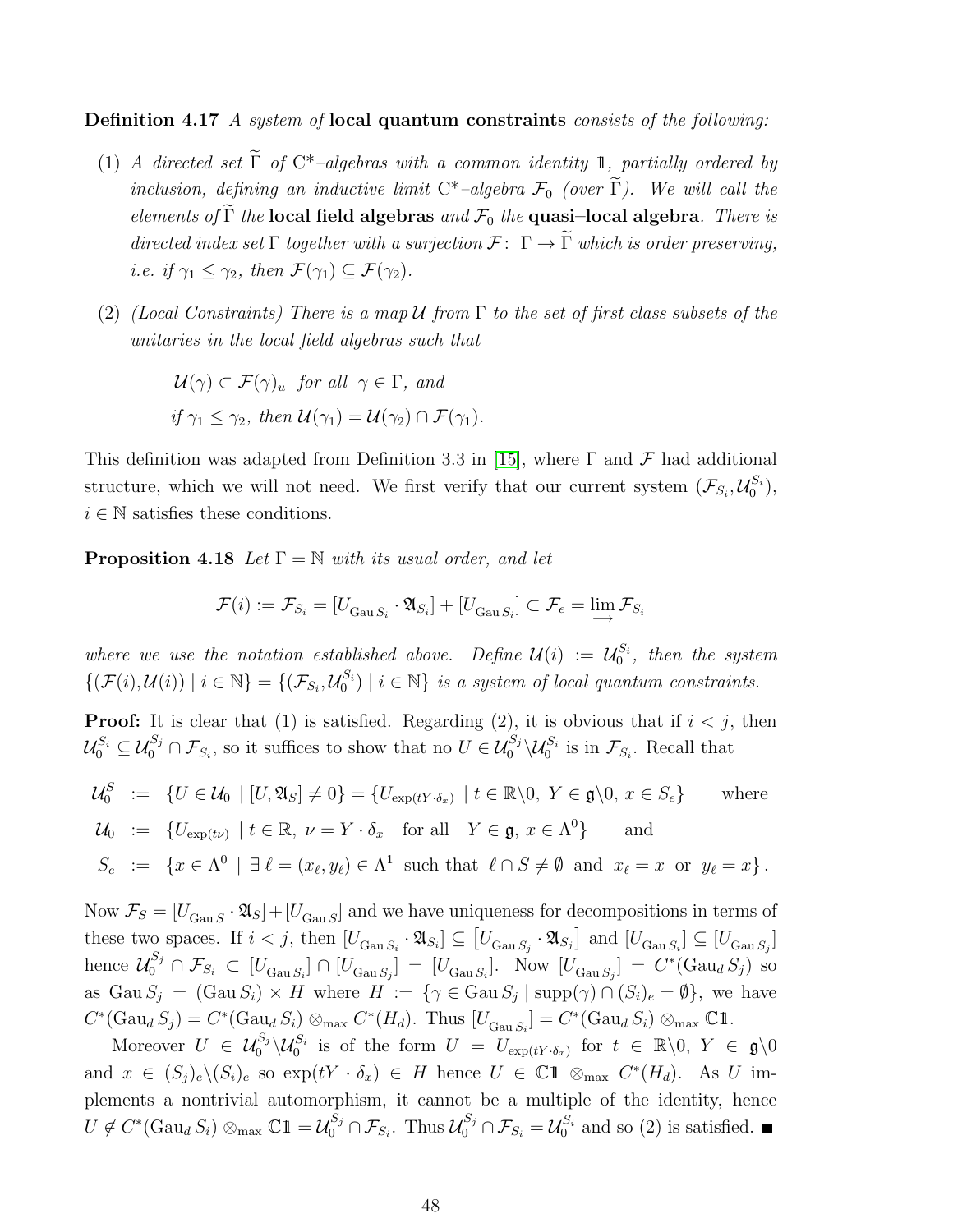**Definition 4.17** *A system of* **local quantum constraints** *consists of the following:*

(1) *A directed set $\widetilde{\Gamma}$ of C\*–algebras with a common identity $\mathbb{1}$, partially ordered by inclusion, defining an inductive limit C\*–algebra $\mathcal{F}_0$ (over $\widetilde{\Gamma}$). We will call the elements of $\widetilde{\Gamma}$ the* **local field algebras** *and $\mathcal{F}_0$ the* **quasi–local algebra**. *There is directed index set $\Gamma$ together with a surjection $\mathcal{F}\colon\ \Gamma \to \widetilde{\Gamma}$ which is order preserving, i.e. if $\gamma_1 \leq \gamma_2$, then $\mathcal{F}(\gamma_1) \subseteq \mathcal{F}(\gamma_2)$.*

(2) *(Local Constraints) There is a map $\mathcal{U}$ from $\Gamma$ to the set of first class subsets of the unitaries in the local field algebras such that*

$$\mathcal{U}(\gamma) \subset \mathcal{F}(\gamma)_u \quad \text{for all} \quad \gamma \in \Gamma, \text{ and}$$

$$\text{if } \gamma_1 \leq \gamma_2, \text{ then } \mathcal{U}(\gamma_1) = \mathcal{U}(\gamma_2) \cap \mathcal{F}(\gamma_1).$$

This definition was adapted from Definition 3.3 in [15], where $\Gamma$ and $\mathcal{F}$ had additional structure, which we will not need. We first verify that our current system $(\mathcal{F}_{S_i}, \mathcal{U}_0^{S_i})$, $i \in \mathbb{N}$ satisfies these conditions.

**Proposition 4.18** *Let $\Gamma = \mathbb{N}$ with its usual order, and let*

$$\mathcal{F}(i) := \mathcal{F}_{S_i} = [U_{\mathrm{Gau}\,S_i} \cdot \mathfrak{A}_{S_i}] + [U_{\mathrm{Gau}\,S_i}] \subset \mathcal{F}_e = \varinjlim \mathcal{F}_{S_i}$$

*where we use the notation established above. Define $\mathcal{U}(i) := \mathcal{U}_0^{S_i}$, then the system $\{(\mathcal{F}(i), \mathcal{U}(i)) \mid i \in \mathbb{N}\} = \{(\mathcal{F}_{S_i}, \mathcal{U}_0^{S_i}) \mid i \in \mathbb{N}\}$ is a system of local quantum constraints.*

**Proof:** It is clear that (1) is satisfied. Regarding (2), it is obvious that if $i < j$, then $\mathcal{U}_0^{S_i} \subseteq \mathcal{U}_0^{S_j} \cap \mathcal{F}_{S_i}$, so it suffices to show that no $U \in \mathcal{U}_0^{S_j} \backslash \mathcal{U}_0^{S_i}$ is in $\mathcal{F}_{S_i}$. Recall that

$$\begin{aligned}
\mathcal{U}_0^S &:= \{U \in \mathcal{U}_0 \mid [U, \mathfrak{A}_S] \neq 0\} = \{U_{\exp(tY \cdot \delta_x)} \mid t \in \mathbb{R}\backslash 0,\ Y \in \mathfrak{g}\backslash 0,\ x \in S_e\} \qquad \text{where} \\
\mathcal{U}_0 &:= \{U_{\exp(t\nu)} \mid t \in \mathbb{R},\ \nu = Y \cdot \delta_x \quad \text{for all} \quad Y \in \mathfrak{g},\ x \in \Lambda^0\} \qquad \text{and} \\
S_e &:= \{x \in \Lambda^0 \mid \exists\ \ell = (x_\ell, y_\ell) \in \Lambda^1 \ \text{ such that } \ \ell \cap S \neq \emptyset \ \text{ and } \ x_\ell = x \ \text{ or } \ y_\ell = x\}.
\end{aligned}$$

Now $\mathcal{F}_S = [U_{\mathrm{Gau}\,S} \cdot \mathfrak{A}_S] + [U_{\mathrm{Gau}\,S}]$ and we have uniqueness for decompositions in terms of these two spaces. If $i < j$, then $[U_{\mathrm{Gau}\,S_i} \cdot \mathfrak{A}_{S_i}] \subseteq [U_{\mathrm{Gau}\,S_j} \cdot \mathfrak{A}_{S_j}]$ and $[U_{\mathrm{Gau}\,S_i}] \subseteq [U_{\mathrm{Gau}\,S_j}]$ hence $\mathcal{U}_0^{S_j} \cap \mathcal{F}_{S_i} \subset [U_{\mathrm{Gau}\,S_i}] \cap [U_{\mathrm{Gau}\,S_j}] = [U_{\mathrm{Gau}\,S_i}]$. Now $[U_{\mathrm{Gau}\,S_j}] = C^*(\mathrm{Gau}_d\,S_j)$ so as $\mathrm{Gau}\,S_j = (\mathrm{Gau}\,S_i) \times H$ where $H := \{\gamma \in \mathrm{Gau}\,S_j \mid \mathrm{supp}(\gamma) \cap (S_i)_e = \emptyset\}$, we have $C^*(\mathrm{Gau}_d\,S_j) = C^*(\mathrm{Gau}_d\,S_i) \otimes_{\max} C^*(H_d)$. Thus $[U_{\mathrm{Gau}\,S_i}] = C^*(\mathrm{Gau}_d\,S_i) \otimes_{\max} \mathbb{C}\mathbb{1}$.

Moreover $U \in \mathcal{U}_0^{S_j} \backslash \mathcal{U}_0^{S_i}$ is of the form $U = U_{\exp(tY \cdot \delta_x)}$ for $t \in \mathbb{R}\backslash 0$, $Y \in \mathfrak{g}\backslash 0$ and $x \in (S_j)_e \backslash (S_i)_e$ so $\exp(tY \cdot \delta_x) \in H$ hence $U \in \mathbb{C}\mathbb{1} \otimes_{\max} C^*(H_d)$. As $U$ implements a nontrivial automorphism, it cannot be a multiple of the identity, hence $U \notin C^*(\mathrm{Gau}_d\,S_i) \otimes_{\max} \mathbb{C}\mathbb{1} = \mathcal{U}_0^{S_j} \cap \mathcal{F}_{S_i}$. Thus $\mathcal{U}_0^{S_j} \cap \mathcal{F}_{S_i} = \mathcal{U}_0^{S_i}$ and so (2) is satisfied. ∎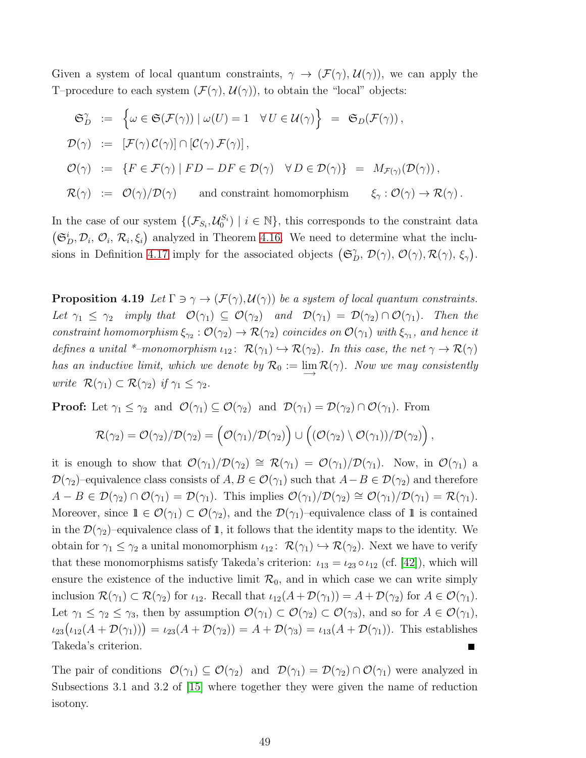Given a system of local quantum constraints, $\gamma \to (\mathcal{F}(\gamma), \mathcal{U}(\gamma))$, we can apply the T–procedure to each system $(\mathcal{F}(\gamma), \mathcal{U}(\gamma))$, to obtain the "local" objects:

$$
\begin{aligned}
\mathfrak{S}_D^\gamma &:= \Big\{\omega \in \mathfrak{S}(\mathcal{F}(\gamma)) \mid \omega(U) = 1 \quad \forall\, U \in \mathcal{U}(\gamma)\Big\} \;=\; \mathfrak{S}_D(\mathcal{F}(\gamma))\,, \\
\mathcal{D}(\gamma) &:= [\mathcal{F}(\gamma)\, \mathcal{C}(\gamma)] \cap [\mathcal{C}(\gamma)\, \mathcal{F}(\gamma)]\,, \\
\mathcal{O}(\gamma) &:= \{F \in \mathcal{F}(\gamma) \mid FD - DF \in \mathcal{D}(\gamma) \quad \forall\, D \in \mathcal{D}(\gamma)\} \;=\; M_{\mathcal{F}(\gamma)}(\mathcal{D}(\gamma))\,, \\
\mathcal{R}(\gamma) &:= \mathcal{O}(\gamma)/\mathcal{D}(\gamma) \qquad \text{and constraint homomorphism} \qquad \xi_\gamma : \mathcal{O}(\gamma) \to \mathcal{R}(\gamma)\,.
\end{aligned}
$$

In the case of our system $\{(\mathcal{F}_{S_i}, \mathcal{U}_0^{S_i}) \mid i \in \mathbb{N}\}$, this corresponds to the constraint data $\big(\mathfrak{S}_D^i, \mathcal{D}_i, \mathcal{O}_i, \mathcal{R}_i, \xi_i\big)$ analyzed in Theorem 4.16. We need to determine what the inclusions in Definition 4.17 imply for the associated objects $\big(\mathfrak{S}_D^\gamma, \mathcal{D}(\gamma), \mathcal{O}(\gamma), \mathcal{R}(\gamma), \xi_\gamma\big)$.

**Proposition 4.19** *Let $\Gamma \ni \gamma \to (\mathcal{F}(\gamma), \mathcal{U}(\gamma))$ be a system of local quantum constraints. Let $\gamma_1 \le \gamma_2$ imply that $\mathcal{O}(\gamma_1) \subseteq \mathcal{O}(\gamma_2)$ and $\mathcal{D}(\gamma_1) = \mathcal{D}(\gamma_2) \cap \mathcal{O}(\gamma_1)$. Then the constraint homomorphism $\xi_{\gamma_2} : \mathcal{O}(\gamma_2) \to \mathcal{R}(\gamma_2)$ coincides on $\mathcal{O}(\gamma_1)$ with $\xi_{\gamma_1}$, and hence it defines a unital \*–monomorphism $\iota_{12}\colon\ \mathcal{R}(\gamma_1) \hookrightarrow \mathcal{R}(\gamma_2)$. In this case, the net $\gamma \to \mathcal{R}(\gamma)$ has an inductive limit, which we denote by $\mathcal{R}_0 := \varinjlim \mathcal{R}(\gamma)$. Now we may consistently write $\mathcal{R}(\gamma_1) \subset \mathcal{R}(\gamma_2)$ if $\gamma_1 \le \gamma_2$.*

**Proof:** Let $\gamma_1 \le \gamma_2$ and $\mathcal{O}(\gamma_1) \subseteq \mathcal{O}(\gamma_2)$ and $\mathcal{D}(\gamma_1) = \mathcal{D}(\gamma_2) \cap \mathcal{O}(\gamma_1)$. From

$$
\mathcal{R}(\gamma_2) = \mathcal{O}(\gamma_2)/\mathcal{D}(\gamma_2) = \Big(\mathcal{O}(\gamma_1)/\mathcal{D}(\gamma_2)\Big) \cup \Big((\mathcal{O}(\gamma_2) \setminus \mathcal{O}(\gamma_1))/\mathcal{D}(\gamma_2)\Big)\,,
$$

it is enough to show that $\mathcal{O}(\gamma_1)/\mathcal{D}(\gamma_2) \cong \mathcal{R}(\gamma_1) = \mathcal{O}(\gamma_1)/\mathcal{D}(\gamma_1)$. Now, in $\mathcal{O}(\gamma_1)$ a $\mathcal{D}(\gamma_2)$–equivalence class consists of $A, B \in \mathcal{O}(\gamma_1)$ such that $A - B \in \mathcal{D}(\gamma_2)$ and therefore $A - B \in \mathcal{D}(\gamma_2) \cap \mathcal{O}(\gamma_1) = \mathcal{D}(\gamma_1)$. This implies $\mathcal{O}(\gamma_1)/\mathcal{D}(\gamma_2) \cong \mathcal{O}(\gamma_1)/\mathcal{D}(\gamma_1) = \mathcal{R}(\gamma_1)$. Moreover, since $\mathbb{1} \in \mathcal{O}(\gamma_1) \subset \mathcal{O}(\gamma_2)$, and the $\mathcal{D}(\gamma_1)$–equivalence class of $\mathbb{1}$ is contained in the $\mathcal{D}(\gamma_2)$–equivalence class of $\mathbb{1}$, it follows that the identity maps to the identity. We obtain for $\gamma_1 \le \gamma_2$ a unital monomorphism $\iota_{12}\colon\ \mathcal{R}(\gamma_1) \hookrightarrow \mathcal{R}(\gamma_2)$. Next we have to verify that these monomorphisms satisfy Takeda's criterion: $\iota_{13} = \iota_{23} \circ \iota_{12}$ (cf. [42]), which will ensure the existence of the inductive limit $\mathcal{R}_0$, and in which case we can write simply inclusion $\mathcal{R}(\gamma_1) \subset \mathcal{R}(\gamma_2)$ for $\iota_{12}$. Recall that $\iota_{12}(A + \mathcal{D}(\gamma_1)) = A + \mathcal{D}(\gamma_2)$ for $A \in \mathcal{O}(\gamma_1)$. Let $\gamma_1 \le \gamma_2 \le \gamma_3$, then by assumption $\mathcal{O}(\gamma_1) \subset \mathcal{O}(\gamma_2) \subset \mathcal{O}(\gamma_3)$, and so for $A \in \mathcal{O}(\gamma_1)$, $\iota_{23}\big(\iota_{12}(A + \mathcal{D}(\gamma_1))\big) = \iota_{23}(A + \mathcal{D}(\gamma_2)) = A + \mathcal{D}(\gamma_3) = \iota_{13}(A + \mathcal{D}(\gamma_1))$. This establishes Takeda's criterion. ■

The pair of conditions $\mathcal{O}(\gamma_1) \subseteq \mathcal{O}(\gamma_2)$ and $\mathcal{D}(\gamma_1) = \mathcal{D}(\gamma_2) \cap \mathcal{O}(\gamma_1)$ were analyzed in Subsections 3.1 and 3.2 of [15] where together they were given the name of reduction isotony.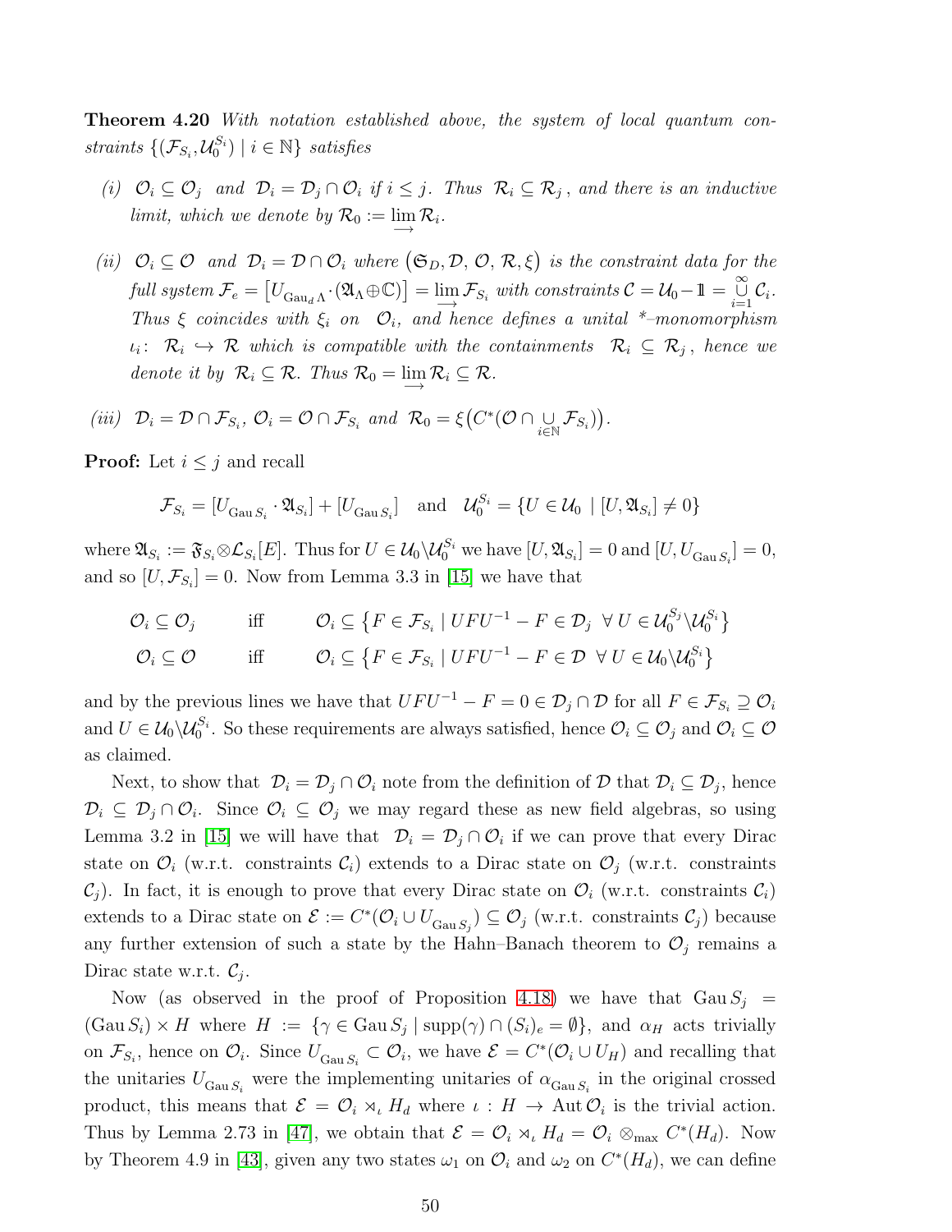**Theorem 4.20** *With notation established above, the system of local quantum constraints* $\{(\mathcal{F}_{S_i}, \mathcal{U}_0^{S_i}) \mid i \in \mathbb{N}\}$ *satisfies*

*(i)* $\mathcal{O}_i \subseteq \mathcal{O}_j$ *and* $\mathcal{D}_i = \mathcal{D}_j \cap \mathcal{O}_i$ *if* $i \le j$*. Thus* $\mathcal{R}_i \subseteq \mathcal{R}_j$*, and there is an inductive limit, which we denote by* $\mathcal{R}_0 := \varinjlim \mathcal{R}_i$*.*

*(ii)* $\mathcal{O}_i \subseteq \mathcal{O}$ *and* $\mathcal{D}_i = \mathcal{D} \cap \mathcal{O}_i$ *where* $(\mathfrak{S}_D, \mathcal{D}, \mathcal{O}, \mathcal{R}, \xi)$ *is the constraint data for the full system* $\mathcal{F}_e = \big[U_{\mathrm{Gau}_d \Lambda} \cdot (\mathfrak{A}_\Lambda \oplus \mathbb{C})\big] = \varinjlim \mathcal{F}_{S_i}$ *with constraints* $\mathcal{C} = \mathcal{U}_0 - \mathbb{1} = \bigcup_{i=1}^{\infty} \mathcal{C}_i$*. Thus* $\xi$ *coincides with* $\xi_i$ *on* $\mathcal{O}_i$*, and hence defines a unital \*–monomorphism* $\iota_i\colon \mathcal{R}_i \hookrightarrow \mathcal{R}$ *which is compatible with the containments* $\mathcal{R}_i \subseteq \mathcal{R}_j$*, hence we denote it by* $\mathcal{R}_i \subseteq \mathcal{R}$*. Thus* $\mathcal{R}_0 = \varinjlim \mathcal{R}_i \subseteq \mathcal{R}$*.*

*(iii)* $\mathcal{D}_i = \mathcal{D} \cap \mathcal{F}_{S_i}$*,* $\mathcal{O}_i = \mathcal{O} \cap \mathcal{F}_{S_i}$ *and* $\mathcal{R}_0 = \xi\big(C^*(\mathcal{O} \cap \bigcup_{i\in\mathbb{N}} \mathcal{F}_{S_i})\big)$*.*

**Proof:** Let $i \le j$ and recall

$$\mathcal{F}_{S_i} = [U_{\mathrm{Gau}\, S_i} \cdot \mathfrak{A}_{S_i}] + [U_{\mathrm{Gau}\, S_i}] \quad \text{and} \quad \mathcal{U}_0^{S_i} = \{U \in \mathcal{U}_0 \mid [U, \mathfrak{A}_{S_i}] \neq 0\}$$

where $\mathfrak{A}_{S_i} := \mathfrak{F}_{S_i} \otimes \mathcal{L}_{S_i}[E]$. Thus for $U \in \mathcal{U}_0 \backslash \mathcal{U}_0^{S_i}$ we have $[U, \mathfrak{A}_{S_i}] = 0$ and $[U, U_{\mathrm{Gau}\, S_i}] = 0$, and so $[U, \mathcal{F}_{S_i}] = 0$. Now from Lemma 3.3 in [15] we have that

$$\begin{aligned}
\mathcal{O}_i \subseteq \mathcal{O}_j \qquad &\text{iff} \qquad \mathcal{O}_i \subseteq \big\{F \in \mathcal{F}_{S_i} \mid UFU^{-1} - F \in \mathcal{D}_j \ \ \forall\, U \in \mathcal{U}_0^{S_j} \backslash \mathcal{U}_0^{S_i}\big\} \\
\mathcal{O}_i \subseteq \mathcal{O} \qquad &\text{iff} \qquad \mathcal{O}_i \subseteq \big\{F \in \mathcal{F}_{S_i} \mid UFU^{-1} - F \in \mathcal{D} \ \ \forall\, U \in \mathcal{U}_0 \backslash \mathcal{U}_0^{S_i}\big\}
\end{aligned}$$

and by the previous lines we have that $UFU^{-1} - F = 0 \in \mathcal{D}_j \cap \mathcal{D}$ for all $F \in \mathcal{F}_{S_i} \supseteq \mathcal{O}_i$ and $U \in \mathcal{U}_0 \backslash \mathcal{U}_0^{S_i}$. So these requirements are always satisfied, hence $\mathcal{O}_i \subseteq \mathcal{O}_j$ and $\mathcal{O}_i \subseteq \mathcal{O}$ as claimed.

Next, to show that $\mathcal{D}_i = \mathcal{D}_j \cap \mathcal{O}_i$ note from the definition of $\mathcal{D}$ that $\mathcal{D}_i \subseteq \mathcal{D}_j$, hence $\mathcal{D}_i \subseteq \mathcal{D}_j \cap \mathcal{O}_i$. Since $\mathcal{O}_i \subseteq \mathcal{O}_j$ we may regard these as new field algebras, so using Lemma 3.2 in [15] we will have that $\mathcal{D}_i = \mathcal{D}_j \cap \mathcal{O}_i$ if we can prove that every Dirac state on $\mathcal{O}_i$ (w.r.t. constraints $\mathcal{C}_i$) extends to a Dirac state on $\mathcal{O}_j$ (w.r.t. constraints $\mathcal{C}_j$). In fact, it is enough to prove that every Dirac state on $\mathcal{O}_i$ (w.r.t. constraints $\mathcal{C}_i$) extends to a Dirac state on $\mathcal{E} := C^*(\mathcal{O}_i \cup U_{\mathrm{Gau}\, S_j}) \subseteq \mathcal{O}_j$ (w.r.t. constraints $\mathcal{C}_j$) because any further extension of such a state by the Hahn–Banach theorem to $\mathcal{O}_j$ remains a Dirac state w.r.t. $\mathcal{C}_j$.

Now (as observed in the proof of Proposition 4.18) we have that $\mathrm{Gau}\, S_j = (\mathrm{Gau}\, S_i) \times H$ where $H := \{\gamma \in \mathrm{Gau}\, S_j \mid \mathrm{supp}(\gamma) \cap (S_i)_e = \emptyset\}$, and $\alpha_H$ acts trivially on $\mathcal{F}_{S_i}$, hence on $\mathcal{O}_i$. Since $U_{\mathrm{Gau}\, S_i} \subset \mathcal{O}_i$, we have $\mathcal{E} = C^*(\mathcal{O}_i \cup U_H)$ and recalling that the unitaries $U_{\mathrm{Gau}\, S_i}$ were the implementing unitaries of $\alpha_{\mathrm{Gau}\, S_i}$ in the original crossed product, this means that $\mathcal{E} = \mathcal{O}_i \rtimes_\iota H_d$ where $\iota : H \to \mathrm{Aut}\, \mathcal{O}_i$ is the trivial action. Thus by Lemma 2.73 in [47], we obtain that $\mathcal{E} = \mathcal{O}_i \rtimes_\iota H_d = \mathcal{O}_i \otimes_{\max} C^*(H_d)$. Now by Theorem 4.9 in [43], given any two states $\omega_1$ on $\mathcal{O}_i$ and $\omega_2$ on $C^*(H_d)$, we can define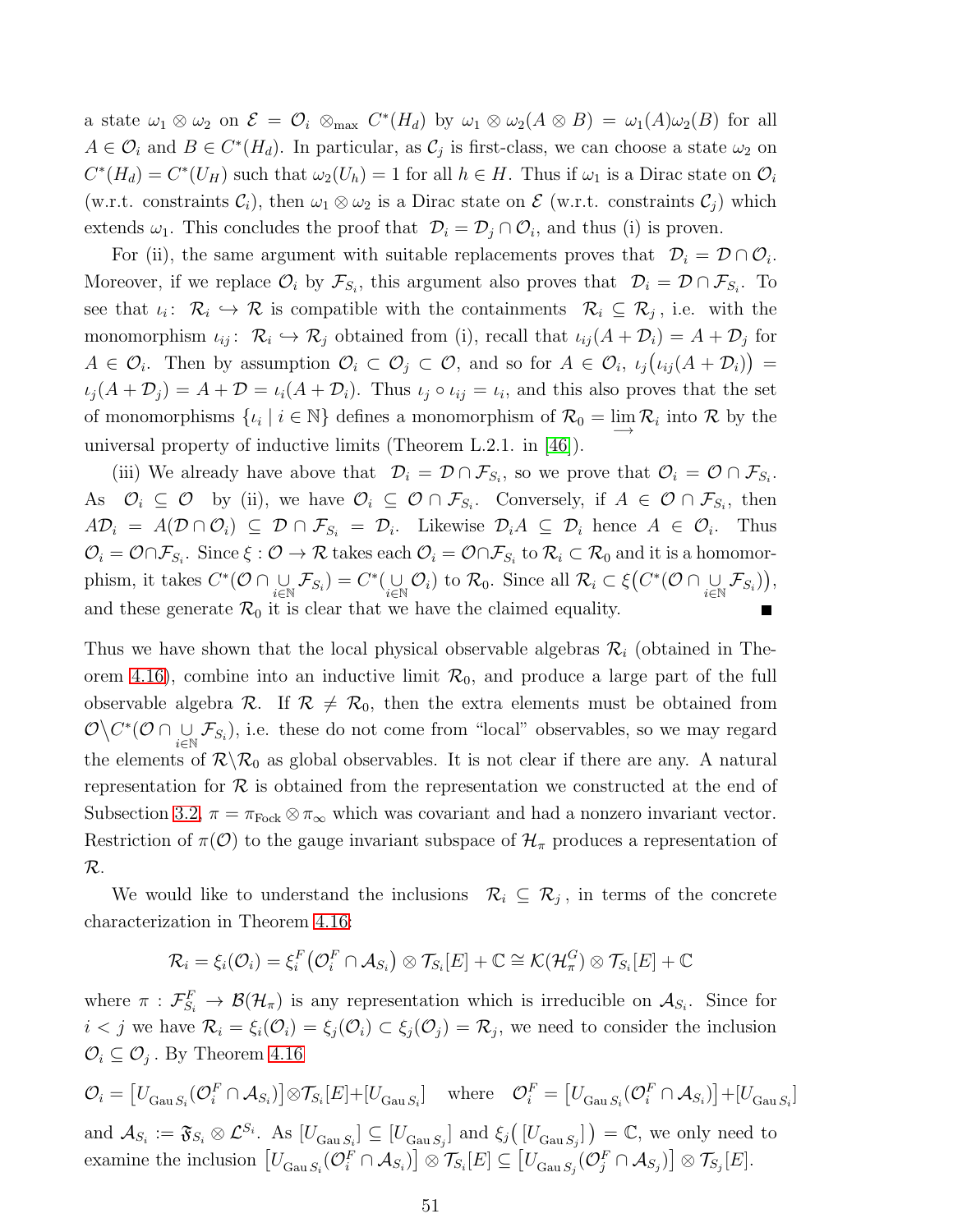a state $\omega_1 \otimes \omega_2$ on $\mathcal{E} = \mathcal{O}_i \otimes_{\max} C^*(H_d)$ by $\omega_1 \otimes \omega_2(A \otimes B) = \omega_1(A)\omega_2(B)$ for all $A \in \mathcal{O}_i$ and $B \in C^*(H_d)$. In particular, as $\mathcal{C}_j$ is first-class, we can choose a state $\omega_2$ on $C^*(H_d) = C^*(U_H)$ such that $\omega_2(U_h) = 1$ for all $h \in H$. Thus if $\omega_1$ is a Dirac state on $\mathcal{O}_i$ (w.r.t. constraints $\mathcal{C}_i$), then $\omega_1 \otimes \omega_2$ is a Dirac state on $\mathcal{E}$ (w.r.t. constraints $\mathcal{C}_j$) which extends $\omega_1$. This concludes the proof that $\mathcal{D}_i = \mathcal{D}_j \cap \mathcal{O}_i$, and thus (i) is proven.

For (ii), the same argument with suitable replacements proves that $\mathcal{D}_i = \mathcal{D} \cap \mathcal{O}_i$. Moreover, if we replace $\mathcal{O}_i$ by $\mathcal{F}_{S_i}$, this argument also proves that $\mathcal{D}_i = \mathcal{D} \cap \mathcal{F}_{S_i}$. To see that $\iota_i \colon \mathcal{R}_i \hookrightarrow \mathcal{R}$ is compatible with the containments $\mathcal{R}_i \subseteq \mathcal{R}_j$, i.e. with the monomorphism $\iota_{ij} \colon \mathcal{R}_i \hookrightarrow \mathcal{R}_j$ obtained from (i), recall that $\iota_{ij}(A + \mathcal{D}_i) = A + \mathcal{D}_j$ for $A \in \mathcal{O}_i$. Then by assumption $\mathcal{O}_i \subset \mathcal{O}_j \subset \mathcal{O}$, and so for $A \in \mathcal{O}_i$, $\iota_j\big(\iota_{ij}(A + \mathcal{D}_i)\big) = \iota_j(A + \mathcal{D}_j) = A + \mathcal{D} = \iota_i(A + \mathcal{D}_i)$. Thus $\iota_j \circ \iota_{ij} = \iota_i$, and this also proves that the set of monomorphisms $\{\iota_i \mid i \in \mathbb{N}\}$ defines a monomorphism of $\mathcal{R}_0 = \varinjlim \mathcal{R}_i$ into $\mathcal{R}$ by the universal property of inductive limits (Theorem L.2.1. in [46]).

(iii) We already have above that $\mathcal{D}_i = \mathcal{D} \cap \mathcal{F}_{S_i}$, so we prove that $\mathcal{O}_i = \mathcal{O} \cap \mathcal{F}_{S_i}$. As $\mathcal{O}_i \subseteq \mathcal{O}$ by (ii), we have $\mathcal{O}_i \subseteq \mathcal{O} \cap \mathcal{F}_{S_i}$. Conversely, if $A \in \mathcal{O} \cap \mathcal{F}_{S_i}$, then $A\mathcal{D}_i = A(\mathcal{D} \cap \mathcal{O}_i) \subseteq \mathcal{D} \cap \mathcal{F}_{S_i} = \mathcal{D}_i$. Likewise $\mathcal{D}_i A \subseteq \mathcal{D}_i$ hence $A \in \mathcal{O}_i$. Thus $\mathcal{O}_i = \mathcal{O} \cap \mathcal{F}_{S_i}$. Since $\xi : \mathcal{O} \to \mathcal{R}$ takes each $\mathcal{O}_i = \mathcal{O} \cap \mathcal{F}_{S_i}$ to $\mathcal{R}_i \subset \mathcal{R}_0$ and it is a homomorphism, it takes $C^*(\mathcal{O} \cap \bigcup\limits_{i\in\mathbb{N}} \mathcal{F}_{S_i}) = C^*(\bigcup\limits_{i\in\mathbb{N}} \mathcal{O}_i)$ to $\mathcal{R}_0$. Since all $\mathcal{R}_i \subset \xi\big(C^*(\mathcal{O} \cap \bigcup\limits_{i\in\mathbb{N}} \mathcal{F}_{S_i})\big)$, and these generate $\mathcal{R}_0$ it is clear that we have the claimed equality. ∎

Thus we have shown that the local physical observable algebras $\mathcal{R}_i$ (obtained in Theorem 4.16), combine into an inductive limit $\mathcal{R}_0$, and produce a large part of the full observable algebra $\mathcal{R}$. If $\mathcal{R} \neq \mathcal{R}_0$, then the extra elements must be obtained from $\mathcal{O} \backslash C^*(\mathcal{O} \cap \bigcup\limits_{i\in\mathbb{N}} \mathcal{F}_{S_i})$, i.e. these do not come from "local" observables, so we may regard the elements of $\mathcal{R} \backslash \mathcal{R}_0$ as global observables. It is not clear if there are any. A natural representation for $\mathcal{R}$ is obtained from the representation we constructed at the end of Subsection 3.2, $\pi = \pi_{\text{Fock}} \otimes \pi_\infty$ which was covariant and had a nonzero invariant vector. Restriction of $\pi(\mathcal{O})$ to the gauge invariant subspace of $\mathcal{H}_\pi$ produces a representation of $\mathcal{R}$.

We would like to understand the inclusions $\mathcal{R}_i \subseteq \mathcal{R}_j$, in terms of the concrete characterization in Theorem 4.16:

$$\mathcal{R}_i = \xi_i(\mathcal{O}_i) = \xi_i^F\big(\mathcal{O}_i^F \cap \mathcal{A}_{S_i}\big) \otimes \mathcal{T}_{S_i}[E] + \mathbb{C} \cong \mathcal{K}(\mathcal{H}_\pi^G) \otimes \mathcal{T}_{S_i}[E] + \mathbb{C}$$

where $\pi : \mathcal{F}_{S_i}^F \to \mathcal{B}(\mathcal{H}_\pi)$ is any representation which is irreducible on $\mathcal{A}_{S_i}$. Since for $i < j$ we have $\mathcal{R}_i = \xi_i(\mathcal{O}_i) = \xi_j(\mathcal{O}_i) \subset \xi_j(\mathcal{O}_j) = \mathcal{R}_j$, we need to consider the inclusion $\mathcal{O}_i \subseteq \mathcal{O}_j$. By Theorem 4.16

$$\mathcal{O}_i = \big[U_{\text{Gau}\,S_i}(\mathcal{O}_i^F \cap \mathcal{A}_{S_i})\big] \otimes \mathcal{T}_{S_i}[E] + [U_{\text{Gau}\,S_i}] \quad \text{where} \quad \mathcal{O}_i^F = \big[U_{\text{Gau}\,S_i}(\mathcal{O}_i^F \cap \mathcal{A}_{S_i})\big] + [U_{\text{Gau}\,S_i}]$$

and $\mathcal{A}_{S_i} := \mathfrak{F}_{S_i} \otimes \mathcal{L}^{S_i}$. As $[U_{\text{Gau}\,S_i}] \subseteq [U_{\text{Gau}\,S_j}]$ and $\xi_j\big([U_{\text{Gau}\,S_j}]\big) = \mathbb{C}$, we only need to examine the inclusion $\big[U_{\text{Gau}\,S_i}(\mathcal{O}_i^F \cap \mathcal{A}_{S_i})\big] \otimes \mathcal{T}_{S_i}[E] \subseteq \big[U_{\text{Gau}\,S_j}(\mathcal{O}_j^F \cap \mathcal{A}_{S_j})\big] \otimes \mathcal{T}_{S_j}[E]$.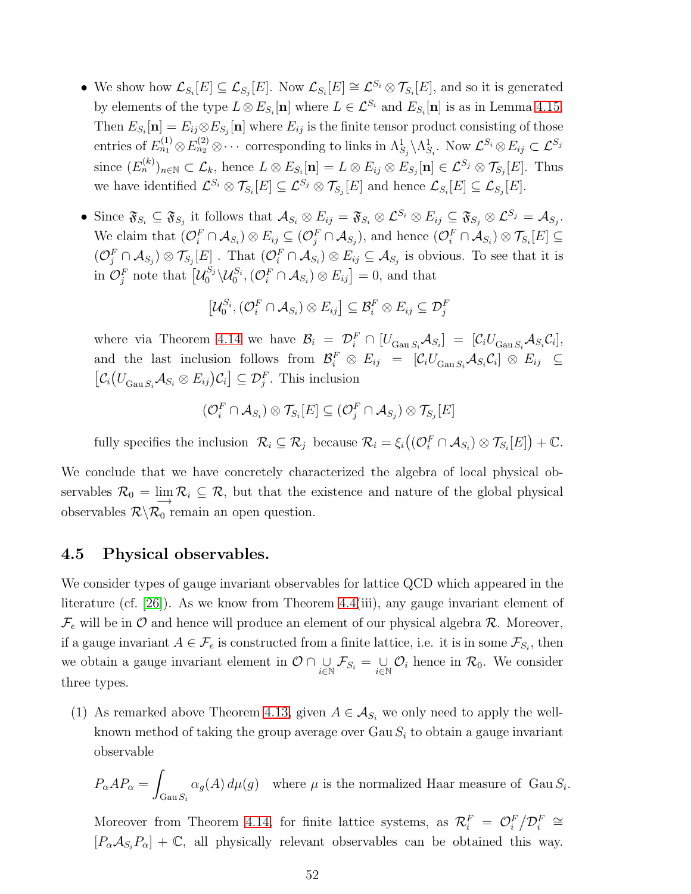- We show how $\mathcal{L}_{S_i}[E] \subseteq \mathcal{L}_{S_j}[E]$. Now $\mathcal{L}_{S_i}[E] \cong \mathcal{L}^{S_i} \otimes \mathcal{T}_{S_i}[E]$, and so it is generated by elements of the type $L \otimes E_{S_i}[\mathbf{n}]$ where $L \in \mathcal{L}^{S_i}$ and $E_{S_i}[\mathbf{n}]$ is as in Lemma 4.15. Then $E_{S_i}[\mathbf{n}] = E_{ij} \otimes E_{S_j}[\mathbf{n}]$ where $E_{ij}$ is the finite tensor product consisting of those entries of $E^{(1)}_{n_1} \otimes E^{(2)}_{n_2} \otimes \cdots$ corresponding to links in $\Lambda^1_{S_j} \backslash \Lambda^1_{S_i}$. Now $\mathcal{L}^{S_i} \otimes E_{ij} \subset \mathcal{L}^{S_j}$ since $(E^{(k)}_n)_{n \in \mathbb{N}} \subset \mathcal{L}_k$, hence $L \otimes E_{S_i}[\mathbf{n}] = L \otimes E_{ij} \otimes E_{S_j}[\mathbf{n}] \in \mathcal{L}^{S_j} \otimes \mathcal{T}_{S_j}[E]$. Thus we have identified $\mathcal{L}^{S_i} \otimes \mathcal{T}_{S_i}[E] \subseteq \mathcal{L}^{S_j} \otimes \mathcal{T}_{S_j}[E]$ and hence $\mathcal{L}_{S_i}[E] \subseteq \mathcal{L}_{S_j}[E]$.

- Since $\mathfrak{F}_{S_i} \subseteq \mathfrak{F}_{S_j}$ it follows that $\mathcal{A}_{S_i} \otimes E_{ij} = \mathfrak{F}_{S_i} \otimes \mathcal{L}^{S_i} \otimes E_{ij} \subseteq \mathfrak{F}_{S_j} \otimes \mathcal{L}^{S_j} = \mathcal{A}_{S_j}$. We claim that $(\mathcal{O}^F_i \cap \mathcal{A}_{S_i}) \otimes E_{ij} \subseteq (\mathcal{O}^F_j \cap \mathcal{A}_{S_j})$, and hence $(\mathcal{O}^F_i \cap \mathcal{A}_{S_i}) \otimes \mathcal{T}_{S_i}[E] \subseteq (\mathcal{O}^F_j \cap \mathcal{A}_{S_j}) \otimes \mathcal{T}_{S_j}[E]$ . That $(\mathcal{O}^F_i \cap \mathcal{A}_{S_i}) \otimes E_{ij} \subseteq \mathcal{A}_{S_j}$ is obvious. To see that it is in $\mathcal{O}^F_j$ note that $\big[\mathcal{U}^{S_j}_0 \backslash \mathcal{U}^{S_i}_0, (\mathcal{O}^F_i \cap \mathcal{A}_{S_i}) \otimes E_{ij}\big] = 0$, and that

$$\big[\mathcal{U}^{S_i}_0, (\mathcal{O}^F_i \cap \mathcal{A}_{S_i}) \otimes E_{ij}\big] \subseteq \mathcal{B}^F_i \otimes E_{ij} \subseteq \mathcal{D}^F_j$$

where via Theorem 4.14 we have $\mathcal{B}_i = \mathcal{D}^F_i \cap [U_{\mathrm{Gau}\, S_i} \mathcal{A}_{S_i}] = [\mathcal{C}_i U_{\mathrm{Gau}\, S_i} \mathcal{A}_{S_i} \mathcal{C}_i]$, and the last inclusion follows from $\mathcal{B}^F_i \otimes E_{ij} = [\mathcal{C}_i U_{\mathrm{Gau}\, S_i} \mathcal{A}_{S_i} \mathcal{C}_i] \otimes E_{ij} \subseteq \big[\mathcal{C}_i \big(U_{\mathrm{Gau}\, S_i} \mathcal{A}_{S_i} \otimes E_{ij}\big) \mathcal{C}_i\big] \subseteq \mathcal{D}^F_j$. This inclusion

$$(\mathcal{O}^F_i \cap \mathcal{A}_{S_i}) \otimes \mathcal{T}_{S_i}[E] \subseteq (\mathcal{O}^F_j \cap \mathcal{A}_{S_j}) \otimes \mathcal{T}_{S_j}[E]$$

fully specifies the inclusion $\mathcal{R}_i \subseteq \mathcal{R}_j$ because $\mathcal{R}_i = \xi_i\big((\mathcal{O}^F_i \cap \mathcal{A}_{S_i}) \otimes \mathcal{T}_{S_i}[E]\big) + \mathbb{C}$.

We conclude that we have concretely characterized the algebra of local physical observables $\mathcal{R}_0 = \varinjlim \mathcal{R}_i \subseteq \mathcal{R}$, but that the existence and nature of the global physical observables $\mathcal{R} \backslash \mathcal{R}_0$ remain an open question.

## 4.5 Physical observables.

We consider types of gauge invariant observables for lattice QCD which appeared in the literature (cf. [26]). As we know from Theorem 4.4(iii), any gauge invariant element of $\mathcal{F}_e$ will be in $\mathcal{O}$ and hence will produce an element of our physical algebra $\mathcal{R}$. Moreover, if a gauge invariant $A \in \mathcal{F}_e$ is constructed from a finite lattice, i.e. it is in some $\mathcal{F}_{S_i}$, then we obtain a gauge invariant element in $\mathcal{O} \cap \bigcup_{i \in \mathbb{N}} \mathcal{F}_{S_i} = \bigcup_{i \in \mathbb{N}} \mathcal{O}_i$ hence in $\mathcal{R}_0$. We consider three types.

(1) As remarked above Theorem 4.13, given $A \in \mathcal{A}_{S_i}$ we only need to apply the well-known method of taking the group average over $\mathrm{Gau}\, S_i$ to obtain a gauge invariant observable

$$P_\alpha A P_\alpha = \int_{\mathrm{Gau}\, S_i} \alpha_g(A)\, d\mu(g) \quad \text{where } \mu \text{ is the normalized Haar measure of } \mathrm{Gau}\, S_i.$$

Moreover from Theorem 4.14, for finite lattice systems, as $\mathcal{R}^F_i = \mathcal{O}^F_i / \mathcal{D}^F_i \cong [P_\alpha \mathcal{A}_{S_i} P_\alpha] + \mathbb{C}$, all physically relevant observables can be obtained this way.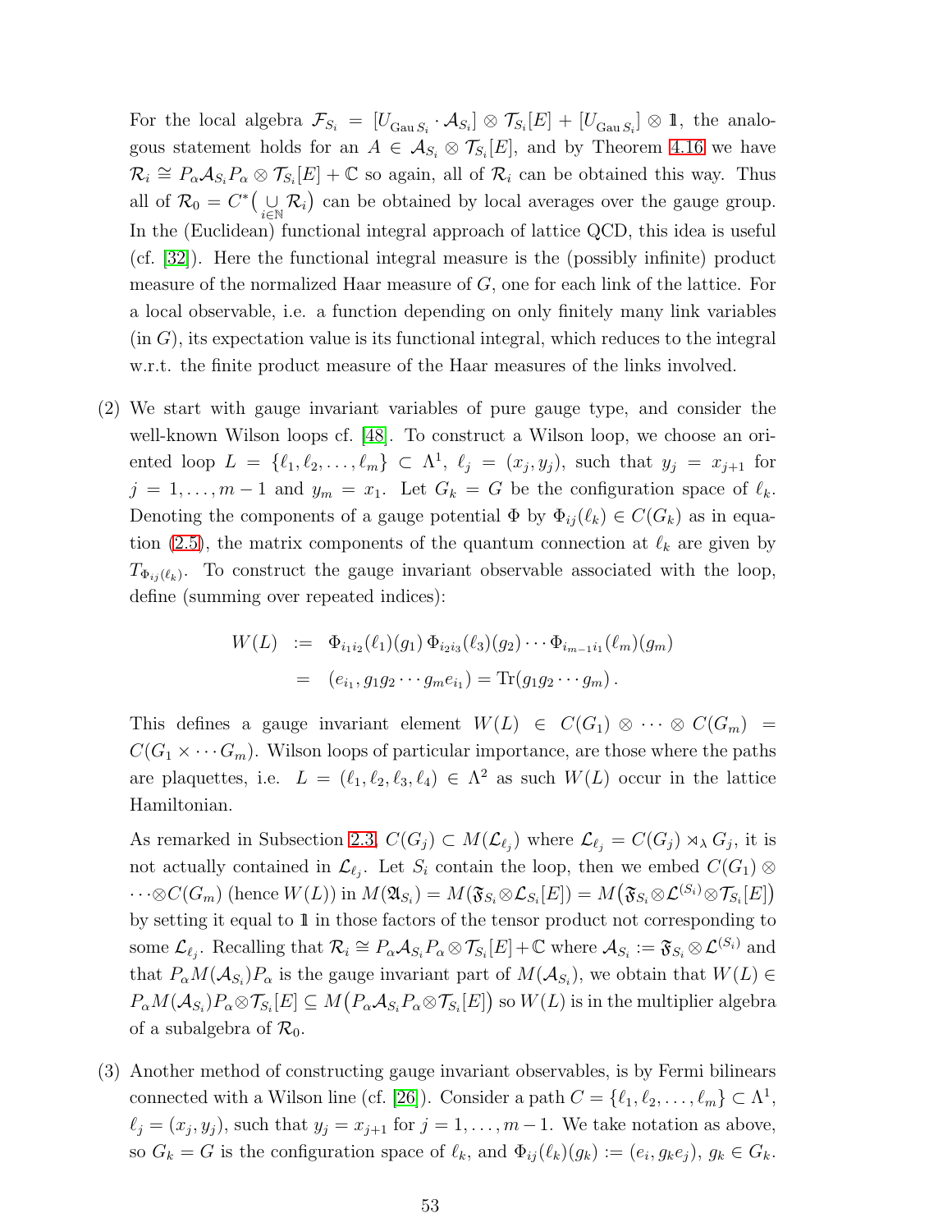For the local algebra $\mathcal{F}_{S_i} = [U_{\mathrm{Gau}\, S_i} \cdot \mathcal{A}_{S_i}] \otimes \mathcal{T}_{S_i}[E] + [U_{\mathrm{Gau}\, S_i}] \otimes \mathbb{1}$, the analogous statement holds for an $A \in \mathcal{A}_{S_i} \otimes \mathcal{T}_{S_i}[E]$, and by Theorem 4.16 we have $\mathcal{R}_i \cong P_\alpha \mathcal{A}_{S_i} P_\alpha \otimes \mathcal{T}_{S_i}[E] + \mathbb{C}$ so again, all of $\mathcal{R}_i$ can be obtained this way. Thus all of $\mathcal{R}_0 = C^*\big(\bigcup_{i\in\mathbb{N}} \mathcal{R}_i\big)$ can be obtained by local averages over the gauge group. In the (Euclidean) functional integral approach of lattice QCD, this idea is useful (cf. [32]). Here the functional integral measure is the (possibly infinite) product measure of the normalized Haar measure of $G$, one for each link of the lattice. For a local observable, i.e. a function depending on only finitely many link variables (in $G$), its expectation value is its functional integral, which reduces to the integral w.r.t. the finite product measure of the Haar measures of the links involved.

(2) We start with gauge invariant variables of pure gauge type, and consider the well-known Wilson loops cf. [48]. To construct a Wilson loop, we choose an oriented loop $L = \{\ell_1, \ell_2, \ldots, \ell_m\} \subset \Lambda^1$, $\ell_j = (x_j, y_j)$, such that $y_j = x_{j+1}$ for $j = 1, \ldots, m-1$ and $y_m = x_1$. Let $G_k = G$ be the configuration space of $\ell_k$. Denoting the components of a gauge potential $\Phi$ by $\Phi_{ij}(\ell_k) \in C(G_k)$ as in equation (2.5), the matrix components of the quantum connection at $\ell_k$ are given by $T_{\Phi_{ij}(\ell_k)}$. To construct the gauge invariant observable associated with the loop, define (summing over repeated indices):

$$\begin{aligned} W(L) &:= \Phi_{i_1 i_2}(\ell_1)(g_1)\, \Phi_{i_2 i_3}(\ell_3)(g_2) \cdots \Phi_{i_{m-1} i_1}(\ell_m)(g_m) \\ &= (e_{i_1}, g_1 g_2 \cdots g_m e_{i_1}) = \mathrm{Tr}(g_1 g_2 \cdots g_m)\,. \end{aligned}$$

This defines a gauge invariant element $W(L) \in C(G_1) \otimes \cdots \otimes C(G_m) = C(G_1 \times \cdots G_m)$. Wilson loops of particular importance, are those where the paths are plaquettes, i.e. $L = (\ell_1, \ell_2, \ell_3, \ell_4) \in \Lambda^2$ as such $W(L)$ occur in the lattice Hamiltonian.

As remarked in Subsection 2.3, $C(G_j) \subset M(\mathcal{L}_{\ell_j})$ where $\mathcal{L}_{\ell_j} = C(G_j) \rtimes_\lambda G_j$, it is not actually contained in $\mathcal{L}_{\ell_j}$. Let $S_i$ contain the loop, then we embed $C(G_1) \otimes \cdots \otimes C(G_m)$ (hence $W(L)$) in $M(\mathfrak{A}_{S_i}) = M(\mathfrak{F}_{S_i} \otimes \mathcal{L}_{S_i}[E]) = M\big(\mathfrak{F}_{S_i} \otimes \mathcal{L}^{(S_i)} \otimes \mathcal{T}_{S_i}[E]\big)$ by setting it equal to $\mathbb{1}$ in those factors of the tensor product not corresponding to some $\mathcal{L}_{\ell_j}$. Recalling that $\mathcal{R}_i \cong P_\alpha \mathcal{A}_{S_i} P_\alpha \otimes \mathcal{T}_{S_i}[E] + \mathbb{C}$ where $\mathcal{A}_{S_i} := \mathfrak{F}_{S_i} \otimes \mathcal{L}^{(S_i)}$ and that $P_\alpha M(\mathcal{A}_{S_i}) P_\alpha$ is the gauge invariant part of $M(\mathcal{A}_{S_i})$, we obtain that $W(L) \in P_\alpha M(\mathcal{A}_{S_i}) P_\alpha \otimes \mathcal{T}_{S_i}[E] \subseteq M\big(P_\alpha \mathcal{A}_{S_i} P_\alpha \otimes \mathcal{T}_{S_i}[E]\big)$ so $W(L)$ is in the multiplier algebra of a subalgebra of $\mathcal{R}_0$.

(3) Another method of constructing gauge invariant observables, is by Fermi bilinears connected with a Wilson line (cf. [26]). Consider a path $C = \{\ell_1, \ell_2, \ldots, \ell_m\} \subset \Lambda^1$, $\ell_j = (x_j, y_j)$, such that $y_j = x_{j+1}$ for $j = 1, \ldots, m-1$. We take notation as above, so $G_k = G$ is the configuration space of $\ell_k$, and $\Phi_{ij}(\ell_k)(g_k) := (e_i, g_k e_j)$, $g_k \in G_k$.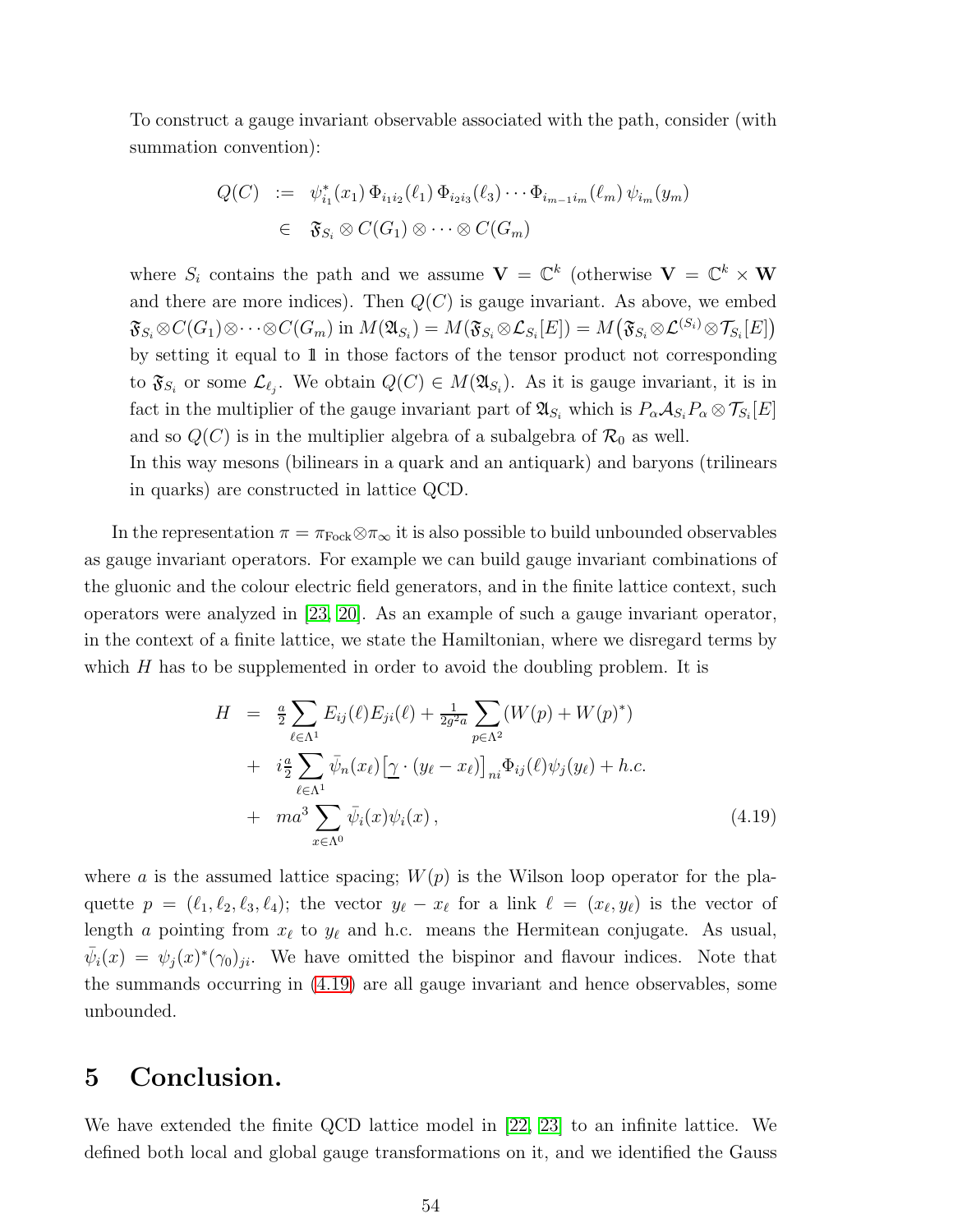To construct a gauge invariant observable associated with the path, consider (with summation convention):

$$
\begin{aligned}
Q(C) &:= \psi^*_{i_1}(x_1)\,\Phi_{i_1 i_2}(\ell_1)\,\Phi_{i_2 i_3}(\ell_3)\cdots\Phi_{i_{m-1} i_m}(\ell_m)\,\psi_{i_m}(y_m) \\
&\in \mathfrak{F}_{S_i}\otimes C(G_1)\otimes\cdots\otimes C(G_m)
\end{aligned}
$$

where $S_i$ contains the path and we assume $\mathbf{V}=\mathbb{C}^k$ (otherwise $\mathbf{V}=\mathbb{C}^k\times\mathbf{W}$ and there are more indices). Then $Q(C)$ is gauge invariant. As above, we embed $\mathfrak{F}_{S_i}\otimes C(G_1)\otimes\cdots\otimes C(G_m)$ in $M(\mathfrak{A}_{S_i})=M(\mathfrak{F}_{S_i}\otimes\mathcal{L}_{S_i}[E])=M\big(\mathfrak{F}_{S_i}\otimes\mathcal{L}^{(S_i)}\otimes\mathcal{T}_{S_i}[E]\big)$ by setting it equal to $\mathbb{1}$ in those factors of the tensor product not corresponding to $\mathfrak{F}_{S_i}$ or some $\mathcal{L}_{\ell_j}$. We obtain $Q(C)\in M(\mathfrak{A}_{S_i})$. As it is gauge invariant, it is in fact in the multiplier of the gauge invariant part of $\mathfrak{A}_{S_i}$ which is $P_\alpha\mathcal{A}_{S_i}P_\alpha\otimes\mathcal{T}_{S_i}[E]$ and so $Q(C)$ is in the multiplier algebra of a subalgebra of $\mathcal{R}_0$ as well.
In this way mesons (bilinears in a quark and an antiquark) and baryons (trilinears in quarks) are constructed in lattice QCD.

In the representation $\pi=\pi_{\rm Fock}\otimes\pi_\infty$ it is also possible to build unbounded observables as gauge invariant operators. For example we can build gauge invariant combinations of the gluonic and the colour electric field generators, and in the finite lattice context, such operators were analyzed in [23, 20]. As an example of such a gauge invariant operator, in the context of a finite lattice, we state the Hamiltonian, where we disregard terms by which $H$ has to be supplemented in order to avoid the doubling problem. It is

$$
\begin{aligned}
H &= \tfrac{a}{2}\sum_{\ell\in\Lambda^1}E_{ij}(\ell)E_{ji}(\ell)+\tfrac{1}{2g^2a}\sum_{p\in\Lambda^2}(W(p)+W(p)^*) \\
&+ i\tfrac{a}{2}\sum_{\ell\in\Lambda^1}\bar\psi_n(x_\ell)\big[\underline{\gamma}\cdot(y_\ell-x_\ell)\big]_{ni}\Phi_{ij}(\ell)\psi_j(y_\ell)+h.c. \\
&+ ma^3\sum_{x\in\Lambda^0}\bar\psi_i(x)\psi_i(x)\,, 
\end{aligned}
\tag{4.19}
$$

where $a$ is the assumed lattice spacing; $W(p)$ is the Wilson loop operator for the plaquette $p=(\ell_1,\ell_2,\ell_3,\ell_4)$; the vector $y_\ell-x_\ell$ for a link $\ell=(x_\ell,y_\ell)$ is the vector of length $a$ pointing from $x_\ell$ to $y_\ell$ and h.c. means the Hermitean conjugate. As usual, $\bar\psi_i(x)=\psi_j(x)^*(\gamma_0)_{ji}$. We have omitted the bispinor and flavour indices. Note that the summands occurring in (4.19) are all gauge invariant and hence observables, some unbounded.

# 5 Conclusion.

We have extended the finite QCD lattice model in [22, 23] to an infinite lattice. We defined both local and global gauge transformations on it, and we identified the Gauss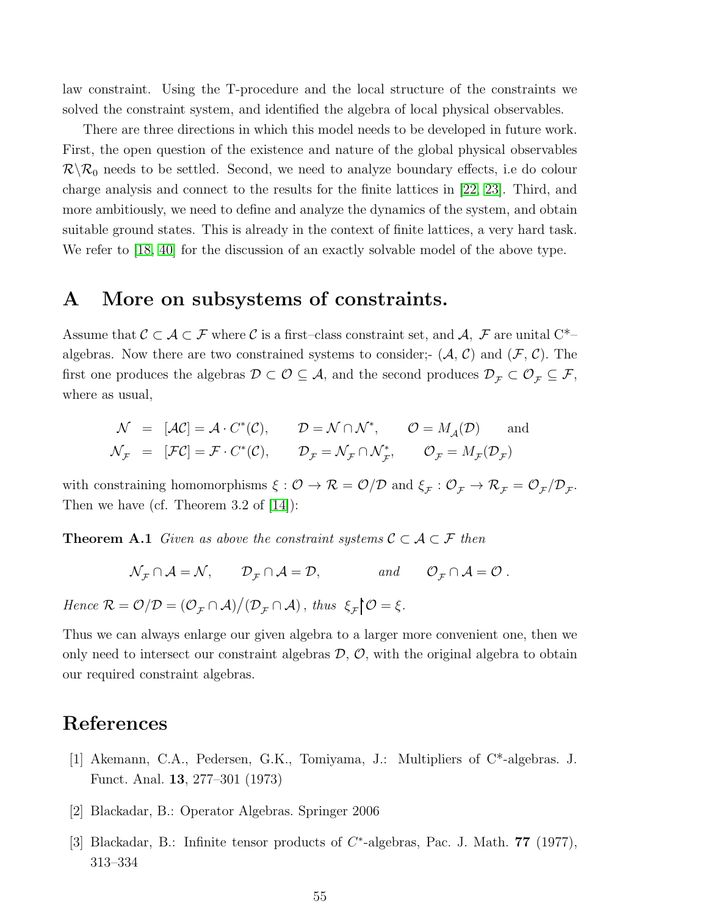law constraint. Using the T-procedure and the local structure of the constraints we solved the constraint system, and identified the algebra of local physical observables.

There are three directions in which this model needs to be developed in future work. First, the open question of the existence and nature of the global physical observables $\mathcal{R}\backslash\mathcal{R}_0$ needs to be settled. Second, we need to analyze boundary effects, i.e do colour charge analysis and connect to the results for the finite lattices in [22, 23]. Third, and more ambitiously, we need to define and analyze the dynamics of the system, and obtain suitable ground states. This is already in the context of finite lattices, a very hard task. We refer to [18, 40] for the discussion of an exactly solvable model of the above type.

## A More on subsystems of constraints.

Assume that $\mathcal{C} \subset \mathcal{A} \subset \mathcal{F}$ where $\mathcal{C}$ is a first–class constraint set, and $\mathcal{A}$, $\mathcal{F}$ are unital C*–algebras. Now there are two constrained systems to consider;- $(\mathcal{A}, \mathcal{C})$ and $(\mathcal{F}, \mathcal{C})$. The first one produces the algebras $\mathcal{D} \subset \mathcal{O} \subseteq \mathcal{A}$, and the second produces $\mathcal{D}_{\mathcal{F}} \subset \mathcal{O}_{\mathcal{F}} \subseteq \mathcal{F}$, where as usual,

$$\begin{aligned} \mathcal{N} &= [\mathcal{A}\mathcal{C}] = \mathcal{A} \cdot C^*(\mathcal{C}), \qquad \mathcal{D} = \mathcal{N} \cap \mathcal{N}^*, \qquad \mathcal{O} = M_{\mathcal{A}}(\mathcal{D}) \qquad \text{and} \\ \mathcal{N}_{\mathcal{F}} &= [\mathcal{F}\mathcal{C}] = \mathcal{F} \cdot C^*(\mathcal{C}), \qquad \mathcal{D}_{\mathcal{F}} = \mathcal{N}_{\mathcal{F}} \cap \mathcal{N}_{\mathcal{F}}^*, \qquad \mathcal{O}_{\mathcal{F}} = M_{\mathcal{F}}(\mathcal{D}_{\mathcal{F}}) \end{aligned}$$

with constraining homomorphisms $\xi : \mathcal{O} \to \mathcal{R} = \mathcal{O}/\mathcal{D}$ and $\xi_{\mathcal{F}} : \mathcal{O}_{\mathcal{F}} \to \mathcal{R}_{\mathcal{F}} = \mathcal{O}_{\mathcal{F}}/\mathcal{D}_{\mathcal{F}}$. Then we have (cf. Theorem 3.2 of [14]):

**Theorem A.1** *Given as above the constraint systems $\mathcal{C} \subset \mathcal{A} \subset \mathcal{F}$ then*

$$\mathcal{N}_{\mathcal{F}} \cap \mathcal{A} = \mathcal{N}, \qquad \mathcal{D}_{\mathcal{F}} \cap \mathcal{A} = \mathcal{D}, \qquad \textit{and} \qquad \mathcal{O}_{\mathcal{F}} \cap \mathcal{A} = \mathcal{O}\,.$$

*Hence $\mathcal{R} = \mathcal{O}/\mathcal{D} = (\mathcal{O}_{\mathcal{F}} \cap \mathcal{A})\big/(\mathcal{D}_{\mathcal{F}} \cap \mathcal{A})$, thus $\xi_{\mathcal{F}}\restriction\mathcal{O} = \xi$.*

Thus we can always enlarge our given algebra to a larger more convenient one, then we only need to intersect our constraint algebras $\mathcal{D}$, $\mathcal{O}$, with the original algebra to obtain our required constraint algebras.

# References

[1] Akemann, C.A., Pedersen, G.K., Tomiyama, J.: Multipliers of C*-algebras. J. Funct. Anal. **13**, 277–301 (1973)

[2] Blackadar, B.: Operator Algebras. Springer 2006

[3] Blackadar, B.: Infinite tensor products of $C^*$-algebras, Pac. J. Math. **77** (1977), 313–334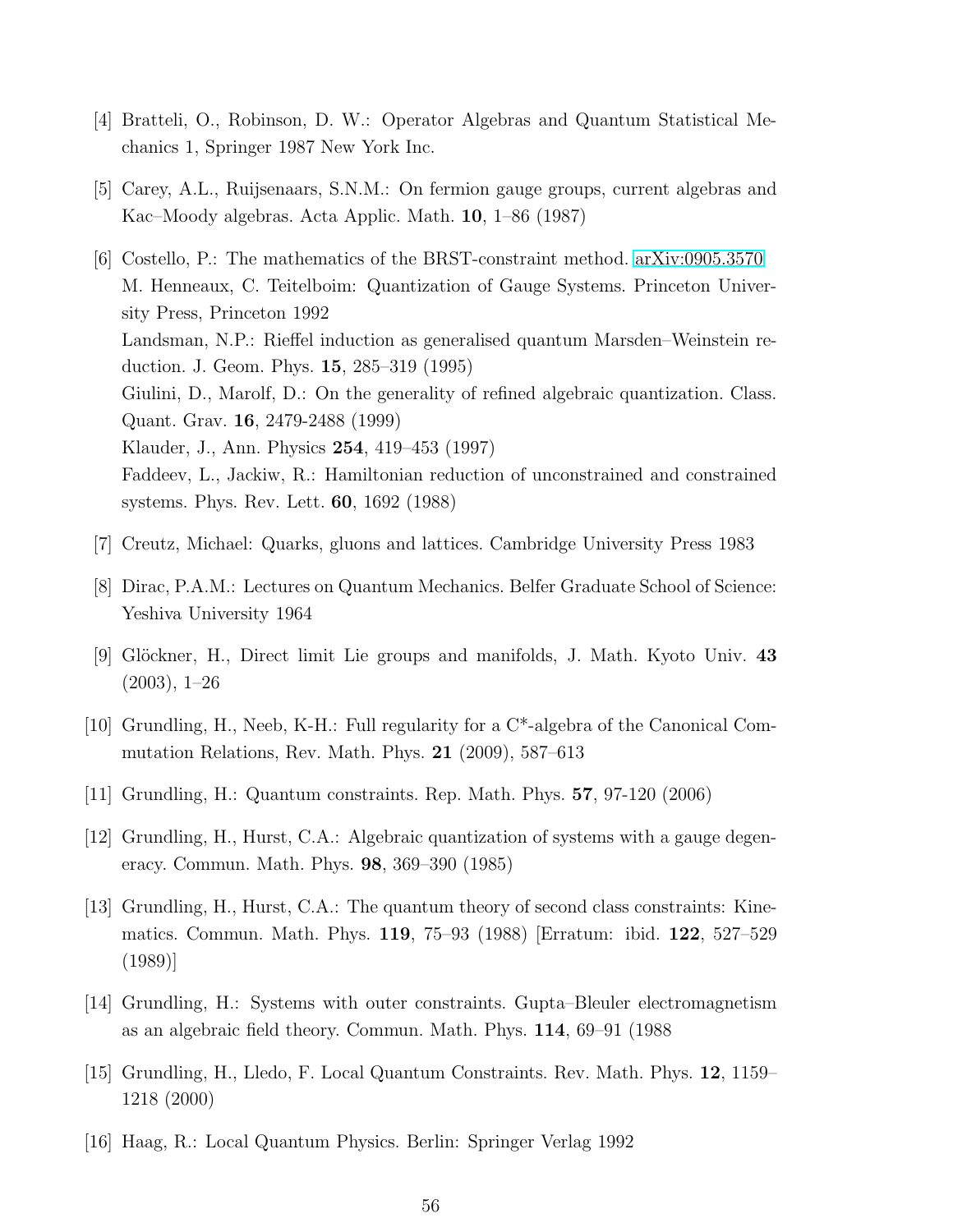[4] Bratteli, O., Robinson, D. W.: Operator Algebras and Quantum Statistical Mechanics 1, Springer 1987 New York Inc.

[5] Carey, A.L., Ruijsenaars, S.N.M.: On fermion gauge groups, current algebras and Kac–Moody algebras. Acta Applic. Math. **10**, 1–86 (1987)

[6] Costello, P.: The mathematics of the BRST-constraint method. arXiv:0905.3570
M. Henneaux, C. Teitelboim: Quantization of Gauge Systems. Princeton University Press, Princeton 1992
Landsman, N.P.: Rieffel induction as generalised quantum Marsden–Weinstein reduction. J. Geom. Phys. **15**, 285–319 (1995)
Giulini, D., Marolf, D.: On the generality of refined algebraic quantization. Class. Quant. Grav. **16**, 2479-2488 (1999)
Klauder, J., Ann. Physics **254**, 419–453 (1997)
Faddeev, L., Jackiw, R.: Hamiltonian reduction of unconstrained and constrained systems. Phys. Rev. Lett. **60**, 1692 (1988)

[7] Creutz, Michael: Quarks, gluons and lattices. Cambridge University Press 1983

[8] Dirac, P.A.M.: Lectures on Quantum Mechanics. Belfer Graduate School of Science: Yeshiva University 1964

[9] Glöckner, H., Direct limit Lie groups and manifolds, J. Math. Kyoto Univ. **43** (2003), 1–26

[10] Grundling, H., Neeb, K-H.: Full regularity for a C*-algebra of the Canonical Commutation Relations, Rev. Math. Phys. **21** (2009), 587–613

[11] Grundling, H.: Quantum constraints. Rep. Math. Phys. **57**, 97-120 (2006)

[12] Grundling, H., Hurst, C.A.: Algebraic quantization of systems with a gauge degeneracy. Commun. Math. Phys. **98**, 369–390 (1985)

[13] Grundling, H., Hurst, C.A.: The quantum theory of second class constraints: Kinematics. Commun. Math. Phys. **119**, 75–93 (1988) [Erratum: ibid. **122**, 527–529 (1989)]

[14] Grundling, H.: Systems with outer constraints. Gupta–Bleuler electromagnetism as an algebraic field theory. Commun. Math. Phys. **114**, 69–91 (1988

[15] Grundling, H., Lledo, F. Local Quantum Constraints. Rev. Math. Phys. **12**, 1159–1218 (2000)

[16] Haag, R.: Local Quantum Physics. Berlin: Springer Verlag 1992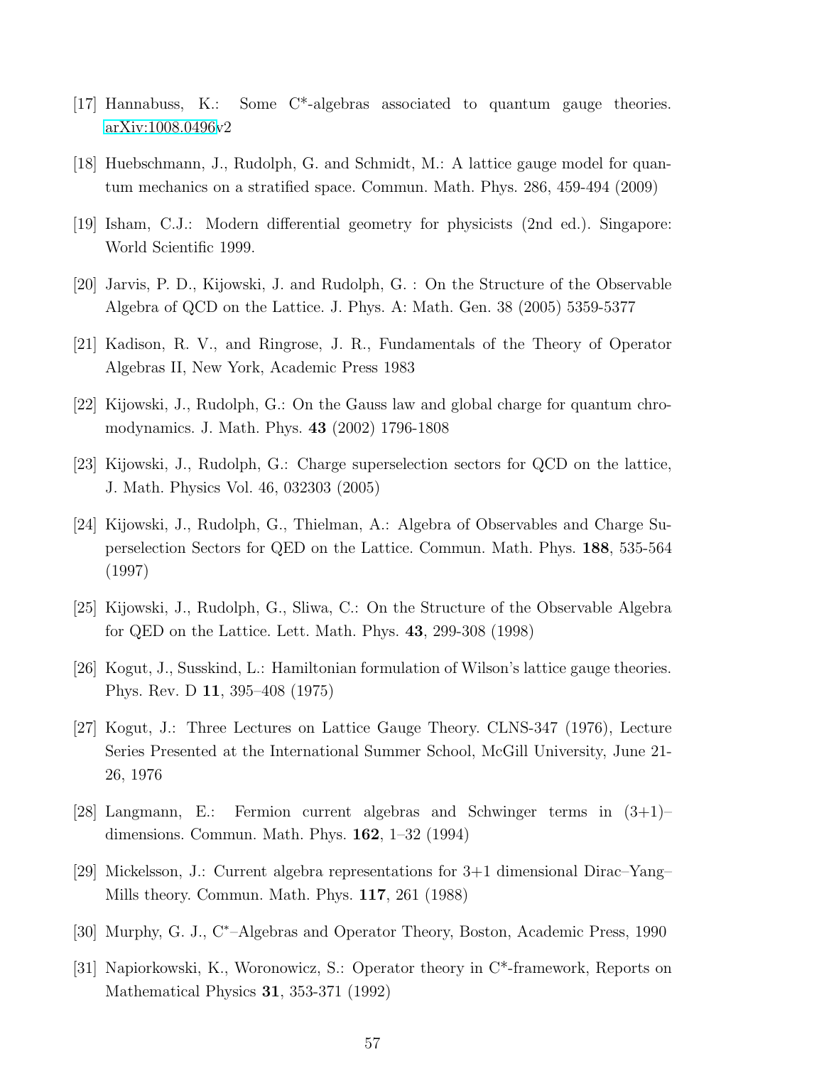[17] Hannabuss, K.: Some C*-algebras associated to quantum gauge theories. arXiv:1008.0496v2

[18] Huebschmann, J., Rudolph, G. and Schmidt, M.: A lattice gauge model for quantum mechanics on a stratified space. Commun. Math. Phys. 286, 459-494 (2009)

[19] Isham, C.J.: Modern differential geometry for physicists (2nd ed.). Singapore: World Scientific 1999.

[20] Jarvis, P. D., Kijowski, J. and Rudolph, G. : On the Structure of the Observable Algebra of QCD on the Lattice. J. Phys. A: Math. Gen. 38 (2005) 5359-5377

[21] Kadison, R. V., and Ringrose, J. R., Fundamentals of the Theory of Operator Algebras II, New York, Academic Press 1983

[22] Kijowski, J., Rudolph, G.: On the Gauss law and global charge for quantum chromodynamics. J. Math. Phys. **43** (2002) 1796-1808

[23] Kijowski, J., Rudolph, G.: Charge superselection sectors for QCD on the lattice, J. Math. Physics Vol. 46, 032303 (2005)

[24] Kijowski, J., Rudolph, G., Thielman, A.: Algebra of Observables and Charge Superselection Sectors for QED on the Lattice. Commun. Math. Phys. **188**, 535-564 (1997)

[25] Kijowski, J., Rudolph, G., Sliwa, C.: On the Structure of the Observable Algebra for QED on the Lattice. Lett. Math. Phys. **43**, 299-308 (1998)

[26] Kogut, J., Susskind, L.: Hamiltonian formulation of Wilson's lattice gauge theories. Phys. Rev. D **11**, 395–408 (1975)

[27] Kogut, J.: Three Lectures on Lattice Gauge Theory. CLNS-347 (1976), Lecture Series Presented at the International Summer School, McGill University, June 21-26, 1976

[28] Langmann, E.: Fermion current algebras and Schwinger terms in (3+1)–dimensions. Commun. Math. Phys. **162**, 1–32 (1994)

[29] Mickelsson, J.: Current algebra representations for 3+1 dimensional Dirac–Yang–Mills theory. Commun. Math. Phys. **117**, 261 (1988)

[30] Murphy, G. J., C*–Algebras and Operator Theory, Boston, Academic Press, 1990

[31] Napiorkowski, K., Woronowicz, S.: Operator theory in C*-framework, Reports on Mathematical Physics **31**, 353-371 (1992)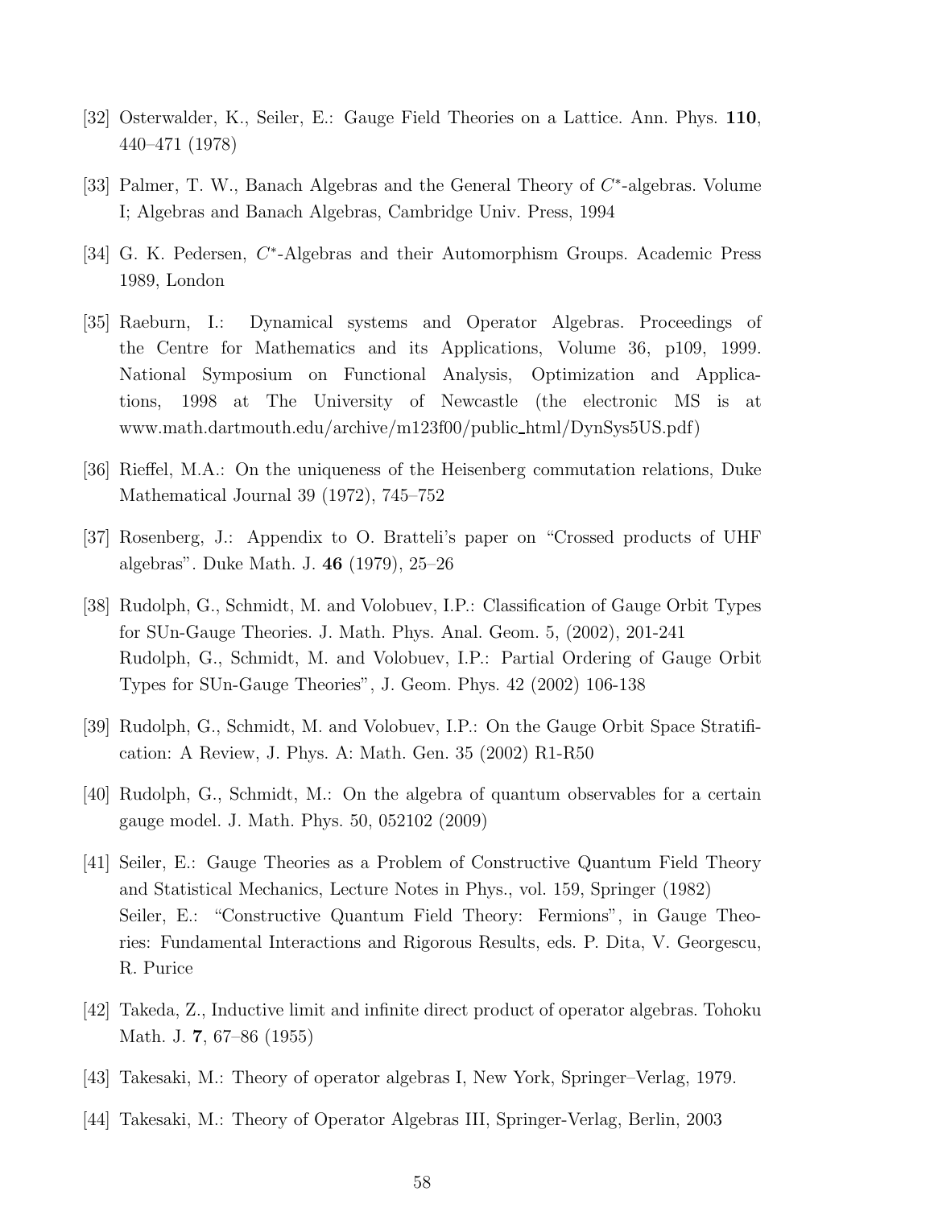[32] Osterwalder, K., Seiler, E.: Gauge Field Theories on a Lattice. Ann. Phys. **110**, 440–471 (1978)

[33] Palmer, T. W., Banach Algebras and the General Theory of $C^*$-algebras. Volume I; Algebras and Banach Algebras, Cambridge Univ. Press, 1994

[34] G. K. Pedersen, $C^*$-Algebras and their Automorphism Groups. Academic Press 1989, London

[35] Raeburn, I.: Dynamical systems and Operator Algebras. Proceedings of the Centre for Mathematics and its Applications, Volume 36, p109, 1999. National Symposium on Functional Analysis, Optimization and Applications, 1998 at The University of Newcastle (the electronic MS is at www.math.dartmouth.edu/archive/m123f00/public_html/DynSys5US.pdf)

[36] Rieffel, M.A.: On the uniqueness of the Heisenberg commutation relations, Duke Mathematical Journal 39 (1972), 745–752

[37] Rosenberg, J.: Appendix to O. Bratteli's paper on "Crossed products of UHF algebras". Duke Math. J. **46** (1979), 25–26

[38] Rudolph, G., Schmidt, M. and Volobuev, I.P.: Classification of Gauge Orbit Types for SUn-Gauge Theories. J. Math. Phys. Anal. Geom. 5, (2002), 201-241
Rudolph, G., Schmidt, M. and Volobuev, I.P.: Partial Ordering of Gauge Orbit Types for SUn-Gauge Theories", J. Geom. Phys. 42 (2002) 106-138

[39] Rudolph, G., Schmidt, M. and Volobuev, I.P.: On the Gauge Orbit Space Stratification: A Review, J. Phys. A: Math. Gen. 35 (2002) R1-R50

[40] Rudolph, G., Schmidt, M.: On the algebra of quantum observables for a certain gauge model. J. Math. Phys. 50, 052102 (2009)

[41] Seiler, E.: Gauge Theories as a Problem of Constructive Quantum Field Theory and Statistical Mechanics, Lecture Notes in Phys., vol. 159, Springer (1982)
Seiler, E.: "Constructive Quantum Field Theory: Fermions", in Gauge Theories: Fundamental Interactions and Rigorous Results, eds. P. Dita, V. Georgescu, R. Purice

[42] Takeda, Z., Inductive limit and infinite direct product of operator algebras. Tohoku Math. J. **7**, 67–86 (1955)

[43] Takesaki, M.: Theory of operator algebras I, New York, Springer–Verlag, 1979.

[44] Takesaki, M.: Theory of Operator Algebras III, Springer-Verlag, Berlin, 2003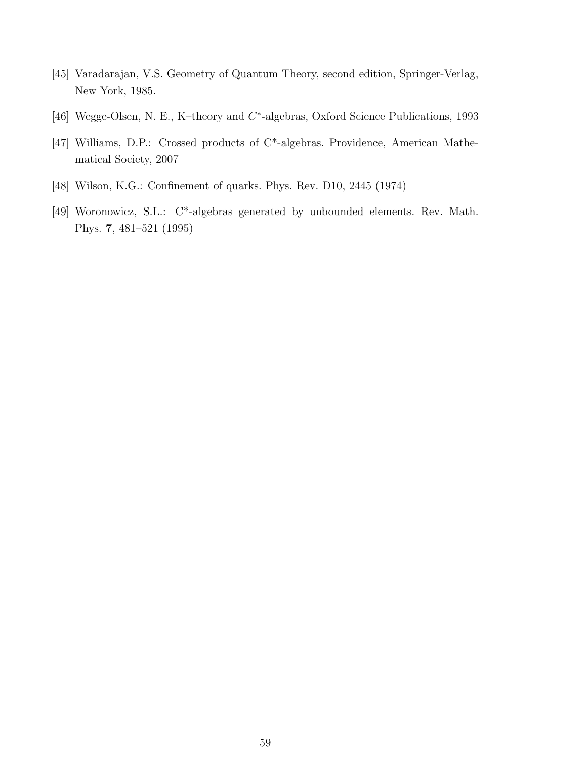[45] Varadarajan, V.S. Geometry of Quantum Theory, second edition, Springer-Verlag, New York, 1985.

[46] Wegge-Olsen, N. E., K–theory and $C^*$-algebras, Oxford Science Publications, 1993

[47] Williams, D.P.: Crossed products of C*-algebras. Providence, American Mathematical Society, 2007

[48] Wilson, K.G.: Confinement of quarks. Phys. Rev. D10, 2445 (1974)

[49] Woronowicz, S.L.: C*-algebras generated by unbounded elements. Rev. Math. Phys. **7**, 481–521 (1995)